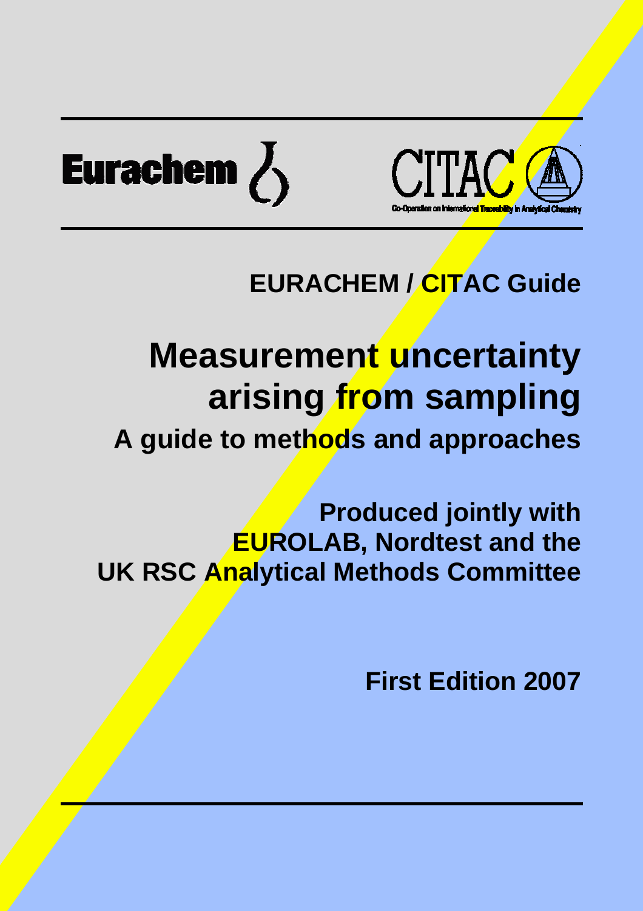Eurachem

CITAC

Co-Operation on International Traceability in Analytical Chemistry

**EURACHEM / CITAC Guide**

# Measurement uncertainty arising from sampling

## A guide to methods and approaches

**Produced jointly with EUROLAB, Nordtest and the UK RSC Analytical Methods Committee**

**First Edition 2007**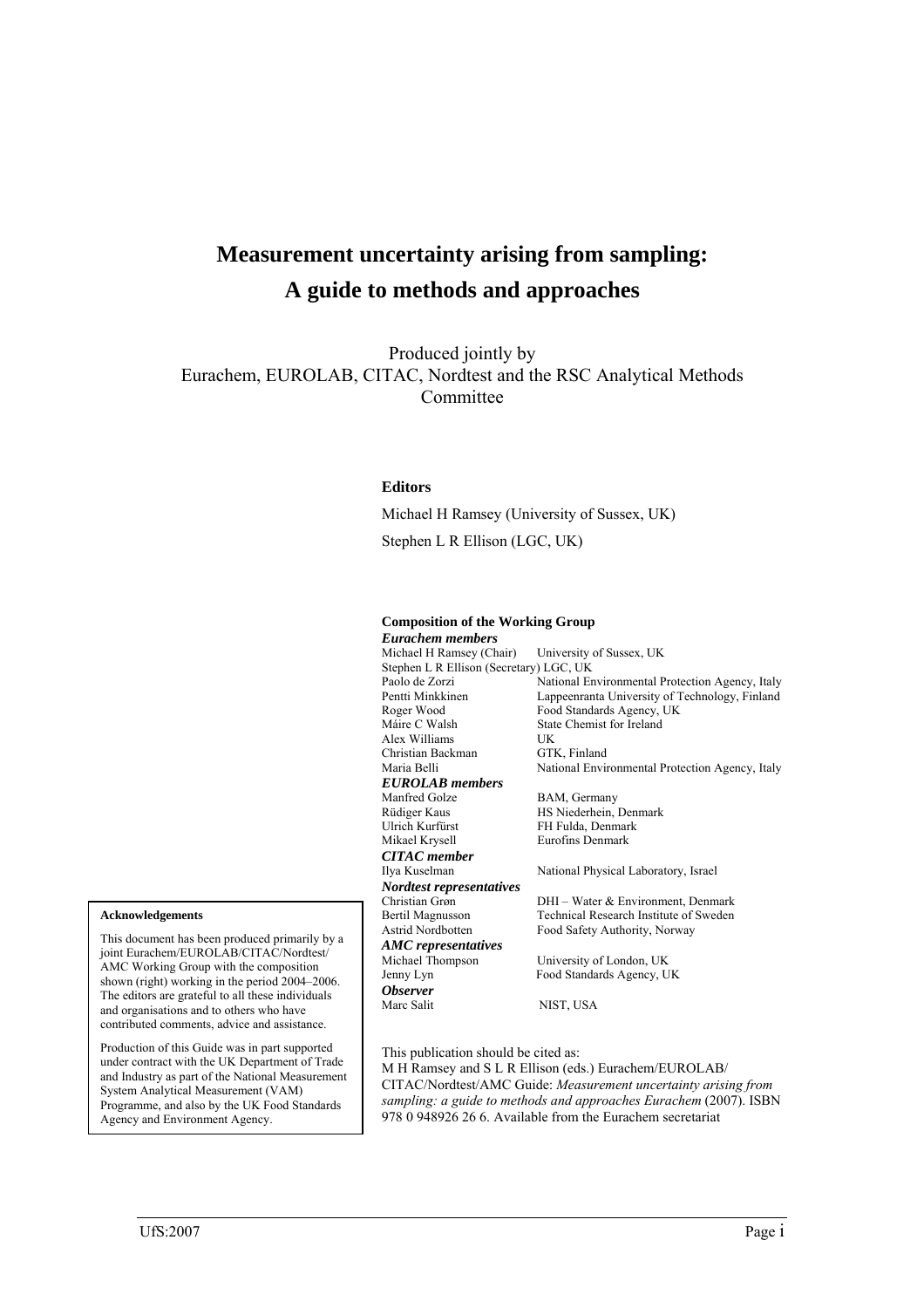# Measurement uncertainty arising from sampling: A guide to methods and approaches

Produced jointly by
Eurachem, EUROLAB, CITAC, Nordtest and the RSC Analytical Methods Committee

**Editors**

Michael H Ramsey (University of Sussex, UK)

Stephen L R Ellison (LGC, UK)

**Composition of the Working Group**

***Eurachem members***

| | |
|---|---|
| Michael H Ramsey (Chair) | University of Sussex, UK |
| Stephen L R Ellison (Secretary) | LGC, UK |
| Paolo de Zorzi | National Environmental Protection Agency, Italy |
| Pentti Minkkinen | Lappeenranta University of Technology, Finland |
| Roger Wood | Food Standards Agency, UK |
| Máire C Walsh | State Chemist for Ireland |
| Alex Williams | UK |
| Christian Backman | GTK, Finland |
| Maria Belli | National Environmental Protection Agency, Italy |

***EUROLAB members***

| | |
|---|---|
| Manfred Golze | BAM, Germany |
| Rüdiger Kaus | HS Niederhein, Denmark |
| Ulrich Kurfürst | FH Fulda, Denmark |
| Mikael Krysell | Eurofins Denmark |

***CITAC member***

| | |
|---|---|
| Ilya Kuselman | National Physical Laboratory, Israel |

***Nordtest representatives***

| | |
|---|---|
| Christian Grøn | DHI – Water & Environment, Denmark |
| Bertil Magnusson | Technical Research Institute of Sweden |
| Astrid Nordbotten | Food Safety Authority, Norway |

***AMC representatives***

| | |
|---|---|
| Michael Thompson | University of London, UK |
| Jenny Lyn | Food Standards Agency, UK |

***Observer***

| | |
|---|---|
| Marc Salit | NIST, USA |

**Acknowledgements**

This document has been produced primarily by a joint Eurachem/EUROLAB/CITAC/Nordtest/AMC Working Group with the composition shown (right) working in the period 2004–2006. The editors are grateful to all these individuals and organisations and to others who have contributed comments, advice and assistance.

Production of this Guide was in part supported under contract with the UK Department of Trade and Industry as part of the National Measurement System Analytical Measurement (VAM) Programme, and also by the UK Food Standards Agency and Environment Agency.

This publication should be cited as:
M H Ramsey and S L R Ellison (eds.) Eurachem/EUROLAB/CITAC/Nordtest/AMC Guide: *Measurement uncertainty arising from sampling: a guide to methods and approaches Eurachem* (2007). ISBN 978 0 948926 26 6. Available from the Eurachem secretariat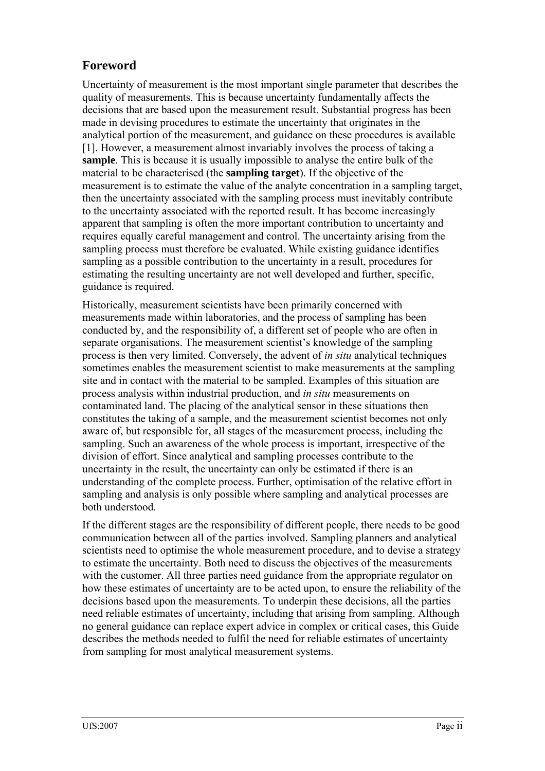## Foreword

Uncertainty of measurement is the most important single parameter that describes the quality of measurements. This is because uncertainty fundamentally affects the decisions that are based upon the measurement result. Substantial progress has been made in devising procedures to estimate the uncertainty that originates in the analytical portion of the measurement, and guidance on these procedures is available [1]. However, a measurement almost invariably involves the process of taking a **sample**. This is because it is usually impossible to analyse the entire bulk of the material to be characterised (the **sampling target**). If the objective of the measurement is to estimate the value of the analyte concentration in a sampling target, then the uncertainty associated with the sampling process must inevitably contribute to the uncertainty associated with the reported result. It has become increasingly apparent that sampling is often the more important contribution to uncertainty and requires equally careful management and control. The uncertainty arising from the sampling process must therefore be evaluated. While existing guidance identifies sampling as a possible contribution to the uncertainty in a result, procedures for estimating the resulting uncertainty are not well developed and further, specific, guidance is required.

Historically, measurement scientists have been primarily concerned with measurements made within laboratories, and the process of sampling has been conducted by, and the responsibility of, a different set of people who are often in separate organisations. The measurement scientist's knowledge of the sampling process is then very limited. Conversely, the advent of *in situ* analytical techniques sometimes enables the measurement scientist to make measurements at the sampling site and in contact with the material to be sampled. Examples of this situation are process analysis within industrial production, and *in situ* measurements on contaminated land. The placing of the analytical sensor in these situations then constitutes the taking of a sample, and the measurement scientist becomes not only aware of, but responsible for, all stages of the measurement process, including the sampling. Such an awareness of the whole process is important, irrespective of the division of effort. Since analytical and sampling processes contribute to the uncertainty in the result, the uncertainty can only be estimated if there is an understanding of the complete process. Further, optimisation of the relative effort in sampling and analysis is only possible where sampling and analytical processes are both understood.

If the different stages are the responsibility of different people, there needs to be good communication between all of the parties involved. Sampling planners and analytical scientists need to optimise the whole measurement procedure, and to devise a strategy to estimate the uncertainty. Both need to discuss the objectives of the measurements with the customer. All three parties need guidance from the appropriate regulator on how these estimates of uncertainty are to be acted upon, to ensure the reliability of the decisions based upon the measurements. To underpin these decisions, all the parties need reliable estimates of uncertainty, including that arising from sampling. Although no general guidance can replace expert advice in complex or critical cases, this Guide describes the methods needed to fulfil the need for reliable estimates of uncertainty from sampling for most analytical measurement systems.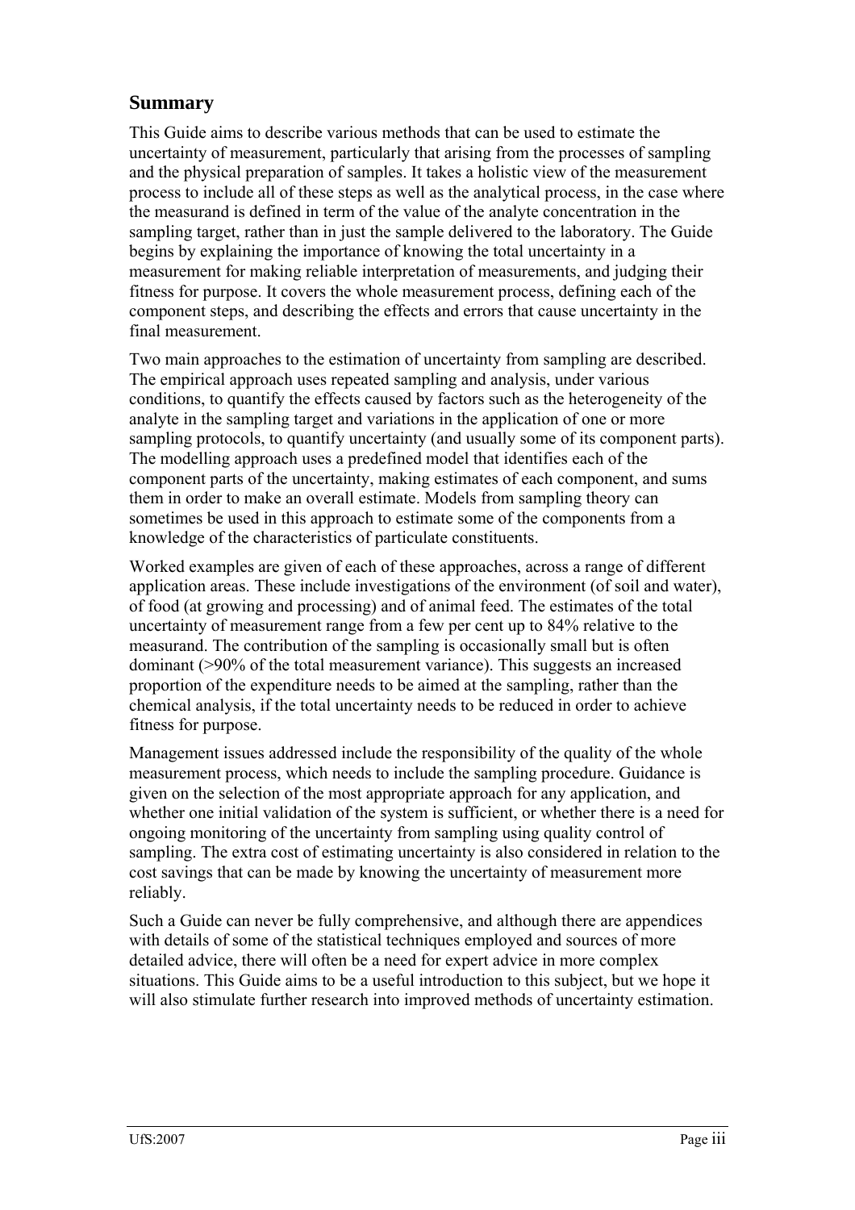## Summary

This Guide aims to describe various methods that can be used to estimate the uncertainty of measurement, particularly that arising from the processes of sampling and the physical preparation of samples. It takes a holistic view of the measurement process to include all of these steps as well as the analytical process, in the case where the measurand is defined in term of the value of the analyte concentration in the sampling target, rather than in just the sample delivered to the laboratory. The Guide begins by explaining the importance of knowing the total uncertainty in a measurement for making reliable interpretation of measurements, and judging their fitness for purpose. It covers the whole measurement process, defining each of the component steps, and describing the effects and errors that cause uncertainty in the final measurement.

Two main approaches to the estimation of uncertainty from sampling are described. The empirical approach uses repeated sampling and analysis, under various conditions, to quantify the effects caused by factors such as the heterogeneity of the analyte in the sampling target and variations in the application of one or more sampling protocols, to quantify uncertainty (and usually some of its component parts). The modelling approach uses a predefined model that identifies each of the component parts of the uncertainty, making estimates of each component, and sums them in order to make an overall estimate. Models from sampling theory can sometimes be used in this approach to estimate some of the components from a knowledge of the characteristics of particulate constituents.

Worked examples are given of each of these approaches, across a range of different application areas. These include investigations of the environment (of soil and water), of food (at growing and processing) and of animal feed. The estimates of the total uncertainty of measurement range from a few per cent up to 84% relative to the measurand. The contribution of the sampling is occasionally small but is often dominant (>90% of the total measurement variance). This suggests an increased proportion of the expenditure needs to be aimed at the sampling, rather than the chemical analysis, if the total uncertainty needs to be reduced in order to achieve fitness for purpose.

Management issues addressed include the responsibility of the quality of the whole measurement process, which needs to include the sampling procedure. Guidance is given on the selection of the most appropriate approach for any application, and whether one initial validation of the system is sufficient, or whether there is a need for ongoing monitoring of the uncertainty from sampling using quality control of sampling. The extra cost of estimating uncertainty is also considered in relation to the cost savings that can be made by knowing the uncertainty of measurement more reliably.

Such a Guide can never be fully comprehensive, and although there are appendices with details of some of the statistical techniques employed and sources of more detailed advice, there will often be a need for expert advice in more complex situations. This Guide aims to be a useful introduction to this subject, but we hope it will also stimulate further research into improved methods of uncertainty estimation.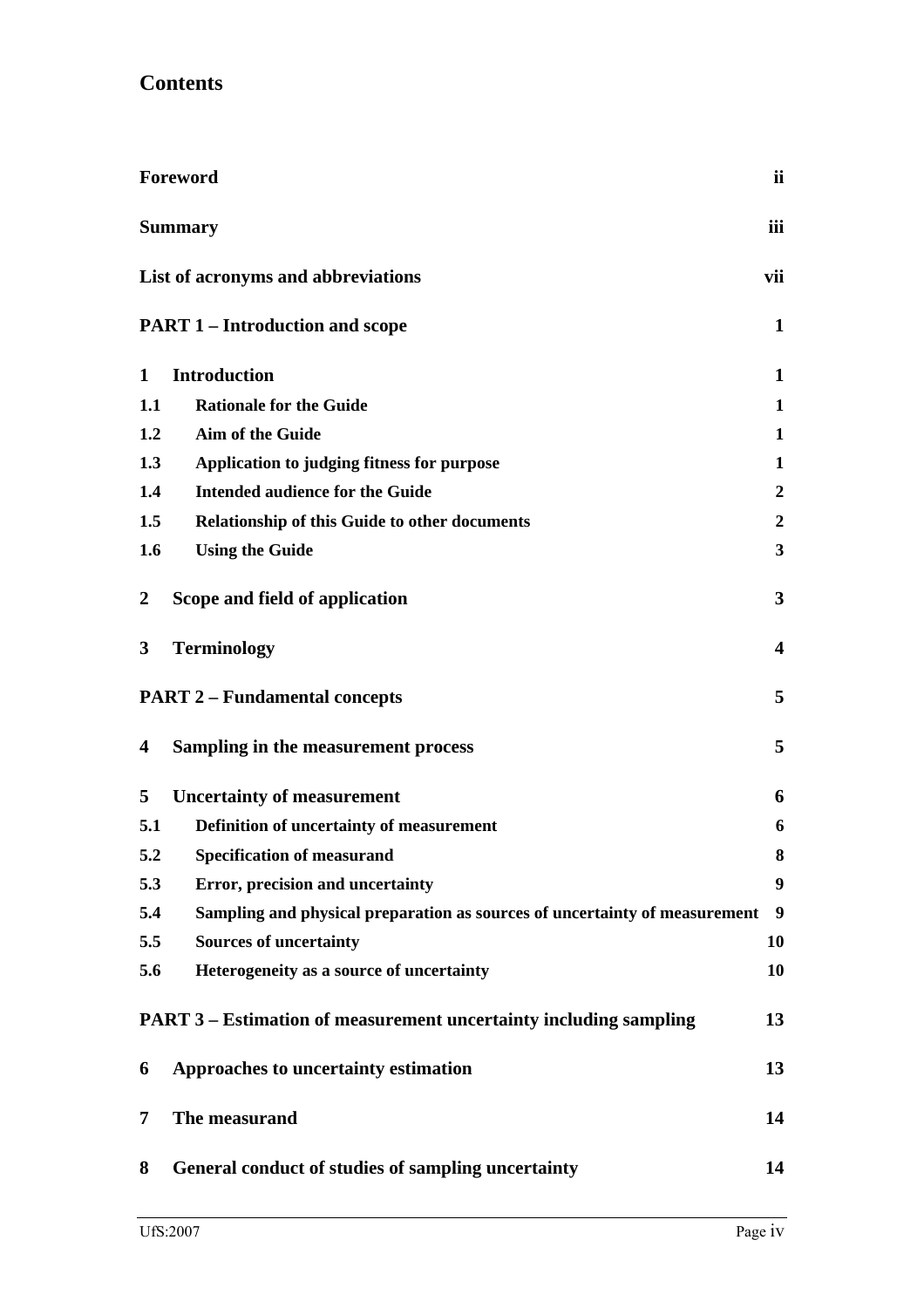## Contents

| | | |
|---|---|---|
| **Foreword** | | **ii** |
| **Summary** | | **iii** |
| **List of acronyms and abbreviations** | | **vii** |
| **PART 1 – Introduction and scope** | | **1** |
| **1** | **Introduction** | **1** |
| **1.1** | **Rationale for the Guide** | **1** |
| **1.2** | **Aim of the Guide** | **1** |
| **1.3** | **Application to judging fitness for purpose** | **1** |
| **1.4** | **Intended audience for the Guide** | **2** |
| **1.5** | **Relationship of this Guide to other documents** | **2** |
| **1.6** | **Using the Guide** | **3** |
| **2** | **Scope and field of application** | **3** |
| **3** | **Terminology** | **4** |
| **PART 2 – Fundamental concepts** | | **5** |
| **4** | **Sampling in the measurement process** | **5** |
| **5** | **Uncertainty of measurement** | **6** |
| **5.1** | **Definition of uncertainty of measurement** | **6** |
| **5.2** | **Specification of measurand** | **8** |
| **5.3** | **Error, precision and uncertainty** | **9** |
| **5.4** | **Sampling and physical preparation as sources of uncertainty of measurement** | **9** |
| **5.5** | **Sources of uncertainty** | **10** |
| **5.6** | **Heterogeneity as a source of uncertainty** | **10** |
| **PART 3 – Estimation of measurement uncertainty including sampling** | | **13** |
| **6** | **Approaches to uncertainty estimation** | **13** |
| **7** | **The measurand** | **14** |
| **8** | **General conduct of studies of sampling uncertainty** | **14** |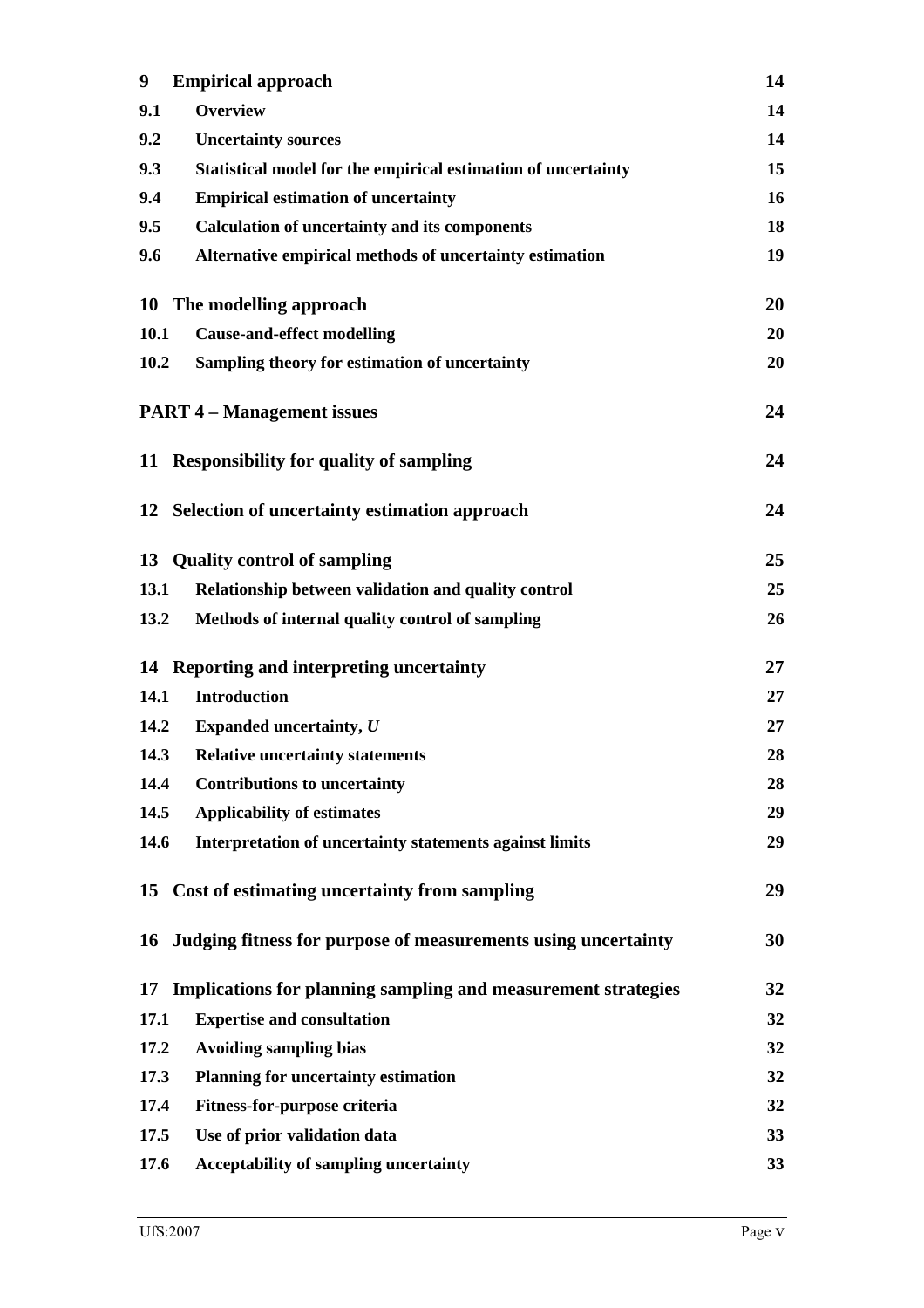| | | |
|---|---|---|
| **9** | **Empirical approach** | **14** |
| **9.1** | **Overview** | **14** |
| **9.2** | **Uncertainty sources** | **14** |
| **9.3** | **Statistical model for the empirical estimation of uncertainty** | **15** |
| **9.4** | **Empirical estimation of uncertainty** | **16** |
| **9.5** | **Calculation of uncertainty and its components** | **18** |
| **9.6** | **Alternative empirical methods of uncertainty estimation** | **19** |
| **10** | **The modelling approach** | **20** |
| **10.1** | **Cause-and-effect modelling** | **20** |
| **10.2** | **Sampling theory for estimation of uncertainty** | **20** |
| | **PART 4 – Management issues** | **24** |
| **11** | **Responsibility for quality of sampling** | **24** |
| **12** | **Selection of uncertainty estimation approach** | **24** |
| **13** | **Quality control of sampling** | **25** |
| **13.1** | **Relationship between validation and quality control** | **25** |
| **13.2** | **Methods of internal quality control of sampling** | **26** |
| **14** | **Reporting and interpreting uncertainty** | **27** |
| **14.1** | **Introduction** | **27** |
| **14.2** | **Expanded uncertainty, *U*** | **27** |
| **14.3** | **Relative uncertainty statements** | **28** |
| **14.4** | **Contributions to uncertainty** | **28** |
| **14.5** | **Applicability of estimates** | **29** |
| **14.6** | **Interpretation of uncertainty statements against limits** | **29** |
| **15** | **Cost of estimating uncertainty from sampling** | **29** |
| **16** | **Judging fitness for purpose of measurements using uncertainty** | **30** |
| **17** | **Implications for planning sampling and measurement strategies** | **32** |
| **17.1** | **Expertise and consultation** | **32** |
| **17.2** | **Avoiding sampling bias** | **32** |
| **17.3** | **Planning for uncertainty estimation** | **32** |
| **17.4** | **Fitness-for-purpose criteria** | **32** |
| **17.5** | **Use of prior validation data** | **33** |
| **17.6** | **Acceptability of sampling uncertainty** | **33** |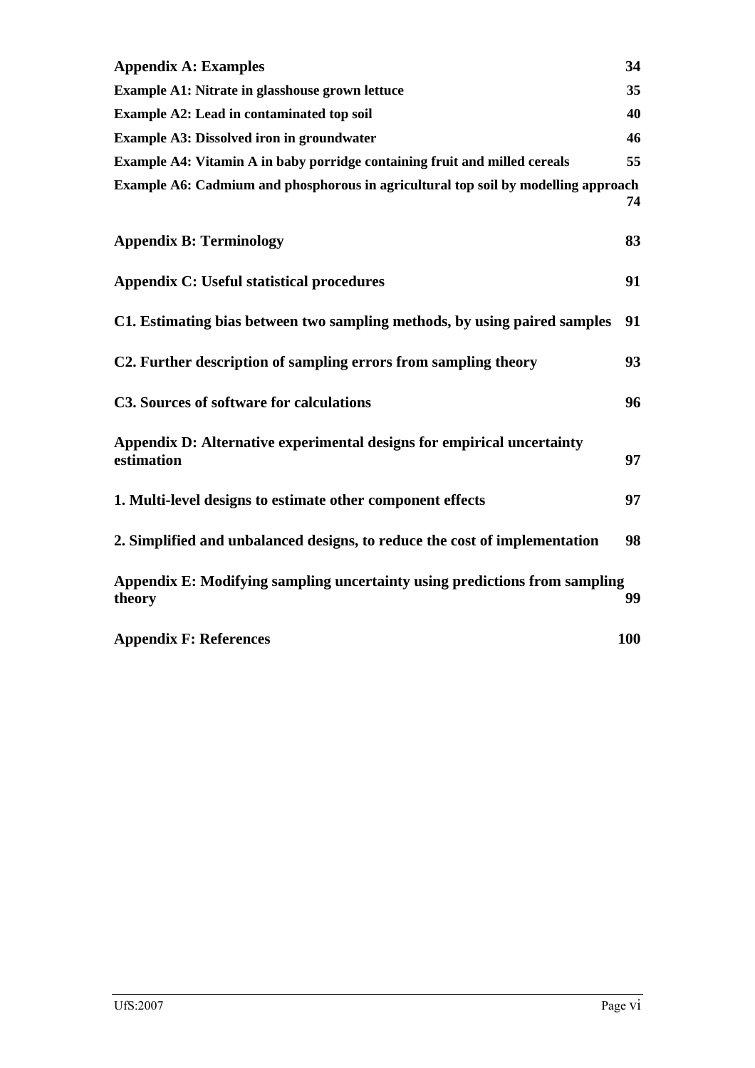**Appendix A: Examples** 34

**Example A1: Nitrate in glasshouse grown lettuce** 35

**Example A2: Lead in contaminated top soil** 40

**Example A3: Dissolved iron in groundwater** 46

**Example A4: Vitamin A in baby porridge containing fruit and milled cereals** 55

**Example A6: Cadmium and phosphorous in agricultural top soil by modelling approach** 74

**Appendix B: Terminology** 83

**Appendix C: Useful statistical procedures** 91

**C1. Estimating bias between two sampling methods, by using paired samples** 91

**C2. Further description of sampling errors from sampling theory** 93

**C3. Sources of software for calculations** 96

**Appendix D: Alternative experimental designs for empirical uncertainty estimation** 97

**1. Multi-level designs to estimate other component effects** 97

**2. Simplified and unbalanced designs, to reduce the cost of implementation** 98

**Appendix E: Modifying sampling uncertainty using predictions from sampling theory** 99

**Appendix F: References** 100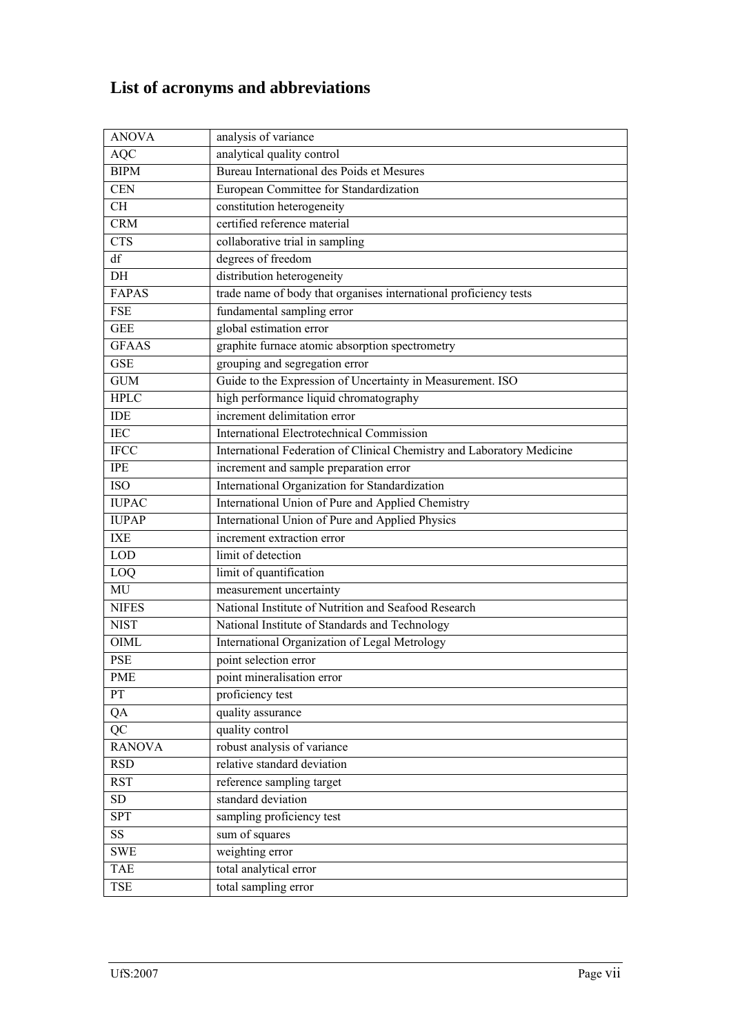# List of acronyms and abbreviations

| | |
|---|---|
| ANOVA | analysis of variance |
| AQC | analytical quality control |
| BIPM | Bureau International des Poids et Mesures |
| CEN | European Committee for Standardization |
| CH | constitution heterogeneity |
| CRM | certified reference material |
| CTS | collaborative trial in sampling |
| df | degrees of freedom |
| DH | distribution heterogeneity |
| FAPAS | trade name of body that organises international proficiency tests |
| FSE | fundamental sampling error |
| GEE | global estimation error |
| GFAAS | graphite furnace atomic absorption spectrometry |
| GSE | grouping and segregation error |
| GUM | Guide to the Expression of Uncertainty in Measurement. ISO |
| HPLC | high performance liquid chromatography |
| IDE | increment delimitation error |
| IEC | International Electrotechnical Commission |
| IFCC | International Federation of Clinical Chemistry and Laboratory Medicine |
| IPE | increment and sample preparation error |
| ISO | International Organization for Standardization |
| IUPAC | International Union of Pure and Applied Chemistry |
| IUPAP | International Union of Pure and Applied Physics |
| IXE | increment extraction error |
| LOD | limit of detection |
| LOQ | limit of quantification |
| MU | measurement uncertainty |
| NIFES | National Institute of Nutrition and Seafood Research |
| NIST | National Institute of Standards and Technology |
| OIML | International Organization of Legal Metrology |
| PSE | point selection error |
| PME | point mineralisation error |
| PT | proficiency test |
| QA | quality assurance |
| QC | quality control |
| RANOVA | robust analysis of variance |
| RSD | relative standard deviation |
| RST | reference sampling target |
| SD | standard deviation |
| SPT | sampling proficiency test |
| SS | sum of squares |
| SWE | weighting error |
| TAE | total analytical error |
| TSE | total sampling error |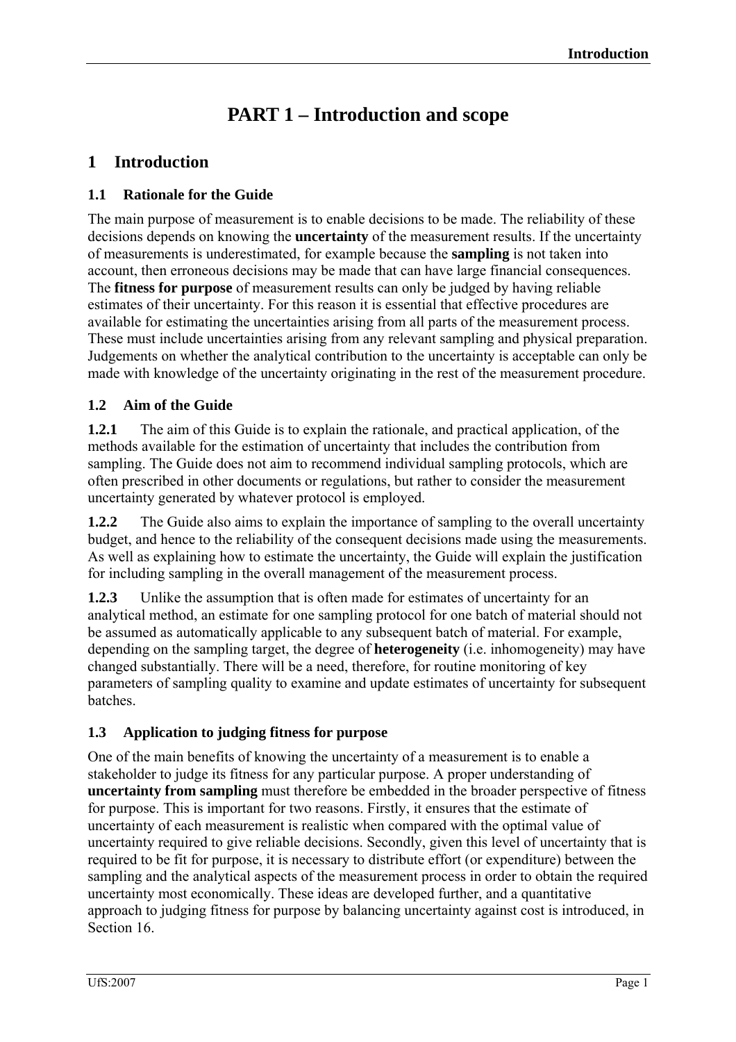# PART 1 – Introduction and scope

## 1 Introduction

### 1.1 Rationale for the Guide

The main purpose of measurement is to enable decisions to be made. The reliability of these decisions depends on knowing the **uncertainty** of the measurement results. If the uncertainty of measurements is underestimated, for example because the **sampling** is not taken into account, then erroneous decisions may be made that can have large financial consequences. The **fitness for purpose** of measurement results can only be judged by having reliable estimates of their uncertainty. For this reason it is essential that effective procedures are available for estimating the uncertainties arising from all parts of the measurement process. These must include uncertainties arising from any relevant sampling and physical preparation. Judgements on whether the analytical contribution to the uncertainty is acceptable can only be made with knowledge of the uncertainty originating in the rest of the measurement procedure.

### 1.2 Aim of the Guide

**1.2.1** The aim of this Guide is to explain the rationale, and practical application, of the methods available for the estimation of uncertainty that includes the contribution from sampling. The Guide does not aim to recommend individual sampling protocols, which are often prescribed in other documents or regulations, but rather to consider the measurement uncertainty generated by whatever protocol is employed.

**1.2.2** The Guide also aims to explain the importance of sampling to the overall uncertainty budget, and hence to the reliability of the consequent decisions made using the measurements. As well as explaining how to estimate the uncertainty, the Guide will explain the justification for including sampling in the overall management of the measurement process.

**1.2.3** Unlike the assumption that is often made for estimates of uncertainty for an analytical method, an estimate for one sampling protocol for one batch of material should not be assumed as automatically applicable to any subsequent batch of material. For example, depending on the sampling target, the degree of **heterogeneity** (i.e. inhomogeneity) may have changed substantially. There will be a need, therefore, for routine monitoring of key parameters of sampling quality to examine and update estimates of uncertainty for subsequent batches.

### 1.3 Application to judging fitness for purpose

One of the main benefits of knowing the uncertainty of a measurement is to enable a stakeholder to judge its fitness for any particular purpose. A proper understanding of **uncertainty from sampling** must therefore be embedded in the broader perspective of fitness for purpose. This is important for two reasons. Firstly, it ensures that the estimate of uncertainty of each measurement is realistic when compared with the optimal value of uncertainty required to give reliable decisions. Secondly, given this level of uncertainty that is required to be fit for purpose, it is necessary to distribute effort (or expenditure) between the sampling and the analytical aspects of the measurement process in order to obtain the required uncertainty most economically. These ideas are developed further, and a quantitative approach to judging fitness for purpose by balancing uncertainty against cost is introduced, in Section 16.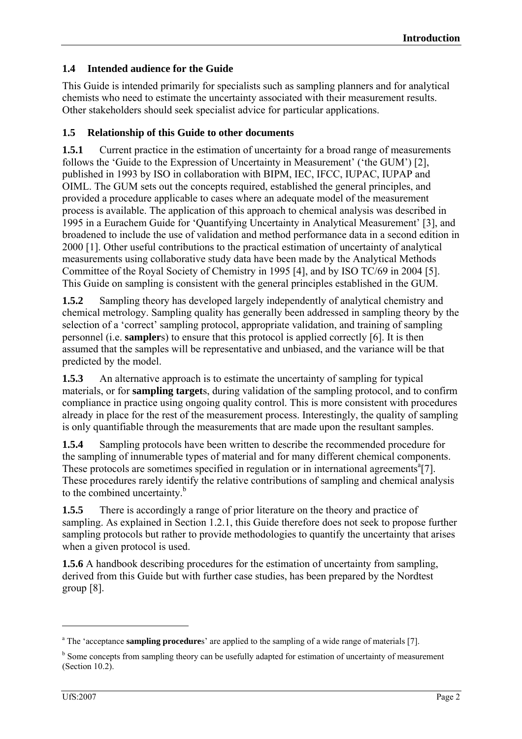## 1.4 Intended audience for the Guide

This Guide is intended primarily for specialists such as sampling planners and for analytical chemists who need to estimate the uncertainty associated with their measurement results. Other stakeholders should seek specialist advice for particular applications.

## 1.5 Relationship of this Guide to other documents

**1.5.1** Current practice in the estimation of uncertainty for a broad range of measurements follows the 'Guide to the Expression of Uncertainty in Measurement' ('the GUM') [2], published in 1993 by ISO in collaboration with BIPM, IEC, IFCC, IUPAC, IUPAP and OIML. The GUM sets out the concepts required, established the general principles, and provided a procedure applicable to cases where an adequate model of the measurement process is available. The application of this approach to chemical analysis was described in 1995 in a Eurachem Guide for 'Quantifying Uncertainty in Analytical Measurement' [3], and broadened to include the use of validation and method performance data in a second edition in 2000 [1]. Other useful contributions to the practical estimation of uncertainty of analytical measurements using collaborative study data have been made by the Analytical Methods Committee of the Royal Society of Chemistry in 1995 [4], and by ISO TC/69 in 2004 [5]. This Guide on sampling is consistent with the general principles established in the GUM.

**1.5.2** Sampling theory has developed largely independently of analytical chemistry and chemical metrology. Sampling quality has generally been addressed in sampling theory by the selection of a 'correct' sampling protocol, appropriate validation, and training of sampling personnel (i.e. **sampler**s) to ensure that this protocol is applied correctly [6]. It is then assumed that the samples will be representative and unbiased, and the variance will be that predicted by the model.

**1.5.3** An alternative approach is to estimate the uncertainty of sampling for typical materials, or for **sampling target**s, during validation of the sampling protocol, and to confirm compliance in practice using ongoing quality control. This is more consistent with procedures already in place for the rest of the measurement process. Interestingly, the quality of sampling is only quantifiable through the measurements that are made upon the resultant samples.

**1.5.4** Sampling protocols have been written to describe the recommended procedure for the sampling of innumerable types of material and for many different chemical components. These protocols are sometimes specified in regulation or in international agreements[a][7]. These procedures rarely identify the relative contributions of sampling and chemical analysis to the combined uncertainty.[b]

**1.5.5** There is accordingly a range of prior literature on the theory and practice of sampling. As explained in Section 1.2.1, this Guide therefore does not seek to propose further sampling protocols but rather to provide methodologies to quantify the uncertainty that arises when a given protocol is used.

**1.5.6** A handbook describing procedures for the estimation of uncertainty from sampling, derived from this Guide but with further case studies, has been prepared by the Nordtest group [8].

---

[a] The 'acceptance **sampling procedure**s' are applied to the sampling of a wide range of materials [7].

[b] Some concepts from sampling theory can be usefully adapted for estimation of uncertainty of measurement (Section 10.2).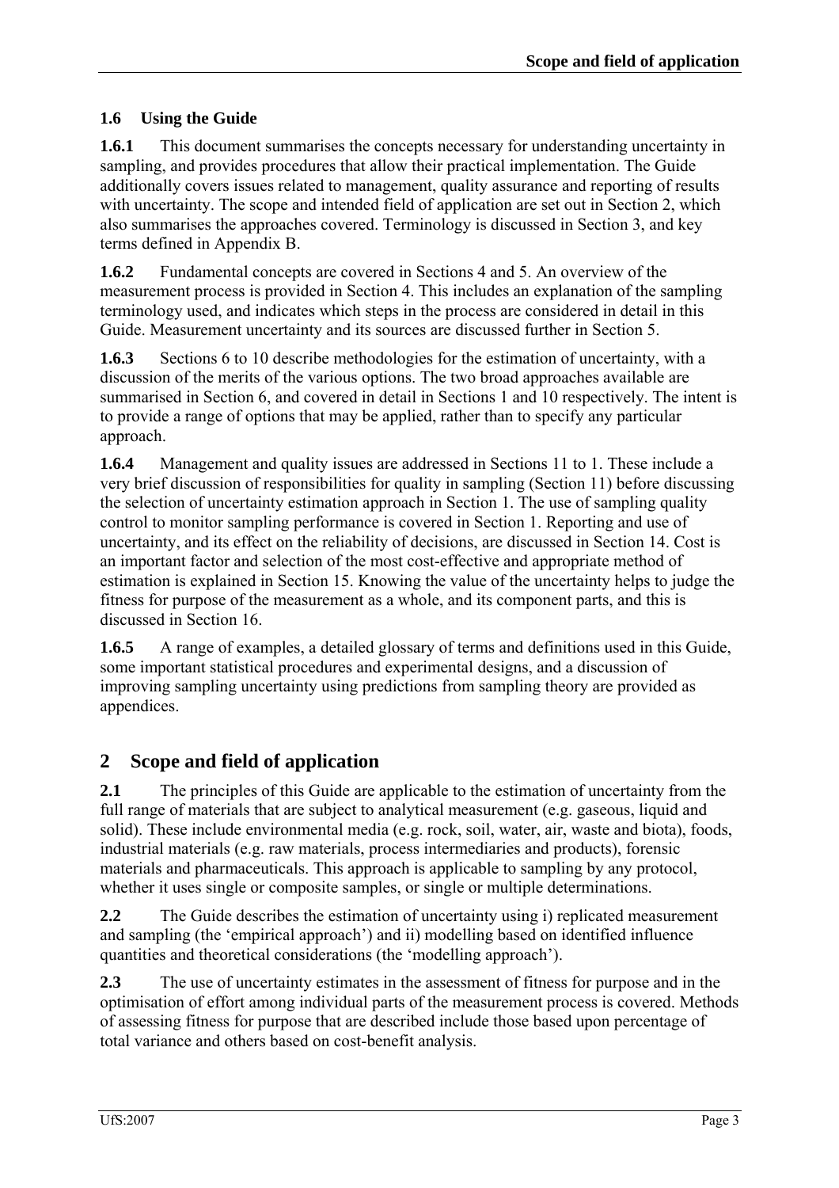### 1.6 Using the Guide

**1.6.1** This document summarises the concepts necessary for understanding uncertainty in sampling, and provides procedures that allow their practical implementation. The Guide additionally covers issues related to management, quality assurance and reporting of results with uncertainty. The scope and intended field of application are set out in Section 2, which also summarises the approaches covered. Terminology is discussed in Section 3, and key terms defined in Appendix B.

**1.6.2** Fundamental concepts are covered in Sections 4 and 5. An overview of the measurement process is provided in Section 4. This includes an explanation of the sampling terminology used, and indicates which steps in the process are considered in detail in this Guide. Measurement uncertainty and its sources are discussed further in Section 5.

**1.6.3** Sections 6 to 10 describe methodologies for the estimation of uncertainty, with a discussion of the merits of the various options. The two broad approaches available are summarised in Section 6, and covered in detail in Sections 1 and 10 respectively. The intent is to provide a range of options that may be applied, rather than to specify any particular approach.

**1.6.4** Management and quality issues are addressed in Sections 11 to 1. These include a very brief discussion of responsibilities for quality in sampling (Section 11) before discussing the selection of uncertainty estimation approach in Section 1. The use of sampling quality control to monitor sampling performance is covered in Section 1. Reporting and use of uncertainty, and its effect on the reliability of decisions, are discussed in Section 14. Cost is an important factor and selection of the most cost-effective and appropriate method of estimation is explained in Section 15. Knowing the value of the uncertainty helps to judge the fitness for purpose of the measurement as a whole, and its component parts, and this is discussed in Section 16.

**1.6.5** A range of examples, a detailed glossary of terms and definitions used in this Guide, some important statistical procedures and experimental designs, and a discussion of improving sampling uncertainty using predictions from sampling theory are provided as appendices.

## 2 Scope and field of application

**2.1** The principles of this Guide are applicable to the estimation of uncertainty from the full range of materials that are subject to analytical measurement (e.g. gaseous, liquid and solid). These include environmental media (e.g. rock, soil, water, air, waste and biota), foods, industrial materials (e.g. raw materials, process intermediaries and products), forensic materials and pharmaceuticals. This approach is applicable to sampling by any protocol, whether it uses single or composite samples, or single or multiple determinations.

**2.2** The Guide describes the estimation of uncertainty using i) replicated measurement and sampling (the 'empirical approach') and ii) modelling based on identified influence quantities and theoretical considerations (the 'modelling approach').

**2.3** The use of uncertainty estimates in the assessment of fitness for purpose and in the optimisation of effort among individual parts of the measurement process is covered. Methods of assessing fitness for purpose that are described include those based upon percentage of total variance and others based on cost-benefit analysis.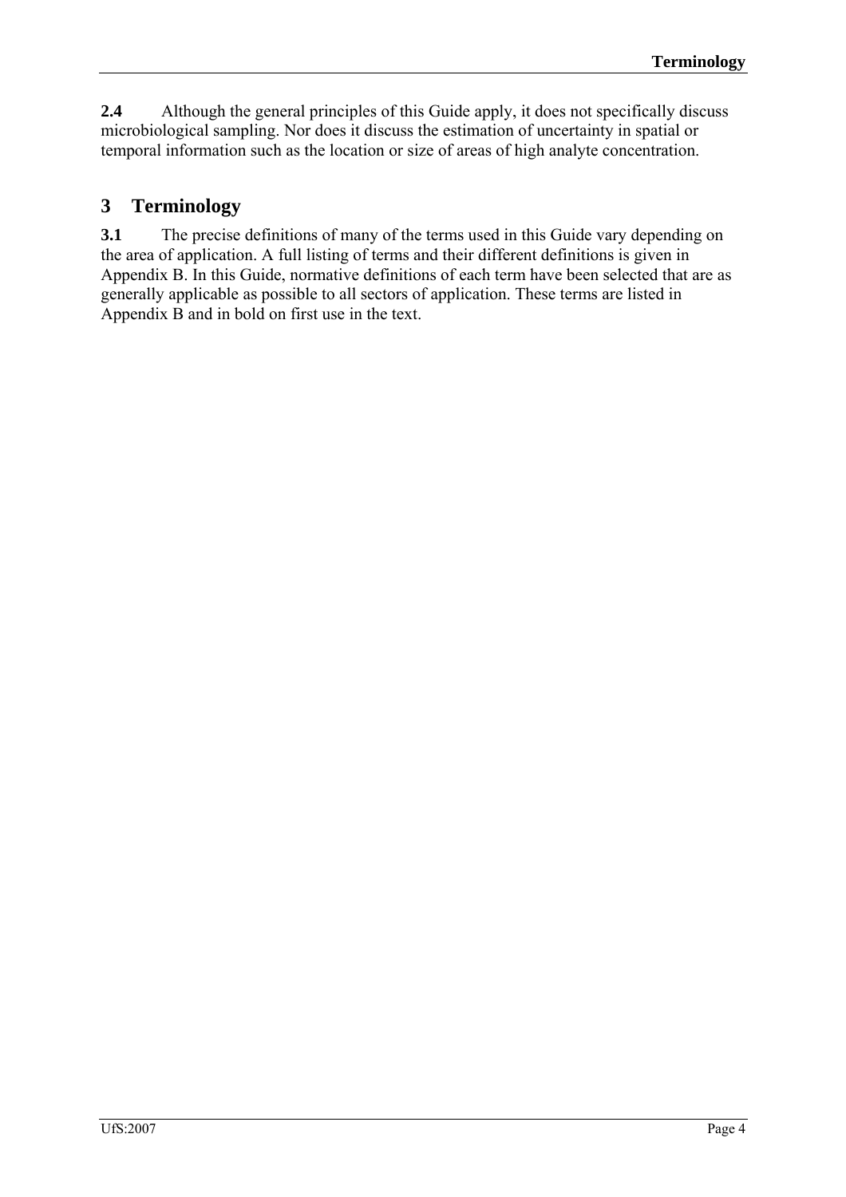**2.4** Although the general principles of this Guide apply, it does not specifically discuss microbiological sampling. Nor does it discuss the estimation of uncertainty in spatial or temporal information such as the location or size of areas of high analyte concentration.

## 3 Terminology

**3.1** The precise definitions of many of the terms used in this Guide vary depending on the area of application. A full listing of terms and their different definitions is given in Appendix B. In this Guide, normative definitions of each term have been selected that are as generally applicable as possible to all sectors of application. These terms are listed in Appendix B and in bold on first use in the text.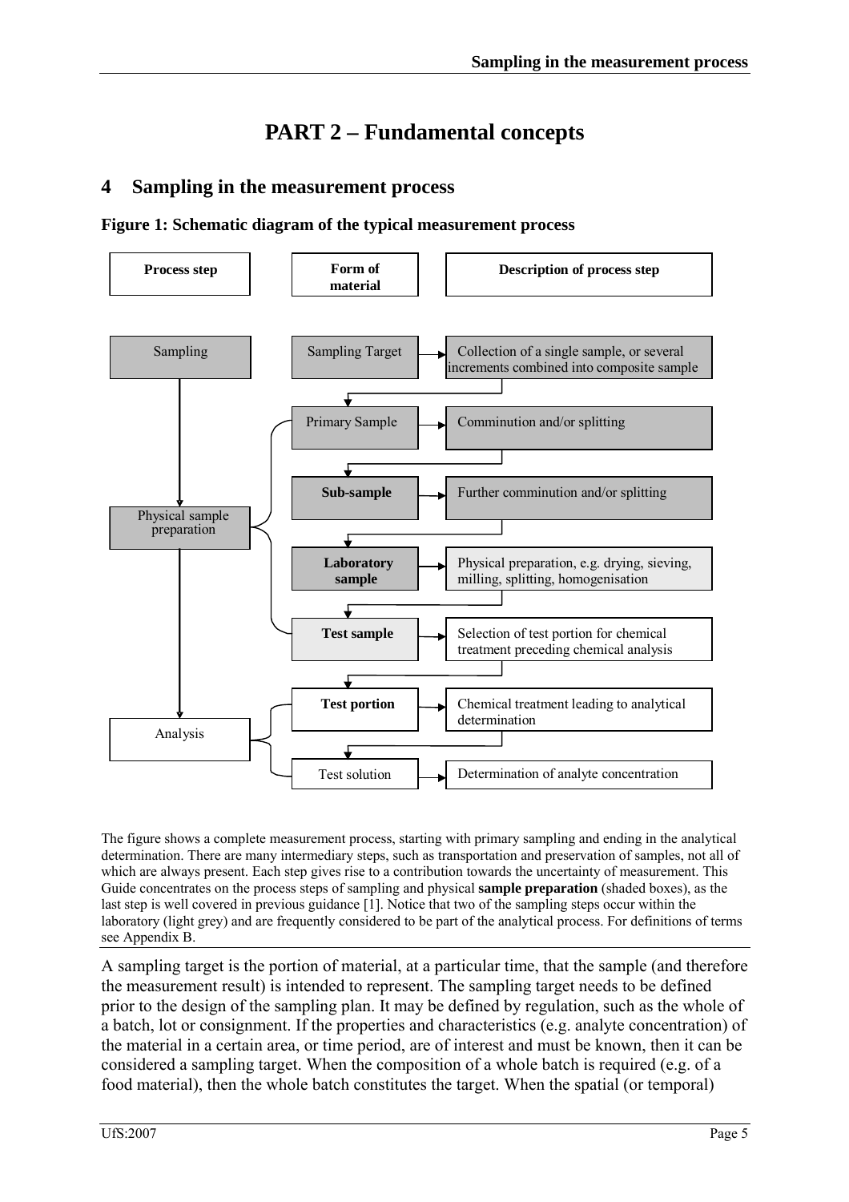# PART 2 – Fundamental concepts

## 4 Sampling in the measurement process

**Figure 1: Schematic diagram of the typical measurement process**

| Process step | Form of material | Description of process step |
|---|---|---|
| Sampling | Sampling Target | Collection of a single sample, or several increments combined into composite sample |
| Physical sample preparation | Primary Sample | Comminution and/or splitting |
| | **Sub-sample** | Further comminution and/or splitting |
| | **Laboratory sample** | Physical preparation, e.g. drying, sieving, milling, splitting, homogenisation |
| | **Test sample** | Selection of test portion for chemical treatment preceding chemical analysis |
| Analysis | **Test portion** | Chemical treatment leading to analytical determination |
| | Test solution | Determination of analyte concentration |

The figure shows a complete measurement process, starting with primary sampling and ending in the analytical determination. There are many intermediary steps, such as transportation and preservation of samples, not all of which are always present. Each step gives rise to a contribution towards the uncertainty of measurement. This Guide concentrates on the process steps of sampling and physical **sample preparation** (shaded boxes), as the last step is well covered in previous guidance [1]. Notice that two of the sampling steps occur within the laboratory (light grey) and are frequently considered to be part of the analytical process. For definitions of terms see Appendix B.

A sampling target is the portion of material, at a particular time, that the sample (and therefore the measurement result) is intended to represent. The sampling target needs to be defined prior to the design of the sampling plan. It may be defined by regulation, such as the whole of a batch, lot or consignment. If the properties and characteristics (e.g. analyte concentration) of the material in a certain area, or time period, are of interest and must be known, then it can be considered a sampling target. When the composition of a whole batch is required (e.g. of a food material), then the whole batch constitutes the target. When the spatial (or temporal)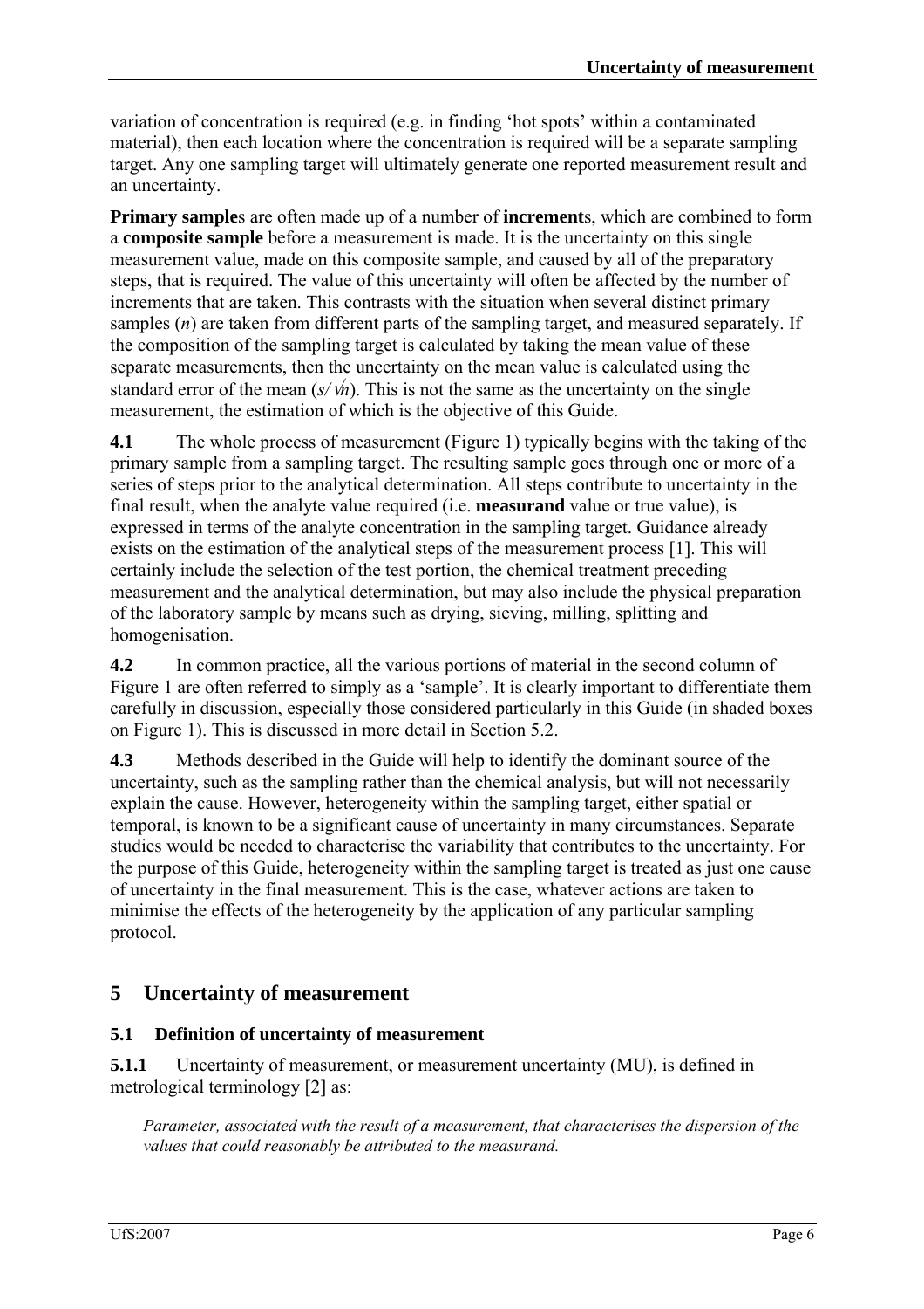variation of concentration is required (e.g. in finding 'hot spots' within a contaminated material), then each location where the concentration is required will be a separate sampling target. Any one sampling target will ultimately generate one reported measurement result and an uncertainty.

**Primary sample**s are often made up of a number of **increment**s, which are combined to form a **composite sample** before a measurement is made. It is the uncertainty on this single measurement value, made on this composite sample, and caused by all of the preparatory steps, that is required. The value of this uncertainty will often be affected by the number of increments that are taken. This contrasts with the situation when several distinct primary samples ($n$) are taken from different parts of the sampling target, and measured separately. If the composition of the sampling target is calculated by taking the mean value of these separate measurements, then the uncertainty on the mean value is calculated using the standard error of the mean ($s/\sqrt{n}$). This is not the same as the uncertainty on the single measurement, the estimation of which is the objective of this Guide.

**4.1** The whole process of measurement (Figure 1) typically begins with the taking of the primary sample from a sampling target. The resulting sample goes through one or more of a series of steps prior to the analytical determination. All steps contribute to uncertainty in the final result, when the analyte value required (i.e. **measurand** value or true value), is expressed in terms of the analyte concentration in the sampling target. Guidance already exists on the estimation of the analytical steps of the measurement process [1]. This will certainly include the selection of the test portion, the chemical treatment preceding measurement and the analytical determination, but may also include the physical preparation of the laboratory sample by means such as drying, sieving, milling, splitting and homogenisation.

**4.2** In common practice, all the various portions of material in the second column of Figure 1 are often referred to simply as a 'sample'. It is clearly important to differentiate them carefully in discussion, especially those considered particularly in this Guide (in shaded boxes on Figure 1). This is discussed in more detail in Section 5.2.

**4.3** Methods described in the Guide will help to identify the dominant source of the uncertainty, such as the sampling rather than the chemical analysis, but will not necessarily explain the cause. However, heterogeneity within the sampling target, either spatial or temporal, is known to be a significant cause of uncertainty in many circumstances. Separate studies would be needed to characterise the variability that contributes to the uncertainty. For the purpose of this Guide, heterogeneity within the sampling target is treated as just one cause of uncertainty in the final measurement. This is the case, whatever actions are taken to minimise the effects of the heterogeneity by the application of any particular sampling protocol.

# 5 Uncertainty of measurement

## 5.1 Definition of uncertainty of measurement

**5.1.1** Uncertainty of measurement, or measurement uncertainty (MU), is defined in metrological terminology [2] as:

*Parameter, associated with the result of a measurement, that characterises the dispersion of the values that could reasonably be attributed to the measurand.*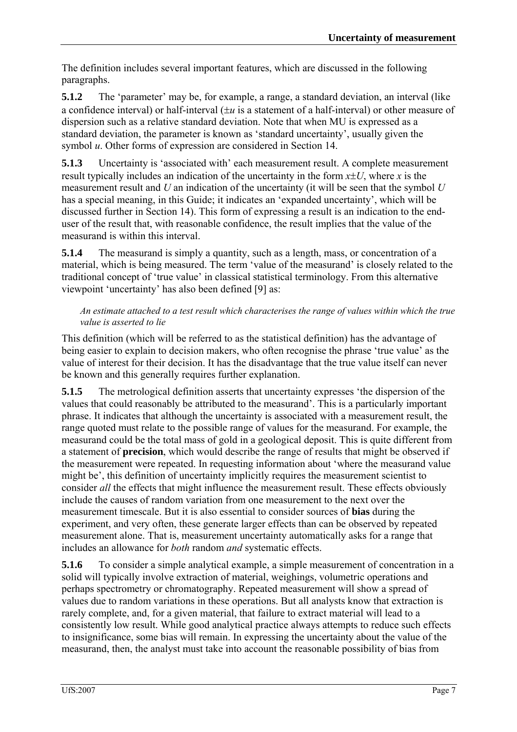The definition includes several important features, which are discussed in the following paragraphs.

**5.1.2** The 'parameter' may be, for example, a range, a standard deviation, an interval (like a confidence interval) or half-interval ($\pm u$ is a statement of a half-interval) or other measure of dispersion such as a relative standard deviation. Note that when MU is expressed as a standard deviation, the parameter is known as 'standard uncertainty', usually given the symbol $u$. Other forms of expression are considered in Section 14.

**5.1.3** Uncertainty is 'associated with' each measurement result. A complete measurement result typically includes an indication of the uncertainty in the form $x \pm U$, where $x$ is the measurement result and $U$ an indication of the uncertainty (it will be seen that the symbol $U$ has a special meaning, in this Guide; it indicates an 'expanded uncertainty', which will be discussed further in Section 14). This form of expressing a result is an indication to the end-user of the result that, with reasonable confidence, the result implies that the value of the measurand is within this interval.

**5.1.4** The measurand is simply a quantity, such as a length, mass, or concentration of a material, which is being measured. The term 'value of the measurand' is closely related to the traditional concept of 'true value' in classical statistical terminology. From this alternative viewpoint 'uncertainty' has also been defined [9] as:

> *An estimate attached to a test result which characterises the range of values within which the true value is asserted to lie*

This definition (which will be referred to as the statistical definition) has the advantage of being easier to explain to decision makers, who often recognise the phrase 'true value' as the value of interest for their decision. It has the disadvantage that the true value itself can never be known and this generally requires further explanation.

**5.1.5** The metrological definition asserts that uncertainty expresses 'the dispersion of the values that could reasonably be attributed to the measurand'. This is a particularly important phrase. It indicates that although the uncertainty is associated with a measurement result, the range quoted must relate to the possible range of values for the measurand. For example, the measurand could be the total mass of gold in a geological deposit. This is quite different from a statement of **precision**, which would describe the range of results that might be observed if the measurement were repeated. In requesting information about 'where the measurand value might be', this definition of uncertainty implicitly requires the measurement scientist to consider *all* the effects that might influence the measurement result. These effects obviously include the causes of random variation from one measurement to the next over the measurement timescale. But it is also essential to consider sources of **bias** during the experiment, and very often, these generate larger effects than can be observed by repeated measurement alone. That is, measurement uncertainty automatically asks for a range that includes an allowance for *both* random *and* systematic effects.

**5.1.6** To consider a simple analytical example, a simple measurement of concentration in a solid will typically involve extraction of material, weighings, volumetric operations and perhaps spectrometry or chromatography. Repeated measurement will show a spread of values due to random variations in these operations. But all analysts know that extraction is rarely complete, and, for a given material, that failure to extract material will lead to a consistently low result. While good analytical practice always attempts to reduce such effects to insignificance, some bias will remain. In expressing the uncertainty about the value of the measurand, then, the analyst must take into account the reasonable possibility of bias from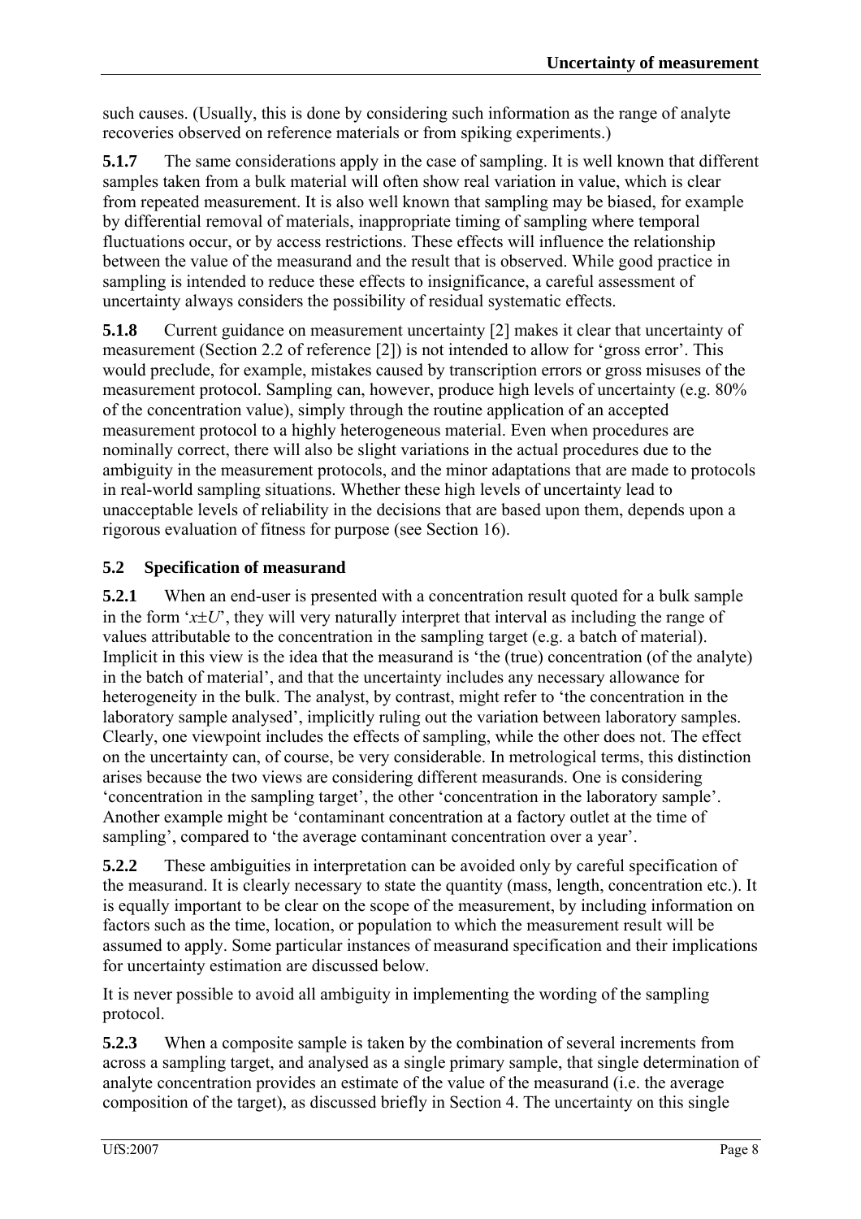such causes. (Usually, this is done by considering such information as the range of analyte recoveries observed on reference materials or from spiking experiments.)

**5.1.7** The same considerations apply in the case of sampling. It is well known that different samples taken from a bulk material will often show real variation in value, which is clear from repeated measurement. It is also well known that sampling may be biased, for example by differential removal of materials, inappropriate timing of sampling where temporal fluctuations occur, or by access restrictions. These effects will influence the relationship between the value of the measurand and the result that is observed. While good practice in sampling is intended to reduce these effects to insignificance, a careful assessment of uncertainty always considers the possibility of residual systematic effects.

**5.1.8** Current guidance on measurement uncertainty [2] makes it clear that uncertainty of measurement (Section 2.2 of reference [2]) is not intended to allow for 'gross error'. This would preclude, for example, mistakes caused by transcription errors or gross misuses of the measurement protocol. Sampling can, however, produce high levels of uncertainty (e.g. 80% of the concentration value), simply through the routine application of an accepted measurement protocol to a highly heterogeneous material. Even when procedures are nominally correct, there will also be slight variations in the actual procedures due to the ambiguity in the measurement protocols, and the minor adaptations that are made to protocols in real-world sampling situations. Whether these high levels of uncertainty lead to unacceptable levels of reliability in the decisions that are based upon them, depends upon a rigorous evaluation of fitness for purpose (see Section 16).

## 5.2 Specification of measurand

**5.2.1** When an end-user is presented with a concentration result quoted for a bulk sample in the form '$x \pm U$', they will very naturally interpret that interval as including the range of values attributable to the concentration in the sampling target (e.g. a batch of material). Implicit in this view is the idea that the measurand is 'the (true) concentration (of the analyte) in the batch of material', and that the uncertainty includes any necessary allowance for heterogeneity in the bulk. The analyst, by contrast, might refer to 'the concentration in the laboratory sample analysed', implicitly ruling out the variation between laboratory samples. Clearly, one viewpoint includes the effects of sampling, while the other does not. The effect on the uncertainty can, of course, be very considerable. In metrological terms, this distinction arises because the two views are considering different measurands. One is considering 'concentration in the sampling target', the other 'concentration in the laboratory sample'. Another example might be 'contaminant concentration at a factory outlet at the time of sampling', compared to 'the average contaminant concentration over a year'.

**5.2.2** These ambiguities in interpretation can be avoided only by careful specification of the measurand. It is clearly necessary to state the quantity (mass, length, concentration etc.). It is equally important to be clear on the scope of the measurement, by including information on factors such as the time, location, or population to which the measurement result will be assumed to apply. Some particular instances of measurand specification and their implications for uncertainty estimation are discussed below.

It is never possible to avoid all ambiguity in implementing the wording of the sampling protocol.

**5.2.3** When a composite sample is taken by the combination of several increments from across a sampling target, and analysed as a single primary sample, that single determination of analyte concentration provides an estimate of the value of the measurand (i.e. the average composition of the target), as discussed briefly in Section 4. The uncertainty on this single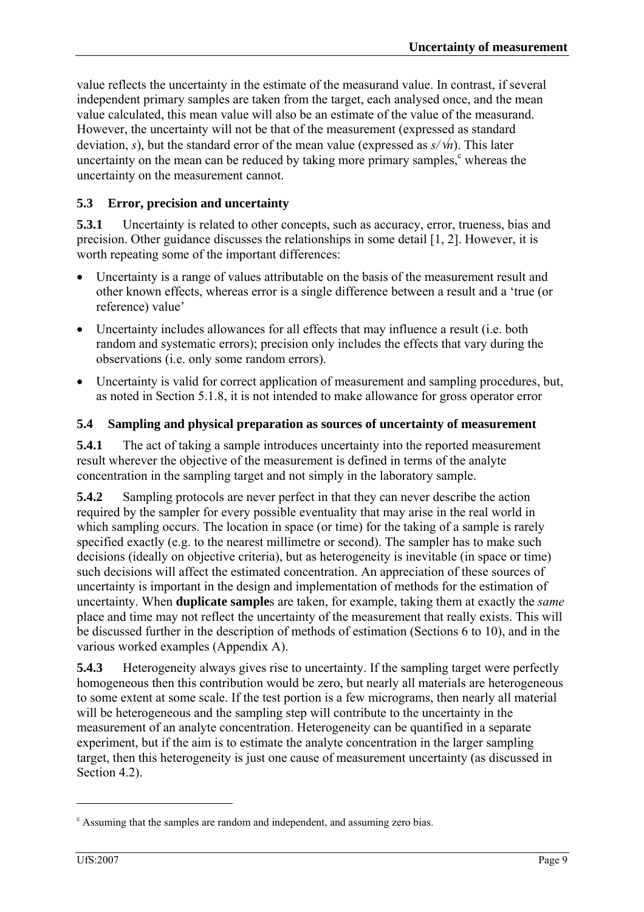value reflects the uncertainty in the estimate of the measurand value. In contrast, if several independent primary samples are taken from the target, each analysed once, and the mean value calculated, this mean value will also be an estimate of the value of the measurand. However, the uncertainty will not be that of the measurement (expressed as standard deviation, $s$), but the standard error of the mean value (expressed as $s/\sqrt{n}$). This later uncertainty on the mean can be reduced by taking more primary samples,[c] whereas the uncertainty on the measurement cannot.

## 5.3 Error, precision and uncertainty

**5.3.1** Uncertainty is related to other concepts, such as accuracy, error, trueness, bias and precision. Other guidance discusses the relationships in some detail [1, 2]. However, it is worth repeating some of the important differences:

- Uncertainty is a range of values attributable on the basis of the measurement result and other known effects, whereas error is a single difference between a result and a 'true (or reference) value'
- Uncertainty includes allowances for all effects that may influence a result (i.e. both random and systematic errors); precision only includes the effects that vary during the observations (i.e. only some random errors).
- Uncertainty is valid for correct application of measurement and sampling procedures, but, as noted in Section 5.1.8, it is not intended to make allowance for gross operator error

## 5.4 Sampling and physical preparation as sources of uncertainty of measurement

**5.4.1** The act of taking a sample introduces uncertainty into the reported measurement result wherever the objective of the measurement is defined in terms of the analyte concentration in the sampling target and not simply in the laboratory sample.

**5.4.2** Sampling protocols are never perfect in that they can never describe the action required by the sampler for every possible eventuality that may arise in the real world in which sampling occurs. The location in space (or time) for the taking of a sample is rarely specified exactly (e.g. to the nearest millimetre or second). The sampler has to make such decisions (ideally on objective criteria), but as heterogeneity is inevitable (in space or time) such decisions will affect the estimated concentration. An appreciation of these sources of uncertainty is important in the design and implementation of methods for the estimation of uncertainty. When **duplicate sample**s are taken, for example, taking them at exactly the *same* place and time may not reflect the uncertainty of the measurement that really exists. This will be discussed further in the description of methods of estimation (Sections 6 to 10), and in the various worked examples (Appendix A).

**5.4.3** Heterogeneity always gives rise to uncertainty. If the sampling target were perfectly homogeneous then this contribution would be zero, but nearly all materials are heterogeneous to some extent at some scale. If the test portion is a few micrograms, then nearly all material will be heterogeneous and the sampling step will contribute to the uncertainty in the measurement of an analyte concentration. Heterogeneity can be quantified in a separate experiment, but if the aim is to estimate the analyte concentration in the larger sampling target, then this heterogeneity is just one cause of measurement uncertainty (as discussed in Section 4.2).

---

[c] Assuming that the samples are random and independent, and assuming zero bias.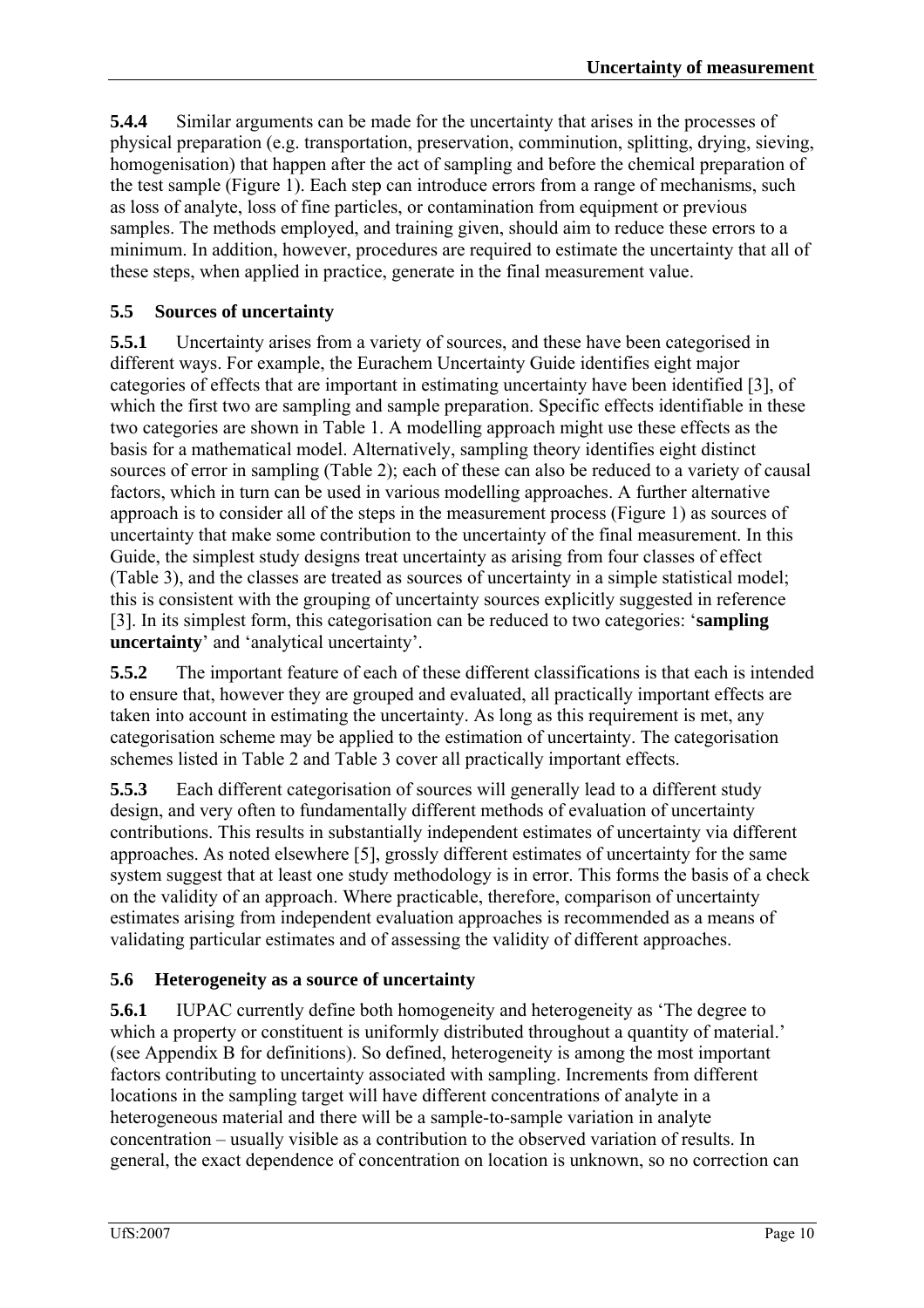**5.4.4** Similar arguments can be made for the uncertainty that arises in the processes of physical preparation (e.g. transportation, preservation, comminution, splitting, drying, sieving, homogenisation) that happen after the act of sampling and before the chemical preparation of the test sample (Figure 1). Each step can introduce errors from a range of mechanisms, such as loss of analyte, loss of fine particles, or contamination from equipment or previous samples. The methods employed, and training given, should aim to reduce these errors to a minimum. In addition, however, procedures are required to estimate the uncertainty that all of these steps, when applied in practice, generate in the final measurement value.

### 5.5 Sources of uncertainty

**5.5.1** Uncertainty arises from a variety of sources, and these have been categorised in different ways. For example, the Eurachem Uncertainty Guide identifies eight major categories of effects that are important in estimating uncertainty have been identified [3], of which the first two are sampling and sample preparation. Specific effects identifiable in these two categories are shown in Table 1. A modelling approach might use these effects as the basis for a mathematical model. Alternatively, sampling theory identifies eight distinct sources of error in sampling (Table 2); each of these can also be reduced to a variety of causal factors, which in turn can be used in various modelling approaches. A further alternative approach is to consider all of the steps in the measurement process (Figure 1) as sources of uncertainty that make some contribution to the uncertainty of the final measurement. In this Guide, the simplest study designs treat uncertainty as arising from four classes of effect (Table 3), and the classes are treated as sources of uncertainty in a simple statistical model; this is consistent with the grouping of uncertainty sources explicitly suggested in reference [3]. In its simplest form, this categorisation can be reduced to two categories: '**sampling uncertainty**' and 'analytical uncertainty'.

**5.5.2** The important feature of each of these different classifications is that each is intended to ensure that, however they are grouped and evaluated, all practically important effects are taken into account in estimating the uncertainty. As long as this requirement is met, any categorisation scheme may be applied to the estimation of uncertainty. The categorisation schemes listed in Table 2 and Table 3 cover all practically important effects.

**5.5.3** Each different categorisation of sources will generally lead to a different study design, and very often to fundamentally different methods of evaluation of uncertainty contributions. This results in substantially independent estimates of uncertainty via different approaches. As noted elsewhere [5], grossly different estimates of uncertainty for the same system suggest that at least one study methodology is in error. This forms the basis of a check on the validity of an approach. Where practicable, therefore, comparison of uncertainty estimates arising from independent evaluation approaches is recommended as a means of validating particular estimates and of assessing the validity of different approaches.

### 5.6 Heterogeneity as a source of uncertainty

**5.6.1** IUPAC currently define both homogeneity and heterogeneity as 'The degree to which a property or constituent is uniformly distributed throughout a quantity of material.' (see Appendix B for definitions). So defined, heterogeneity is among the most important factors contributing to uncertainty associated with sampling. Increments from different locations in the sampling target will have different concentrations of analyte in a heterogeneous material and there will be a sample-to-sample variation in analyte concentration – usually visible as a contribution to the observed variation of results. In general, the exact dependence of concentration on location is unknown, so no correction can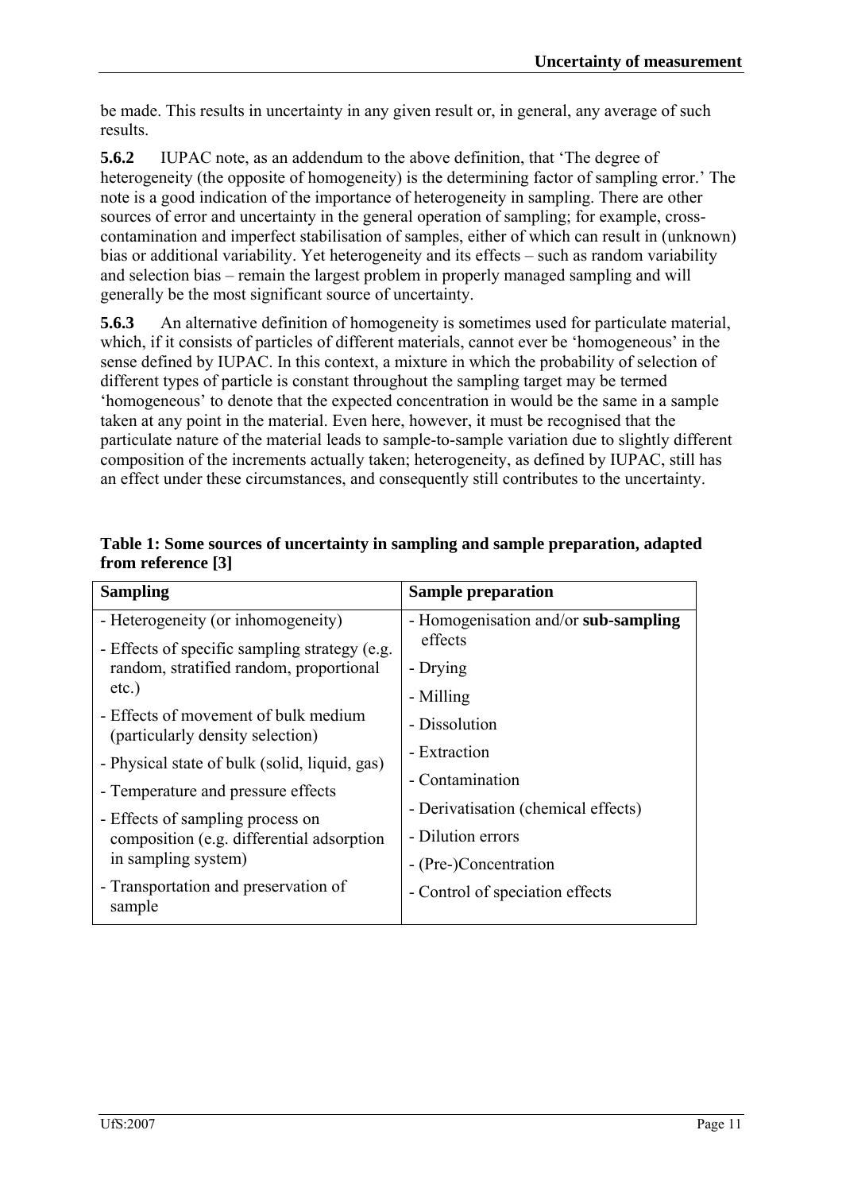be made. This results in uncertainty in any given result or, in general, any average of such results.

**5.6.2** IUPAC note, as an addendum to the above definition, that 'The degree of heterogeneity (the opposite of homogeneity) is the determining factor of sampling error.' The note is a good indication of the importance of heterogeneity in sampling. There are other sources of error and uncertainty in the general operation of sampling; for example, cross-contamination and imperfect stabilisation of samples, either of which can result in (unknown) bias or additional variability. Yet heterogeneity and its effects – such as random variability and selection bias – remain the largest problem in properly managed sampling and will generally be the most significant source of uncertainty.

**5.6.3** An alternative definition of homogeneity is sometimes used for particulate material, which, if it consists of particles of different materials, cannot ever be 'homogeneous' in the sense defined by IUPAC. In this context, a mixture in which the probability of selection of different types of particle is constant throughout the sampling target may be termed 'homogeneous' to denote that the expected concentration in would be the same in a sample taken at any point in the material. Even here, however, it must be recognised that the particulate nature of the material leads to sample-to-sample variation due to slightly different composition of the increments actually taken; heterogeneity, as defined by IUPAC, still has an effect under these circumstances, and consequently still contributes to the uncertainty.

**Table 1: Some sources of uncertainty in sampling and sample preparation, adapted from reference [3]**

| Sampling | Sample preparation |
|---|---|
| - Heterogeneity (or inhomogeneity) | - Homogenisation and/or **sub-sampling** effects |
| - Effects of specific sampling strategy (e.g. random, stratified random, proportional etc.) | - Drying |
| - Effects of movement of bulk medium (particularly density selection) | - Milling |
| - Physical state of bulk (solid, liquid, gas) | - Dissolution |
| - Temperature and pressure effects | - Extraction |
| - Effects of sampling process on composition (e.g. differential adsorption in sampling system) | - Contamination |
| - Transportation and preservation of sample | - Derivatisation (chemical effects) |
| | - Dilution errors |
| | - (Pre-)Concentration |
| | - Control of speciation effects |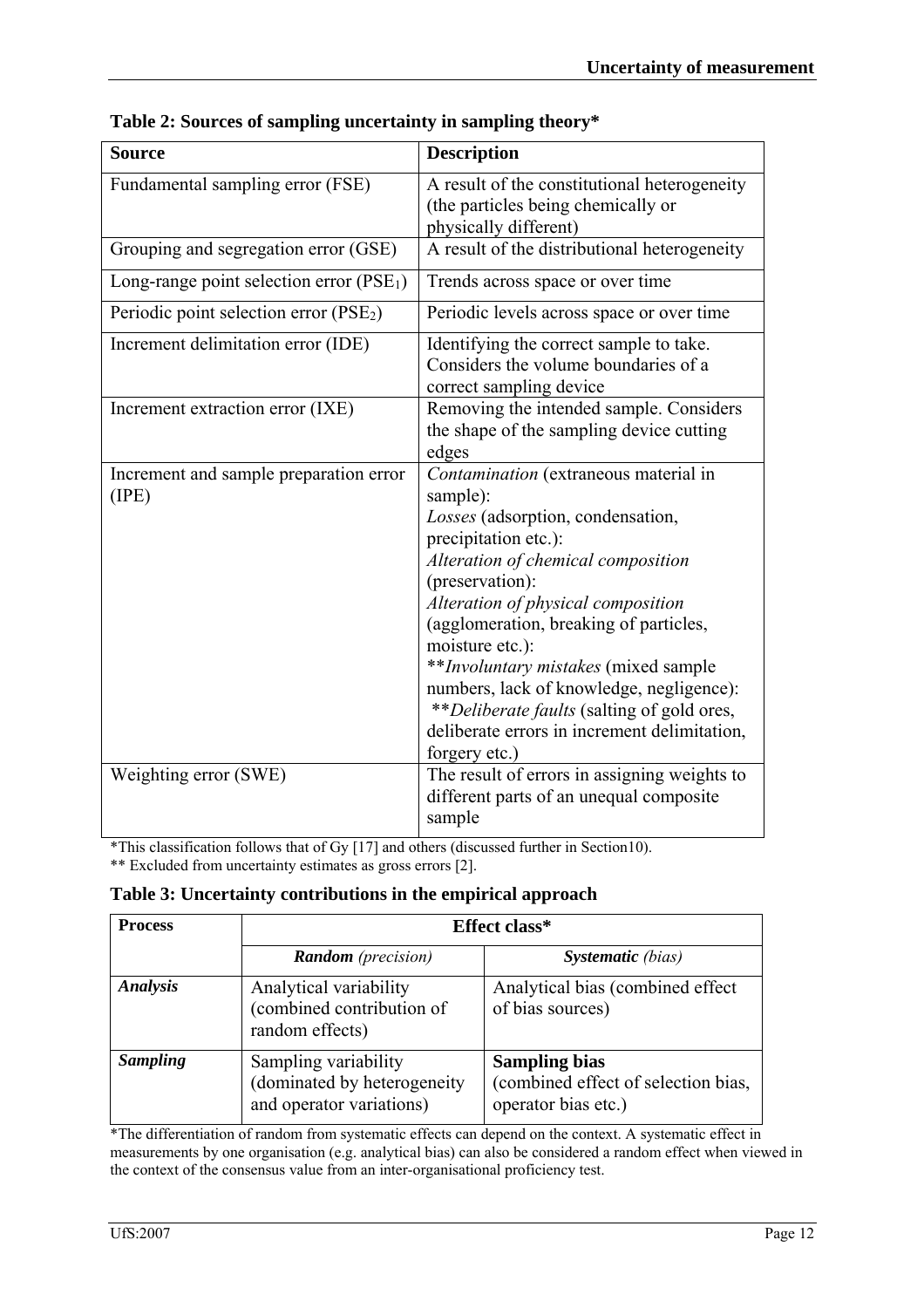**Table 2: Sources of sampling uncertainty in sampling theory***

| Source | Description |
|---|---|
| Fundamental sampling error (FSE) | A result of the constitutional heterogeneity (the particles being chemically or physically different) |
| Grouping and segregation error (GSE) | A result of the distributional heterogeneity |
| Long-range point selection error ($PSE_1$) | Trends across space or over time |
| Periodic point selection error ($PSE_2$) | Periodic levels across space or over time |
| Increment delimitation error (IDE) | Identifying the correct sample to take. Considers the volume boundaries of a correct sampling device |
| Increment extraction error (IXE) | Removing the intended sample. Considers the shape of the sampling device cutting edges |
| Increment and sample preparation error (IPE) | *Contamination* (extraneous material in sample): *Losses* (adsorption, condensation, precipitation etc.): *Alteration of chemical composition* (preservation): *Alteration of physical composition* (agglomeration, breaking of particles, moisture etc.): ***Involuntary mistakes* (mixed sample numbers, lack of knowledge, negligence): ***Deliberate faults* (salting of gold ores, deliberate errors in increment delimitation, forgery etc.) |
| Weighting error (SWE) | The result of errors in assigning weights to different parts of an unequal composite sample |

*This classification follows that of Gy [17] and others (discussed further in Section10).

** Excluded from uncertainty estimates as gross errors [2].

**Table 3: Uncertainty contributions in the empirical approach**

| Process | Effect class* | |
|---|---|---|
| | ***Random*** *(precision)* | ***Systematic*** *(bias)* |
| ***Analysis*** | Analytical variability (combined contribution of random effects) | Analytical bias (combined effect of bias sources) |
| ***Sampling*** | Sampling variability (dominated by heterogeneity and operator variations) | **Sampling bias** (combined effect of selection bias, operator bias etc.) |

*The differentiation of random from systematic effects can depend on the context. A systematic effect in measurements by one organisation (e.g. analytical bias) can also be considered a random effect when viewed in the context of the consensus value from an inter-organisational proficiency test.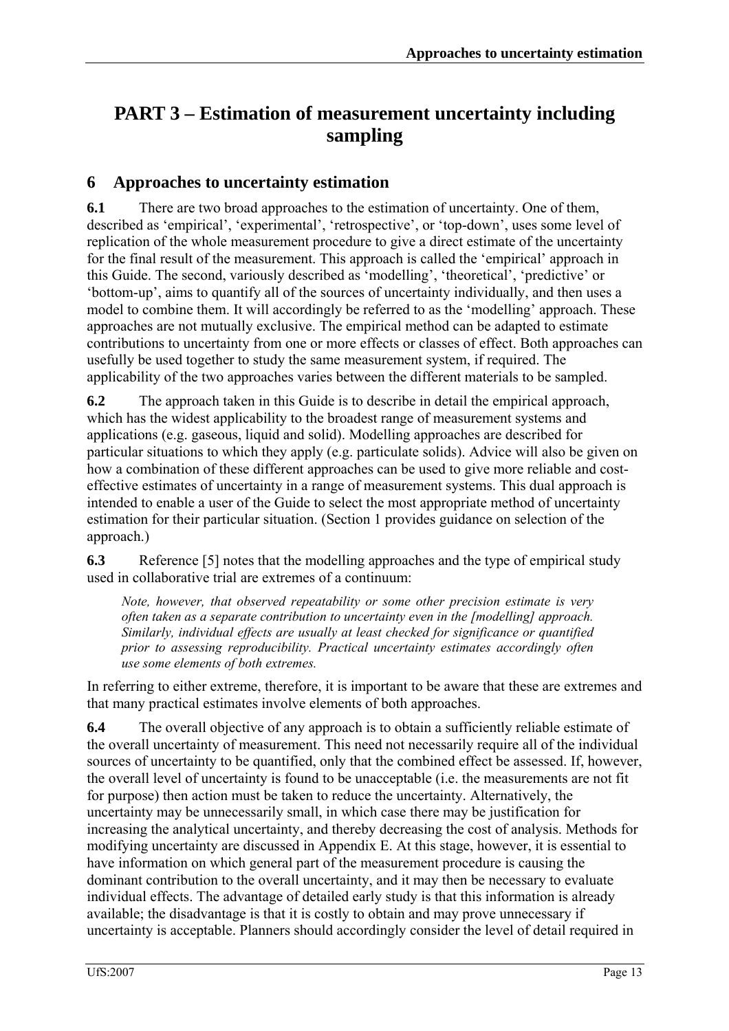# PART 3 – Estimation of measurement uncertainty including sampling

## 6 Approaches to uncertainty estimation

**6.1** There are two broad approaches to the estimation of uncertainty. One of them, described as 'empirical', 'experimental', 'retrospective', or 'top-down', uses some level of replication of the whole measurement procedure to give a direct estimate of the uncertainty for the final result of the measurement. This approach is called the 'empirical' approach in this Guide. The second, variously described as 'modelling', 'theoretical', 'predictive' or 'bottom-up', aims to quantify all of the sources of uncertainty individually, and then uses a model to combine them. It will accordingly be referred to as the 'modelling' approach. These approaches are not mutually exclusive. The empirical method can be adapted to estimate contributions to uncertainty from one or more effects or classes of effect. Both approaches can usefully be used together to study the same measurement system, if required. The applicability of the two approaches varies between the different materials to be sampled.

**6.2** The approach taken in this Guide is to describe in detail the empirical approach, which has the widest applicability to the broadest range of measurement systems and applications (e.g. gaseous, liquid and solid). Modelling approaches are described for particular situations to which they apply (e.g. particulate solids). Advice will also be given on how a combination of these different approaches can be used to give more reliable and cost-effective estimates of uncertainty in a range of measurement systems. This dual approach is intended to enable a user of the Guide to select the most appropriate method of uncertainty estimation for their particular situation. (Section 1 provides guidance on selection of the approach.)

**6.3** Reference [5] notes that the modelling approaches and the type of empirical study used in collaborative trial are extremes of a continuum:

> *Note, however, that observed repeatability or some other precision estimate is very often taken as a separate contribution to uncertainty even in the [modelling] approach. Similarly, individual effects are usually at least checked for significance or quantified prior to assessing reproducibility. Practical uncertainty estimates accordingly often use some elements of both extremes.*

In referring to either extreme, therefore, it is important to be aware that these are extremes and that many practical estimates involve elements of both approaches.

**6.4** The overall objective of any approach is to obtain a sufficiently reliable estimate of the overall uncertainty of measurement. This need not necessarily require all of the individual sources of uncertainty to be quantified, only that the combined effect be assessed. If, however, the overall level of uncertainty is found to be unacceptable (i.e. the measurements are not fit for purpose) then action must be taken to reduce the uncertainty. Alternatively, the uncertainty may be unnecessarily small, in which case there may be justification for increasing the analytical uncertainty, and thereby decreasing the cost of analysis. Methods for modifying uncertainty are discussed in Appendix E. At this stage, however, it is essential to have information on which general part of the measurement procedure is causing the dominant contribution to the overall uncertainty, and it may then be necessary to evaluate individual effects. The advantage of detailed early study is that this information is already available; the disadvantage is that it is costly to obtain and may prove unnecessary if uncertainty is acceptable. Planners should accordingly consider the level of detail required in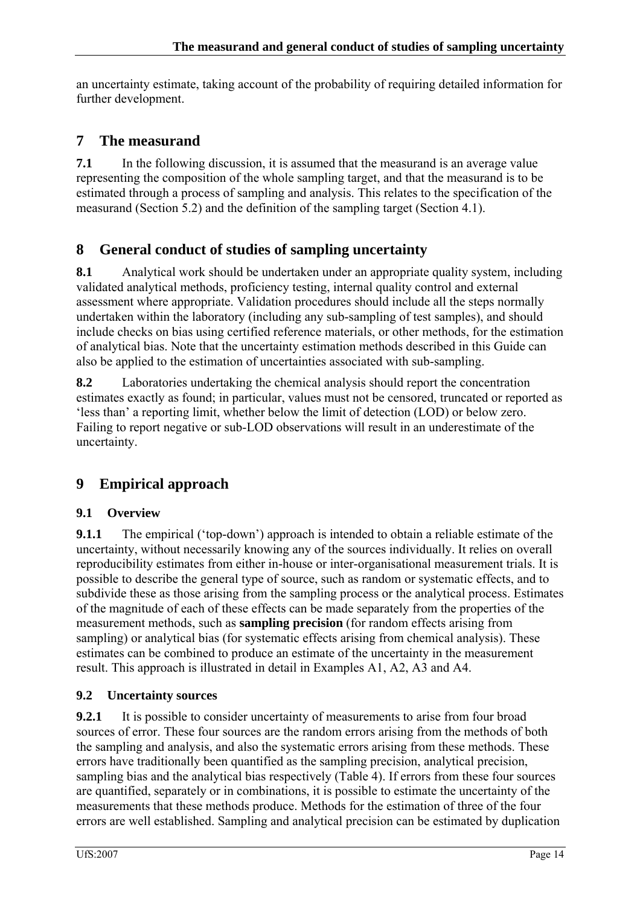an uncertainty estimate, taking account of the probability of requiring detailed information for further development.

# 7 The measurand

**7.1** In the following discussion, it is assumed that the measurand is an average value representing the composition of the whole sampling target, and that the measurand is to be estimated through a process of sampling and analysis. This relates to the specification of the measurand (Section 5.2) and the definition of the sampling target (Section 4.1).

# 8 General conduct of studies of sampling uncertainty

**8.1** Analytical work should be undertaken under an appropriate quality system, including validated analytical methods, proficiency testing, internal quality control and external assessment where appropriate. Validation procedures should include all the steps normally undertaken within the laboratory (including any sub-sampling of test samples), and should include checks on bias using certified reference materials, or other methods, for the estimation of analytical bias. Note that the uncertainty estimation methods described in this Guide can also be applied to the estimation of uncertainties associated with sub-sampling.

**8.2** Laboratories undertaking the chemical analysis should report the concentration estimates exactly as found; in particular, values must not be censored, truncated or reported as 'less than' a reporting limit, whether below the limit of detection (LOD) or below zero. Failing to report negative or sub-LOD observations will result in an underestimate of the uncertainty.

# 9 Empirical approach

## 9.1 Overview

**9.1.1** The empirical ('top-down') approach is intended to obtain a reliable estimate of the uncertainty, without necessarily knowing any of the sources individually. It relies on overall reproducibility estimates from either in-house or inter-organisational measurement trials. It is possible to describe the general type of source, such as random or systematic effects, and to subdivide these as those arising from the sampling process or the analytical process. Estimates of the magnitude of each of these effects can be made separately from the properties of the measurement methods, such as **sampling precision** (for random effects arising from sampling) or analytical bias (for systematic effects arising from chemical analysis). These estimates can be combined to produce an estimate of the uncertainty in the measurement result. This approach is illustrated in detail in Examples A1, A2, A3 and A4.

## 9.2 Uncertainty sources

**9.2.1** It is possible to consider uncertainty of measurements to arise from four broad sources of error. These four sources are the random errors arising from the methods of both the sampling and analysis, and also the systematic errors arising from these methods. These errors have traditionally been quantified as the sampling precision, analytical precision, sampling bias and the analytical bias respectively (Table 4). If errors from these four sources are quantified, separately or in combinations, it is possible to estimate the uncertainty of the measurements that these methods produce. Methods for the estimation of three of the four errors are well established. Sampling and analytical precision can be estimated by duplication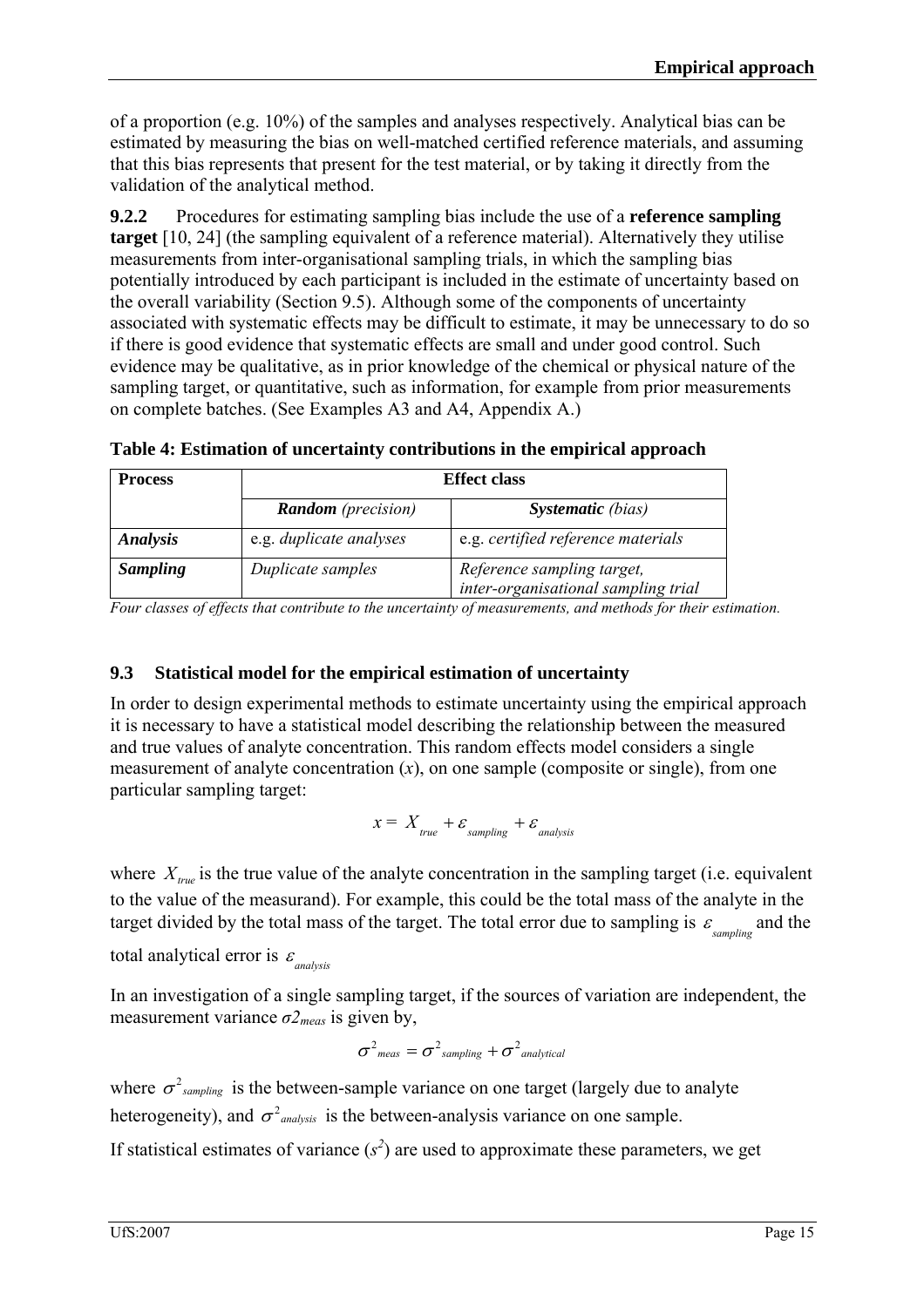of a proportion (e.g. 10%) of the samples and analyses respectively. Analytical bias can be estimated by measuring the bias on well-matched certified reference materials, and assuming that this bias represents that present for the test material, or by taking it directly from the validation of the analytical method.

**9.2.2** Procedures for estimating sampling bias include the use of a **reference sampling target** [10, 24] (the sampling equivalent of a reference material). Alternatively they utilise measurements from inter-organisational sampling trials, in which the sampling bias potentially introduced by each participant is included in the estimate of uncertainty based on the overall variability (Section 9.5). Although some of the components of uncertainty associated with systematic effects may be difficult to estimate, it may be unnecessary to do so if there is good evidence that systematic effects are small and under good control. Such evidence may be qualitative, as in prior knowledge of the chemical or physical nature of the sampling target, or quantitative, such as information, for example from prior measurements on complete batches. (See Examples A3 and A4, Appendix A.)

**Table 4: Estimation of uncertainty contributions in the empirical approach**

| **Process** | **Effect class** | |
|---|---|---|
| | ***Random*** *(precision)* | ***Systematic*** *(bias)* |
| ***Analysis*** | e.g. *duplicate analyses* | e.g. *certified reference materials* |
| ***Sampling*** | *Duplicate samples* | *Reference sampling target, inter-organisational sampling trial* |

*Four classes of effects that contribute to the uncertainty of measurements, and methods for their estimation.*

### 9.3 Statistical model for the empirical estimation of uncertainty

In order to design experimental methods to estimate uncertainty using the empirical approach it is necessary to have a statistical model describing the relationship between the measured and true values of analyte concentration. This random effects model considers a single measurement of analyte concentration ($x$), on one sample (composite or single), from one particular sampling target:

$$x = X_{true} + \varepsilon_{sampling} + \varepsilon_{analysis}$$

where $X_{true}$ is the true value of the analyte concentration in the sampling target (i.e. equivalent to the value of the measurand). For example, this could be the total mass of the analyte in the target divided by the total mass of the target. The total error due to sampling is $\varepsilon_{sampling}$ and the total analytical error is $\varepsilon_{analysis}$

In an investigation of a single sampling target, if the sources of variation are independent, the measurement variance $\sigma^2_{meas}$ is given by,

$$\sigma^2_{meas} = \sigma^2_{sampling} + \sigma^2_{analytical}$$

where $\sigma^2_{sampling}$ is the between-sample variance on one target (largely due to analyte heterogeneity), and $\sigma^2_{analysis}$ is the between-analysis variance on one sample.

If statistical estimates of variance ($s^2$) are used to approximate these parameters, we get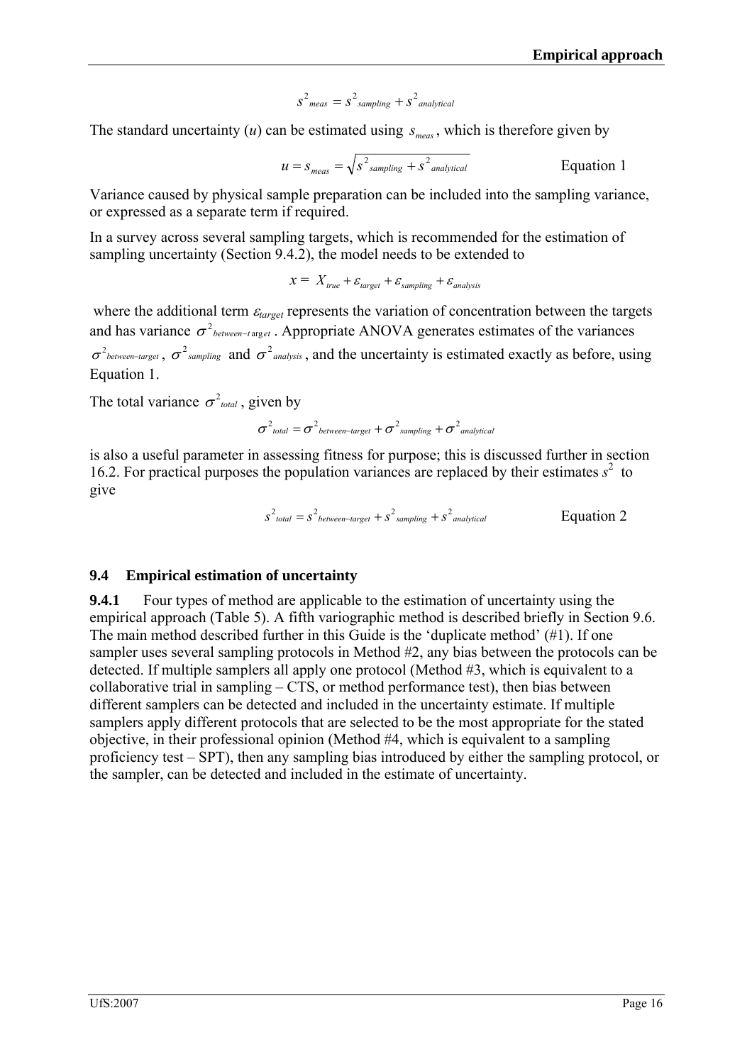$$s^2_{meas} = s^2_{sampling} + s^2_{analytical}$$

The standard uncertainty ($u$) can be estimated using $s_{meas}$, which is therefore given by

$$u = s_{meas} = \sqrt{s^2_{sampling} + s^2_{analytical}} \qquad \text{Equation 1}$$

Variance caused by physical sample preparation can be included into the sampling variance, or expressed as a separate term if required.

In a survey across several sampling targets, which is recommended for the estimation of sampling uncertainty (Section 9.4.2), the model needs to be extended to

$$x = X_{true} + \varepsilon_{target} + \varepsilon_{sampling} + \varepsilon_{analysis}$$

where the additional term $\varepsilon_{target}$ represents the variation of concentration between the targets and has variance $\sigma^2_{between-target}$. Appropriate ANOVA generates estimates of the variances $\sigma^2_{between-target}$, $\sigma^2_{sampling}$ and $\sigma^2_{analysis}$, and the uncertainty is estimated exactly as before, using Equation 1.

The total variance $\sigma^2_{total}$, given by

$$\sigma^2_{total} = \sigma^2_{between-target} + \sigma^2_{sampling} + \sigma^2_{analytical}$$

is also a useful parameter in assessing fitness for purpose; this is discussed further in section 16.2. For practical purposes the population variances are replaced by their estimates $s^2$ to give

$$s^2_{total} = s^2_{between-target} + s^2_{sampling} + s^2_{analytical} \qquad \text{Equation 2}$$

## 9.4 Empirical estimation of uncertainty

**9.4.1** Four types of method are applicable to the estimation of uncertainty using the empirical approach (Table 5). A fifth variographic method is described briefly in Section 9.6. The main method described further in this Guide is the 'duplicate method' (#1). If one sampler uses several sampling protocols in Method #2, any bias between the protocols can be detected. If multiple samplers all apply one protocol (Method #3, which is equivalent to a collaborative trial in sampling – CTS, or method performance test), then bias between different samplers can be detected and included in the uncertainty estimate. If multiple samplers apply different protocols that are selected to be the most appropriate for the stated objective, in their professional opinion (Method #4, which is equivalent to a sampling proficiency test – SPT), then any sampling bias introduced by either the sampling protocol, or the sampler, can be detected and included in the estimate of uncertainty.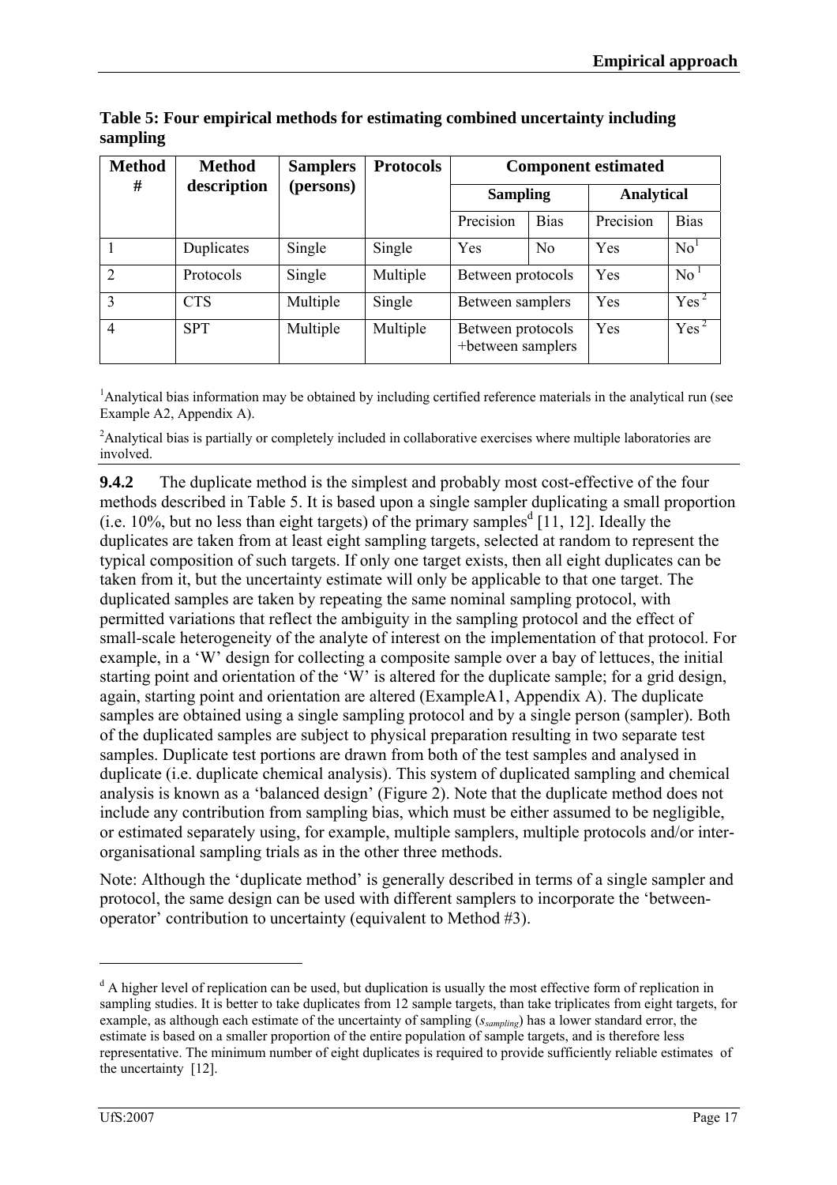**Table 5: Four empirical methods for estimating combined uncertainty including sampling**

| Method # | Method description | Samplers (persons) | Protocols | Component estimated | | | |
|---|---|---|---|---|---|---|---|
| | | | | Sampling | | Analytical | |
| | | | | Precision | Bias | Precision | Bias |
| 1 | Duplicates | Single | Single | Yes | No | Yes | No[1] |
| 2 | Protocols | Single | Multiple | Between protocols | | Yes | No[1] |
| 3 | CTS | Multiple | Single | Between samplers | | Yes | Yes[2] |
| 4 | SPT | Multiple | Multiple | Between protocols +between samplers | | Yes | Yes[2] |

[1]Analytical bias information may be obtained by including certified reference materials in the analytical run (see Example A2, Appendix A).

[2]Analytical bias is partially or completely included in collaborative exercises where multiple laboratories are involved.

**9.4.2** The duplicate method is the simplest and probably most cost-effective of the four methods described in Table 5. It is based upon a single sampler duplicating a small proportion (i.e. 10%, but no less than eight targets) of the primary samples[d] [11, 12]. Ideally the duplicates are taken from at least eight sampling targets, selected at random to represent the typical composition of such targets. If only one target exists, then all eight duplicates can be taken from it, but the uncertainty estimate will only be applicable to that one target. The duplicated samples are taken by repeating the same nominal sampling protocol, with permitted variations that reflect the ambiguity in the sampling protocol and the effect of small-scale heterogeneity of the analyte of interest on the implementation of that protocol. For example, in a 'W' design for collecting a composite sample over a bay of lettuces, the initial starting point and orientation of the 'W' is altered for the duplicate sample; for a grid design, again, starting point and orientation are altered (ExampleA1, Appendix A). The duplicate samples are obtained using a single sampling protocol and by a single person (sampler). Both of the duplicated samples are subject to physical preparation resulting in two separate test samples. Duplicate test portions are drawn from both of the test samples and analysed in duplicate (i.e. duplicate chemical analysis). This system of duplicated sampling and chemical analysis is known as a 'balanced design' (Figure 2). Note that the duplicate method does not include any contribution from sampling bias, which must be either assumed to be negligible, or estimated separately using, for example, multiple samplers, multiple protocols and/or inter-organisational sampling trials as in the other three methods.

Note: Although the 'duplicate method' is generally described in terms of a single sampler and protocol, the same design can be used with different samplers to incorporate the 'between-operator' contribution to uncertainty (equivalent to Method #3).

[d] A higher level of replication can be used, but duplication is usually the most effective form of replication in sampling studies. It is better to take duplicates from 12 sample targets, than take triplicates from eight targets, for example, as although each estimate of the uncertainty of sampling ($s_{sampling}$) has a lower standard error, the estimate is based on a smaller proportion of the entire population of sample targets, and is therefore less representative. The minimum number of eight duplicates is required to provide sufficiently reliable estimates of the uncertainty [12].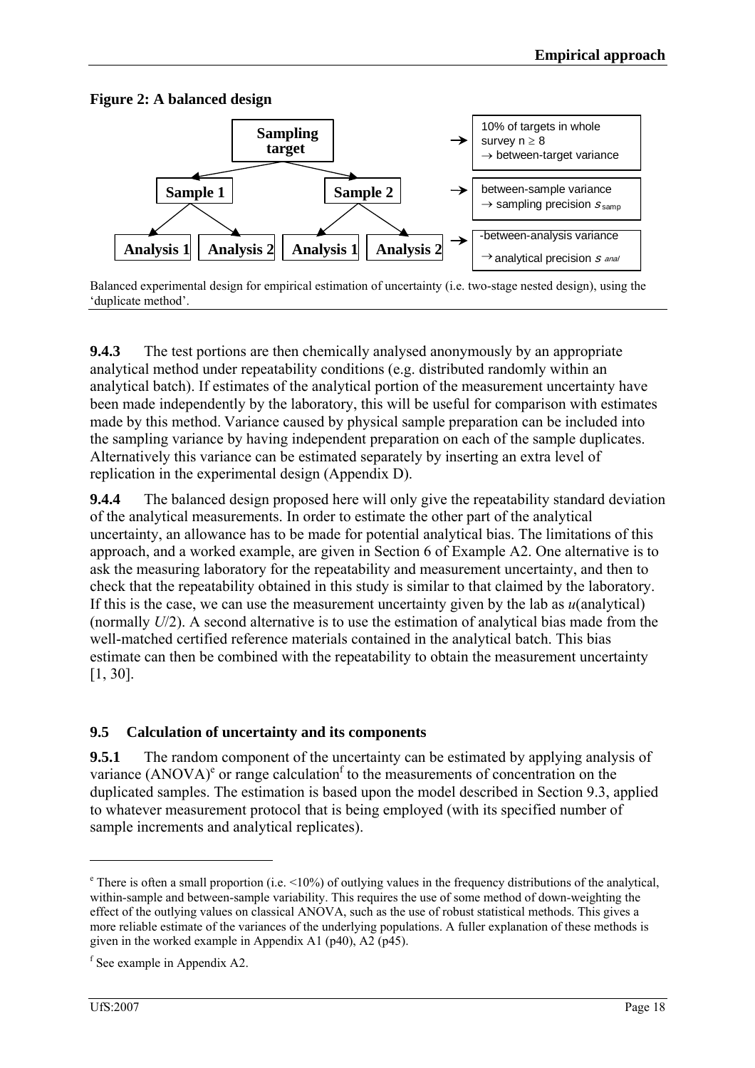**Figure 2: A balanced design**

Sampling target → 10% of targets in whole survey n ≥ 8 → between-target variance

Sample 1 | Sample 2 → between-sample variance → sampling precision $s_{samp}$

Analysis 1 | Analysis 2 | Analysis 1 | Analysis 2 → -between-analysis variance → analytical precision $s_{anal}$

Balanced experimental design for empirical estimation of uncertainty (i.e. two-stage nested design), using the 'duplicate method'.

**9.4.3** The test portions are then chemically analysed anonymously by an appropriate analytical method under repeatability conditions (e.g. distributed randomly within an analytical batch). If estimates of the analytical portion of the measurement uncertainty have been made independently by the laboratory, this will be useful for comparison with estimates made by this method. Variance caused by physical sample preparation can be included into the sampling variance by having independent preparation on each of the sample duplicates. Alternatively this variance can be estimated separately by inserting an extra level of replication in the experimental design (Appendix D).

**9.4.4** The balanced design proposed here will only give the repeatability standard deviation of the analytical measurements. In order to estimate the other part of the analytical uncertainty, an allowance has to be made for potential analytical bias. The limitations of this approach, and a worked example, are given in Section 6 of Example A2. One alternative is to ask the measuring laboratory for the repeatability and measurement uncertainty, and then to check that the repeatability obtained in this study is similar to that claimed by the laboratory. If this is the case, we can use the measurement uncertainty given by the lab as $u$(analytical) (normally $U/2$). A second alternative is to use the estimation of analytical bias made from the well-matched certified reference materials contained in the analytical batch. This bias estimate can then be combined with the repeatability to obtain the measurement uncertainty [1, 30].

## 9.5 Calculation of uncertainty and its components

**9.5.1** The random component of the uncertainty can be estimated by applying analysis of variance (ANOVA)[e] or range calculation[f] to the measurements of concentration on the duplicated samples. The estimation is based upon the model described in Section 9.3, applied to whatever measurement protocol that is being employed (with its specified number of sample increments and analytical replicates).

---

[e] There is often a small proportion (i.e. <10%) of outlying values in the frequency distributions of the analytical, within-sample and between-sample variability. This requires the use of some method of down-weighting the effect of the outlying values on classical ANOVA, such as the use of robust statistical methods. This gives a more reliable estimate of the variances of the underlying populations. A fuller explanation of these methods is given in the worked example in Appendix A1 (p40), A2 (p45).

[f] See example in Appendix A2.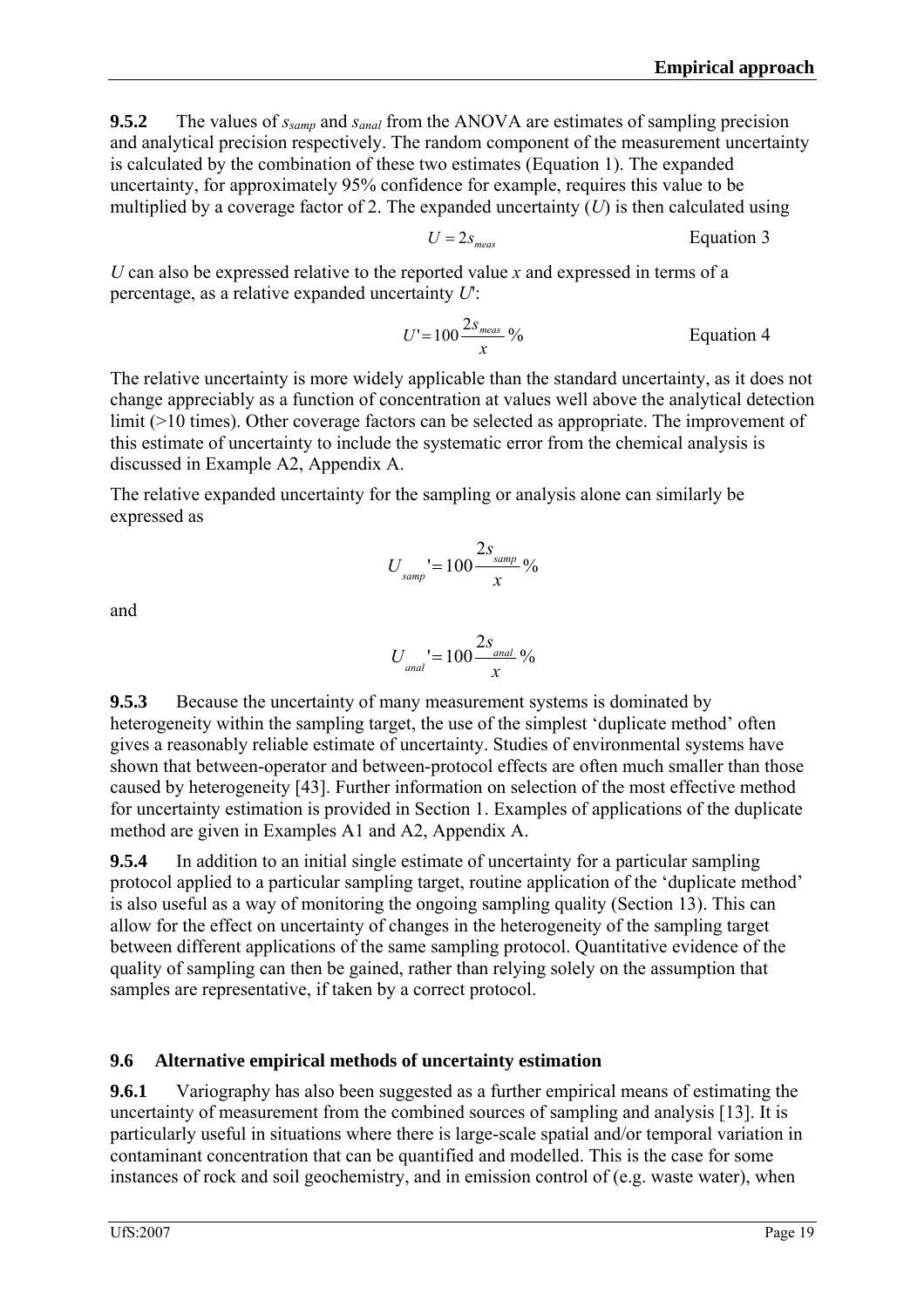**9.5.2** The values of $s_{samp}$ and $s_{anal}$ from the ANOVA are estimates of sampling precision and analytical precision respectively. The random component of the measurement uncertainty is calculated by the combination of these two estimates (Equation 1). The expanded uncertainty, for approximately 95% confidence for example, requires this value to be multiplied by a coverage factor of 2. The expanded uncertainty ($U$) is then calculated using

$$U = 2s_{meas} \qquad \text{Equation 3}$$

$U$ can also be expressed relative to the reported value $x$ and expressed in terms of a percentage, as a relative expanded uncertainty $U'$:

$$U' = 100\frac{2s_{meas}}{x}\% \qquad \text{Equation 4}$$

The relative uncertainty is more widely applicable than the standard uncertainty, as it does not change appreciably as a function of concentration at values well above the analytical detection limit (>10 times). Other coverage factors can be selected as appropriate. The improvement of this estimate of uncertainty to include the systematic error from the chemical analysis is discussed in Example A2, Appendix A.

The relative expanded uncertainty for the sampling or analysis alone can similarly be expressed as

$$U_{samp}' = 100\frac{2s_{samp}}{x}\%$$

and

$$U_{anal}' = 100\frac{2s_{anal}}{x}\%$$

**9.5.3** Because the uncertainty of many measurement systems is dominated by heterogeneity within the sampling target, the use of the simplest 'duplicate method' often gives a reasonably reliable estimate of uncertainty. Studies of environmental systems have shown that between-operator and between-protocol effects are often much smaller than those caused by heterogeneity [43]. Further information on selection of the most effective method for uncertainty estimation is provided in Section 1. Examples of applications of the duplicate method are given in Examples A1 and A2, Appendix A.

**9.5.4** In addition to an initial single estimate of uncertainty for a particular sampling protocol applied to a particular sampling target, routine application of the 'duplicate method' is also useful as a way of monitoring the ongoing sampling quality (Section 13). This can allow for the effect on uncertainty of changes in the heterogeneity of the sampling target between different applications of the same sampling protocol. Quantitative evidence of the quality of sampling can then be gained, rather than relying solely on the assumption that samples are representative, if taken by a correct protocol.

### 9.6 Alternative empirical methods of uncertainty estimation

**9.6.1** Variography has also been suggested as a further empirical means of estimating the uncertainty of measurement from the combined sources of sampling and analysis [13]. It is particularly useful in situations where there is large-scale spatial and/or temporal variation in contaminant concentration that can be quantified and modelled. This is the case for some instances of rock and soil geochemistry, and in emission control of (e.g. waste water), when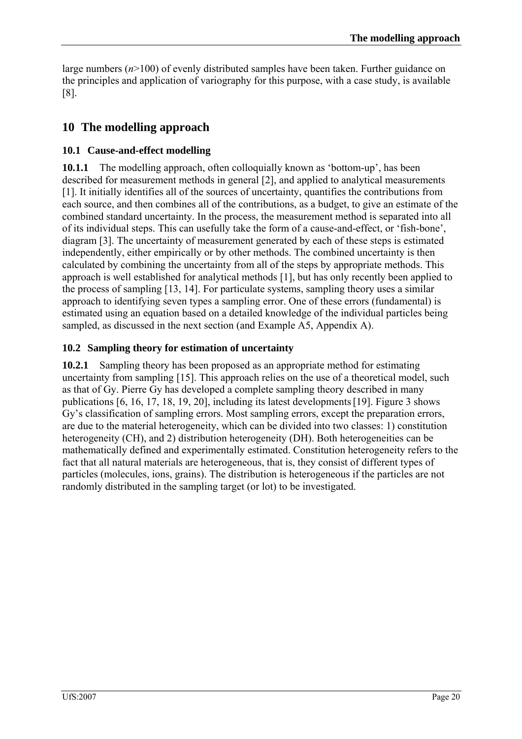large numbers ($n$>100) of evenly distributed samples have been taken. Further guidance on the principles and application of variography for this purpose, with a case study, is available [8].

# 10 The modelling approach

## 10.1 Cause-and-effect modelling

**10.1.1** The modelling approach, often colloquially known as 'bottom-up', has been described for measurement methods in general [2], and applied to analytical measurements [1]. It initially identifies all of the sources of uncertainty, quantifies the contributions from each source, and then combines all of the contributions, as a budget, to give an estimate of the combined standard uncertainty. In the process, the measurement method is separated into all of its individual steps. This can usefully take the form of a cause-and-effect, or 'fish-bone', diagram [3]. The uncertainty of measurement generated by each of these steps is estimated independently, either empirically or by other methods. The combined uncertainty is then calculated by combining the uncertainty from all of the steps by appropriate methods. This approach is well established for analytical methods [1], but has only recently been applied to the process of sampling [13, 14]. For particulate systems, sampling theory uses a similar approach to identifying seven types a sampling error. One of these errors (fundamental) is estimated using an equation based on a detailed knowledge of the individual particles being sampled, as discussed in the next section (and Example A5, Appendix A).

## 10.2 Sampling theory for estimation of uncertainty

**10.2.1** Sampling theory has been proposed as an appropriate method for estimating uncertainty from sampling [15]. This approach relies on the use of a theoretical model, such as that of Gy. Pierre Gy has developed a complete sampling theory described in many publications [6, 16, 17, 18, 19, 20], including its latest developments [19]. Figure 3 shows Gy's classification of sampling errors. Most sampling errors, except the preparation errors, are due to the material heterogeneity, which can be divided into two classes: 1) constitution heterogeneity (CH), and 2) distribution heterogeneity (DH). Both heterogeneities can be mathematically defined and experimentally estimated. Constitution heterogeneity refers to the fact that all natural materials are heterogeneous, that is, they consist of different types of particles (molecules, ions, grains). The distribution is heterogeneous if the particles are not randomly distributed in the sampling target (or lot) to be investigated.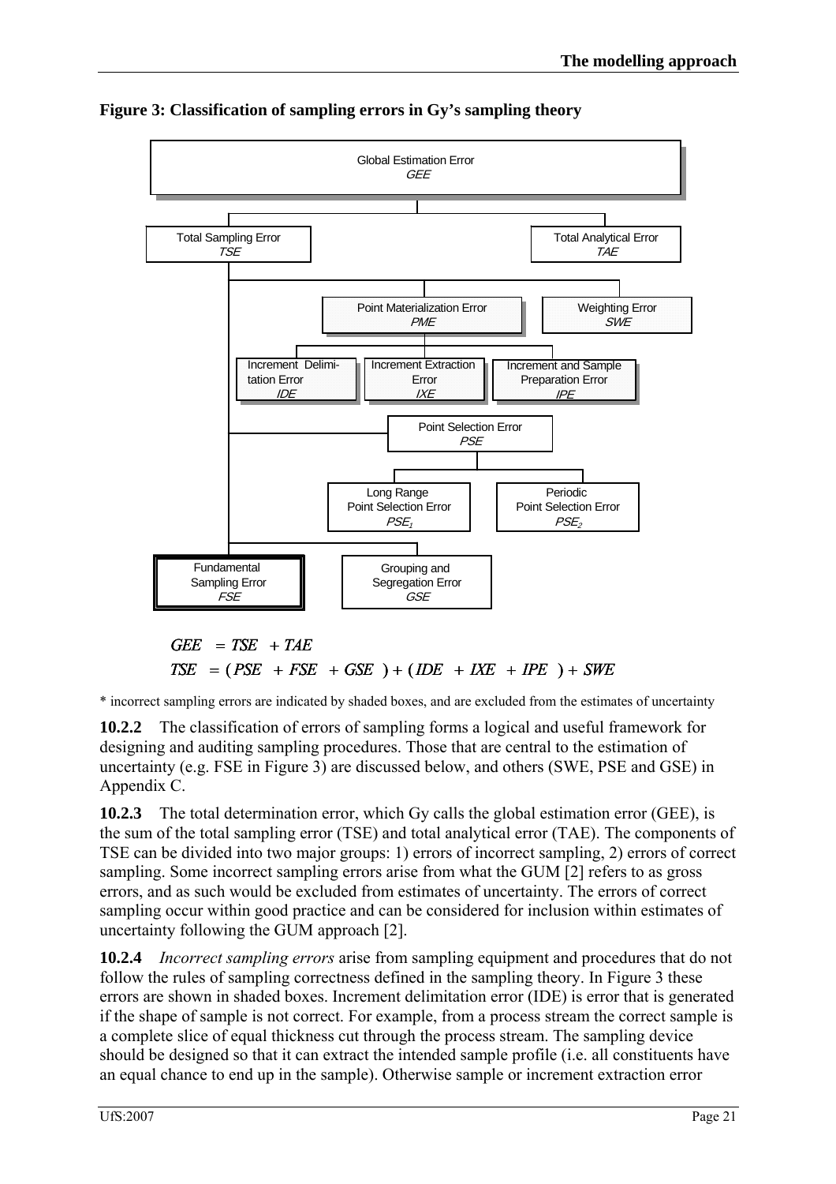**Figure 3: Classification of sampling errors in Gy's sampling theory**

- Global Estimation Error *GEE*
  - Total Sampling Error *TSE*
    - Point Materialization Error *PME*
      - Increment Delimitation Error *IDE*
      - Increment Extraction Error *IXE*
      - Increment and Sample Preparation Error *IPE*
    - Weighting Error *SWE*
    - Point Selection Error *PSE*
      - Long Range Point Selection Error $PSE_1$
      - Periodic Point Selection Error $PSE_2$
    - Fundamental Sampling Error *FSE*
    - Grouping and Segregation Error *GSE*
  - Total Analytical Error *TAE*

$$GEE = TSE + TAE$$

$$TSE = (PSE + FSE + GSE) + (IDE + IXE + IPE) + SWE$$

* incorrect sampling errors are indicated by shaded boxes, and are excluded from the estimates of uncertainty

**10.2.2** The classification of errors of sampling forms a logical and useful framework for designing and auditing sampling procedures. Those that are central to the estimation of uncertainty (e.g. FSE in Figure 3) are discussed below, and others (SWE, PSE and GSE) in Appendix C.

**10.2.3** The total determination error, which Gy calls the global estimation error (GEE), is the sum of the total sampling error (TSE) and total analytical error (TAE). The components of TSE can be divided into two major groups: 1) errors of incorrect sampling, 2) errors of correct sampling. Some incorrect sampling errors arise from what the GUM [2] refers to as gross errors, and as such would be excluded from estimates of uncertainty. The errors of correct sampling occur within good practice and can be considered for inclusion within estimates of uncertainty following the GUM approach [2].

**10.2.4** *Incorrect sampling errors* arise from sampling equipment and procedures that do not follow the rules of sampling correctness defined in the sampling theory. In Figure 3 these errors are shown in shaded boxes. Increment delimitation error (IDE) is error that is generated if the shape of sample is not correct. For example, from a process stream the correct sample is a complete slice of equal thickness cut through the process stream. The sampling device should be designed so that it can extract the intended sample profile (i.e. all constituents have an equal chance to end up in the sample). Otherwise sample or increment extraction error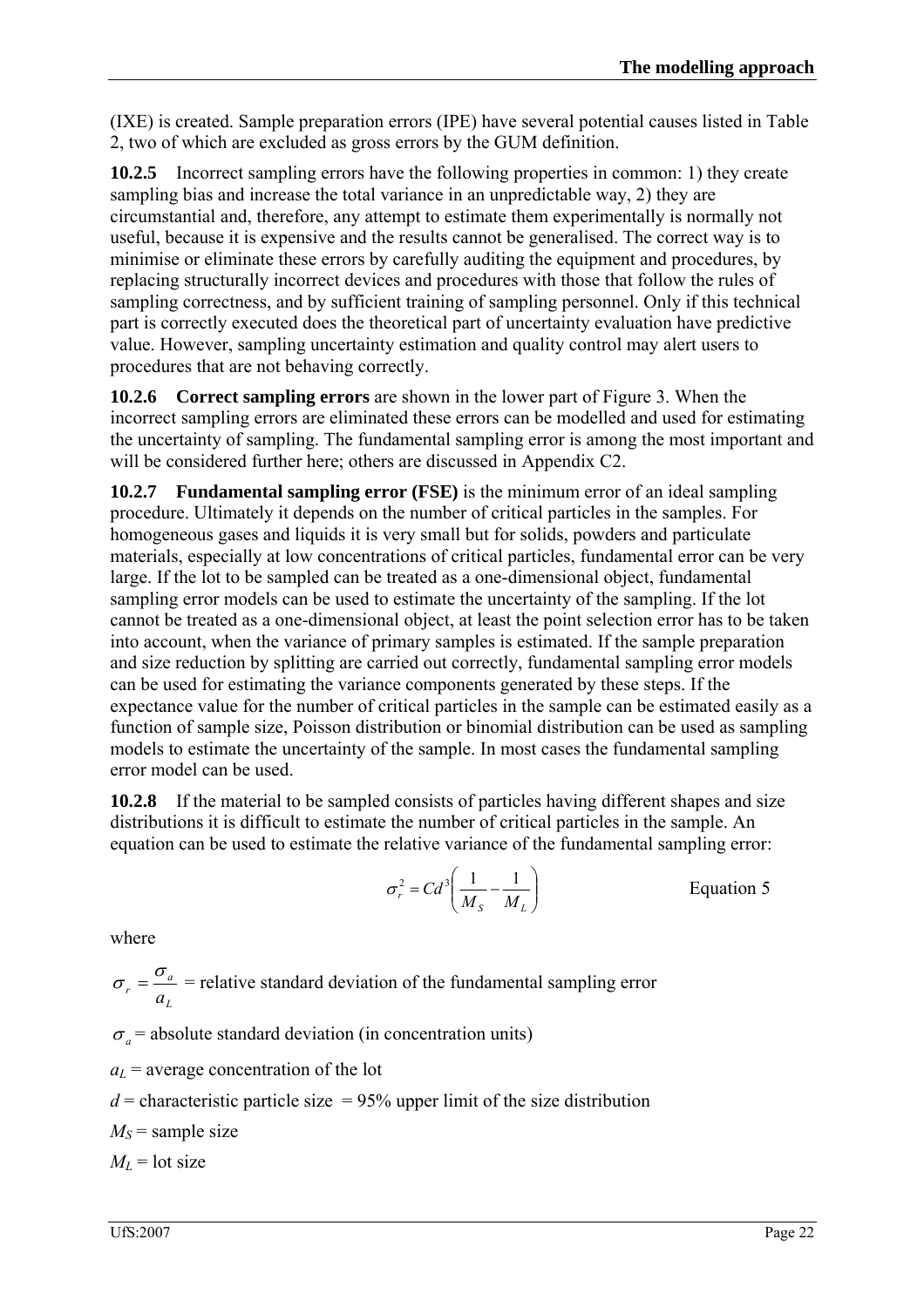(IXE) is created. Sample preparation errors (IPE) have several potential causes listed in Table 2, two of which are excluded as gross errors by the GUM definition.

**10.2.5** Incorrect sampling errors have the following properties in common: 1) they create sampling bias and increase the total variance in an unpredictable way, 2) they are circumstantial and, therefore, any attempt to estimate them experimentally is normally not useful, because it is expensive and the results cannot be generalised. The correct way is to minimise or eliminate these errors by carefully auditing the equipment and procedures, by replacing structurally incorrect devices and procedures with those that follow the rules of sampling correctness, and by sufficient training of sampling personnel. Only if this technical part is correctly executed does the theoretical part of uncertainty evaluation have predictive value. However, sampling uncertainty estimation and quality control may alert users to procedures that are not behaving correctly.

**10.2.6** **Correct sampling errors** are shown in the lower part of Figure 3. When the incorrect sampling errors are eliminated these errors can be modelled and used for estimating the uncertainty of sampling. The fundamental sampling error is among the most important and will be considered further here; others are discussed in Appendix C2.

**10.2.7** **Fundamental sampling error (FSE)** is the minimum error of an ideal sampling procedure. Ultimately it depends on the number of critical particles in the samples. For homogeneous gases and liquids it is very small but for solids, powders and particulate materials, especially at low concentrations of critical particles, fundamental error can be very large. If the lot to be sampled can be treated as a one-dimensional object, fundamental sampling error models can be used to estimate the uncertainty of the sampling. If the lot cannot be treated as a one-dimensional object, at least the point selection error has to be taken into account, when the variance of primary samples is estimated. If the sample preparation and size reduction by splitting are carried out correctly, fundamental sampling error models can be used for estimating the variance components generated by these steps. If the expectance value for the number of critical particles in the sample can be estimated easily as a function of sample size, Poisson distribution or binomial distribution can be used as sampling models to estimate the uncertainty of the sample. In most cases the fundamental sampling error model can be used.

**10.2.8** If the material to be sampled consists of particles having different shapes and size distributions it is difficult to estimate the number of critical particles in the sample. An equation can be used to estimate the relative variance of the fundamental sampling error:

$$\sigma_r^2 = Cd^3\left(\frac{1}{M_S} - \frac{1}{M_L}\right) \qquad \text{Equation 5}$$

where

$\sigma_r = \frac{\sigma_a}{a_L}$ = relative standard deviation of the fundamental sampling error

$\sigma_a$ = absolute standard deviation (in concentration units)

$a_L$ = average concentration of the lot

$d$ = characteristic particle size = 95% upper limit of the size distribution

$M_S$ = sample size

$M_L$ = lot size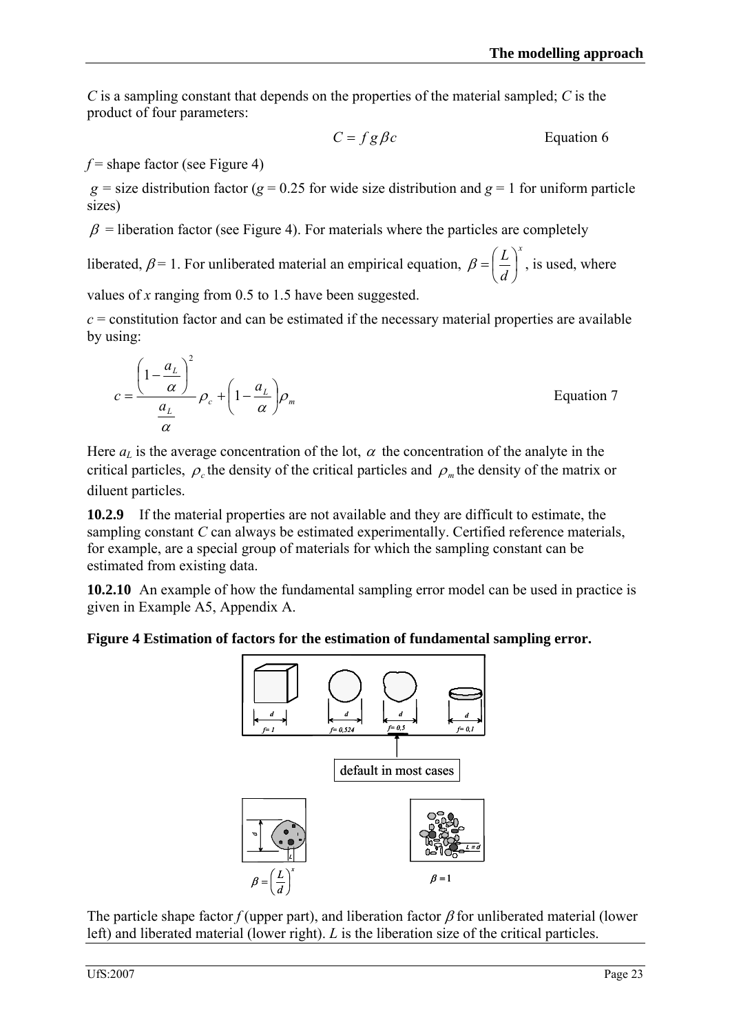$C$ is a sampling constant that depends on the properties of the material sampled; $C$ is the product of four parameters:

$$C = f g \beta c \qquad \text{Equation 6}$$

$f$ = shape factor (see Figure 4)

$g$ = size distribution factor ($g$ = 0.25 for wide size distribution and $g$ = 1 for uniform particle sizes)

$\beta$ = liberation factor (see Figure 4). For materials where the particles are completely liberated, $\beta$ = 1. For unliberated material an empirical equation, $\beta = \left(\frac{L}{d}\right)^x$, is used, where values of $x$ ranging from 0.5 to 1.5 have been suggested.

$c$ = constitution factor and can be estimated if the necessary material properties are available by using:

$$c = \frac{\left(1 - \frac{a_L}{\alpha}\right)^2}{\frac{a_L}{\alpha}} \rho_c + \left(1 - \frac{a_L}{\alpha}\right)\rho_m \qquad \text{Equation 7}$$

Here $a_L$ is the average concentration of the lot, $\alpha$ the concentration of the analyte in the critical particles, $\rho_c$ the density of the critical particles and $\rho_m$ the density of the matrix or diluent particles.

**10.2.9** If the material properties are not available and they are difficult to estimate, the sampling constant $C$ can always be estimated experimentally. Certified reference materials, for example, are a special group of materials for which the sampling constant can be estimated from existing data.

**10.2.10** An example of how the fundamental sampling error model can be used in practice is given in Example A5, Appendix A.

**Figure 4 Estimation of factors for the estimation of fundamental sampling error.**

The particle shape factor $f$ (upper part), and liberation factor $\beta$ for unliberated material (lower left) and liberated material (lower right). $L$ is the liberation size of the critical particles.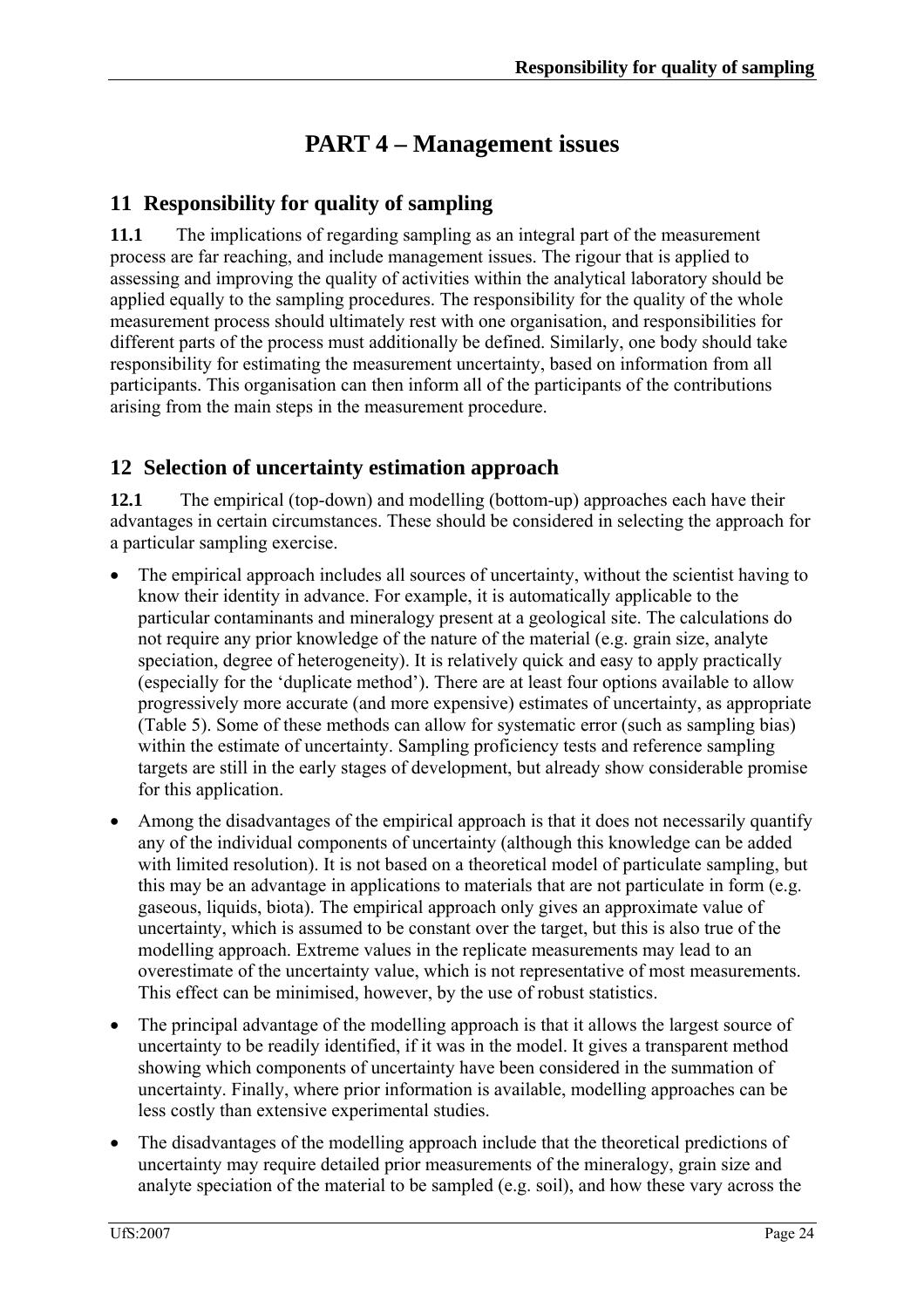# PART 4 – Management issues

## 11 Responsibility for quality of sampling

**11.1** The implications of regarding sampling as an integral part of the measurement process are far reaching, and include management issues. The rigour that is applied to assessing and improving the quality of activities within the analytical laboratory should be applied equally to the sampling procedures. The responsibility for the quality of the whole measurement process should ultimately rest with one organisation, and responsibilities for different parts of the process must additionally be defined. Similarly, one body should take responsibility for estimating the measurement uncertainty, based on information from all participants. This organisation can then inform all of the participants of the contributions arising from the main steps in the measurement procedure.

## 12 Selection of uncertainty estimation approach

**12.1** The empirical (top-down) and modelling (bottom-up) approaches each have their advantages in certain circumstances. These should be considered in selecting the approach for a particular sampling exercise.

- The empirical approach includes all sources of uncertainty, without the scientist having to know their identity in advance. For example, it is automatically applicable to the particular contaminants and mineralogy present at a geological site. The calculations do not require any prior knowledge of the nature of the material (e.g. grain size, analyte speciation, degree of heterogeneity). It is relatively quick and easy to apply practically (especially for the 'duplicate method'). There are at least four options available to allow progressively more accurate (and more expensive) estimates of uncertainty, as appropriate (Table 5). Some of these methods can allow for systematic error (such as sampling bias) within the estimate of uncertainty. Sampling proficiency tests and reference sampling targets are still in the early stages of development, but already show considerable promise for this application.
- Among the disadvantages of the empirical approach is that it does not necessarily quantify any of the individual components of uncertainty (although this knowledge can be added with limited resolution). It is not based on a theoretical model of particulate sampling, but this may be an advantage in applications to materials that are not particulate in form (e.g. gaseous, liquids, biota). The empirical approach only gives an approximate value of uncertainty, which is assumed to be constant over the target, but this is also true of the modelling approach. Extreme values in the replicate measurements may lead to an overestimate of the uncertainty value, which is not representative of most measurements. This effect can be minimised, however, by the use of robust statistics.
- The principal advantage of the modelling approach is that it allows the largest source of uncertainty to be readily identified, if it was in the model. It gives a transparent method showing which components of uncertainty have been considered in the summation of uncertainty. Finally, where prior information is available, modelling approaches can be less costly than extensive experimental studies.
- The disadvantages of the modelling approach include that the theoretical predictions of uncertainty may require detailed prior measurements of the mineralogy, grain size and analyte speciation of the material to be sampled (e.g. soil), and how these vary across the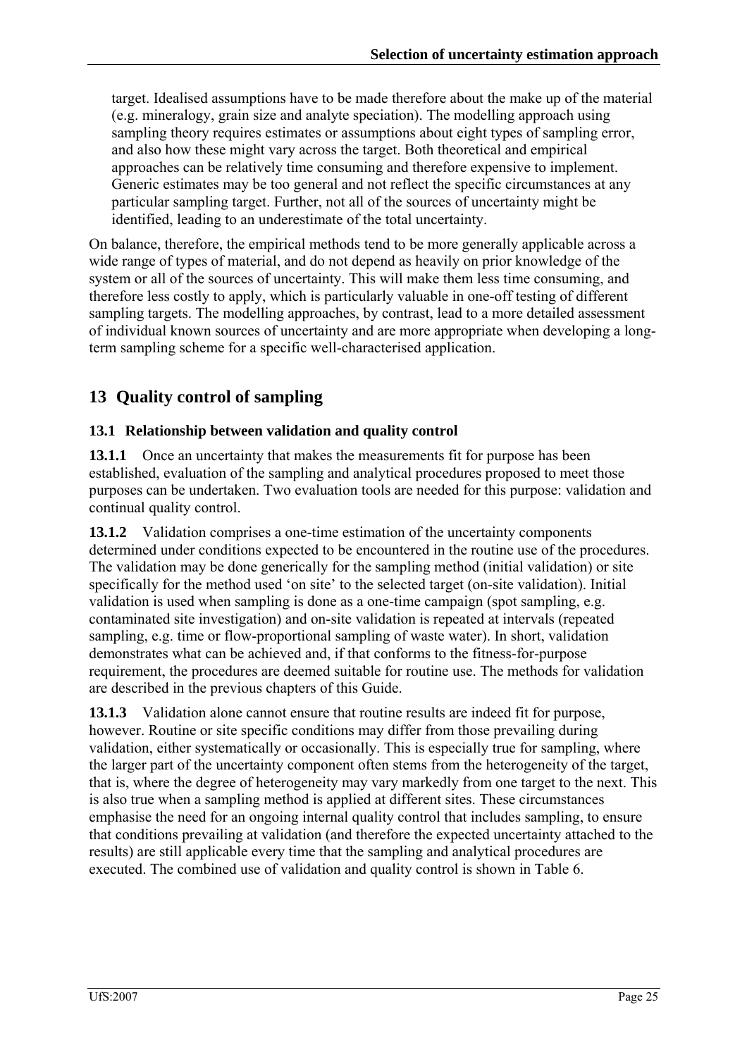target. Idealised assumptions have to be made therefore about the make up of the material (e.g. mineralogy, grain size and analyte speciation). The modelling approach using sampling theory requires estimates or assumptions about eight types of sampling error, and also how these might vary across the target. Both theoretical and empirical approaches can be relatively time consuming and therefore expensive to implement. Generic estimates may be too general and not reflect the specific circumstances at any particular sampling target. Further, not all of the sources of uncertainty might be identified, leading to an underestimate of the total uncertainty.

On balance, therefore, the empirical methods tend to be more generally applicable across a wide range of types of material, and do not depend as heavily on prior knowledge of the system or all of the sources of uncertainty. This will make them less time consuming, and therefore less costly to apply, which is particularly valuable in one-off testing of different sampling targets. The modelling approaches, by contrast, lead to a more detailed assessment of individual known sources of uncertainty and are more appropriate when developing a long-term sampling scheme for a specific well-characterised application.

## 13 Quality control of sampling

### 13.1 Relationship between validation and quality control

**13.1.1** Once an uncertainty that makes the measurements fit for purpose has been established, evaluation of the sampling and analytical procedures proposed to meet those purposes can be undertaken. Two evaluation tools are needed for this purpose: validation and continual quality control.

**13.1.2** Validation comprises a one-time estimation of the uncertainty components determined under conditions expected to be encountered in the routine use of the procedures. The validation may be done generically for the sampling method (initial validation) or site specifically for the method used 'on site' to the selected target (on-site validation). Initial validation is used when sampling is done as a one-time campaign (spot sampling, e.g. contaminated site investigation) and on-site validation is repeated at intervals (repeated sampling, e.g. time or flow-proportional sampling of waste water). In short, validation demonstrates what can be achieved and, if that conforms to the fitness-for-purpose requirement, the procedures are deemed suitable for routine use. The methods for validation are described in the previous chapters of this Guide.

**13.1.3** Validation alone cannot ensure that routine results are indeed fit for purpose, however. Routine or site specific conditions may differ from those prevailing during validation, either systematically or occasionally. This is especially true for sampling, where the larger part of the uncertainty component often stems from the heterogeneity of the target, that is, where the degree of heterogeneity may vary markedly from one target to the next. This is also true when a sampling method is applied at different sites. These circumstances emphasise the need for an ongoing internal quality control that includes sampling, to ensure that conditions prevailing at validation (and therefore the expected uncertainty attached to the results) are still applicable every time that the sampling and analytical procedures are executed. The combined use of validation and quality control is shown in Table 6.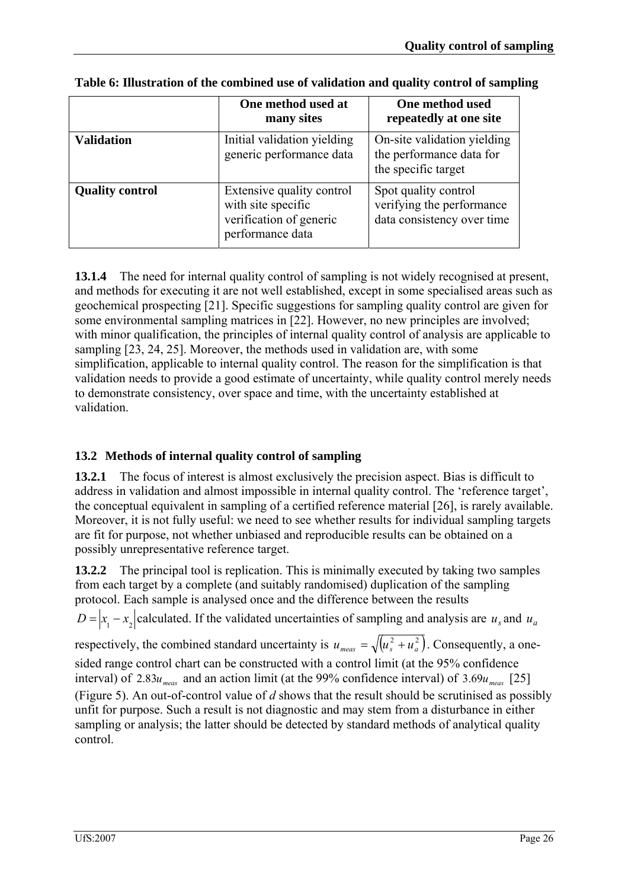**Table 6: Illustration of the combined use of validation and quality control of sampling**

| | One method used at many sites | One method used repeatedly at one site |
|---|---|---|
| **Validation** | Initial validation yielding generic performance data | On-site validation yielding the performance data for the specific target |
| **Quality control** | Extensive quality control with site specific verification of generic performance data | Spot quality control verifying the performance data consistency over time |

**13.1.4** The need for internal quality control of sampling is not widely recognised at present, and methods for executing it are not well established, except in some specialised areas such as geochemical prospecting [21]. Specific suggestions for sampling quality control are given for some environmental sampling matrices in [22]. However, no new principles are involved; with minor qualification, the principles of internal quality control of analysis are applicable to sampling [23, 24, 25]. Moreover, the methods used in validation are, with some simplification, applicable to internal quality control. The reason for the simplification is that validation needs to provide a good estimate of uncertainty, while quality control merely needs to demonstrate consistency, over space and time, with the uncertainty established at validation.

## 13.2 Methods of internal quality control of sampling

**13.2.1** The focus of interest is almost exclusively the precision aspect. Bias is difficult to address in validation and almost impossible in internal quality control. The 'reference target', the conceptual equivalent in sampling of a certified reference material [26], is rarely available. Moreover, it is not fully useful: we need to see whether results for individual sampling targets are fit for purpose, not whether unbiased and reproducible results can be obtained on a possibly unrepresentative reference target.

**13.2.2** The principal tool is replication. This is minimally executed by taking two samples from each target by a complete (and suitably randomised) duplication of the sampling protocol. Each sample is analysed once and the difference between the results $D = |x_1 - x_2|$ calculated. If the validated uncertainties of sampling and analysis are $u_s$ and $u_a$ respectively, the combined standard uncertainty is $u_{meas} = \sqrt{(u_s^2 + u_a^2)}$. Consequently, a one-sided range control chart can be constructed with a control limit (at the 95% confidence interval) of $2.83u_{meas}$ and an action limit (at the 99% confidence interval) of $3.69u_{meas}$ [25] (Figure 5). An out-of-control value of *d* shows that the result should be scrutinised as possibly unfit for purpose. Such a result is not diagnostic and may stem from a disturbance in either sampling or analysis; the latter should be detected by standard methods of analytical quality control.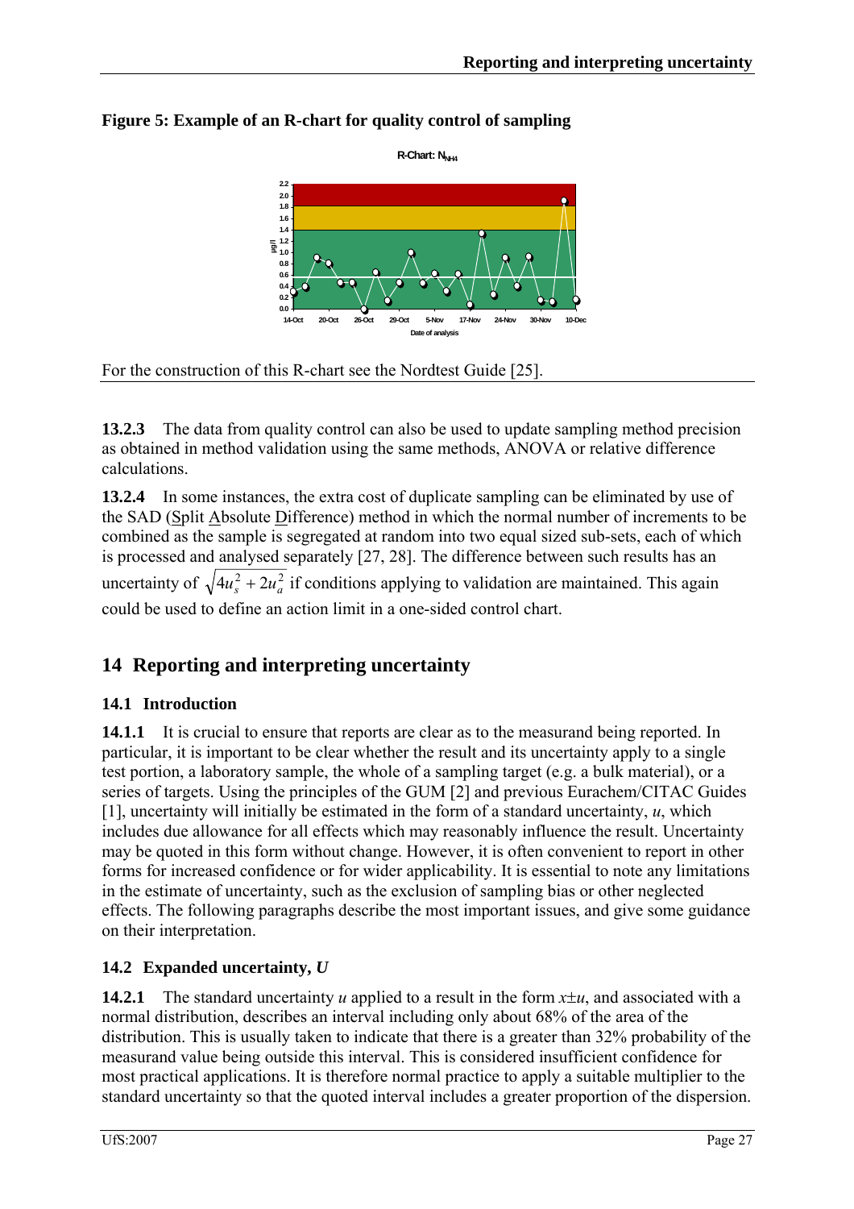**Figure 5: Example of an R-chart for quality control of sampling**

For the construction of this R-chart see the Nordtest Guide [25].

**13.2.3** The data from quality control can also be used to update sampling method precision as obtained in method validation using the same methods, ANOVA or relative difference calculations.

**13.2.4** In some instances, the extra cost of duplicate sampling can be eliminated by use of the SAD (Split Absolute Difference) method in which the normal number of increments to be combined as the sample is segregated at random into two equal sized sub-sets, each of which is processed and analysed separately [27, 28]. The difference between such results has an uncertainty of $\sqrt{4u_s^2 + 2u_a^2}$ if conditions applying to validation are maintained. This again could be used to define an action limit in a one-sided control chart.

## 14 Reporting and interpreting uncertainty

### 14.1 Introduction

**14.1.1** It is crucial to ensure that reports are clear as to the measurand being reported. In particular, it is important to be clear whether the result and its uncertainty apply to a single test portion, a laboratory sample, the whole of a sampling target (e.g. a bulk material), or a series of targets. Using the principles of the GUM [2] and previous Eurachem/CITAC Guides [1], uncertainty will initially be estimated in the form of a standard uncertainty, $u$, which includes due allowance for all effects which may reasonably influence the result. Uncertainty may be quoted in this form without change. However, it is often convenient to report in other forms for increased confidence or for wider applicability. It is essential to note any limitations in the estimate of uncertainty, such as the exclusion of sampling bias or other neglected effects. The following paragraphs describe the most important issues, and give some guidance on their interpretation.

### 14.2 Expanded uncertainty, *U*

**14.2.1** The standard uncertainty $u$ applied to a result in the form $x \pm u$, and associated with a normal distribution, describes an interval including only about 68% of the area of the distribution. This is usually taken to indicate that there is a greater than 32% probability of the measurand value being outside this interval. This is considered insufficient confidence for most practical applications. It is therefore normal practice to apply a suitable multiplier to the standard uncertainty so that the quoted interval includes a greater proportion of the dispersion.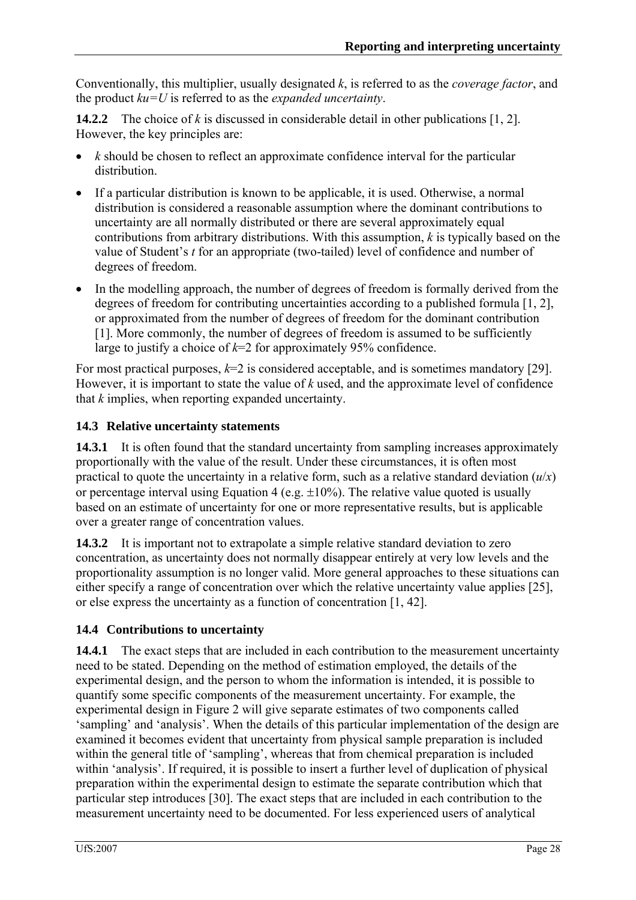Conventionally, this multiplier, usually designated $k$, is referred to as the *coverage factor*, and the product $ku=U$ is referred to as the *expanded uncertainty*.

**14.2.2** The choice of $k$ is discussed in considerable detail in other publications [1, 2]. However, the key principles are:

- $k$ should be chosen to reflect an approximate confidence interval for the particular distribution.
- If a particular distribution is known to be applicable, it is used. Otherwise, a normal distribution is considered a reasonable assumption where the dominant contributions to uncertainty are all normally distributed or there are several approximately equal contributions from arbitrary distributions. With this assumption, $k$ is typically based on the value of Student's $t$ for an appropriate (two-tailed) level of confidence and number of degrees of freedom.
- In the modelling approach, the number of degrees of freedom is formally derived from the degrees of freedom for contributing uncertainties according to a published formula [1, 2], or approximated from the number of degrees of freedom for the dominant contribution [1]. More commonly, the number of degrees of freedom is assumed to be sufficiently large to justify a choice of $k$=2 for approximately 95% confidence.

For most practical purposes, $k$=2 is considered acceptable, and is sometimes mandatory [29]. However, it is important to state the value of $k$ used, and the approximate level of confidence that $k$ implies, when reporting expanded uncertainty.

### 14.3 Relative uncertainty statements

**14.3.1** It is often found that the standard uncertainty from sampling increases approximately proportionally with the value of the result. Under these circumstances, it is often most practical to quote the uncertainty in a relative form, such as a relative standard deviation ($u/x$) or percentage interval using Equation 4 (e.g. ±10%). The relative value quoted is usually based on an estimate of uncertainty for one or more representative results, but is applicable over a greater range of concentration values.

**14.3.2** It is important not to extrapolate a simple relative standard deviation to zero concentration, as uncertainty does not normally disappear entirely at very low levels and the proportionality assumption is no longer valid. More general approaches to these situations can either specify a range of concentration over which the relative uncertainty value applies [25], or else express the uncertainty as a function of concentration [1, 42].

### 14.4 Contributions to uncertainty

**14.4.1** The exact steps that are included in each contribution to the measurement uncertainty need to be stated. Depending on the method of estimation employed, the details of the experimental design, and the person to whom the information is intended, it is possible to quantify some specific components of the measurement uncertainty. For example, the experimental design in Figure 2 will give separate estimates of two components called 'sampling' and 'analysis'. When the details of this particular implementation of the design are examined it becomes evident that uncertainty from physical sample preparation is included within the general title of 'sampling', whereas that from chemical preparation is included within 'analysis'. If required, it is possible to insert a further level of duplication of physical preparation within the experimental design to estimate the separate contribution which that particular step introduces [30]. The exact steps that are included in each contribution to the measurement uncertainty need to be documented. For less experienced users of analytical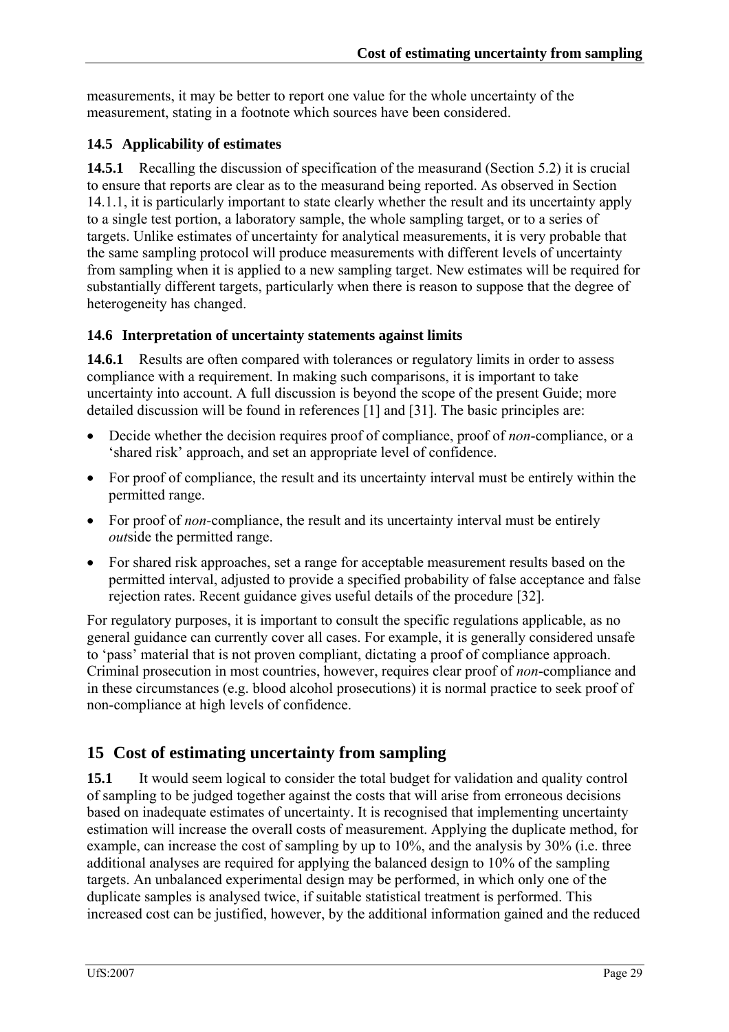measurements, it may be better to report one value for the whole uncertainty of the measurement, stating in a footnote which sources have been considered.

### 14.5 Applicability of estimates

**14.5.1** Recalling the discussion of specification of the measurand (Section 5.2) it is crucial to ensure that reports are clear as to the measurand being reported. As observed in Section 14.1.1, it is particularly important to state clearly whether the result and its uncertainty apply to a single test portion, a laboratory sample, the whole sampling target, or to a series of targets. Unlike estimates of uncertainty for analytical measurements, it is very probable that the same sampling protocol will produce measurements with different levels of uncertainty from sampling when it is applied to a new sampling target. New estimates will be required for substantially different targets, particularly when there is reason to suppose that the degree of heterogeneity has changed.

### 14.6 Interpretation of uncertainty statements against limits

**14.6.1** Results are often compared with tolerances or regulatory limits in order to assess compliance with a requirement. In making such comparisons, it is important to take uncertainty into account. A full discussion is beyond the scope of the present Guide; more detailed discussion will be found in references [1] and [31]. The basic principles are:

- Decide whether the decision requires proof of compliance, proof of *non*-compliance, or a 'shared risk' approach, and set an appropriate level of confidence.
- For proof of compliance, the result and its uncertainty interval must be entirely within the permitted range.
- For proof of *non*-compliance, the result and its uncertainty interval must be entirely *out*side the permitted range.
- For shared risk approaches, set a range for acceptable measurement results based on the permitted interval, adjusted to provide a specified probability of false acceptance and false rejection rates. Recent guidance gives useful details of the procedure [32].

For regulatory purposes, it is important to consult the specific regulations applicable, as no general guidance can currently cover all cases. For example, it is generally considered unsafe to 'pass' material that is not proven compliant, dictating a proof of compliance approach. Criminal prosecution in most countries, however, requires clear proof of *non*-compliance and in these circumstances (e.g. blood alcohol prosecutions) it is normal practice to seek proof of non-compliance at high levels of confidence.

## 15 Cost of estimating uncertainty from sampling

**15.1** It would seem logical to consider the total budget for validation and quality control of sampling to be judged together against the costs that will arise from erroneous decisions based on inadequate estimates of uncertainty. It is recognised that implementing uncertainty estimation will increase the overall costs of measurement. Applying the duplicate method, for example, can increase the cost of sampling by up to 10%, and the analysis by 30% (i.e. three additional analyses are required for applying the balanced design to 10% of the sampling targets. An unbalanced experimental design may be performed, in which only one of the duplicate samples is analysed twice, if suitable statistical treatment is performed. This increased cost can be justified, however, by the additional information gained and the reduced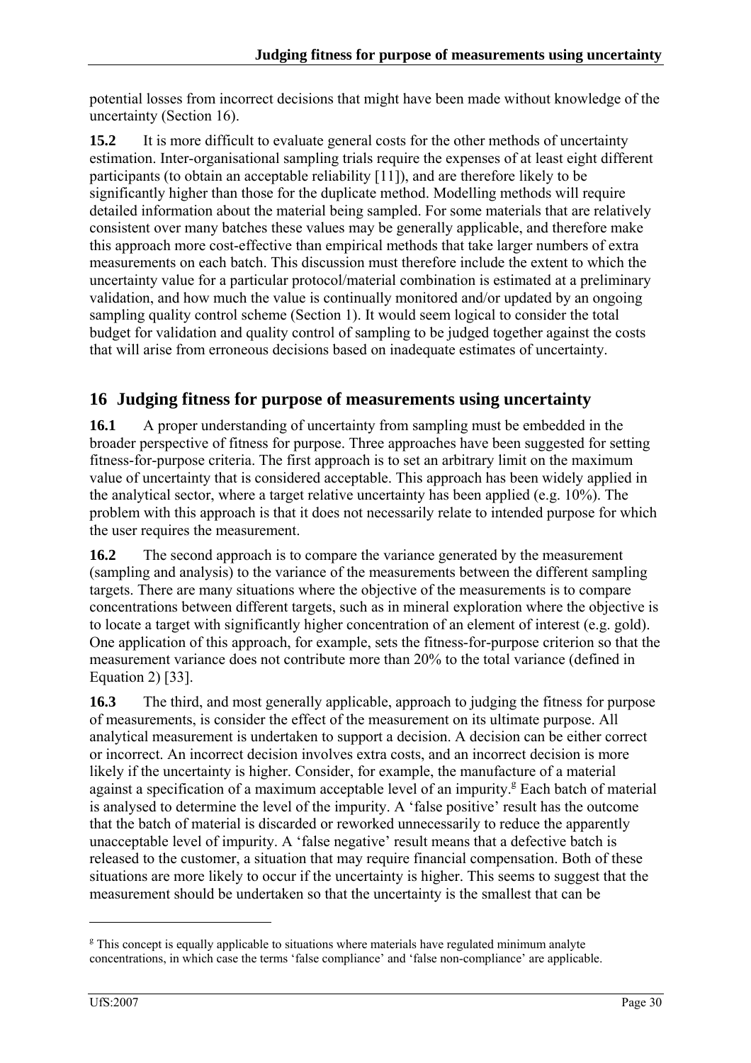potential losses from incorrect decisions that might have been made without knowledge of the uncertainty (Section 16).

**15.2** It is more difficult to evaluate general costs for the other methods of uncertainty estimation. Inter-organisational sampling trials require the expenses of at least eight different participants (to obtain an acceptable reliability [11]), and are therefore likely to be significantly higher than those for the duplicate method. Modelling methods will require detailed information about the material being sampled. For some materials that are relatively consistent over many batches these values may be generally applicable, and therefore make this approach more cost-effective than empirical methods that take larger numbers of extra measurements on each batch. This discussion must therefore include the extent to which the uncertainty value for a particular protocol/material combination is estimated at a preliminary validation, and how much the value is continually monitored and/or updated by an ongoing sampling quality control scheme (Section 1). It would seem logical to consider the total budget for validation and quality control of sampling to be judged together against the costs that will arise from erroneous decisions based on inadequate estimates of uncertainty.

## 16 Judging fitness for purpose of measurements using uncertainty

**16.1** A proper understanding of uncertainty from sampling must be embedded in the broader perspective of fitness for purpose. Three approaches have been suggested for setting fitness-for-purpose criteria. The first approach is to set an arbitrary limit on the maximum value of uncertainty that is considered acceptable. This approach has been widely applied in the analytical sector, where a target relative uncertainty has been applied (e.g. 10%). The problem with this approach is that it does not necessarily relate to intended purpose for which the user requires the measurement.

**16.2** The second approach is to compare the variance generated by the measurement (sampling and analysis) to the variance of the measurements between the different sampling targets. There are many situations where the objective of the measurements is to compare concentrations between different targets, such as in mineral exploration where the objective is to locate a target with significantly higher concentration of an element of interest (e.g. gold). One application of this approach, for example, sets the fitness-for-purpose criterion so that the measurement variance does not contribute more than 20% to the total variance (defined in Equation 2) [33].

**16.3** The third, and most generally applicable, approach to judging the fitness for purpose of measurements, is consider the effect of the measurement on its ultimate purpose. All analytical measurement is undertaken to support a decision. A decision can be either correct or incorrect. An incorrect decision involves extra costs, and an incorrect decision is more likely if the uncertainty is higher. Consider, for example, the manufacture of a material against a specification of a maximum acceptable level of an impurity.[g] Each batch of material is analysed to determine the level of the impurity. A 'false positive' result has the outcome that the batch of material is discarded or reworked unnecessarily to reduce the apparently unacceptable level of impurity. A 'false negative' result means that a defective batch is released to the customer, a situation that may require financial compensation. Both of these situations are more likely to occur if the uncertainty is higher. This seems to suggest that the measurement should be undertaken so that the uncertainty is the smallest that can be

---

[g] This concept is equally applicable to situations where materials have regulated minimum analyte concentrations, in which case the terms 'false compliance' and 'false non-compliance' are applicable.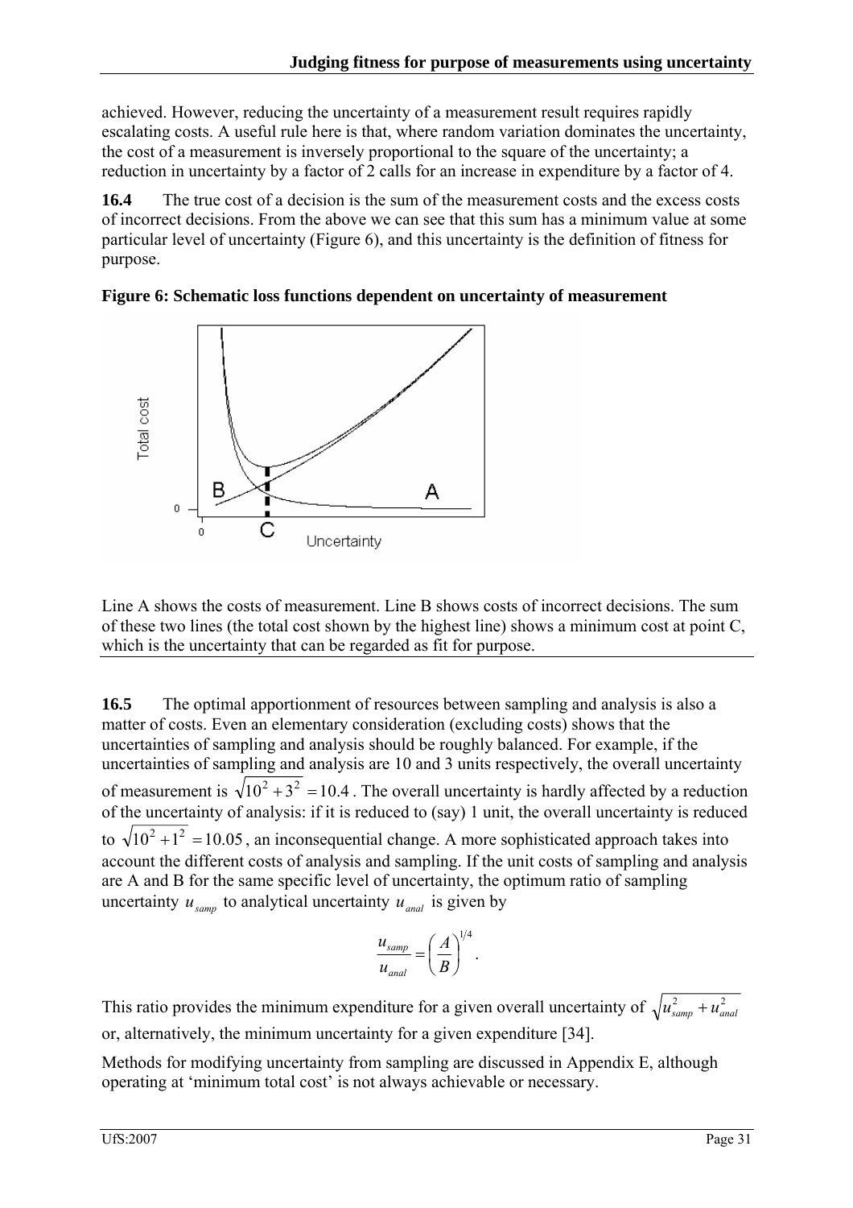achieved. However, reducing the uncertainty of a measurement result requires rapidly escalating costs. A useful rule here is that, where random variation dominates the uncertainty, the cost of a measurement is inversely proportional to the square of the uncertainty; a reduction in uncertainty by a factor of 2 calls for an increase in expenditure by a factor of 4.

**16.4** The true cost of a decision is the sum of the measurement costs and the excess costs of incorrect decisions. From the above we can see that this sum has a minimum value at some particular level of uncertainty (Figure 6), and this uncertainty is the definition of fitness for purpose.

**Figure 6: Schematic loss functions dependent on uncertainty of measurement**

Line A shows the costs of measurement. Line B shows costs of incorrect decisions. The sum of these two lines (the total cost shown by the highest line) shows a minimum cost at point C, which is the uncertainty that can be regarded as fit for purpose.

**16.5** The optimal apportionment of resources between sampling and analysis is also a matter of costs. Even an elementary consideration (excluding costs) shows that the uncertainties of sampling and analysis should be roughly balanced. For example, if the uncertainties of sampling and analysis are 10 and 3 units respectively, the overall uncertainty of measurement is $\sqrt{10^2 + 3^2} = 10.4$. The overall uncertainty is hardly affected by a reduction of the uncertainty of analysis: if it is reduced to (say) 1 unit, the overall uncertainty is reduced to $\sqrt{10^2 + 1^2} = 10.05$, an inconsequential change. A more sophisticated approach takes into account the different costs of analysis and sampling. If the unit costs of sampling and analysis are A and B for the same specific level of uncertainty, the optimum ratio of sampling uncertainty $u_{samp}$ to analytical uncertainty $u_{anal}$ is given by

$$\frac{u_{samp}}{u_{anal}} = \left( \frac{A}{B} \right)^{1/4}.$$

This ratio provides the minimum expenditure for a given overall uncertainty of $\sqrt{u_{samp}^2 + u_{anal}^2}$ or, alternatively, the minimum uncertainty for a given expenditure [34].

Methods for modifying uncertainty from sampling are discussed in Appendix E, although operating at 'minimum total cost' is not always achievable or necessary.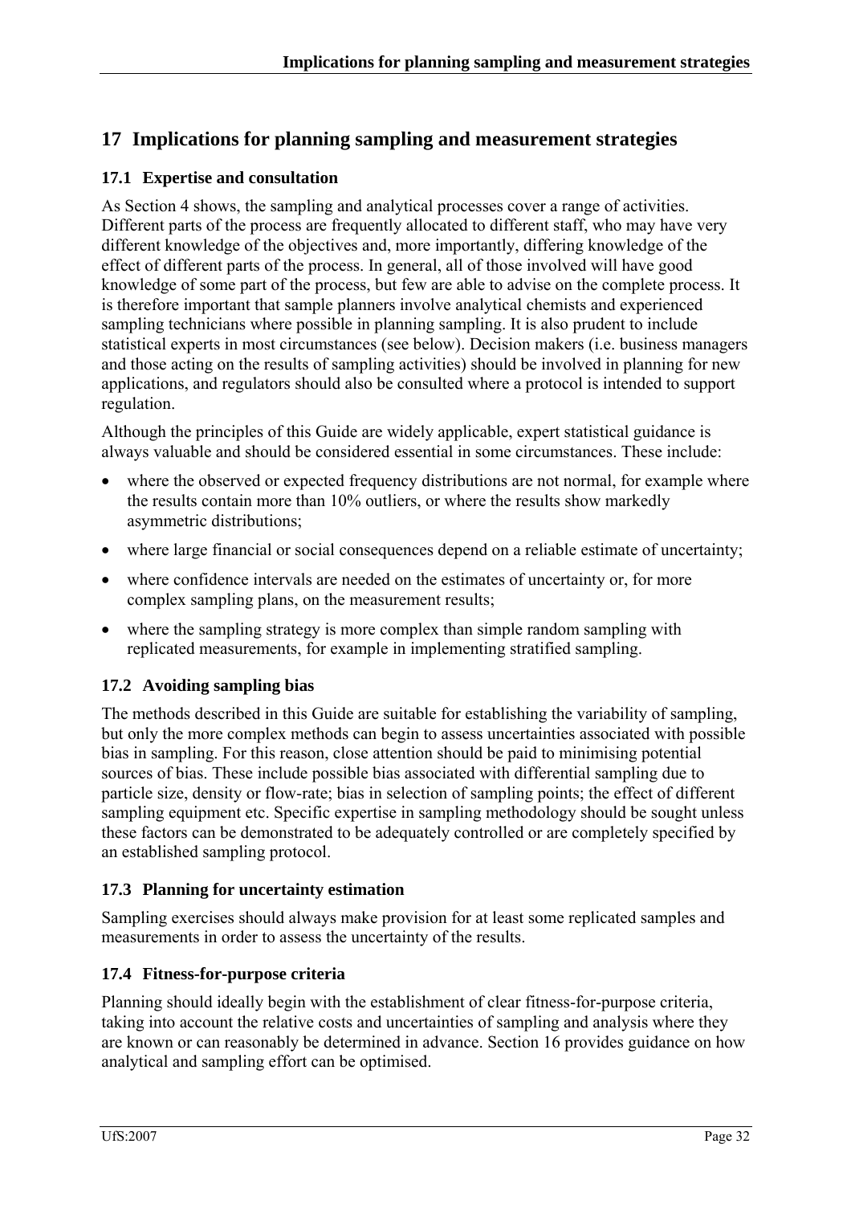# 17 Implications for planning sampling and measurement strategies

## 17.1 Expertise and consultation

As Section 4 shows, the sampling and analytical processes cover a range of activities. Different parts of the process are frequently allocated to different staff, who may have very different knowledge of the objectives and, more importantly, differing knowledge of the effect of different parts of the process. In general, all of those involved will have good knowledge of some part of the process, but few are able to advise on the complete process. It is therefore important that sample planners involve analytical chemists and experienced sampling technicians where possible in planning sampling. It is also prudent to include statistical experts in most circumstances (see below). Decision makers (i.e. business managers and those acting on the results of sampling activities) should be involved in planning for new applications, and regulators should also be consulted where a protocol is intended to support regulation.

Although the principles of this Guide are widely applicable, expert statistical guidance is always valuable and should be considered essential in some circumstances. These include:

- where the observed or expected frequency distributions are not normal, for example where the results contain more than 10% outliers, or where the results show markedly asymmetric distributions;
- where large financial or social consequences depend on a reliable estimate of uncertainty;
- where confidence intervals are needed on the estimates of uncertainty or, for more complex sampling plans, on the measurement results;
- where the sampling strategy is more complex than simple random sampling with replicated measurements, for example in implementing stratified sampling.

## 17.2 Avoiding sampling bias

The methods described in this Guide are suitable for establishing the variability of sampling, but only the more complex methods can begin to assess uncertainties associated with possible bias in sampling. For this reason, close attention should be paid to minimising potential sources of bias. These include possible bias associated with differential sampling due to particle size, density or flow-rate; bias in selection of sampling points; the effect of different sampling equipment etc. Specific expertise in sampling methodology should be sought unless these factors can be demonstrated to be adequately controlled or are completely specified by an established sampling protocol.

## 17.3 Planning for uncertainty estimation

Sampling exercises should always make provision for at least some replicated samples and measurements in order to assess the uncertainty of the results.

## 17.4 Fitness-for-purpose criteria

Planning should ideally begin with the establishment of clear fitness-for-purpose criteria, taking into account the relative costs and uncertainties of sampling and analysis where they are known or can reasonably be determined in advance. Section 16 provides guidance on how analytical and sampling effort can be optimised.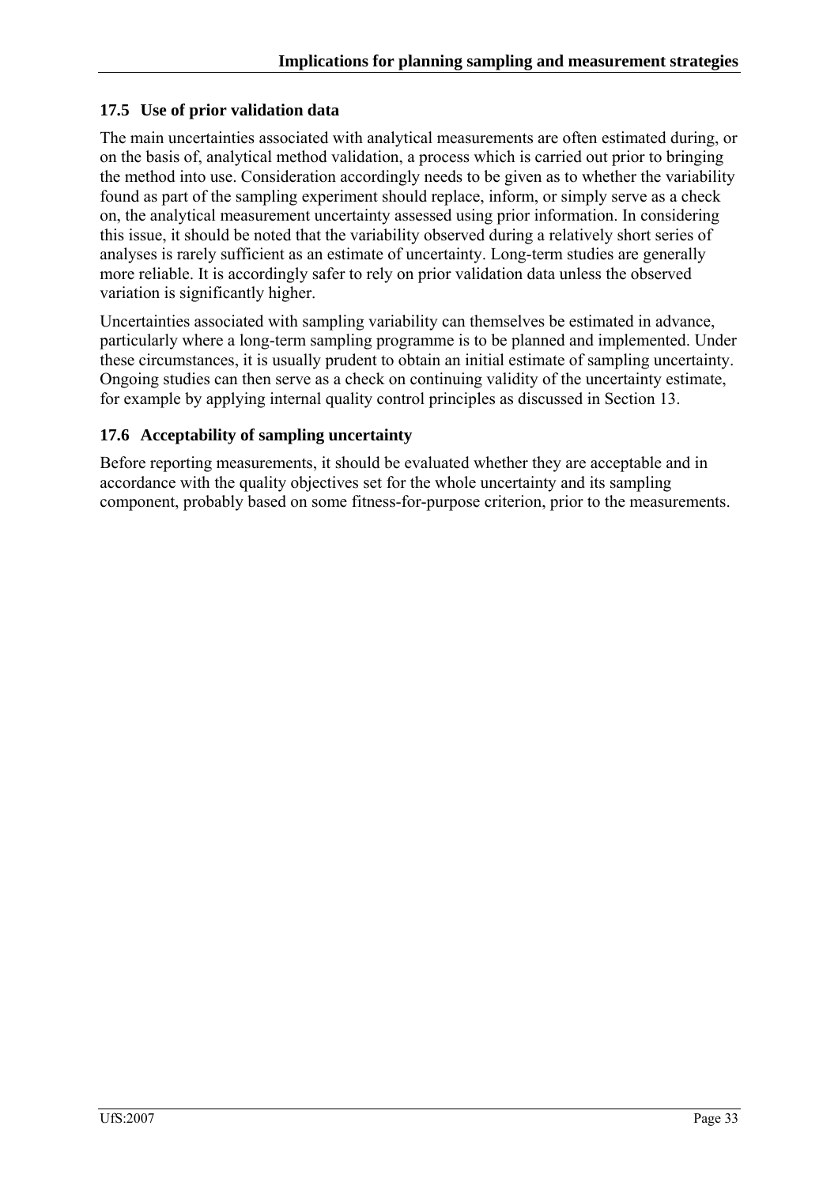### 17.5 Use of prior validation data

The main uncertainties associated with analytical measurements are often estimated during, or on the basis of, analytical method validation, a process which is carried out prior to bringing the method into use. Consideration accordingly needs to be given as to whether the variability found as part of the sampling experiment should replace, inform, or simply serve as a check on, the analytical measurement uncertainty assessed using prior information. In considering this issue, it should be noted that the variability observed during a relatively short series of analyses is rarely sufficient as an estimate of uncertainty. Long-term studies are generally more reliable. It is accordingly safer to rely on prior validation data unless the observed variation is significantly higher.

Uncertainties associated with sampling variability can themselves be estimated in advance, particularly where a long-term sampling programme is to be planned and implemented. Under these circumstances, it is usually prudent to obtain an initial estimate of sampling uncertainty. Ongoing studies can then serve as a check on continuing validity of the uncertainty estimate, for example by applying internal quality control principles as discussed in Section 13.

### 17.6 Acceptability of sampling uncertainty

Before reporting measurements, it should be evaluated whether they are acceptable and in accordance with the quality objectives set for the whole uncertainty and its sampling component, probably based on some fitness-for-purpose criterion, prior to the measurements.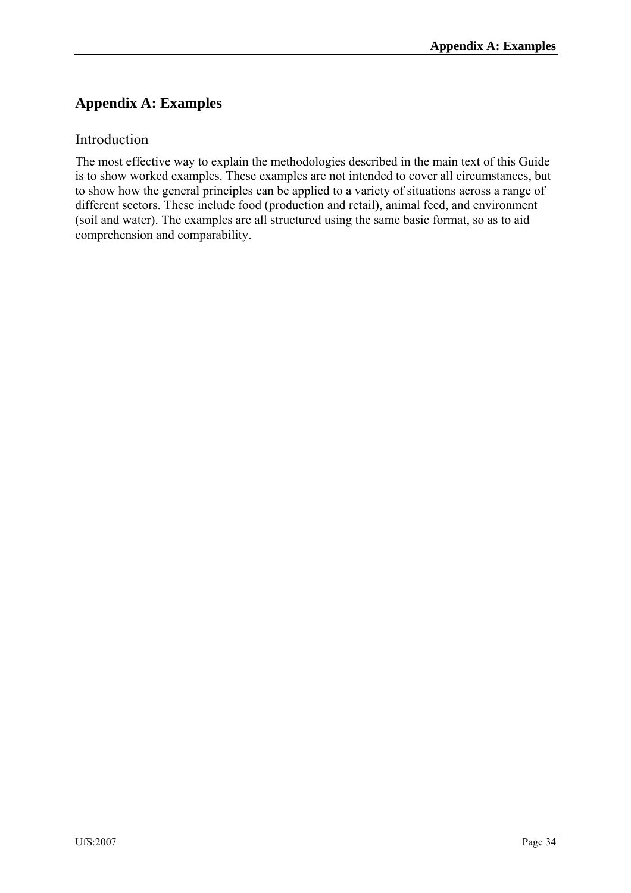# Appendix A: Examples

## Introduction

The most effective way to explain the methodologies described in the main text of this Guide is to show worked examples. These examples are not intended to cover all circumstances, but to show how the general principles can be applied to a variety of situations across a range of different sectors. These include food (production and retail), animal feed, and environment (soil and water). The examples are all structured using the same basic format, so as to aid comprehension and comparability.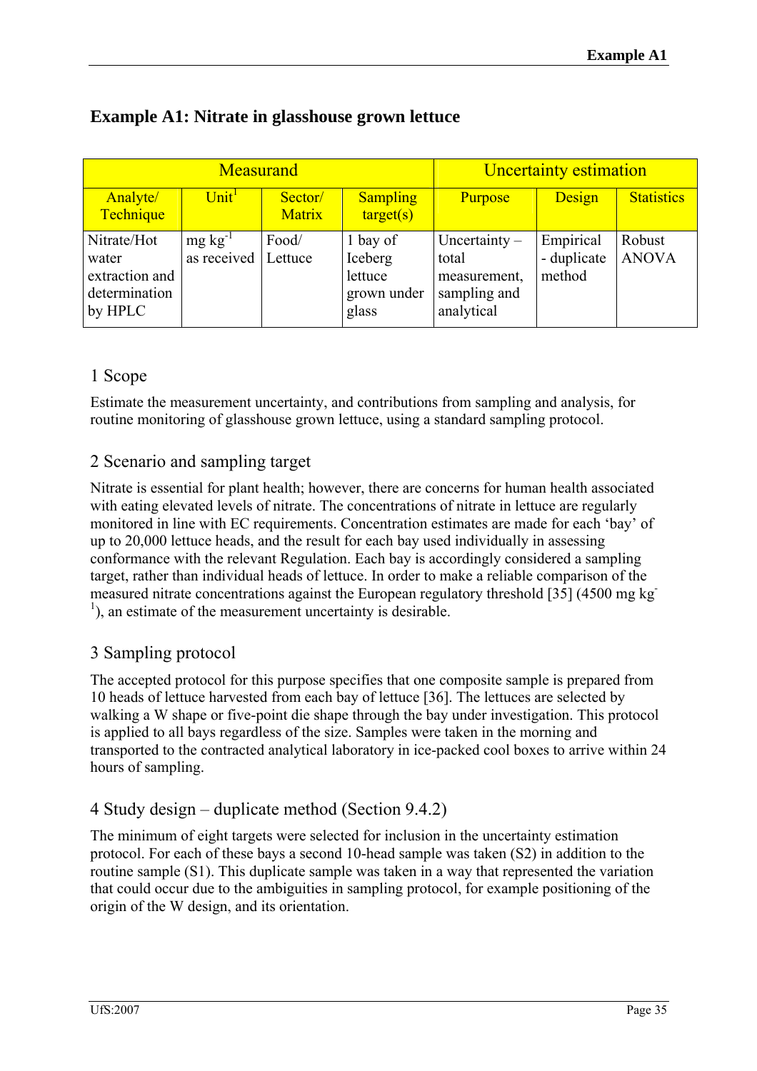# Example A1: Nitrate in glasshouse grown lettuce

| Measurand | | | | Uncertainty estimation | | |
|---|---|---|---|---|---|---|
| Analyte/ Technique | Unit[1] | Sector/ Matrix | Sampling target(s) | Purpose | Design | Statistics |
| Nitrate/Hot water extraction and determination by HPLC | mg $kg^{-1}$ as received | Food/ Lettuce | 1 bay of Iceberg lettuce grown under glass | Uncertainty – total measurement, sampling and analytical | Empirical - duplicate method | Robust ANOVA |

## 1 Scope

Estimate the measurement uncertainty, and contributions from sampling and analysis, for routine monitoring of glasshouse grown lettuce, using a standard sampling protocol.

## 2 Scenario and sampling target

Nitrate is essential for plant health; however, there are concerns for human health associated with eating elevated levels of nitrate. The concentrations of nitrate in lettuce are regularly monitored in line with EC requirements. Concentration estimates are made for each 'bay' of up to 20,000 lettuce heads, and the result for each bay used individually in assessing conformance with the relevant Regulation. Each bay is accordingly considered a sampling target, rather than individual heads of lettuce. In order to make a reliable comparison of the measured nitrate concentrations against the European regulatory threshold [35] (4500 mg $kg^{-1}$), an estimate of the measurement uncertainty is desirable.

## 3 Sampling protocol

The accepted protocol for this purpose specifies that one composite sample is prepared from 10 heads of lettuce harvested from each bay of lettuce [36]. The lettuces are selected by walking a W shape or five-point die shape through the bay under investigation. This protocol is applied to all bays regardless of the size. Samples were taken in the morning and transported to the contracted analytical laboratory in ice-packed cool boxes to arrive within 24 hours of sampling.

## 4 Study design – duplicate method (Section 9.4.2)

The minimum of eight targets were selected for inclusion in the uncertainty estimation protocol. For each of these bays a second 10-head sample was taken (S2) in addition to the routine sample (S1). This duplicate sample was taken in a way that represented the variation that could occur due to the ambiguities in sampling protocol, for example positioning of the origin of the W design, and its orientation.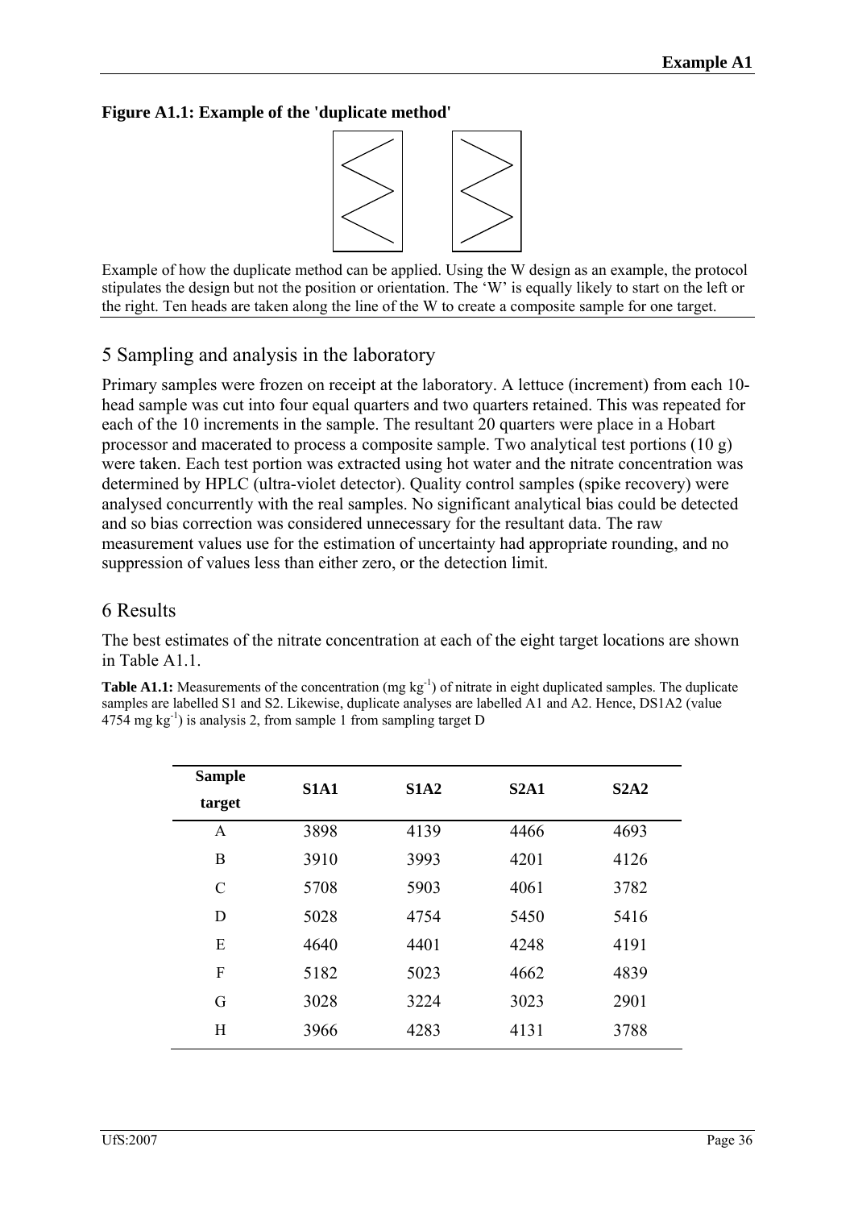**Figure A1.1: Example of the 'duplicate method'**

Example of how the duplicate method can be applied. Using the W design as an example, the protocol stipulates the design but not the position or orientation. The 'W' is equally likely to start on the left or the right. Ten heads are taken along the line of the W to create a composite sample for one target.

## 5 Sampling and analysis in the laboratory

Primary samples were frozen on receipt at the laboratory. A lettuce (increment) from each 10-head sample was cut into four equal quarters and two quarters retained. This was repeated for each of the 10 increments in the sample. The resultant 20 quarters were place in a Hobart processor and macerated to process a composite sample. Two analytical test portions (10 g) were taken. Each test portion was extracted using hot water and the nitrate concentration was determined by HPLC (ultra-violet detector). Quality control samples (spike recovery) were analysed concurrently with the real samples. No significant analytical bias could be detected and so bias correction was considered unnecessary for the resultant data. The raw measurement values use for the estimation of uncertainty had appropriate rounding, and no suppression of values less than either zero, or the detection limit.

## 6 Results

The best estimates of the nitrate concentration at each of the eight target locations are shown in Table A1.1.

**Table A1.1:** Measurements of the concentration (mg $kg^{-1}$) of nitrate in eight duplicated samples. The duplicate samples are labelled S1 and S2. Likewise, duplicate analyses are labelled A1 and A2. Hence, DS1A2 (value 4754 mg $kg^{-1}$) is analysis 2, from sample 1 from sampling target D

| Sample target | S1A1 | S1A2 | S2A1 | S2A2 |
|---|---|---|---|---|
| A | 3898 | 4139 | 4466 | 4693 |
| B | 3910 | 3993 | 4201 | 4126 |
| C | 5708 | 5903 | 4061 | 3782 |
| D | 5028 | 4754 | 5450 | 5416 |
| E | 4640 | 4401 | 4248 | 4191 |
| F | 5182 | 5023 | 4662 | 4839 |
| G | 3028 | 3224 | 3023 | 2901 |
| H | 3966 | 4283 | 4131 | 3788 |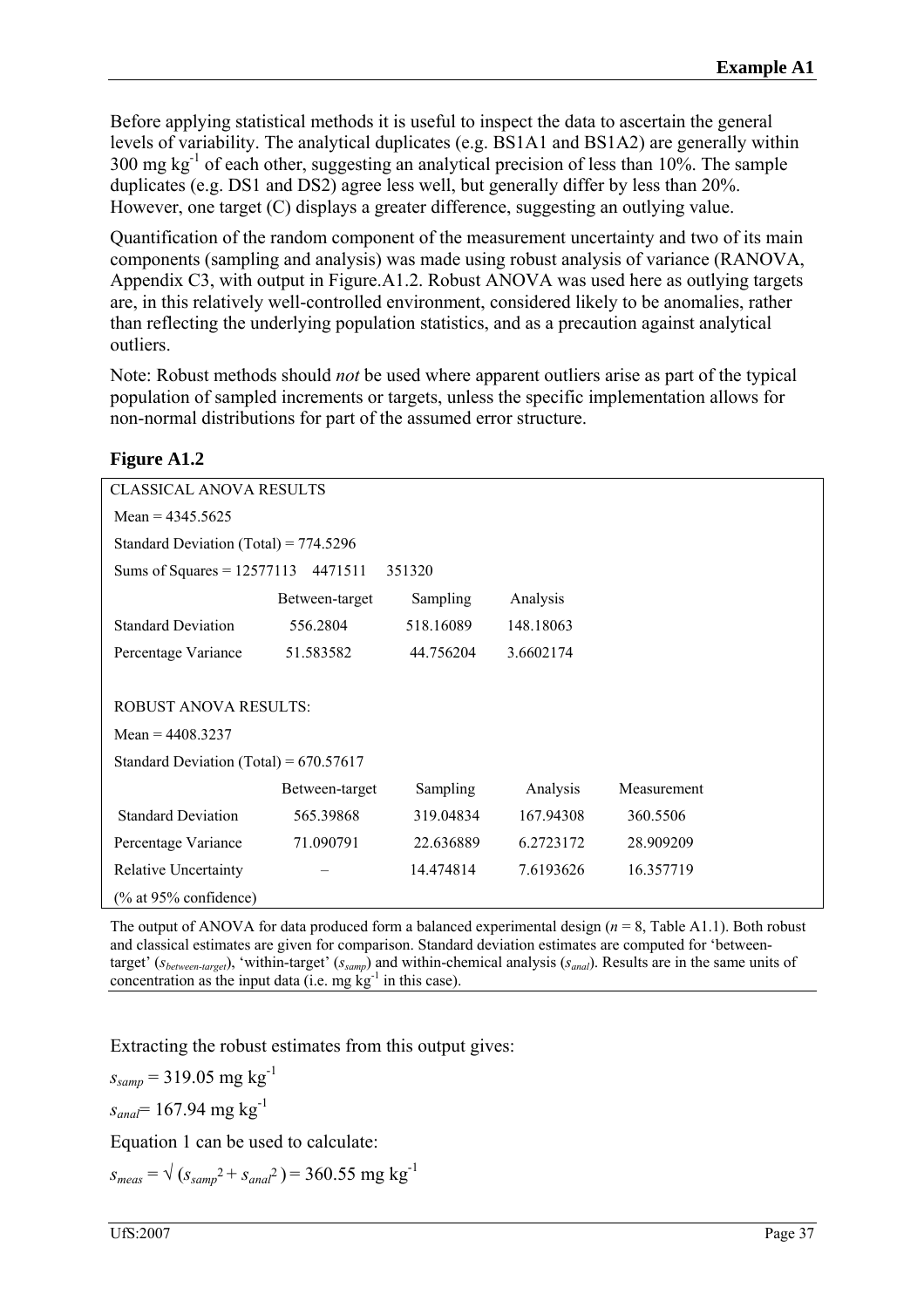Before applying statistical methods it is useful to inspect the data to ascertain the general levels of variability. The analytical duplicates (e.g. BS1A1 and BS1A2) are generally within 300 mg kg$^{-1}$ of each other, suggesting an analytical precision of less than 10%. The sample duplicates (e.g. DS1 and DS2) agree less well, but generally differ by less than 20%. However, one target (C) displays a greater difference, suggesting an outlying value.

Quantification of the random component of the measurement uncertainty and two of its main components (sampling and analysis) was made using robust analysis of variance (RANOVA, Appendix C3, with output in Figure.A1.2. Robust ANOVA was used here as outlying targets are, in this relatively well-controlled environment, considered likely to be anomalies, rather than reflecting the underlying population statistics, and as a precaution against analytical outliers.

Note: Robust methods should *not* be used where apparent outliers arise as part of the typical population of sampled increments or targets, unless the specific implementation allows for non-normal distributions for part of the assumed error structure.

**Figure A1.2**

CLASSICAL ANOVA RESULTS

Mean = 4345.5625

Standard Deviation (Total) = 774.5296

Sums of Squares = 12577113 4471511 351320

| | Between-target | Sampling | Analysis |
|---|---|---|---|
| Standard Deviation | 556.2804 | 518.16089 | 148.18063 |
| Percentage Variance | 51.583582 | 44.756204 | 3.6602174 |

ROBUST ANOVA RESULTS:

Mean = 4408.3237

Standard Deviation (Total) = 670.57617

| | Between-target | Sampling | Analysis | Measurement |
|---|---|---|---|---|
| Standard Deviation | 565.39868 | 319.04834 | 167.94308 | 360.5506 |
| Percentage Variance | 71.090791 | 22.636889 | 6.2723172 | 28.909209 |
| Relative Uncertainty (% at 95% confidence) | – | 14.474814 | 7.6193626 | 16.357719 |

The output of ANOVA for data produced form a balanced experimental design ($n$ = 8, Table A1.1). Both robust and classical estimates are given for comparison. Standard deviation estimates are computed for 'between-target' ($s_{between\text{-}target}$), 'within-target' ($s_{samp}$) and within-chemical analysis ($s_{anal}$). Results are in the same units of concentration as the input data (i.e. mg kg$^{-1}$ in this case).

Extracting the robust estimates from this output gives:

$s_{samp}$ = 319.05 mg kg$^{-1}$

$s_{anal}$= 167.94 mg kg$^{-1}$

Equation 1 can be used to calculate:

$s_{meas} = \sqrt{(s_{samp}^2 + s_{anal}^2)}$ = 360.55 mg kg$^{-1}$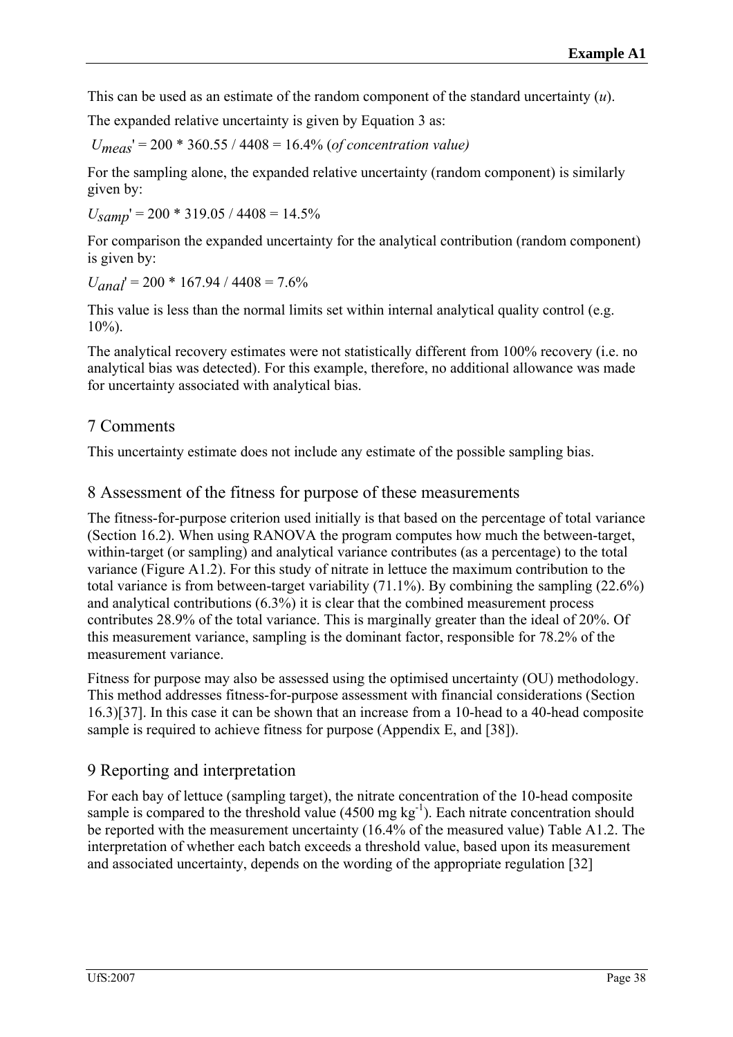This can be used as an estimate of the random component of the standard uncertainty ($u$).

The expanded relative uncertainty is given by Equation 3 as:

$U_{meas}'$ = 200 * 360.55 / 4408 = 16.4% (*of concentration value)*

For the sampling alone, the expanded relative uncertainty (random component) is similarly given by:

$U_{samp}'$ = 200 * 319.05 / 4408 = 14.5%

For comparison the expanded uncertainty for the analytical contribution (random component) is given by:

$U_{anal}'$ = 200 * 167.94 / 4408 = 7.6%

This value is less than the normal limits set within internal analytical quality control (e.g. 10%).

The analytical recovery estimates were not statistically different from 100% recovery (i.e. no analytical bias was detected). For this example, therefore, no additional allowance was made for uncertainty associated with analytical bias.

## 7 Comments

This uncertainty estimate does not include any estimate of the possible sampling bias.

## 8 Assessment of the fitness for purpose of these measurements

The fitness-for-purpose criterion used initially is that based on the percentage of total variance (Section 16.2). When using RANOVA the program computes how much the between-target, within-target (or sampling) and analytical variance contributes (as a percentage) to the total variance (Figure A1.2). For this study of nitrate in lettuce the maximum contribution to the total variance is from between-target variability (71.1%). By combining the sampling (22.6%) and analytical contributions (6.3%) it is clear that the combined measurement process contributes 28.9% of the total variance. This is marginally greater than the ideal of 20%. Of this measurement variance, sampling is the dominant factor, responsible for 78.2% of the measurement variance.

Fitness for purpose may also be assessed using the optimised uncertainty (OU) methodology. This method addresses fitness-for-purpose assessment with financial considerations (Section 16.3)[37]. In this case it can be shown that an increase from a 10-head to a 40-head composite sample is required to achieve fitness for purpose (Appendix E, and [38]).

## 9 Reporting and interpretation

For each bay of lettuce (sampling target), the nitrate concentration of the 10-head composite sample is compared to the threshold value (4500 mg $kg^{-1}$). Each nitrate concentration should be reported with the measurement uncertainty (16.4% of the measured value) Table A1.2. The interpretation of whether each batch exceeds a threshold value, based upon its measurement and associated uncertainty, depends on the wording of the appropriate regulation [32]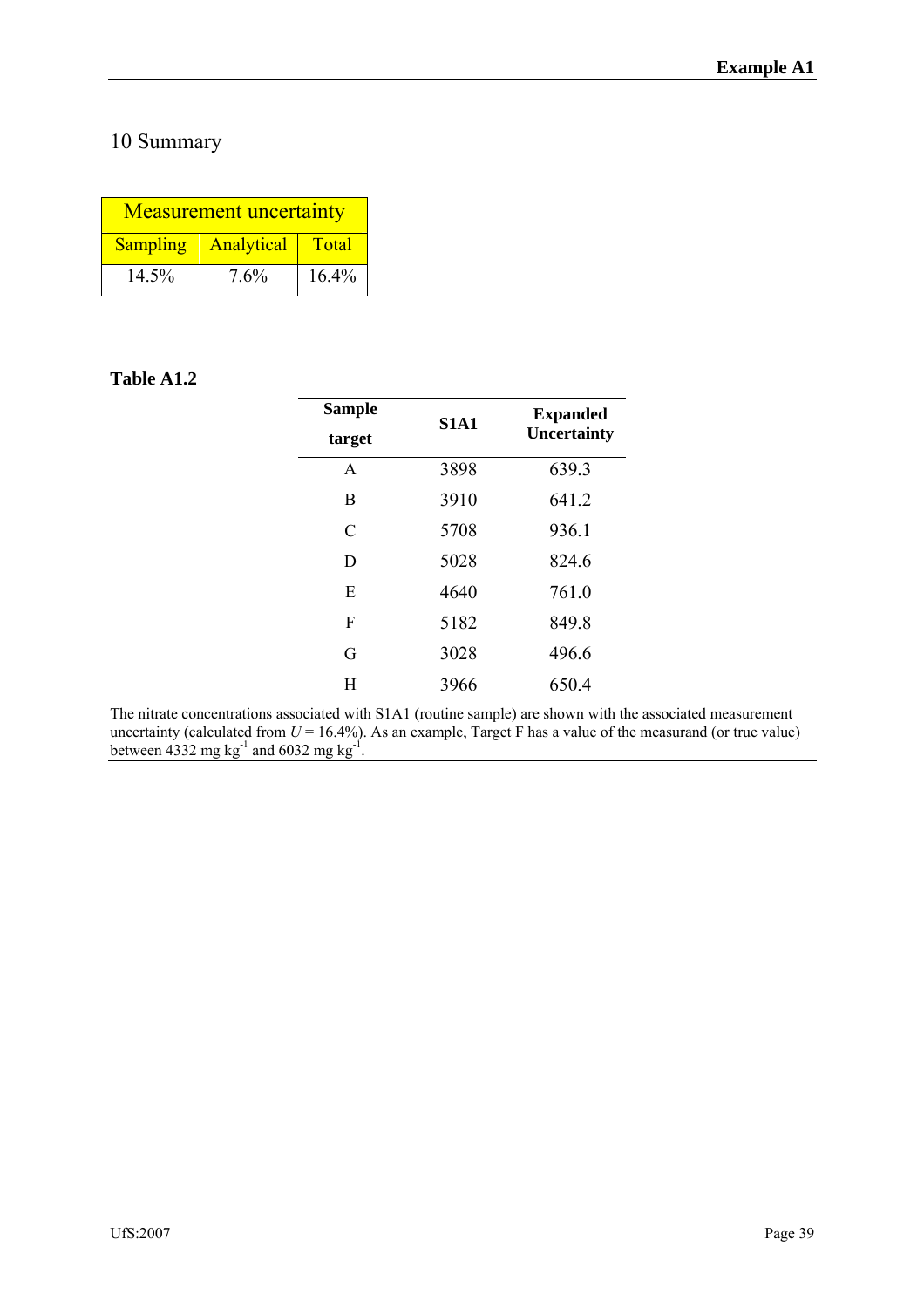# 10 Summary

| Measurement uncertainty | | |
|---|---|---|
| Sampling | Analytical | Total |
| 14.5% | 7.6% | 16.4% |

**Table A1.2**

| Sample target | S1A1 | Expanded Uncertainty |
|---|---|---|
| A | 3898 | 639.3 |
| B | 3910 | 641.2 |
| C | 5708 | 936.1 |
| D | 5028 | 824.6 |
| E | 4640 | 761.0 |
| F | 5182 | 849.8 |
| G | 3028 | 496.6 |
| H | 3966 | 650.4 |

The nitrate concentrations associated with S1A1 (routine sample) are shown with the associated measurement uncertainty (calculated from $U = 16.4\%$). As an example, Target F has a value of the measurand (or true value) between 4332 mg $kg^{-1}$ and 6032 mg $kg^{-1}$.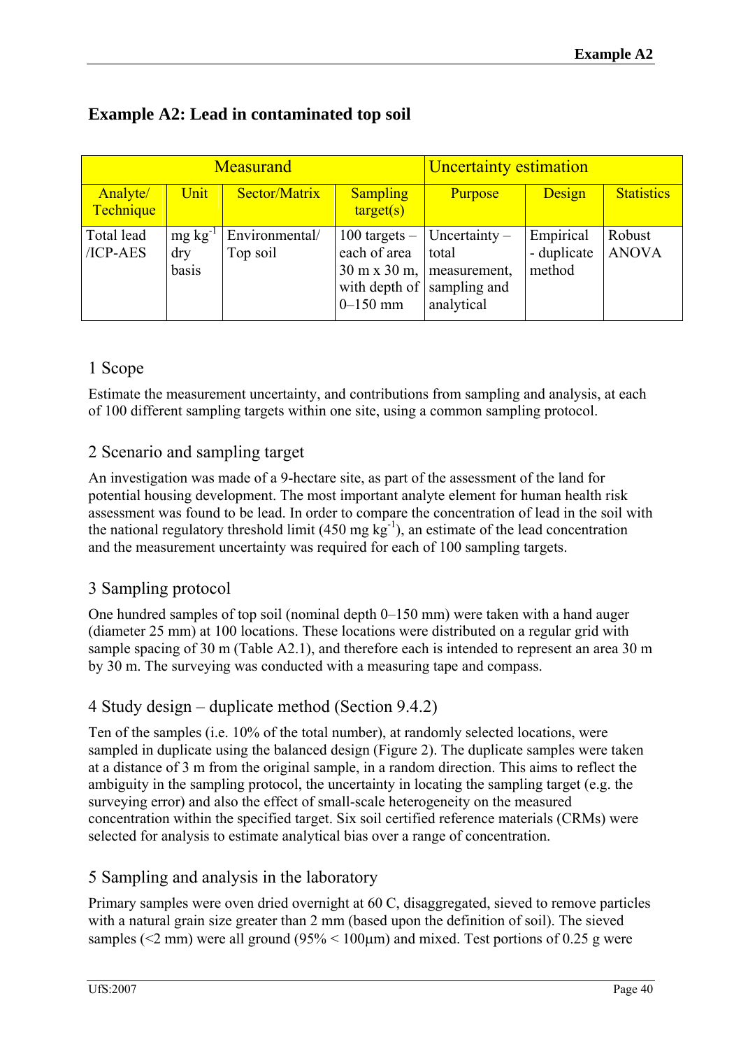## Example A2: Lead in contaminated top soil

| Measurand | | | | Uncertainty estimation | | |
|---|---|---|---|---|---|---|
| Analyte/ Technique | Unit | Sector/Matrix | Sampling target(s) | Purpose | Design | Statistics |
| Total lead /ICP-AES | mg $kg^{-1}$ dry basis | Environmental/ Top soil | 100 targets – each of area 30 m x 30 m, with depth of 0–150 mm | Uncertainty – total measurement, sampling and analytical | Empirical - duplicate method | Robust ANOVA |

### 1 Scope

Estimate the measurement uncertainty, and contributions from sampling and analysis, at each of 100 different sampling targets within one site, using a common sampling protocol.

### 2 Scenario and sampling target

An investigation was made of a 9-hectare site, as part of the assessment of the land for potential housing development. The most important analyte element for human health risk assessment was found to be lead. In order to compare the concentration of lead in the soil with the national regulatory threshold limit (450 mg $kg^{-1}$), an estimate of the lead concentration and the measurement uncertainty was required for each of 100 sampling targets.

### 3 Sampling protocol

One hundred samples of top soil (nominal depth 0–150 mm) were taken with a hand auger (diameter 25 mm) at 100 locations. These locations were distributed on a regular grid with sample spacing of 30 m (Table A2.1), and therefore each is intended to represent an area 30 m by 30 m. The surveying was conducted with a measuring tape and compass.

### 4 Study design – duplicate method (Section 9.4.2)

Ten of the samples (i.e. 10% of the total number), at randomly selected locations, were sampled in duplicate using the balanced design (Figure 2). The duplicate samples were taken at a distance of 3 m from the original sample, in a random direction. This aims to reflect the ambiguity in the sampling protocol, the uncertainty in locating the sampling target (e.g. the surveying error) and also the effect of small-scale heterogeneity on the measured concentration within the specified target. Six soil certified reference materials (CRMs) were selected for analysis to estimate analytical bias over a range of concentration.

### 5 Sampling and analysis in the laboratory

Primary samples were oven dried overnight at 60 C, disaggregated, sieved to remove particles with a natural grain size greater than 2 mm (based upon the definition of soil). The sieved samples (<2 mm) were all ground (95% < 100μm) and mixed. Test portions of 0.25 g were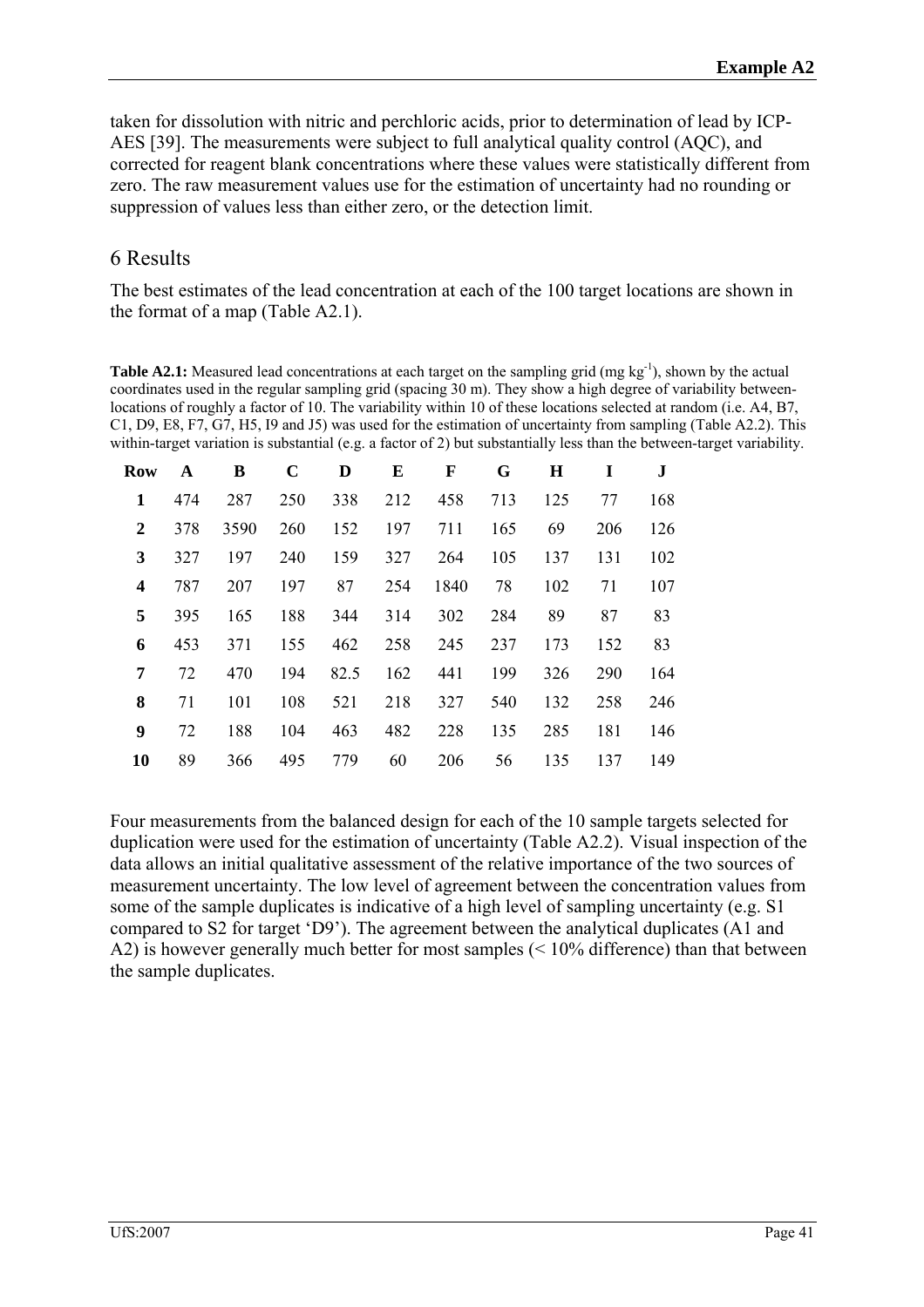taken for dissolution with nitric and perchloric acids, prior to determination of lead by ICP-AES [39]. The measurements were subject to full analytical quality control (AQC), and corrected for reagent blank concentrations where these values were statistically different from zero. The raw measurement values use for the estimation of uncertainty had no rounding or suppression of values less than either zero, or the detection limit.

## 6 Results

The best estimates of the lead concentration at each of the 100 target locations are shown in the format of a map (Table A2.1).

**Table A2.1:** Measured lead concentrations at each target on the sampling grid (mg kg$^{-1}$), shown by the actual coordinates used in the regular sampling grid (spacing 30 m). They show a high degree of variability between-locations of roughly a factor of 10. The variability within 10 of these locations selected at random (i.e. A4, B7, C1, D9, E8, F7, G7, H5, I9 and J5) was used for the estimation of uncertainty from sampling (Table A2.2). This within-target variation is substantial (e.g. a factor of 2) but substantially less than the between-target variability.

| Row | A | B | C | D | E | F | G | H | I | J |
|---|---|---|---|---|---|---|---|---|---|---|
| **1** | 474 | 287 | 250 | 338 | 212 | 458 | 713 | 125 | 77 | 168 |
| **2** | 378 | 3590 | 260 | 152 | 197 | 711 | 165 | 69 | 206 | 126 |
| **3** | 327 | 197 | 240 | 159 | 327 | 264 | 105 | 137 | 131 | 102 |
| **4** | 787 | 207 | 197 | 87 | 254 | 1840 | 78 | 102 | 71 | 107 |
| **5** | 395 | 165 | 188 | 344 | 314 | 302 | 284 | 89 | 87 | 83 |
| **6** | 453 | 371 | 155 | 462 | 258 | 245 | 237 | 173 | 152 | 83 |
| **7** | 72 | 470 | 194 | 82.5 | 162 | 441 | 199 | 326 | 290 | 164 |
| **8** | 71 | 101 | 108 | 521 | 218 | 327 | 540 | 132 | 258 | 246 |
| **9** | 72 | 188 | 104 | 463 | 482 | 228 | 135 | 285 | 181 | 146 |
| **10** | 89 | 366 | 495 | 779 | 60 | 206 | 56 | 135 | 137 | 149 |

Four measurements from the balanced design for each of the 10 sample targets selected for duplication were used for the estimation of uncertainty (Table A2.2). Visual inspection of the data allows an initial qualitative assessment of the relative importance of the two sources of measurement uncertainty. The low level of agreement between the concentration values from some of the sample duplicates is indicative of a high level of sampling uncertainty (e.g. S1 compared to S2 for target 'D9'). The agreement between the analytical duplicates (A1 and A2) is however generally much better for most samples (< 10% difference) than that between the sample duplicates.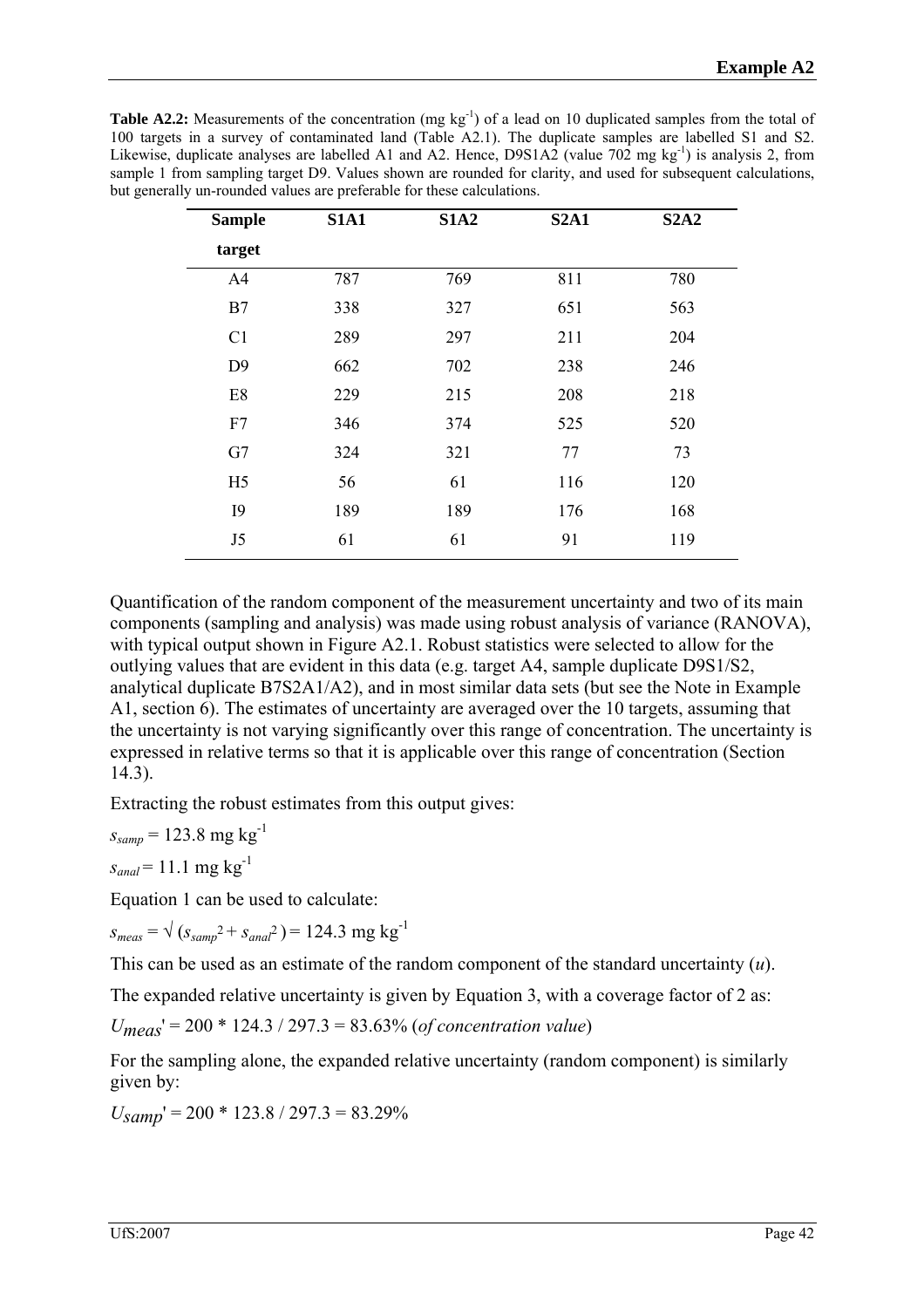**Table A2.2:** Measurements of the concentration (mg $kg^{-1}$) of a lead on 10 duplicated samples from the total of 100 targets in a survey of contaminated land (Table A2.1). The duplicate samples are labelled S1 and S2. Likewise, duplicate analyses are labelled A1 and A2. Hence, D9S1A2 (value 702 mg $kg^{-1}$) is analysis 2, from sample 1 from sampling target D9. Values shown are rounded for clarity, and used for subsequent calculations, but generally un-rounded values are preferable for these calculations.

| Sample target | S1A1 | S1A2 | S2A1 | S2A2 |
|---|---|---|---|---|
| A4 | 787 | 769 | 811 | 780 |
| B7 | 338 | 327 | 651 | 563 |
| C1 | 289 | 297 | 211 | 204 |
| D9 | 662 | 702 | 238 | 246 |
| E8 | 229 | 215 | 208 | 218 |
| F7 | 346 | 374 | 525 | 520 |
| G7 | 324 | 321 | 77 | 73 |
| H5 | 56 | 61 | 116 | 120 |
| I9 | 189 | 189 | 176 | 168 |
| J5 | 61 | 61 | 91 | 119 |

Quantification of the random component of the measurement uncertainty and two of its main components (sampling and analysis) was made using robust analysis of variance (RANOVA), with typical output shown in Figure A2.1. Robust statistics were selected to allow for the outlying values that are evident in this data (e.g. target A4, sample duplicate D9S1/S2, analytical duplicate B7S2A1/A2), and in most similar data sets (but see the Note in Example A1, section 6). The estimates of uncertainty are averaged over the 10 targets, assuming that the uncertainty is not varying significantly over this range of concentration. The uncertainty is expressed in relative terms so that it is applicable over this range of concentration (Section 14.3).

Extracting the robust estimates from this output gives:

$s_{samp}$ = 123.8 mg $kg^{-1}$

$s_{anal}$ = 11.1 mg $kg^{-1}$

Equation 1 can be used to calculate:

$s_{meas} = \sqrt{(s_{samp}^2 + s_{anal}^2)}$ = 124.3 mg $kg^{-1}$

This can be used as an estimate of the random component of the standard uncertainty ($u$).

The expanded relative uncertainty is given by Equation 3, with a coverage factor of 2 as:

$U_{meas}'$ = 200 * 124.3 / 297.3 = 83.63% (*of concentration value*)

For the sampling alone, the expanded relative uncertainty (random component) is similarly given by:

$U_{samp}'$ = 200 * 123.8 / 297.3 = 83.29%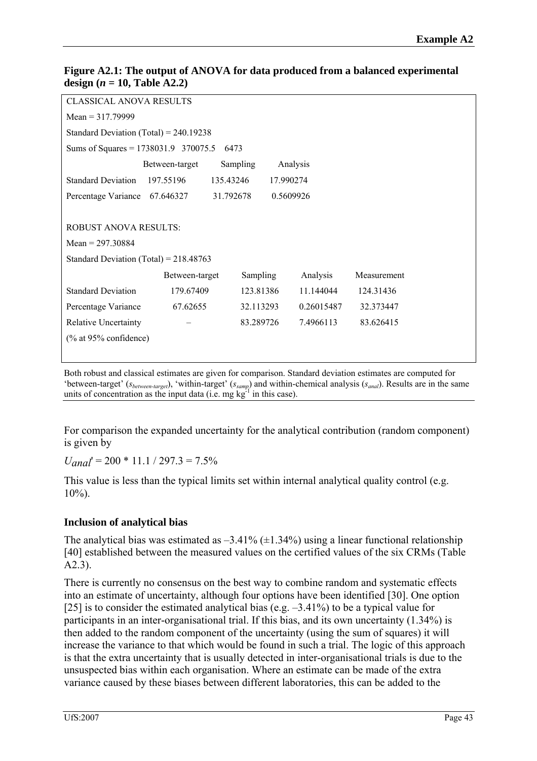**Figure A2.1: The output of ANOVA for data produced from a balanced experimental design ($n$ = 10, Table A2.2)**

CLASSICAL ANOVA RESULTS

Mean = 317.79999

Standard Deviation (Total) = 240.19238

Sums of Squares = 1738031.9 370075.5 6473

| | Between-target | Sampling | Analysis |
|---|---|---|---|
| Standard Deviation | 197.55196 | 135.43246 | 17.990274 |
| Percentage Variance | 67.646327 | 31.792678 | 0.5609926 |

ROBUST ANOVA RESULTS:

Mean = 297.30884

Standard Deviation (Total) = 218.48763

| | Between-target | Sampling | Analysis | Measurement |
|---|---|---|---|---|
| Standard Deviation | 179.67409 | 123.81386 | 11.144044 | 124.31436 |
| Percentage Variance | 67.62655 | 32.113293 | 0.26015487 | 32.373447 |
| Relative Uncertainty | – | 83.289726 | 7.4966113 | 83.626415 |
| (% at 95% confidence) | | | | |

Both robust and classical estimates are given for comparison. Standard deviation estimates are computed for 'between-target' ($s_{between\text{-}target}$), 'within-target' ($s_{samp}$) and within-chemical analysis ($s_{anal}$). Results are in the same units of concentration as the input data (i.e. mg kg$^{-1}$ in this case).

For comparison the expanded uncertainty for the analytical contribution (random component) is given by

$U_{anal}'$ = 200 * 11.1 / 297.3 = 7.5%

This value is less than the typical limits set within internal analytical quality control (e.g. 10%).

### Inclusion of analytical bias

The analytical bias was estimated as –3.41% (±1.34%) using a linear functional relationship [40] established between the measured values on the certified values of the six CRMs (Table A2.3).

There is currently no consensus on the best way to combine random and systematic effects into an estimate of uncertainty, although four options have been identified [30]. One option [25] is to consider the estimated analytical bias (e.g. –3.41%) to be a typical value for participants in an inter-organisational trial. If this bias, and its own uncertainty (1.34%) is then added to the random component of the uncertainty (using the sum of squares) it will increase the variance to that which would be found in such a trial. The logic of this approach is that the extra uncertainty that is usually detected in inter-organisational trials is due to the unsuspected bias within each organisation. Where an estimate can be made of the extra variance caused by these biases between different laboratories, this can be added to the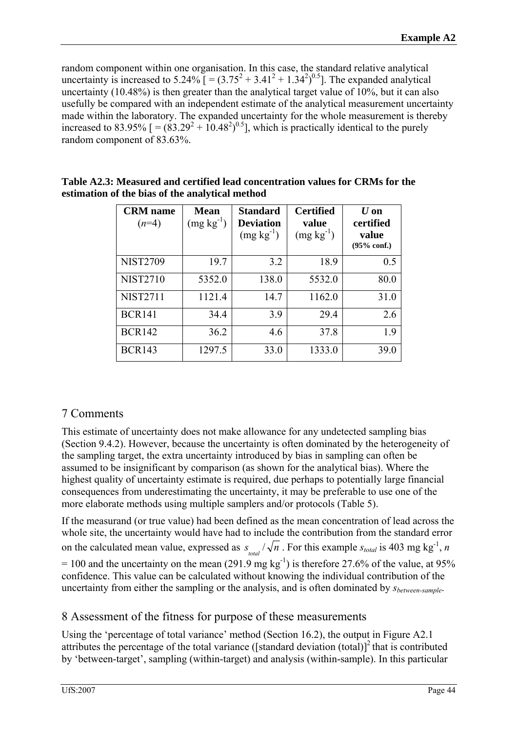random component within one organisation. In this case, the standard relative analytical uncertainty is increased to 5.24% [ $= (3.75^2 + 3.41^2 + 1.34^2)^{0.5}$]. The expanded analytical uncertainty (10.48%) is then greater than the analytical target value of 10%, but it can also usefully be compared with an independent estimate of the analytical measurement uncertainty made within the laboratory. The expanded uncertainty for the whole measurement is thereby increased to 83.95% [ $= (83.29^2 + 10.48^2)^{0.5}$], which is practically identical to the purely random component of 83.63%.

**Table A2.3: Measured and certified lead concentration values for CRMs for the estimation of the bias of the analytical method**

| **CRM name** ($n$=4) | **Mean** (mg kg$^{-1}$) | **Standard Deviation** (mg kg$^{-1}$) | **Certified value** (mg kg$^{-1}$) | ***U* on certified value** (95% conf.) |
|---|---|---|---|---|
| NIST2709 | 19.7 | 3.2 | 18.9 | 0.5 |
| NIST2710 | 5352.0 | 138.0 | 5532.0 | 80.0 |
| NIST2711 | 1121.4 | 14.7 | 1162.0 | 31.0 |
| BCR141 | 34.4 | 3.9 | 29.4 | 2.6 |
| BCR142 | 36.2 | 4.6 | 37.8 | 1.9 |
| BCR143 | 1297.5 | 33.0 | 1333.0 | 39.0 |

## 7 Comments

This estimate of uncertainty does not make allowance for any undetected sampling bias (Section 9.4.2). However, because the uncertainty is often dominated by the heterogeneity of the sampling target, the extra uncertainty introduced by bias in sampling can often be assumed to be insignificant by comparison (as shown for the analytical bias). Where the highest quality of uncertainty estimate is required, due perhaps to potentially large financial consequences from underestimating the uncertainty, it may be preferable to use one of the more elaborate methods using multiple samplers and/or protocols (Table 5).

If the measurand (or true value) had been defined as the mean concentration of lead across the whole site, the uncertainty would have had to include the contribution from the standard error on the calculated mean value, expressed as $s_{total}/\sqrt{n}$ . For this example $s_{total}$ is 403 mg kg$^{-1}$, $n$ = 100 and the uncertainty on the mean (291.9 mg kg$^{-1}$) is therefore 27.6% of the value, at 95% confidence. This value can be calculated without knowing the individual contribution of the uncertainty from either the sampling or the analysis, and is often dominated by $s_{between\text{-}sample}$.

## 8 Assessment of the fitness for purpose of these measurements

Using the 'percentage of total variance' method (Section 16.2), the output in Figure A2.1 attributes the percentage of the total variance ([standard deviation (total)]$^2$ that is contributed by 'between-target', sampling (within-target) and analysis (within-sample). In this particular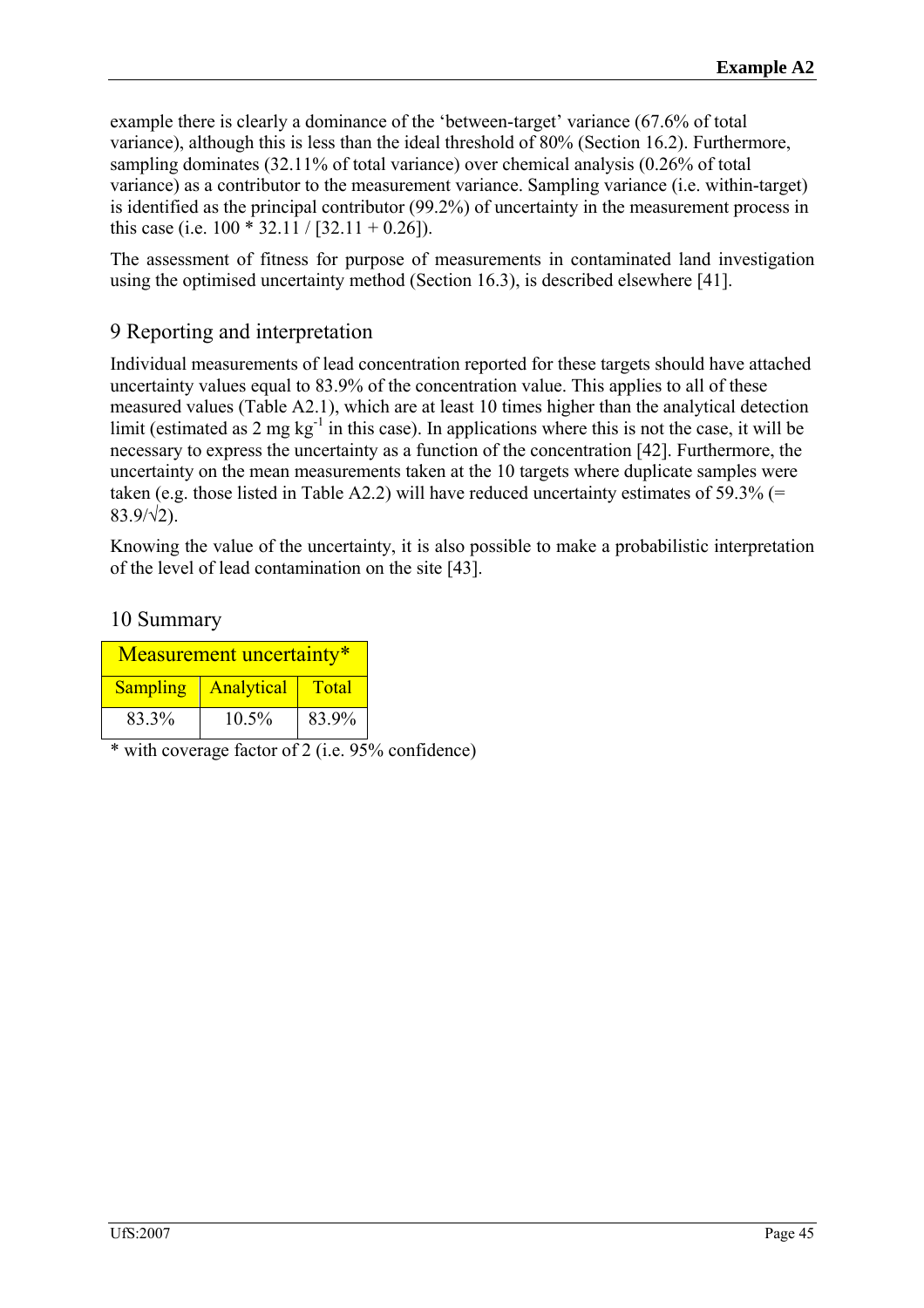example there is clearly a dominance of the 'between-target' variance (67.6% of total variance), although this is less than the ideal threshold of 80% (Section 16.2). Furthermore, sampling dominates (32.11% of total variance) over chemical analysis (0.26% of total variance) as a contributor to the measurement variance. Sampling variance (i.e. within-target) is identified as the principal contributor (99.2%) of uncertainty in the measurement process in this case (i.e. 100 * 32.11 / [32.11 + 0.26]).

The assessment of fitness for purpose of measurements in contaminated land investigation using the optimised uncertainty method (Section 16.3), is described elsewhere [41].

## 9 Reporting and interpretation

Individual measurements of lead concentration reported for these targets should have attached uncertainty values equal to 83.9% of the concentration value. This applies to all of these measured values (Table A2.1), which are at least 10 times higher than the analytical detection limit (estimated as 2 mg kg$^{-1}$ in this case). In applications where this is not the case, it will be necessary to express the uncertainty as a function of the concentration [42]. Furthermore, the uncertainty on the mean measurements taken at the 10 targets where duplicate samples were taken (e.g. those listed in Table A2.2) will have reduced uncertainty estimates of 59.3% (= $83.9/\sqrt{2}$).

Knowing the value of the uncertainty, it is also possible to make a probabilistic interpretation of the level of lead contamination on the site [43].

## 10 Summary

| Measurement uncertainty* | | |
|---|---|---|
| Sampling | Analytical | Total |
| 83.3% | 10.5% | 83.9% |

* with coverage factor of 2 (i.e. 95% confidence)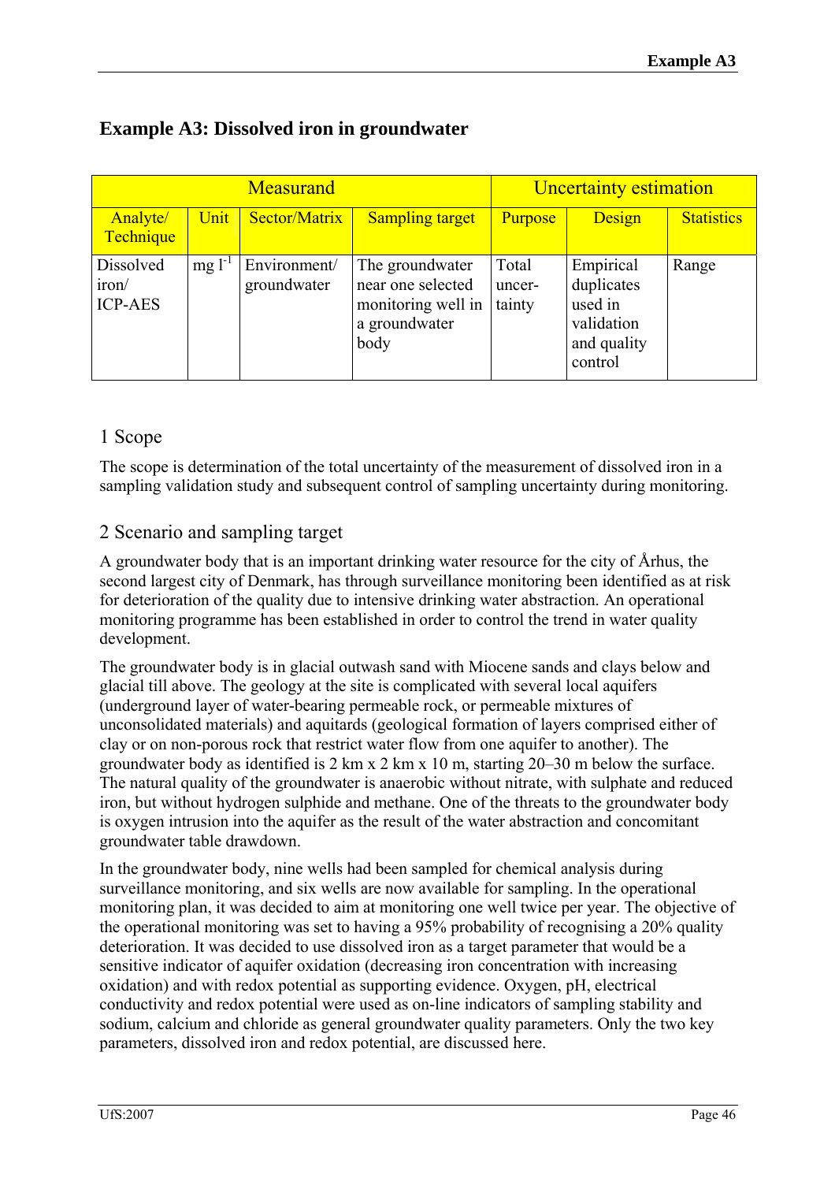## Example A3: Dissolved iron in groundwater

| Measurand | | | | Uncertainty estimation | | |
|---|---|---|---|---|---|---|
| Analyte/ Technique | Unit | Sector/Matrix | Sampling target | Purpose | Design | Statistics |
| Dissolved iron/ ICP-AES | mg $l^{-1}$ | Environment/ groundwater | The groundwater near one selected monitoring well in a groundwater body | Total uncer-tainty | Empirical duplicates used in validation and quality control | Range |

### 1 Scope

The scope is determination of the total uncertainty of the measurement of dissolved iron in a sampling validation study and subsequent control of sampling uncertainty during monitoring.

### 2 Scenario and sampling target

A groundwater body that is an important drinking water resource for the city of Århus, the second largest city of Denmark, has through surveillance monitoring been identified as at risk for deterioration of the quality due to intensive drinking water abstraction. An operational monitoring programme has been established in order to control the trend in water quality development.

The groundwater body is in glacial outwash sand with Miocene sands and clays below and glacial till above. The geology at the site is complicated with several local aquifers (underground layer of water-bearing permeable rock, or permeable mixtures of unconsolidated materials) and aquitards (geological formation of layers comprised either of clay or on non-porous rock that restrict water flow from one aquifer to another). The groundwater body as identified is 2 km x 2 km x 10 m, starting 20–30 m below the surface. The natural quality of the groundwater is anaerobic without nitrate, with sulphate and reduced iron, but without hydrogen sulphide and methane. One of the threats to the groundwater body is oxygen intrusion into the aquifer as the result of the water abstraction and concomitant groundwater table drawdown.

In the groundwater body, nine wells had been sampled for chemical analysis during surveillance monitoring, and six wells are now available for sampling. In the operational monitoring plan, it was decided to aim at monitoring one well twice per year. The objective of the operational monitoring was set to having a 95% probability of recognising a 20% quality deterioration. It was decided to use dissolved iron as a target parameter that would be a sensitive indicator of aquifer oxidation (decreasing iron concentration with increasing oxidation) and with redox potential as supporting evidence. Oxygen, pH, electrical conductivity and redox potential were used as on-line indicators of sampling stability and sodium, calcium and chloride as general groundwater quality parameters. Only the two key parameters, dissolved iron and redox potential, are discussed here.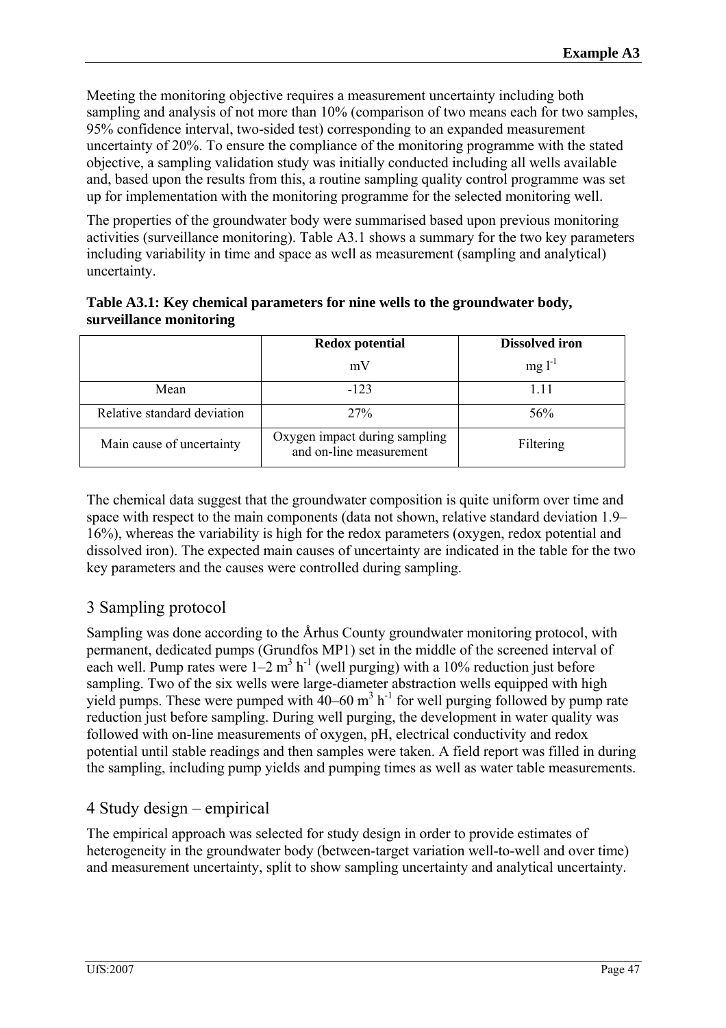Meeting the monitoring objective requires a measurement uncertainty including both sampling and analysis of not more than 10% (comparison of two means each for two samples, 95% confidence interval, two-sided test) corresponding to an expanded measurement uncertainty of 20%. To ensure the compliance of the monitoring programme with the stated objective, a sampling validation study was initially conducted including all wells available and, based upon the results from this, a routine sampling quality control programme was set up for implementation with the monitoring programme for the selected monitoring well.

The properties of the groundwater body were summarised based upon previous monitoring activities (surveillance monitoring). Table A3.1 shows a summary for the two key parameters including variability in time and space as well as measurement (sampling and analytical) uncertainty.

**Table A3.1: Key chemical parameters for nine wells to the groundwater body, surveillance monitoring**

| | Redox potential mV | Dissolved iron mg $l^{-1}$ |
|---|---|---|
| Mean | -123 | 1.11 |
| Relative standard deviation | 27% | 56% |
| Main cause of uncertainty | Oxygen impact during sampling and on-line measurement | Filtering |

The chemical data suggest that the groundwater composition is quite uniform over time and space with respect to the main components (data not shown, relative standard deviation 1.9–16%), whereas the variability is high for the redox parameters (oxygen, redox potential and dissolved iron). The expected main causes of uncertainty are indicated in the table for the two key parameters and the causes were controlled during sampling.

## 3 Sampling protocol

Sampling was done according to the Århus County groundwater monitoring protocol, with permanent, dedicated pumps (Grundfos MP1) set in the middle of the screened interval of each well. Pump rates were 1–2 $m^3 h^{-1}$ (well purging) with a 10% reduction just before sampling. Two of the six wells were large-diameter abstraction wells equipped with high yield pumps. These were pumped with 40–60 $m^3 h^{-1}$ for well purging followed by pump rate reduction just before sampling. During well purging, the development in water quality was followed with on-line measurements of oxygen, pH, electrical conductivity and redox potential until stable readings and then samples were taken. A field report was filled in during the sampling, including pump yields and pumping times as well as water table measurements.

## 4 Study design – empirical

The empirical approach was selected for study design in order to provide estimates of heterogeneity in the groundwater body (between-target variation well-to-well and over time) and measurement uncertainty, split to show sampling uncertainty and analytical uncertainty.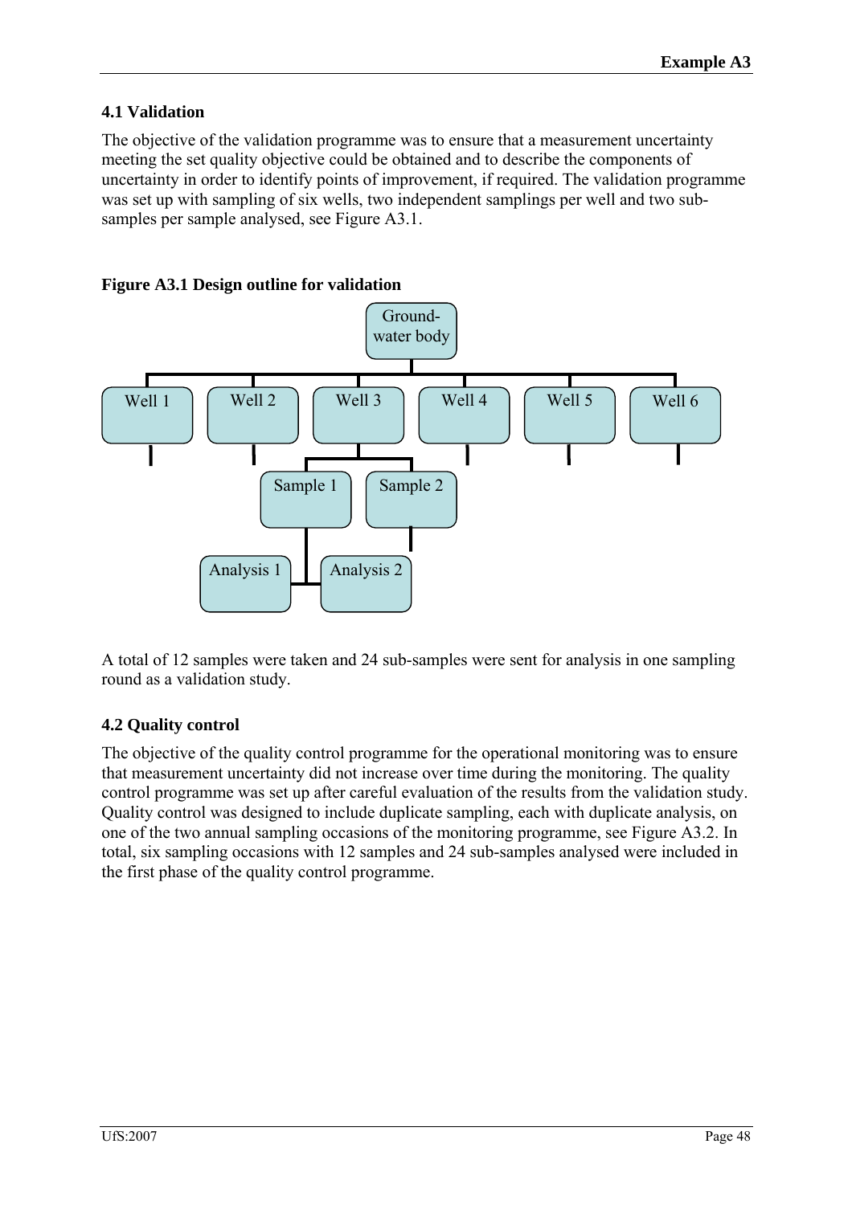## 4.1 Validation

The objective of the validation programme was to ensure that a measurement uncertainty meeting the set quality objective could be obtained and to describe the components of uncertainty in order to identify points of improvement, if required. The validation programme was set up with sampling of six wells, two independent samplings per well and two sub-samples per sample analysed, see Figure A3.1.

**Figure A3.1 Design outline for validation**

Ground-water body

Well 1 | Well 2 | Well 3 | Well 4 | Well 5 | Well 6

Sample 1 | Sample 2

Analysis 1 | Analysis 2

A total of 12 samples were taken and 24 sub-samples were sent for analysis in one sampling round as a validation study.

## 4.2 Quality control

The objective of the quality control programme for the operational monitoring was to ensure that measurement uncertainty did not increase over time during the monitoring. The quality control programme was set up after careful evaluation of the results from the validation study. Quality control was designed to include duplicate sampling, each with duplicate analysis, on one of the two annual sampling occasions of the monitoring programme, see Figure A3.2. In total, six sampling occasions with 12 samples and 24 sub-samples analysed were included in the first phase of the quality control programme.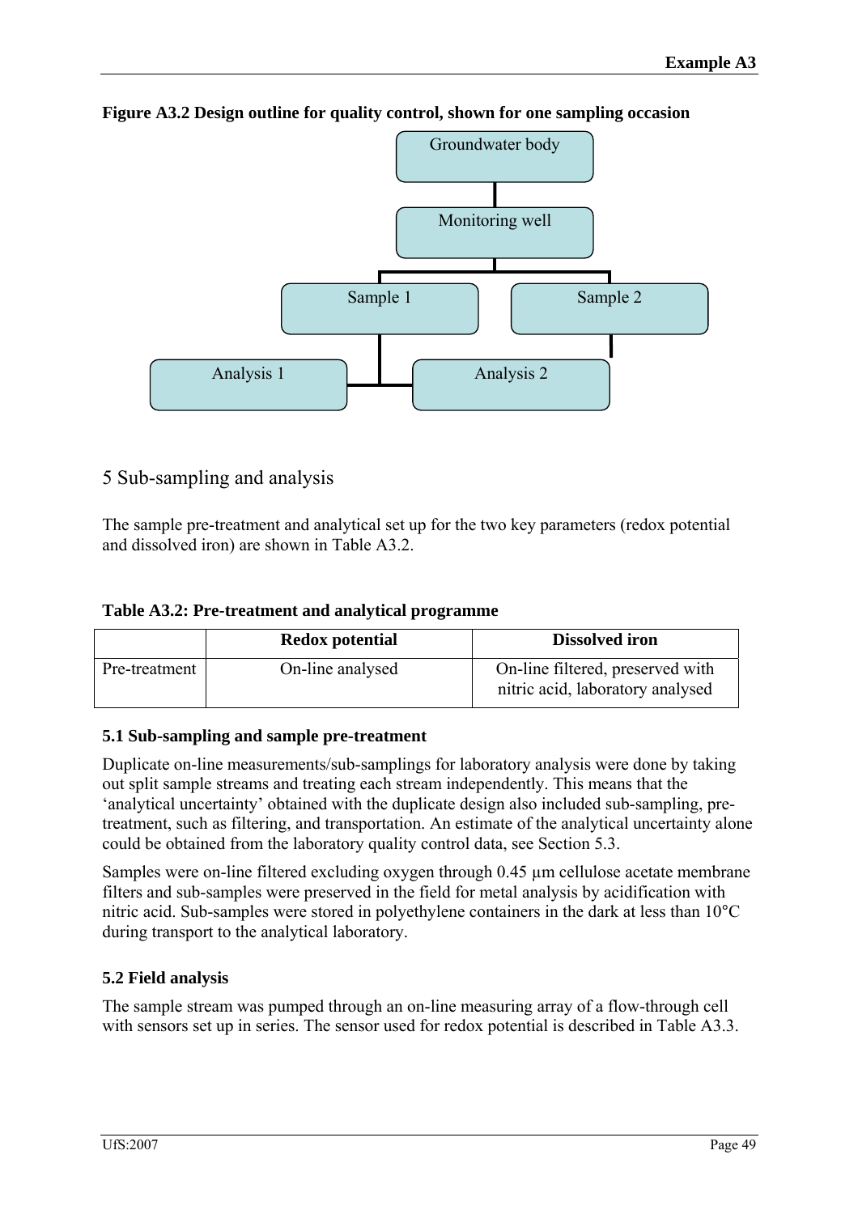**Figure A3.2 Design outline for quality control, shown for one sampling occasion**

Groundwater body

Monitoring well

Sample 1

Sample 2

Analysis 1

Analysis 2

## 5 Sub-sampling and analysis

The sample pre-treatment and analytical set up for the two key parameters (redox potential and dissolved iron) are shown in Table A3.2.

**Table A3.2: Pre-treatment and analytical programme**

| | Redox potential | Dissolved iron |
|---|---|---|
| Pre-treatment | On-line analysed | On-line filtered, preserved with nitric acid, laboratory analysed |

### 5.1 Sub-sampling and sample pre-treatment

Duplicate on-line measurements/sub-samplings for laboratory analysis were done by taking out split sample streams and treating each stream independently. This means that the 'analytical uncertainty' obtained with the duplicate design also included sub-sampling, pre-treatment, such as filtering, and transportation. An estimate of the analytical uncertainty alone could be obtained from the laboratory quality control data, see Section 5.3.

Samples were on-line filtered excluding oxygen through 0.45 µm cellulose acetate membrane filters and sub-samples were preserved in the field for metal analysis by acidification with nitric acid. Sub-samples were stored in polyethylene containers in the dark at less than 10°C during transport to the analytical laboratory.

### 5.2 Field analysis

The sample stream was pumped through an on-line measuring array of a flow-through cell with sensors set up in series. The sensor used for redox potential is described in Table A3.3.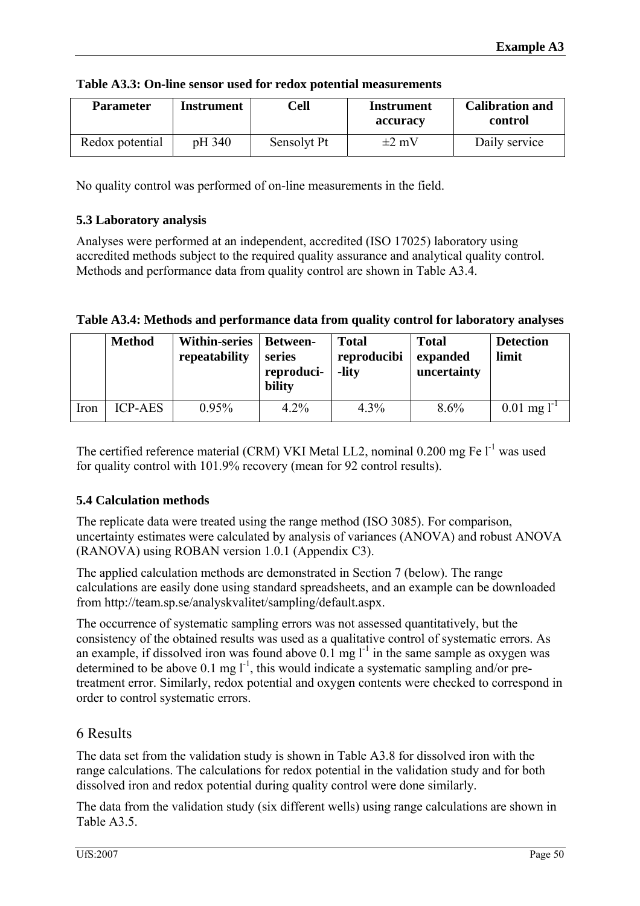**Table A3.3: On-line sensor used for redox potential measurements**

| Parameter | Instrument | Cell | Instrument accuracy | Calibration and control |
|---|---|---|---|---|
| Redox potential | pH 340 | Sensolyt Pt | ±2 mV | Daily service |

No quality control was performed of on-line measurements in the field.

### 5.3 Laboratory analysis

Analyses were performed at an independent, accredited (ISO 17025) laboratory using accredited methods subject to the required quality assurance and analytical quality control. Methods and performance data from quality control are shown in Table A3.4.

**Table A3.4: Methods and performance data from quality control for laboratory analyses**

| | Method | Within-series repeatability | Between-series reproduci-bility | Total reproducibi-lity | Total expanded uncertainty | Detection limit |
|---|---|---|---|---|---|---|
| Iron | ICP-AES | 0.95% | 4.2% | 4.3% | 8.6% | 0.01 mg $l^{-1}$ |

The certified reference material (CRM) VKI Metal LL2, nominal 0.200 mg Fe $l^{-1}$ was used for quality control with 101.9% recovery (mean for 92 control results).

### 5.4 Calculation methods

The replicate data were treated using the range method (ISO 3085). For comparison, uncertainty estimates were calculated by analysis of variances (ANOVA) and robust ANOVA (RANOVA) using ROBAN version 1.0.1 (Appendix C3).

The applied calculation methods are demonstrated in Section 7 (below). The range calculations are easily done using standard spreadsheets, and an example can be downloaded from http://team.sp.se/analyskvalitet/sampling/default.aspx.

The occurrence of systematic sampling errors was not assessed quantitatively, but the consistency of the obtained results was used as a qualitative control of systematic errors. As an example, if dissolved iron was found above 0.1 mg $l^{-1}$ in the same sample as oxygen was determined to be above 0.1 mg $l^{-1}$, this would indicate a systematic sampling and/or pre-treatment error. Similarly, redox potential and oxygen contents were checked to correspond in order to control systematic errors.

## 6 Results

The data set from the validation study is shown in Table A3.8 for dissolved iron with the range calculations. The calculations for redox potential in the validation study and for both dissolved iron and redox potential during quality control were done similarly.

The data from the validation study (six different wells) using range calculations are shown in Table A3.5.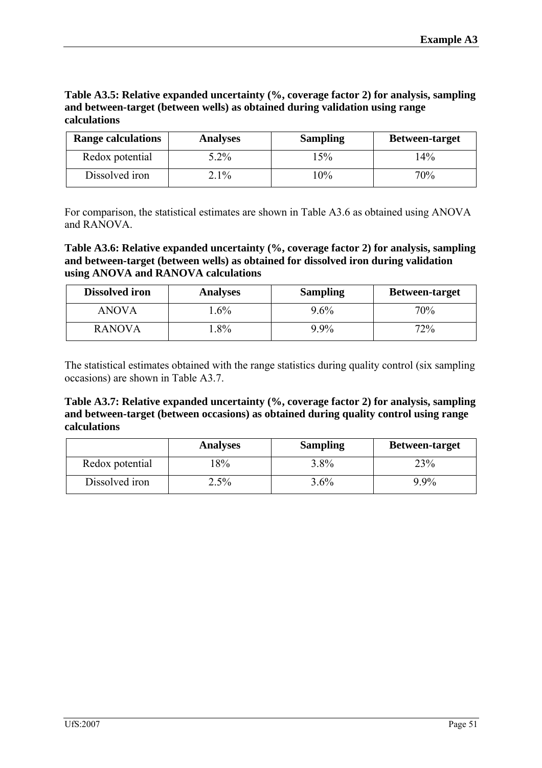**Table A3.5: Relative expanded uncertainty (%, coverage factor 2) for analysis, sampling and between-target (between wells) as obtained during validation using range calculations**

| Range calculations | Analyses | Sampling | Between-target |
|---|---|---|---|
| Redox potential | 5.2% | 15% | 14% |
| Dissolved iron | 2.1% | 10% | 70% |

For comparison, the statistical estimates are shown in Table A3.6 as obtained using ANOVA and RANOVA.

**Table A3.6: Relative expanded uncertainty (%, coverage factor 2) for analysis, sampling and between-target (between wells) as obtained for dissolved iron during validation using ANOVA and RANOVA calculations**

| Dissolved iron | Analyses | Sampling | Between-target |
|---|---|---|---|
| ANOVA | 1.6% | 9.6% | 70% |
| RANOVA | 1.8% | 9.9% | 72% |

The statistical estimates obtained with the range statistics during quality control (six sampling occasions) are shown in Table A3.7.

**Table A3.7: Relative expanded uncertainty (%, coverage factor 2) for analysis, sampling and between-target (between occasions) as obtained during quality control using range calculations**

| | Analyses | Sampling | Between-target |
|---|---|---|---|
| Redox potential | 18% | 3.8% | 23% |
| Dissolved iron | 2.5% | 3.6% | 9.9% |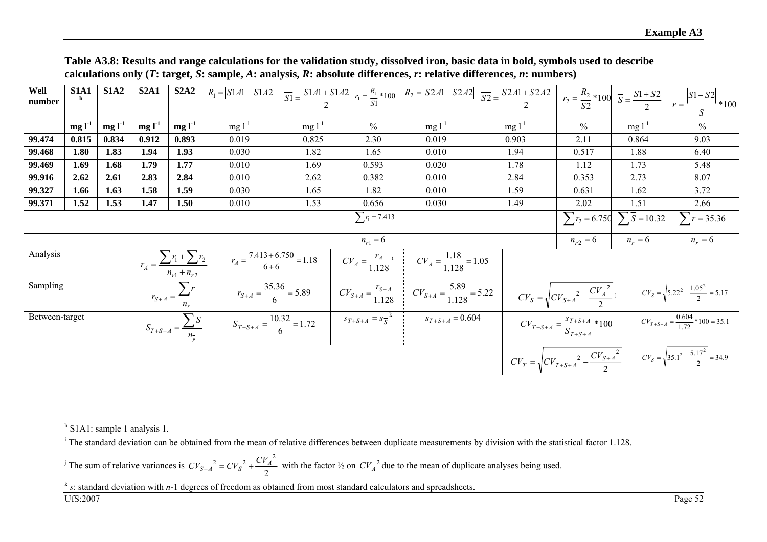**Table A3.8: Results and range calculations for the validation study, dissolved iron, basic data in bold, symbols used to describe calculations only (*T*: target, *S*: sample, *A*: analysis, *R*: absolute differences, *r*: relative differences, *n*: numbers)**

| Well number | S1A1[h] | S1A2 | S2A1 | S2A2 | $R_1 = \lvert S1A1 - S1A2 \rvert$ | $\overline{S1} = \frac{S1A1 + S1A2}{2}$ | $r_1 = \frac{R_1}{\overline{S1}} * 100$ | $R_2 = \lvert S2A1 - S2A2 \rvert$ | $\overline{S2} = \frac{S2A1 + S2A2}{2}$ | $r_2 = \frac{R_2}{\overline{S2}} * 100$ | $\overline{S} = \frac{\overline{S1} + \overline{S2}}{2}$ | $r = \frac{\lvert \overline{S1} - \overline{S2} \rvert}{\overline{S}} * 100$ |
|---|---|---|---|---|---|---|---|---|---|---|---|---|
| | **mg l$^{-1}$** | **mg l$^{-1}$** | **mg l$^{-1}$** | **mg l$^{-1}$** | mg l$^{-1}$ | mg l$^{-1}$ | % | mg l$^{-1}$ | mg l$^{-1}$ | % | mg l$^{-1}$ | % |
| **99.474** | **0.815** | **0.834** | **0.912** | **0.893** | 0.019 | 0.825 | 2.30 | 0.019 | 0.903 | 2.11 | 0.864 | 9.03 |
| **99.468** | **1.80** | **1.83** | **1.94** | **1.93** | 0.030 | 1.82 | 1.65 | 0.010 | 1.94 | 0.517 | 1.88 | 6.40 |
| **99.469** | **1.69** | **1.68** | **1.79** | **1.77** | 0.010 | 1.69 | 0.593 | 0.020 | 1.78 | 1.12 | 1.73 | 5.48 |
| **99.916** | **2.62** | **2.61** | **2.83** | **2.84** | 0.010 | 2.62 | 0.382 | 0.010 | 2.84 | 0.353 | 2.73 | 8.07 |
| **99.327** | **1.66** | **1.63** | **1.58** | **1.59** | 0.030 | 1.65 | 1.82 | 0.010 | 1.59 | 0.631 | 1.62 | 3.72 |
| **99.371** | **1.52** | **1.53** | **1.47** | **1.50** | 0.010 | 1.53 | 0.656 | 0.030 | 1.49 | 2.02 | 1.51 | 2.66 |
| | | | | | | | $\sum r_1 = 7.413$ | | | $\sum r_2 = 6.750$ | $\sum \overline{S} = 10.32$ | $\sum r = 35.36$ |
| | | | | | | | $n_{r1} = 6$ | | | $n_{r2} = 6$ | $n_r = 6$ | $n_r = 6$ |

| | | | | | | |
|---|---|---|---|---|---|---|
| Analysis | $r_A = \frac{\sum r_1 + \sum r_2}{n_{r1} + n_{r2}}$ | $r_A = \frac{7.413 + 6.750}{6 + 6} = 1.18$ | $CV_A = \frac{r_A}{1.128}$[i] | $CV_A = \frac{1.18}{1.128} = 1.05$ | | |
| Sampling | $r_{S+A} = \frac{\sum r}{n_r}$ | $r_{S+A} = \frac{35.36}{6} = 5.89$ | $CV_{S+A} = \frac{r_{S+A}}{1.128}$ | $CV_{S+A} = \frac{5.89}{1.128} = 5.22$ | $CV_S = \sqrt{CV_{S+A}^2 - \frac{CV_A^2}{2}}$[j] | $CV_S = \sqrt{5.22^2 - \frac{1.05^2}{2}} = 5.17$ |
| Between-target | $S_{T+S+A} = \frac{\sum \overline{S}}{n_r}$ | $S_{T+S+A} = \frac{10.32}{6} = 1.72$ | $s_{T+S+A} = s_{\overline{S}}$[k] | $s_{T+S+A} = 0.604$ | $CV_{T+S+A} = \frac{s_{T+S+A}}{S_{T+S+A}} * 100$ | $CV_{T+S+A} = \frac{0.604}{1.72} * 100 = 35.1$ |
| | | | | | $CV_T = \sqrt{CV_{T+S+A}^2 - \frac{CV_{S+A}^2}{2}}$ | $CV_S = \sqrt{35.1^2 - \frac{5.17^2}{2}} = 34.9$ |

---

[h] S1A1: sample 1 analysis 1.

[i] The standard deviation can be obtained from the mean of relative differences between duplicate measurements by division with the statistical factor 1.128.

[j] The sum of relative variances is $CV_{S+A}^2 = CV_S^2 + \frac{CV_A^2}{2}$ with the factor ½ on $CV_A^2$ due to the mean of duplicate analyses being used.

[k] $s$: standard deviation with $n$-1 degrees of freedom as obtained from most standard calculators and spreadsheets.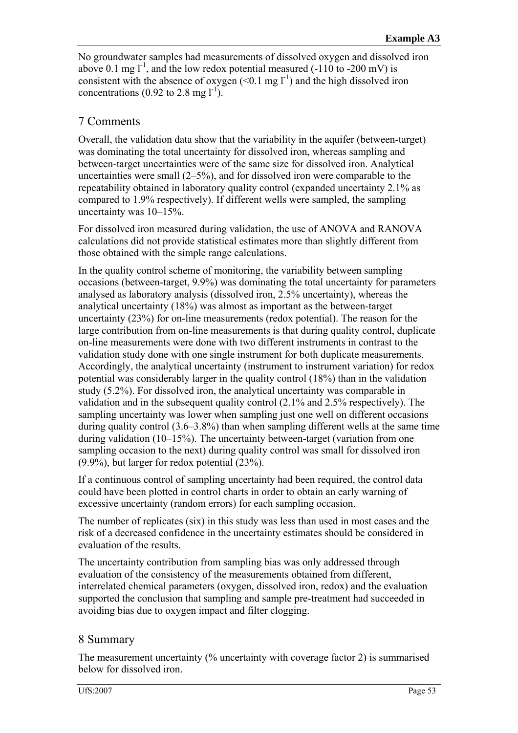No groundwater samples had measurements of dissolved oxygen and dissolved iron above 0.1 mg $l^{-1}$, and the low redox potential measured (-110 to -200 mV) is consistent with the absence of oxygen (<0.1 mg $l^{-1}$) and the high dissolved iron concentrations (0.92 to 2.8 mg $l^{-1}$).

## 7 Comments

Overall, the validation data show that the variability in the aquifer (between-target) was dominating the total uncertainty for dissolved iron, whereas sampling and between-target uncertainties were of the same size for dissolved iron. Analytical uncertainties were small (2–5%), and for dissolved iron were comparable to the repeatability obtained in laboratory quality control (expanded uncertainty 2.1% as compared to 1.9% respectively). If different wells were sampled, the sampling uncertainty was 10–15%.

For dissolved iron measured during validation, the use of ANOVA and RANOVA calculations did not provide statistical estimates more than slightly different from those obtained with the simple range calculations.

In the quality control scheme of monitoring, the variability between sampling occasions (between-target, 9.9%) was dominating the total uncertainty for parameters analysed as laboratory analysis (dissolved iron, 2.5% uncertainty), whereas the analytical uncertainty (18%) was almost as important as the between-target uncertainty (23%) for on-line measurements (redox potential). The reason for the large contribution from on-line measurements is that during quality control, duplicate on-line measurements were done with two different instruments in contrast to the validation study done with one single instrument for both duplicate measurements. Accordingly, the analytical uncertainty (instrument to instrument variation) for redox potential was considerably larger in the quality control (18%) than in the validation study (5.2%). For dissolved iron, the analytical uncertainty was comparable in validation and in the subsequent quality control (2.1% and 2.5% respectively). The sampling uncertainty was lower when sampling just one well on different occasions during quality control (3.6–3.8%) than when sampling different wells at the same time during validation (10–15%). The uncertainty between-target (variation from one sampling occasion to the next) during quality control was small for dissolved iron (9.9%), but larger for redox potential (23%).

If a continuous control of sampling uncertainty had been required, the control data could have been plotted in control charts in order to obtain an early warning of excessive uncertainty (random errors) for each sampling occasion.

The number of replicates (six) in this study was less than used in most cases and the risk of a decreased confidence in the uncertainty estimates should be considered in evaluation of the results.

The uncertainty contribution from sampling bias was only addressed through evaluation of the consistency of the measurements obtained from different, interrelated chemical parameters (oxygen, dissolved iron, redox) and the evaluation supported the conclusion that sampling and sample pre-treatment had succeeded in avoiding bias due to oxygen impact and filter clogging.

## 8 Summary

The measurement uncertainty (% uncertainty with coverage factor 2) is summarised below for dissolved iron.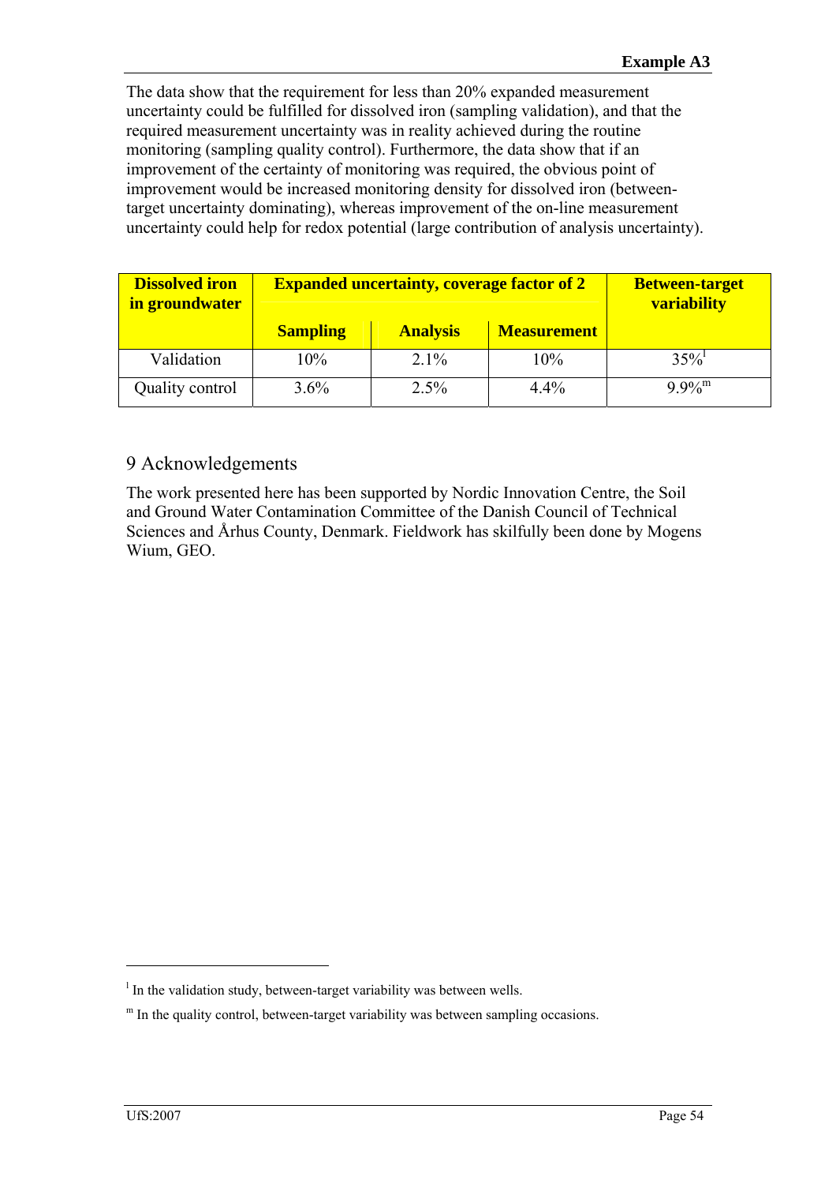The data show that the requirement for less than 20% expanded measurement uncertainty could be fulfilled for dissolved iron (sampling validation), and that the required measurement uncertainty was in reality achieved during the routine monitoring (sampling quality control). Furthermore, the data show that if an improvement of the certainty of monitoring was required, the obvious point of improvement would be increased monitoring density for dissolved iron (between-target uncertainty dominating), whereas improvement of the on-line measurement uncertainty could help for redox potential (large contribution of analysis uncertainty).

| Dissolved iron in groundwater | Expanded uncertainty, coverage factor of 2 | | | Between-target variability |
|---|---|---|---|---|
| | Sampling | Analysis | Measurement | |
| Validation | 10% | 2.1% | 10% | 35%[l] |
| Quality control | 3.6% | 2.5% | 4.4% | 9.9%[m] |

## 9 Acknowledgements

The work presented here has been supported by Nordic Innovation Centre, the Soil and Ground Water Contamination Committee of the Danish Council of Technical Sciences and Århus County, Denmark. Fieldwork has skilfully been done by Mogens Wium, GEO.

---

[l] In the validation study, between-target variability was between wells.

[m] In the quality control, between-target variability was between sampling occasions.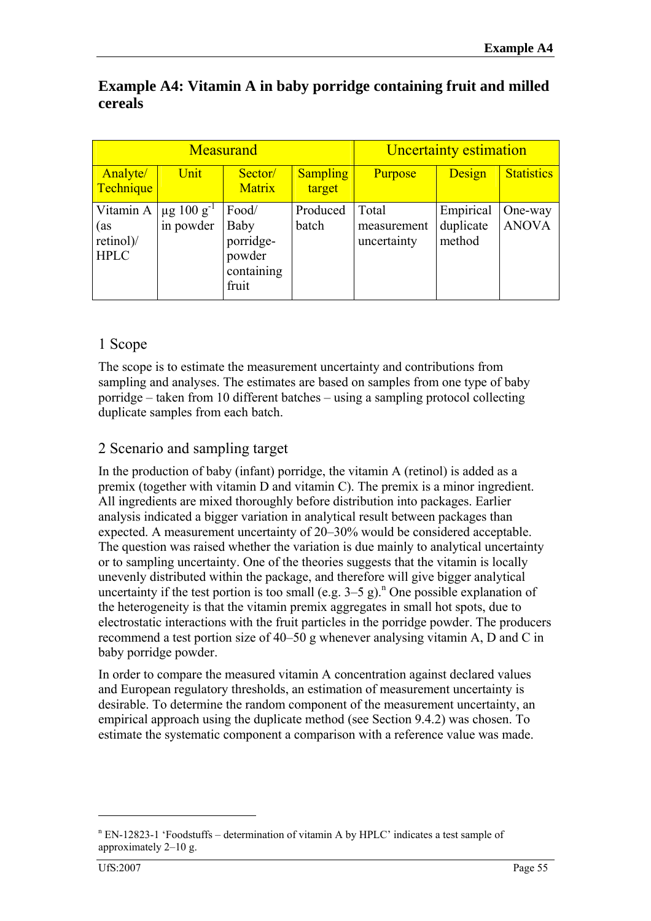# Example A4: Vitamin A in baby porridge containing fruit and milled cereals

| Measurand | | | | Uncertainty estimation | | |
|---|---|---|---|---|---|---|
| Analyte/ Technique | Unit | Sector/ Matrix | Sampling target | Purpose | Design | Statistics |
| Vitamin A (as retinol)/ HPLC | µg 100 $g^{-1}$ in powder | Food/ Baby porridge-powder containing fruit | Produced batch | Total measurement uncertainty | Empirical duplicate method | One-way ANOVA |

## 1 Scope

The scope is to estimate the measurement uncertainty and contributions from sampling and analyses. The estimates are based on samples from one type of baby porridge – taken from 10 different batches – using a sampling protocol collecting duplicate samples from each batch.

## 2 Scenario and sampling target

In the production of baby (infant) porridge, the vitamin A (retinol) is added as a premix (together with vitamin D and vitamin C). The premix is a minor ingredient. All ingredients are mixed thoroughly before distribution into packages. Earlier analysis indicated a bigger variation in analytical result between packages than expected. A measurement uncertainty of 20–30% would be considered acceptable. The question was raised whether the variation is due mainly to analytical uncertainty or to sampling uncertainty. One of the theories suggests that the vitamin is locally unevenly distributed within the package, and therefore will give bigger analytical uncertainty if the test portion is too small (e.g. 3–5 g).[n] One possible explanation of the heterogeneity is that the vitamin premix aggregates in small hot spots, due to electrostatic interactions with the fruit particles in the porridge powder. The producers recommend a test portion size of 40–50 g whenever analysing vitamin A, D and C in baby porridge powder.

In order to compare the measured vitamin A concentration against declared values and European regulatory thresholds, an estimation of measurement uncertainty is desirable. To determine the random component of the measurement uncertainty, an empirical approach using the duplicate method (see Section 9.4.2) was chosen. To estimate the systematic component a comparison with a reference value was made.

---

[n] EN-12823-1 'Foodstuffs – determination of vitamin A by HPLC' indicates a test sample of approximately 2–10 g.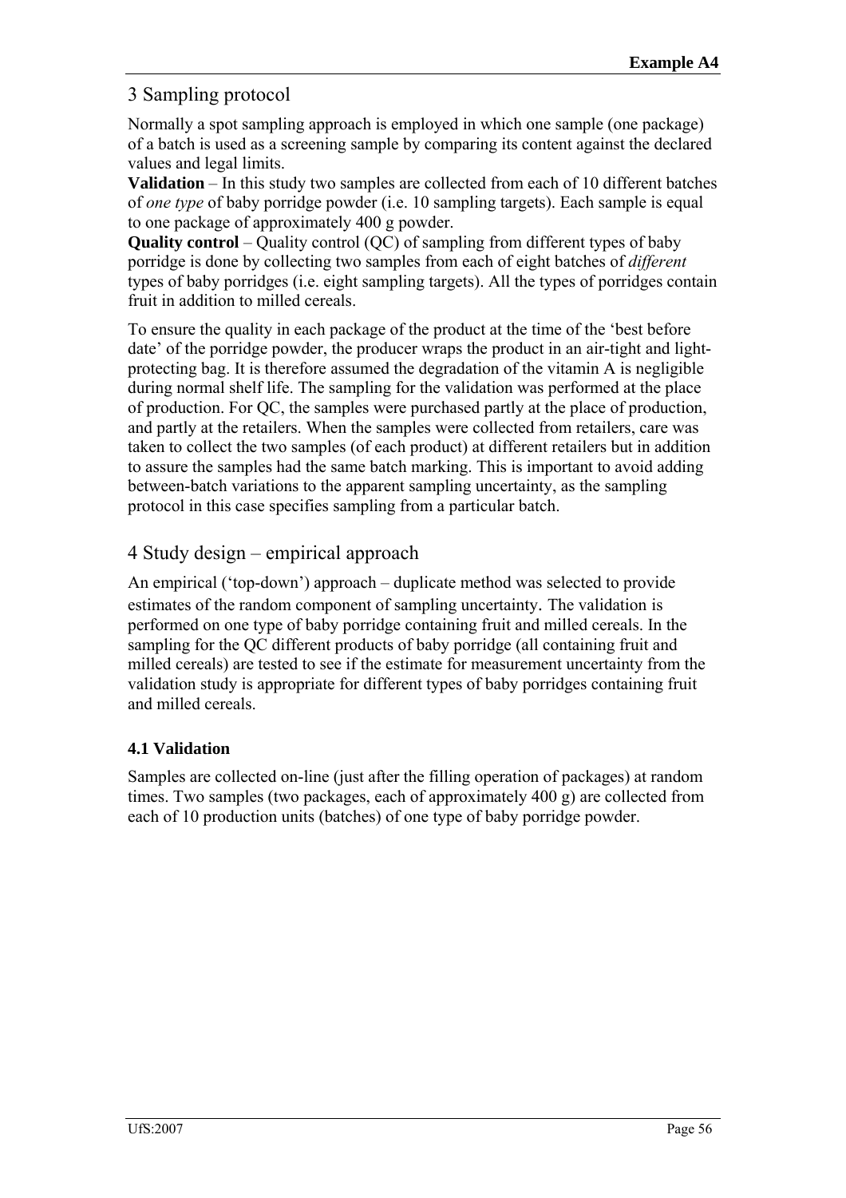## 3 Sampling protocol

Normally a spot sampling approach is employed in which one sample (one package) of a batch is used as a screening sample by comparing its content against the declared values and legal limits.

**Validation** – In this study two samples are collected from each of 10 different batches of *one type* of baby porridge powder (i.e. 10 sampling targets). Each sample is equal to one package of approximately 400 g powder.

**Quality control** – Quality control (QC) of sampling from different types of baby porridge is done by collecting two samples from each of eight batches of *different* types of baby porridges (i.e. eight sampling targets). All the types of porridges contain fruit in addition to milled cereals.

To ensure the quality in each package of the product at the time of the 'best before date' of the porridge powder, the producer wraps the product in an air-tight and light-protecting bag. It is therefore assumed the degradation of the vitamin A is negligible during normal shelf life. The sampling for the validation was performed at the place of production. For QC, the samples were purchased partly at the place of production, and partly at the retailers. When the samples were collected from retailers, care was taken to collect the two samples (of each product) at different retailers but in addition to assure the samples had the same batch marking. This is important to avoid adding between-batch variations to the apparent sampling uncertainty, as the sampling protocol in this case specifies sampling from a particular batch.

## 4 Study design – empirical approach

An empirical ('top-down') approach – duplicate method was selected to provide estimates of the random component of sampling uncertainty. The validation is performed on one type of baby porridge containing fruit and milled cereals. In the sampling for the QC different products of baby porridge (all containing fruit and milled cereals) are tested to see if the estimate for measurement uncertainty from the validation study is appropriate for different types of baby porridges containing fruit and milled cereals.

### 4.1 Validation

Samples are collected on-line (just after the filling operation of packages) at random times. Two samples (two packages, each of approximately 400 g) are collected from each of 10 production units (batches) of one type of baby porridge powder.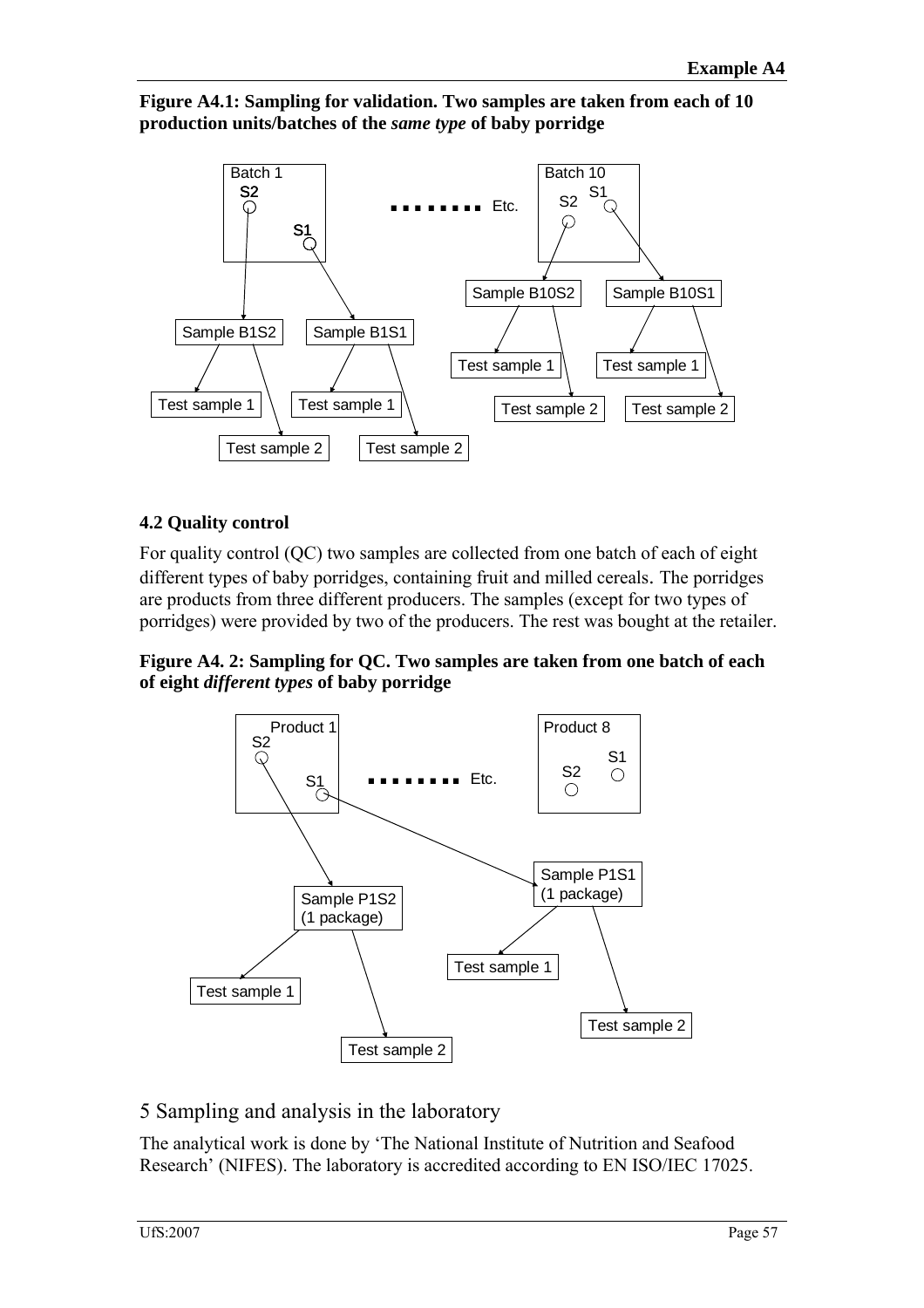**Figure A4.1: Sampling for validation. Two samples are taken from each of 10 production units/batches of the *same type* of baby porridge**

### 4.2 Quality control

For quality control (QC) two samples are collected from one batch of each of eight different types of baby porridges, containing fruit and milled cereals. The porridges are products from three different producers. The samples (except for two types of porridges) were provided by two of the producers. The rest was bought at the retailer.

**Figure A4. 2: Sampling for QC. Two samples are taken from one batch of each of eight *different types* of baby porridge**

## 5 Sampling and analysis in the laboratory

The analytical work is done by 'The National Institute of Nutrition and Seafood Research' (NIFES). The laboratory is accredited according to EN ISO/IEC 17025.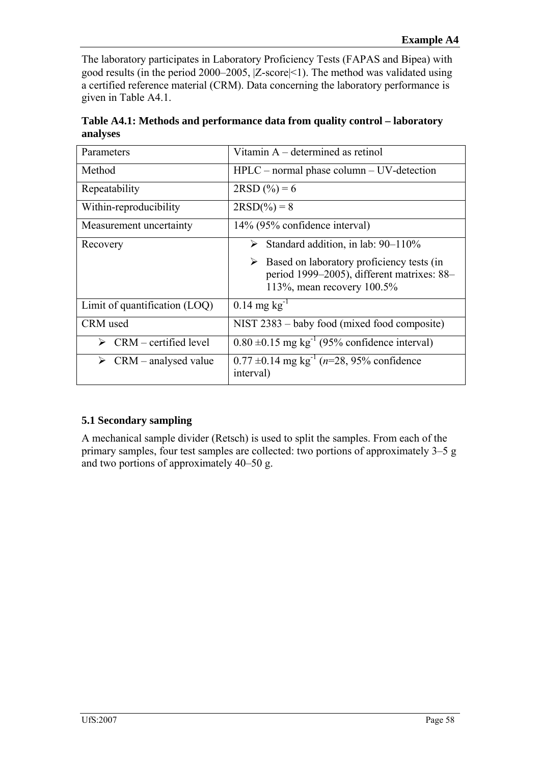The laboratory participates in Laboratory Proficiency Tests (FAPAS and Bipea) with good results (in the period 2000–2005, |Z-score|<1). The method was validated using a certified reference material (CRM). Data concerning the laboratory performance is given in Table A4.1.

**Table A4.1: Methods and performance data from quality control – laboratory analyses**

| Parameters | Vitamin A – determined as retinol |
|---|---|
| Method | HPLC – normal phase column – UV-detection |
| Repeatability | 2RSD (%) = 6 |
| Within-reproducibility | 2RSD(%) = 8 |
| Measurement uncertainty | 14% (95% confidence interval) |
| Recovery | ➢ Standard addition, in lab: 90–110% <br> ➢ Based on laboratory proficiency tests (in period 1999–2005), different matrixes: 88–113%, mean recovery 100.5% |
| Limit of quantification (LOQ) | 0.14 mg kg$^{-1}$ |
| CRM used | NIST 2383 – baby food (mixed food composite) |
| ➢ CRM – certified level | 0.80 ±0.15 mg kg$^{-1}$ (95% confidence interval) |
| ➢ CRM – analysed value | 0.77 ±0.14 mg kg$^{-1}$ (*n*=28, 95% confidence interval) |

### 5.1 Secondary sampling

A mechanical sample divider (Retsch) is used to split the samples. From each of the primary samples, four test samples are collected: two portions of approximately 3–5 g and two portions of approximately 40–50 g.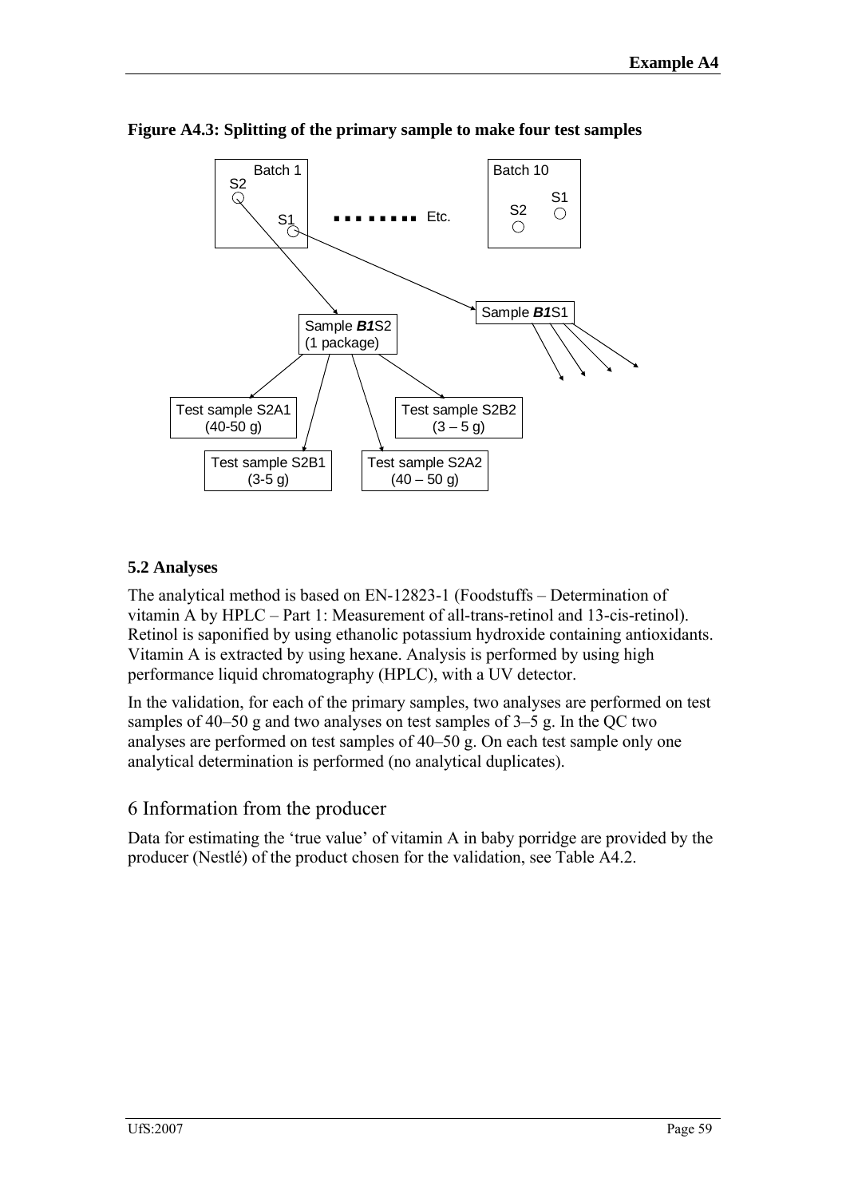**Figure A4.3: Splitting of the primary sample to make four test samples**

## 5.2 Analyses

The analytical method is based on EN-12823-1 (Foodstuffs – Determination of vitamin A by HPLC – Part 1: Measurement of all-trans-retinol and 13-cis-retinol). Retinol is saponified by using ethanolic potassium hydroxide containing antioxidants. Vitamin A is extracted by using hexane. Analysis is performed by using high performance liquid chromatography (HPLC), with a UV detector.

In the validation, for each of the primary samples, two analyses are performed on test samples of 40–50 g and two analyses on test samples of 3–5 g. In the QC two analyses are performed on test samples of 40–50 g. On each test sample only one analytical determination is performed (no analytical duplicates).

# 6 Information from the producer

Data for estimating the 'true value' of vitamin A in baby porridge are provided by the producer (Nestlé) of the product chosen for the validation, see Table A4.2.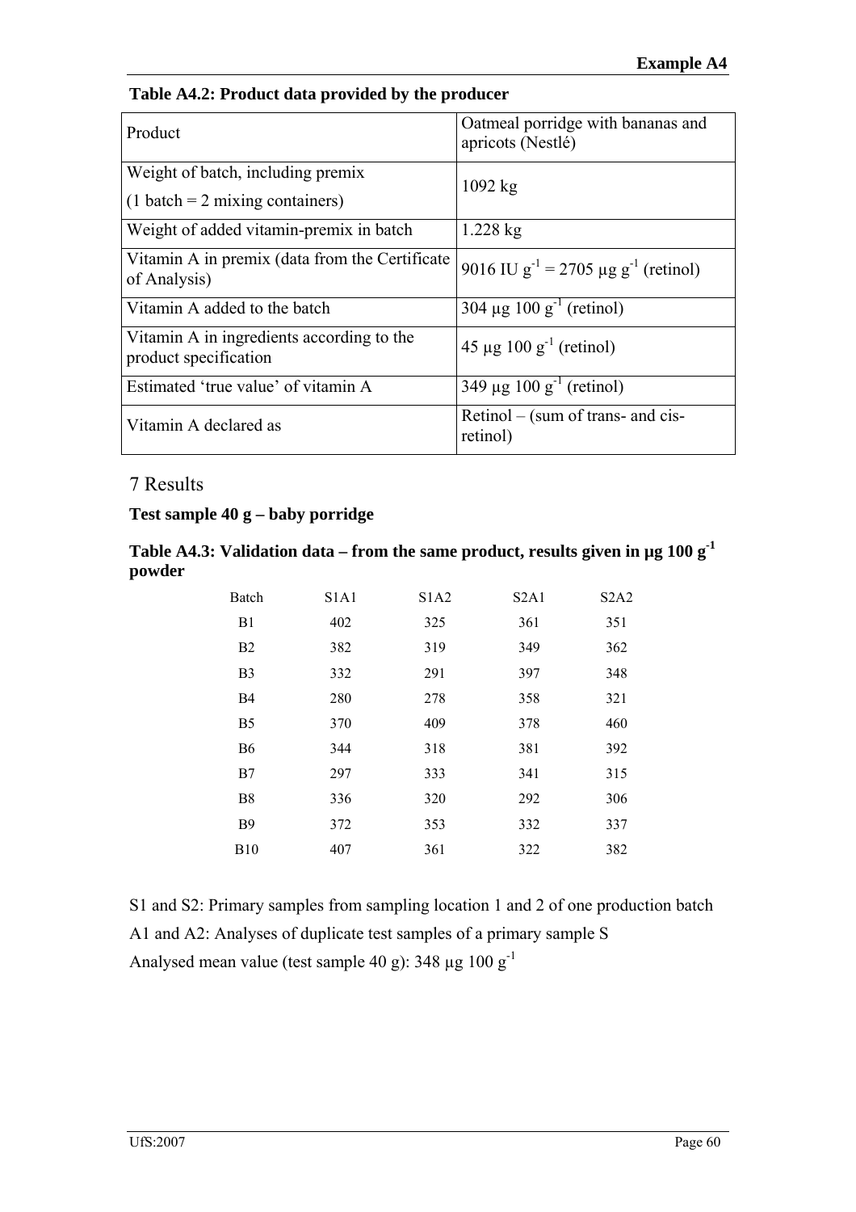**Table A4.2: Product data provided by the producer**

| Product | Oatmeal porridge with bananas and apricots (Nestlé) |
|---|---|
| Weight of batch, including premix (1 batch = 2 mixing containers) | 1092 kg |
| Weight of added vitamin-premix in batch | 1.228 kg |
| Vitamin A in premix (data from the Certificate of Analysis) | 9016 IU $g^{-1}$ = 2705 µg $g^{-1}$ (retinol) |
| Vitamin A added to the batch | 304 µg 100 $g^{-1}$ (retinol) |
| Vitamin A in ingredients according to the product specification | 45 µg 100 $g^{-1}$ (retinol) |
| Estimated 'true value' of vitamin A | 349 µg 100 $g^{-1}$ (retinol) |
| Vitamin A declared as | Retinol – (sum of trans- and cis-retinol) |

## 7 Results

**Test sample 40 g – baby porridge**

**Table A4.3: Validation data – from the same product, results given in µg 100 $g^{-1}$ powder**

| Batch | S1A1 | S1A2 | S2A1 | S2A2 |
|---|---|---|---|---|
| B1 | 402 | 325 | 361 | 351 |
| B2 | 382 | 319 | 349 | 362 |
| B3 | 332 | 291 | 397 | 348 |
| B4 | 280 | 278 | 358 | 321 |
| B5 | 370 | 409 | 378 | 460 |
| B6 | 344 | 318 | 381 | 392 |
| B7 | 297 | 333 | 341 | 315 |
| B8 | 336 | 320 | 292 | 306 |
| B9 | 372 | 353 | 332 | 337 |
| B10 | 407 | 361 | 322 | 382 |

S1 and S2: Primary samples from sampling location 1 and 2 of one production batch

A1 and A2: Analyses of duplicate test samples of a primary sample S

Analysed mean value (test sample 40 g): 348 µg 100 $g^{-1}$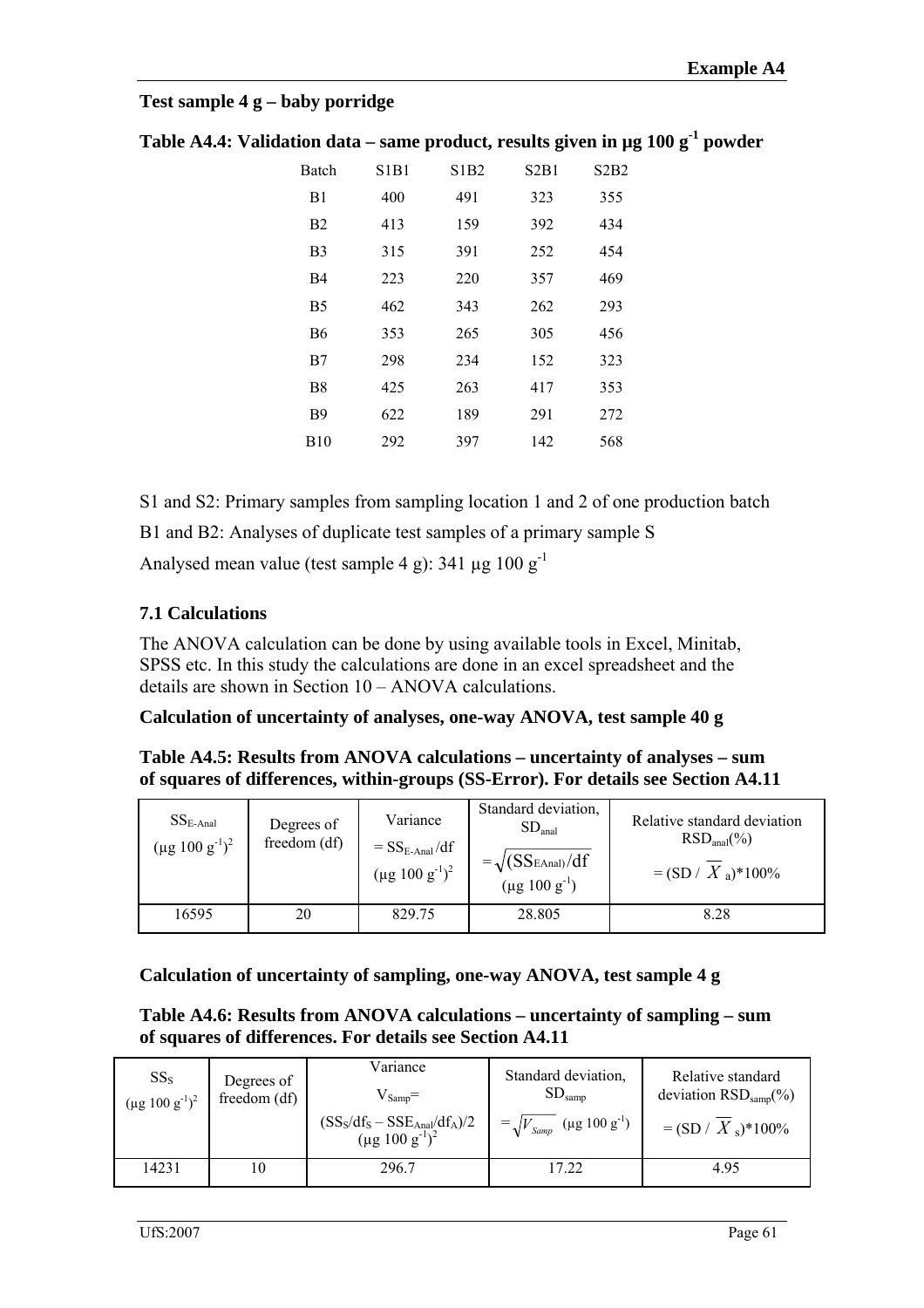**Test sample 4 g – baby porridge**

**Table A4.4: Validation data – same product, results given in µg 100 g$^{-1}$ powder**

| Batch | S1B1 | S1B2 | S2B1 | S2B2 |
|---|---|---|---|---|
| B1 | 400 | 491 | 323 | 355 |
| B2 | 413 | 159 | 392 | 434 |
| B3 | 315 | 391 | 252 | 454 |
| B4 | 223 | 220 | 357 | 469 |
| B5 | 462 | 343 | 262 | 293 |
| B6 | 353 | 265 | 305 | 456 |
| B7 | 298 | 234 | 152 | 323 |
| B8 | 425 | 263 | 417 | 353 |
| B9 | 622 | 189 | 291 | 272 |
| B10 | 292 | 397 | 142 | 568 |

S1 and S2: Primary samples from sampling location 1 and 2 of one production batch

B1 and B2: Analyses of duplicate test samples of a primary sample S

Analysed mean value (test sample 4 g): 341 µg 100 g$^{-1}$

### 7.1 Calculations

The ANOVA calculation can be done by using available tools in Excel, Minitab, SPSS etc. In this study the calculations are done in an excel spreadsheet and the details are shown in Section 10 – ANOVA calculations.

**Calculation of uncertainty of analyses, one-way ANOVA, test sample 40 g**

**Table A4.5: Results from ANOVA calculations – uncertainty of analyses – sum of squares of differences, within-groups (SS-Error). For details see Section A4.11**

| $SS_{E\text{-}Anal}$ (µg 100 g$^{-1}$)$^2$ | Degrees of freedom (df) | Variance $= SS_{E\text{-}Anal}/df$ (µg 100 g$^{-1}$)$^2$ | Standard deviation, $SD_{anal}$ $= \sqrt{(SS_{EAnal})/df}$ (µg 100 g$^{-1}$) | Relative standard deviation $RSD_{anal}(\%)$ $= (SD / \overline{X}_a)*100\%$ |
|---|---|---|---|---|
| 16595 | 20 | 829.75 | 28.805 | 8.28 |

**Calculation of uncertainty of sampling, one-way ANOVA, test sample 4 g**

**Table A4.6: Results from ANOVA calculations – uncertainty of sampling – sum of squares of differences. For details see Section A4.11**

| $SS_S$ (µg 100 g$^{-1}$)$^2$ | Degrees of freedom (df) | Variance $V_{Samp}=$ $(SS_S/df_S - SSE_{Anal}/df_A)/2$ (µg 100 g$^{-1}$)$^2$ | Standard deviation, $SD_{samp}$ $= \sqrt{V_{Samp}}$ (µg 100 g$^{-1}$) | Relative standard deviation $RSD_{samp}(\%)$ $= (SD / \overline{X}_s)*100\%$ |
|---|---|---|---|---|
| 14231 | 10 | 296.7 | 17.22 | 4.95 |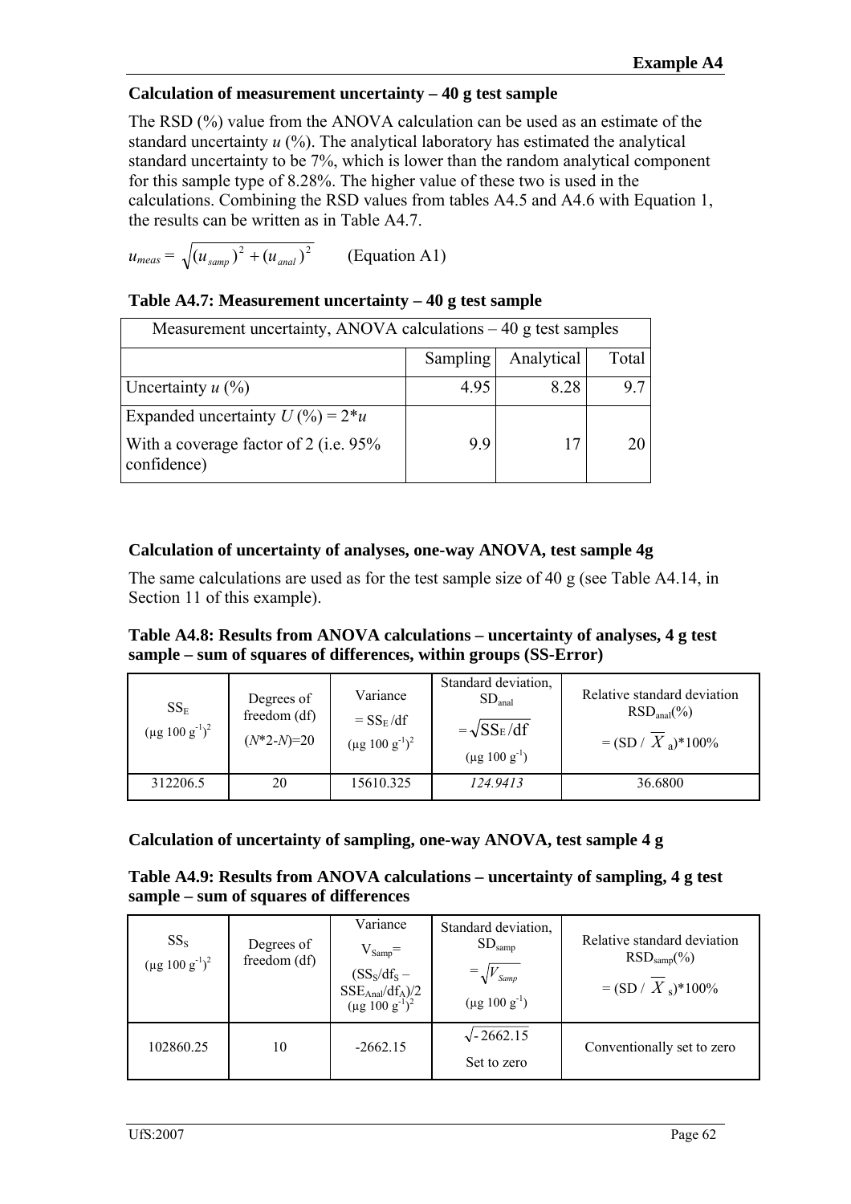### Calculation of measurement uncertainty – 40 g test sample

The RSD (%) value from the ANOVA calculation can be used as an estimate of the standard uncertainty *u* (%). The analytical laboratory has estimated the analytical standard uncertainty to be 7%, which is lower than the random analytical component for this sample type of 8.28%. The higher value of these two is used in the calculations. Combining the RSD values from tables A4.5 and A4.6 with Equation 1, the results can be written as in Table A4.7.

$u_{meas} = \sqrt{(u_{samp})^2 + (u_{anal})^2}$ (Equation A1)

**Table A4.7: Measurement uncertainty – 40 g test sample**

| Measurement uncertainty, ANOVA calculations – 40 g test samples | | | |
|---|---|---|---|
| | Sampling | Analytical | Total |
| Uncertainty *u* (%) | 4.95 | 8.28 | 9.7 |
| Expanded uncertainty *U* (%) = 2\**u* With a coverage factor of 2 (i.e. 95% confidence) | 9.9 | 17 | 20 |

### Calculation of uncertainty of analyses, one-way ANOVA, test sample 4g

The same calculations are used as for the test sample size of 40 g (see Table A4.14, in Section 11 of this example).

**Table A4.8: Results from ANOVA calculations – uncertainty of analyses, 4 g test sample – sum of squares of differences, within groups (SS-Error)**

| $SS_E$ $(\mu g\ 100\ g^{-1})^2$ | Degrees of freedom (df) $(N*2-N)=20$ | Variance $= SS_E/df$ $(\mu g\ 100\ g^{-1})^2$ | Standard deviation, $SD_{anal}$ $= \sqrt{SS_E/df}$ $(\mu g\ 100\ g^{-1})$ | Relative standard deviation $RSD_{anal}(\%)$ $= (SD / \overline{X}_a)*100\%$ |
|---|---|---|---|---|
| 312206.5 | 20 | 15610.325 | *124.9413* | 36.6800 |

### Calculation of uncertainty of sampling, one-way ANOVA, test sample 4 g

**Table A4.9: Results from ANOVA calculations – uncertainty of sampling, 4 g test sample – sum of squares of differences**

| $SS_S$ $(\mu g\ 100\ g^{-1})^2$ | Degrees of freedom (df) | Variance $V_{Samp}=$ $(SS_S/df_S - SSE_{Anal}/df_A)/2$ $(\mu g\ 100\ g^{-1})^2$ | Standard deviation, $SD_{samp}$ $= \sqrt{V_{Samp}}$ $(\mu g\ 100\ g^{-1})$ | Relative standard deviation $RSD_{samp}(\%)$ $= (SD / \overline{X}_s)*100\%$ |
|---|---|---|---|---|
| 102860.25 | 10 | -2662.15 | $\sqrt{-2662.15}$ Set to zero | Conventionally set to zero |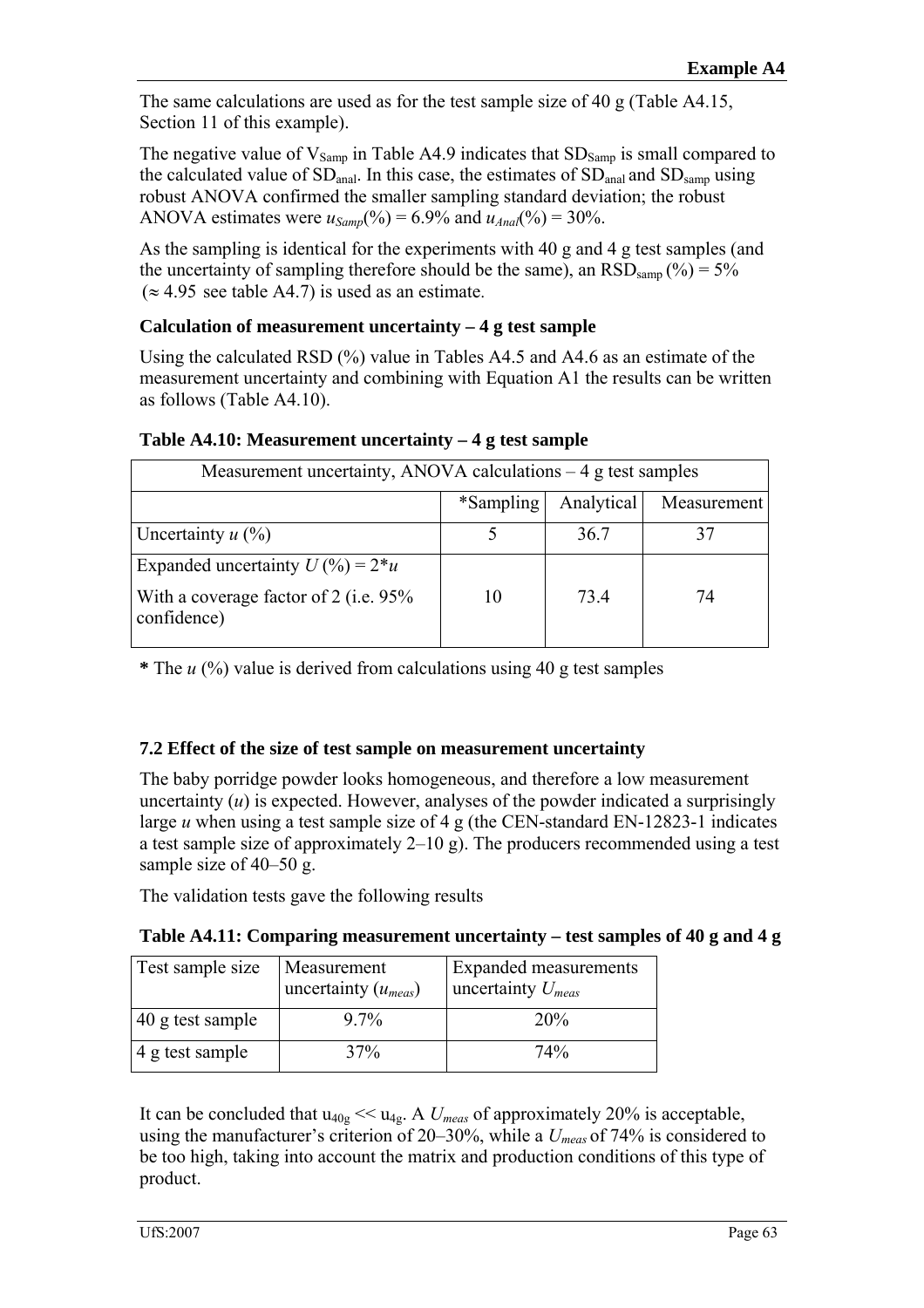The same calculations are used as for the test sample size of 40 g (Table A4.15, Section 11 of this example).

The negative value of $V_{Samp}$ in Table A4.9 indicates that $SD_{Samp}$ is small compared to the calculated value of $SD_{anal}$. In this case, the estimates of $SD_{anal}$ and $SD_{samp}$ using robust ANOVA confirmed the smaller sampling standard deviation; the robust ANOVA estimates were $u_{Samp}(\%) = 6.9\%$ and $u_{Anal}(\%) = 30\%$.

As the sampling is identical for the experiments with 40 g and 4 g test samples (and the uncertainty of sampling therefore should be the same), an $RSD_{samp}$ (%) = 5% ($\approx 4.95$ see table A4.7) is used as an estimate.

### Calculation of measurement uncertainty – 4 g test sample

Using the calculated RSD (%) value in Tables A4.5 and A4.6 as an estimate of the measurement uncertainty and combining with Equation A1 the results can be written as follows (Table A4.10).

**Table A4.10: Measurement uncertainty – 4 g test sample**

| Measurement uncertainty, ANOVA calculations – 4 g test samples | | | |
|---|---|---|---|
| | *Sampling | Analytical | Measurement |
| Uncertainty $u$ (%) | 5 | 36.7 | 37 |
| Expanded uncertainty $U$ (%) = 2*$u$ With a coverage factor of 2 (i.e. 95% confidence) | 10 | 73.4 | 74 |

**\*** The $u$ (%) value is derived from calculations using 40 g test samples

### 7.2 Effect of the size of test sample on measurement uncertainty

The baby porridge powder looks homogeneous, and therefore a low measurement uncertainty ($u$) is expected. However, analyses of the powder indicated a surprisingly large $u$ when using a test sample size of 4 g (the CEN-standard EN-12823-1 indicates a test sample size of approximately 2–10 g). The producers recommended using a test sample size of 40–50 g.

The validation tests gave the following results

**Table A4.11: Comparing measurement uncertainty – test samples of 40 g and 4 g**

| Test sample size | Measurement uncertainty ($u_{meas}$) | Expanded measurements uncertainty $U_{meas}$ |
|---|---|---|
| 40 g test sample | 9.7% | 20% |
| 4 g test sample | 37% | 74% |

It can be concluded that $u_{40g} << u_{4g}$. A $U_{meas}$ of approximately 20% is acceptable, using the manufacturer's criterion of 20–30%, while a $U_{meas}$ of 74% is considered to be too high, taking into account the matrix and production conditions of this type of product.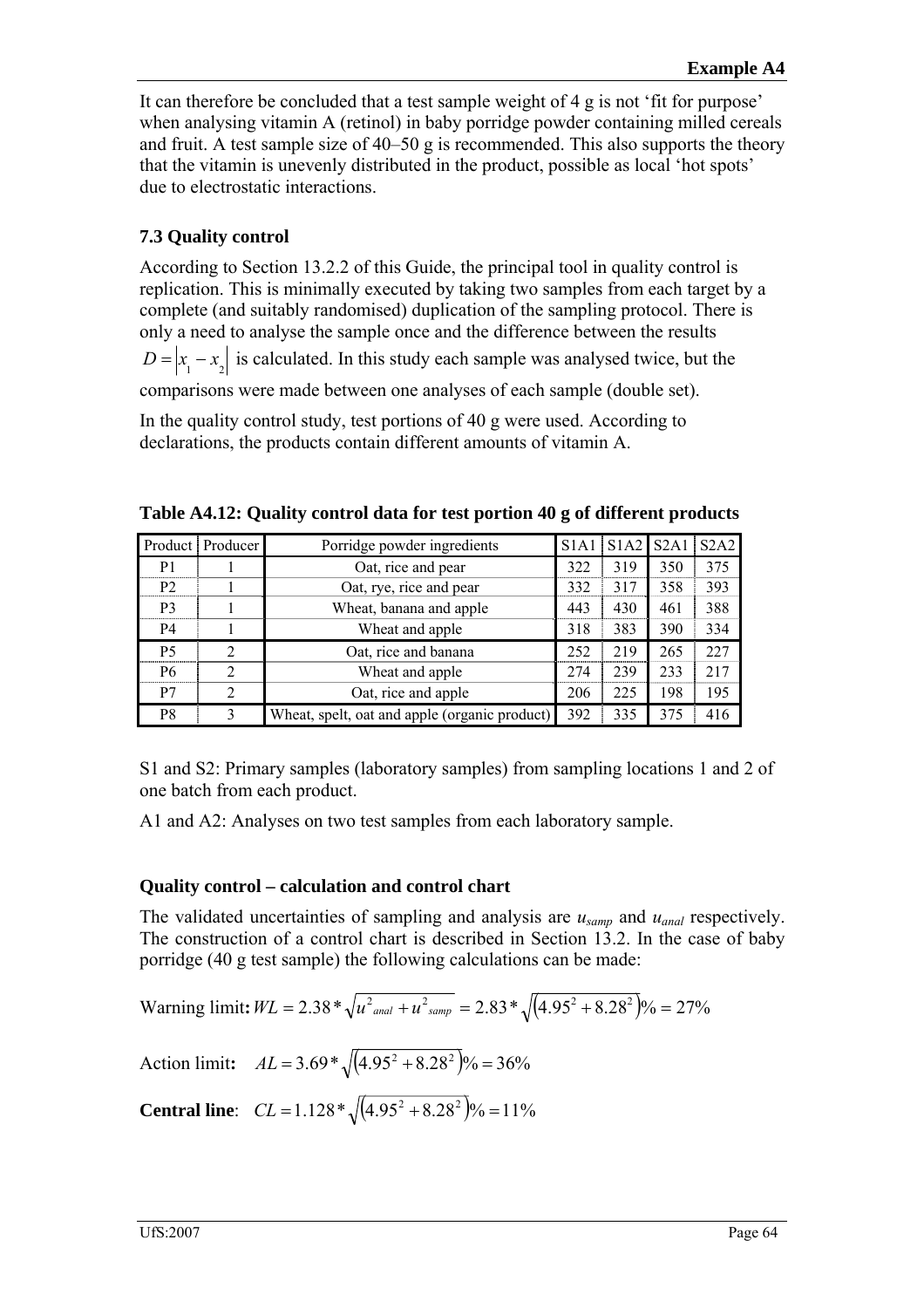It can therefore be concluded that a test sample weight of 4 g is not 'fit for purpose' when analysing vitamin A (retinol) in baby porridge powder containing milled cereals and fruit. A test sample size of 40–50 g is recommended. This also supports the theory that the vitamin is unevenly distributed in the product, possible as local 'hot spots' due to electrostatic interactions.

### 7.3 Quality control

According to Section 13.2.2 of this Guide, the principal tool in quality control is replication. This is minimally executed by taking two samples from each target by a complete (and suitably randomised) duplication of the sampling protocol. There is only a need to analyse the sample once and the difference between the results $D = |x_1 - x_2|$ is calculated. In this study each sample was analysed twice, but the comparisons were made between one analyses of each sample (double set).

In the quality control study, test portions of 40 g were used. According to declarations, the products contain different amounts of vitamin A.

**Table A4.12: Quality control data for test portion 40 g of different products**

| Product | Producer | Porridge powder ingredients | S1A1 | S1A2 | S2A1 | S2A2 |
|---|---|---|---|---|---|---|
| P1 | 1 | Oat, rice and pear | 322 | 319 | 350 | 375 |
| P2 | 1 | Oat, rye, rice and pear | 332 | 317 | 358 | 393 |
| P3 | 1 | Wheat, banana and apple | 443 | 430 | 461 | 388 |
| P4 | 1 | Wheat and apple | 318 | 383 | 390 | 334 |
| P5 | 2 | Oat, rice and banana | 252 | 219 | 265 | 227 |
| P6 | 2 | Wheat and apple | 274 | 239 | 233 | 217 |
| P7 | 2 | Oat, rice and apple | 206 | 225 | 198 | 195 |
| P8 | 3 | Wheat, spelt, oat and apple (organic product) | 392 | 335 | 375 | 416 |

S1 and S2: Primary samples (laboratory samples) from sampling locations 1 and 2 of one batch from each product.

A1 and A2: Analyses on two test samples from each laboratory sample.

#### Quality control – calculation and control chart

The validated uncertainties of sampling and analysis are $u_{samp}$ and $u_{anal}$ respectively. The construction of a control chart is described in Section 13.2. In the case of baby porridge (40 g test sample) the following calculations can be made:

Warning limit**:** $WL = 2.38 * \sqrt{u^2_{anal} + u^2_{samp}} = 2.83 * \sqrt{(4.95^2 + 8.28^2)}\% = 27\%$

Action limit**:** $AL = 3.69 * \sqrt{(4.95^2 + 8.28^2)}\% = 36\%$

**Central line**: $CL = 1.128 * \sqrt{(4.95^2 + 8.28^2)}\% = 11\%$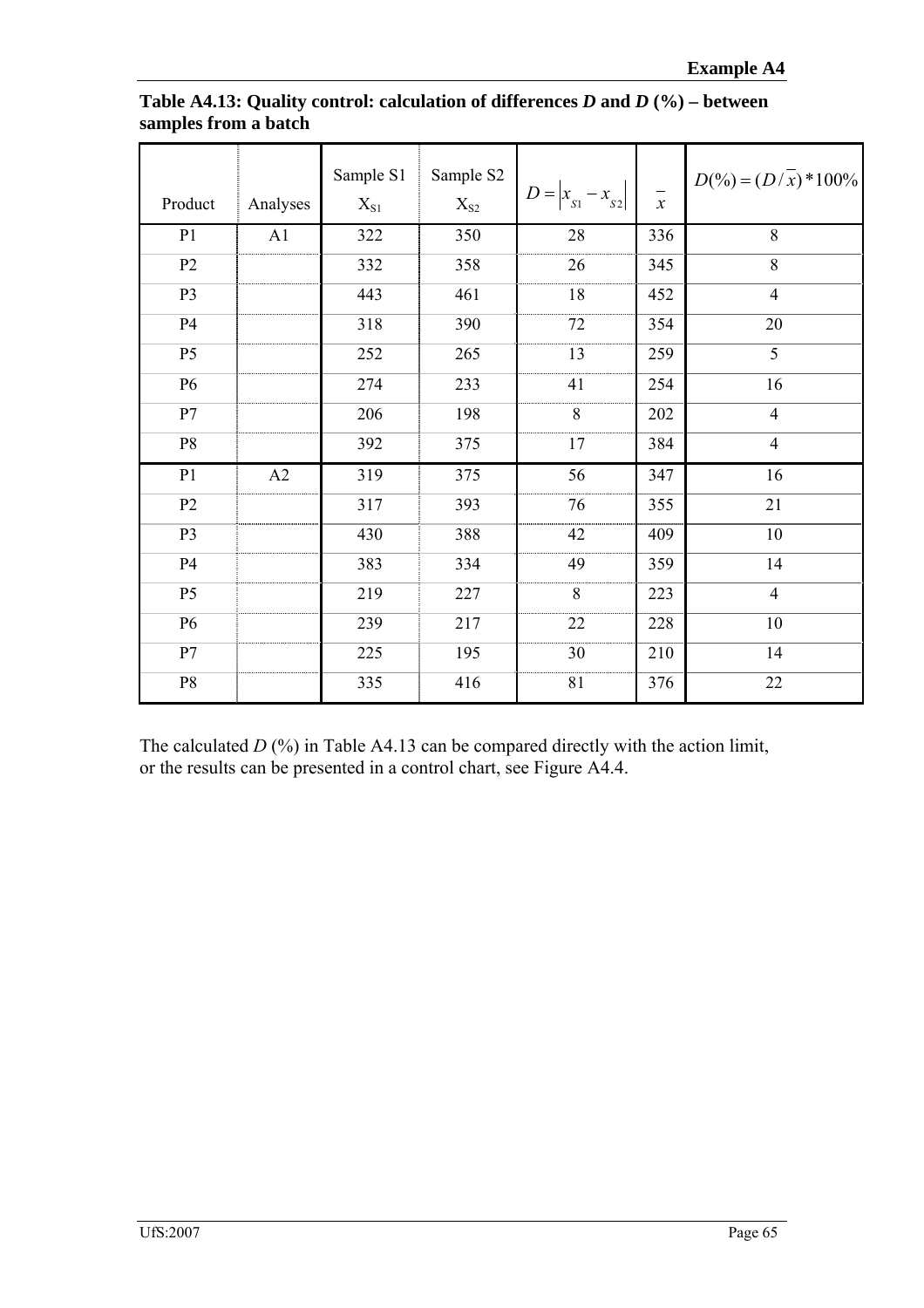**Table A4.13: Quality control: calculation of differences *D* and *D* (%) – between samples from a batch**

| Product | Analyses | Sample S1 $X_{S1}$ | Sample S2 $X_{S2}$ | $D = \left\|x_{S1} - x_{S2}\right\|$ | $\bar{x}$ | $D(\%) = (D/\bar{x}) * 100\%$ |
|---|---|---|---|---|---|---|
| P1 | A1 | 322 | 350 | 28 | 336 | 8 |
| P2 | | 332 | 358 | 26 | 345 | 8 |
| P3 | | 443 | 461 | 18 | 452 | 4 |
| P4 | | 318 | 390 | 72 | 354 | 20 |
| P5 | | 252 | 265 | 13 | 259 | 5 |
| P6 | | 274 | 233 | 41 | 254 | 16 |
| P7 | | 206 | 198 | 8 | 202 | 4 |
| P8 | | 392 | 375 | 17 | 384 | 4 |
| P1 | A2 | 319 | 375 | 56 | 347 | 16 |
| P2 | | 317 | 393 | 76 | 355 | 21 |
| P3 | | 430 | 388 | 42 | 409 | 10 |
| P4 | | 383 | 334 | 49 | 359 | 14 |
| P5 | | 219 | 227 | 8 | 223 | 4 |
| P6 | | 239 | 217 | 22 | 228 | 10 |
| P7 | | 225 | 195 | 30 | 210 | 14 |
| P8 | | 335 | 416 | 81 | 376 | 22 |

The calculated *D* (%) in Table A4.13 can be compared directly with the action limit, or the results can be presented in a control chart, see Figure A4.4.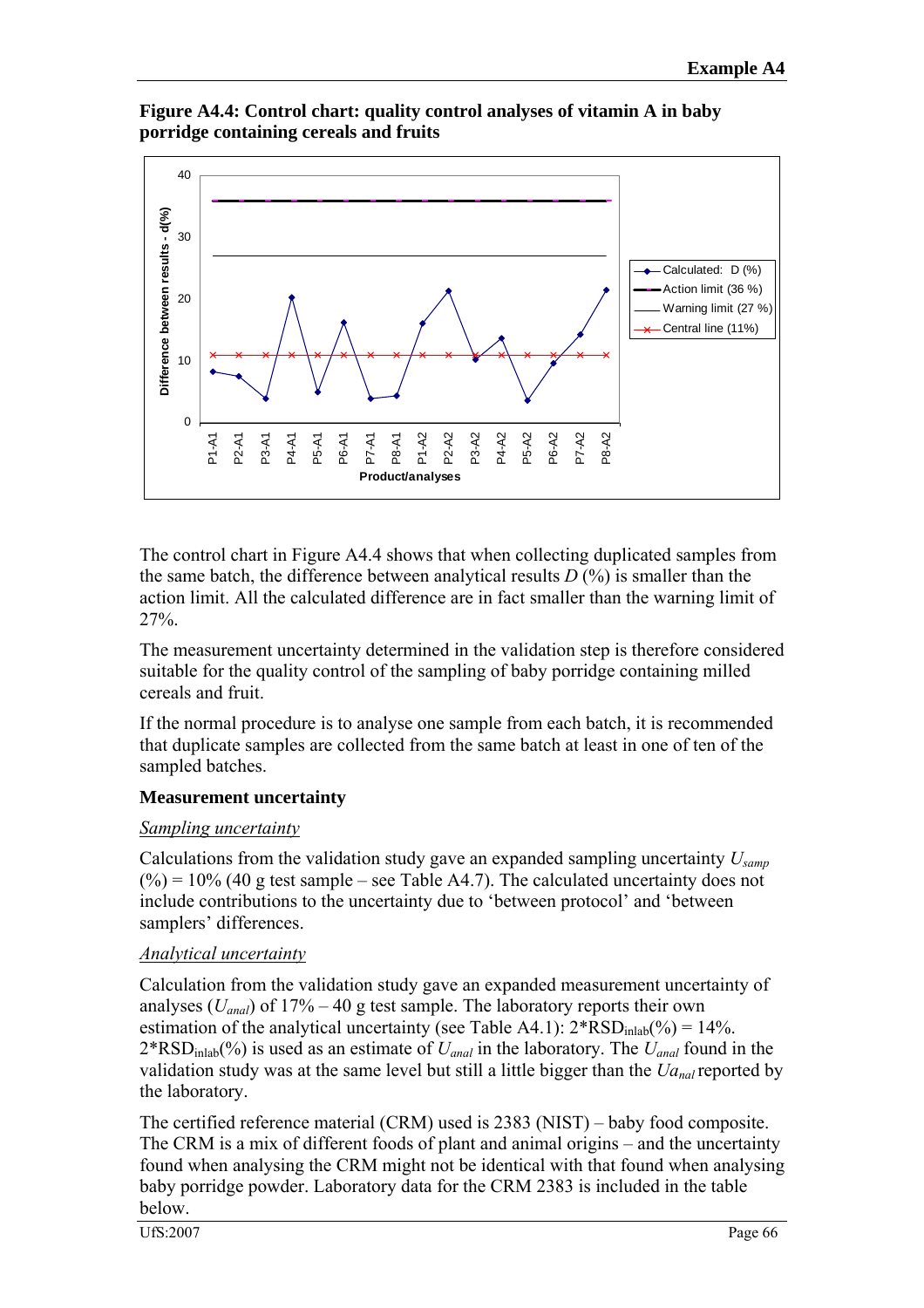**Figure A4.4: Control chart: quality control analyses of vitamin A in baby porridge containing cereals and fruits**

The control chart in Figure A4.4 shows that when collecting duplicated samples from the same batch, the difference between analytical results $D$ (%) is smaller than the action limit. All the calculated difference are in fact smaller than the warning limit of 27%.

The measurement uncertainty determined in the validation step is therefore considered suitable for the quality control of the sampling of baby porridge containing milled cereals and fruit.

If the normal procedure is to analyse one sample from each batch, it is recommended that duplicate samples are collected from the same batch at least in one of ten of the sampled batches.

**Measurement uncertainty**

*Sampling uncertainty*

Calculations from the validation study gave an expanded sampling uncertainty $U_{samp}$ (%) = 10% (40 g test sample – see Table A4.7). The calculated uncertainty does not include contributions to the uncertainty due to 'between protocol' and 'between samplers' differences.

*Analytical uncertainty*

Calculation from the validation study gave an expanded measurement uncertainty of analyses ($U_{anal}$) of 17% – 40 g test sample. The laboratory reports their own estimation of the analytical uncertainty (see Table A4.1): 2*$RSD_{inlab}$(%) = 14%. 2*$RSD_{inlab}$(%) is used as an estimate of $U_{anal}$ in the laboratory. The $U_{anal}$ found in the validation study was at the same level but still a little bigger than the $Ua_{nal}$ reported by the laboratory.

The certified reference material (CRM) used is 2383 (NIST) – baby food composite. The CRM is a mix of different foods of plant and animal origins – and the uncertainty found when analysing the CRM might not be identical with that found when analysing baby porridge powder. Laboratory data for the CRM 2383 is included in the table below.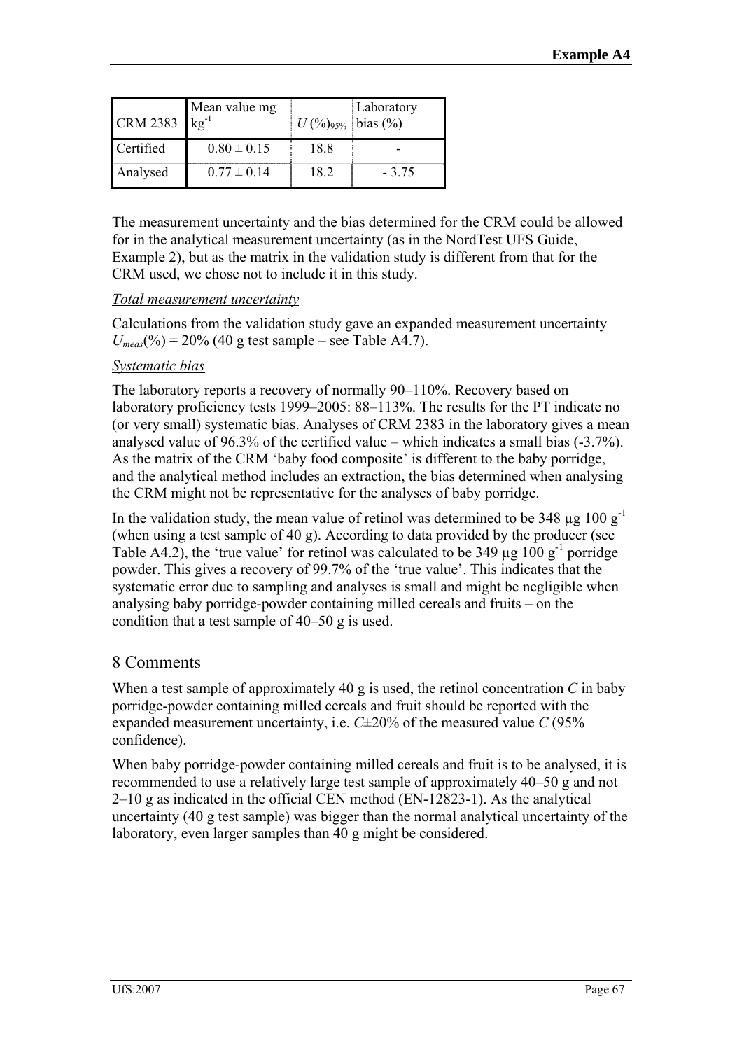| CRM 2383 | Mean value mg kg$^{-1}$ | $U$ (%)$_{95\%}$ | Laboratory bias (%) |
|---|---|---|---|
| Certified | 0.80 ± 0.15 | 18.8 | - |
| Analysed | 0.77 ± 0.14 | 18.2 | - 3.75 |

The measurement uncertainty and the bias determined for the CRM could be allowed for in the analytical measurement uncertainty (as in the NordTest UFS Guide, Example 2), but as the matrix in the validation study is different from that for the CRM used, we chose not to include it in this study.

*Total measurement uncertainty*

Calculations from the validation study gave an expanded measurement uncertainty $U_{meas}$(%) = 20% (40 g test sample – see Table A4.7).

*Systematic bias*

The laboratory reports a recovery of normally 90–110%. Recovery based on laboratory proficiency tests 1999–2005: 88–113%. The results for the PT indicate no (or very small) systematic bias. Analyses of CRM 2383 in the laboratory gives a mean analysed value of 96.3% of the certified value – which indicates a small bias (-3.7%). As the matrix of the CRM 'baby food composite' is different to the baby porridge, and the analytical method includes an extraction, the bias determined when analysing the CRM might not be representative for the analyses of baby porridge.

In the validation study, the mean value of retinol was determined to be 348 µg 100 g$^{-1}$ (when using a test sample of 40 g). According to data provided by the producer (see Table A4.2), the 'true value' for retinol was calculated to be 349 µg 100 g$^{-1}$ porridge powder. This gives a recovery of 99.7% of the 'true value'. This indicates that the systematic error due to sampling and analyses is small and might be negligible when analysing baby porridge-powder containing milled cereals and fruits – on the condition that a test sample of 40–50 g is used.

## 8 Comments

When a test sample of approximately 40 g is used, the retinol concentration $C$ in baby porridge-powder containing milled cereals and fruit should be reported with the expanded measurement uncertainty, i.e. $C$±20% of the measured value $C$ (95% confidence).

When baby porridge-powder containing milled cereals and fruit is to be analysed, it is recommended to use a relatively large test sample of approximately 40–50 g and not 2–10 g as indicated in the official CEN method (EN-12823-1). As the analytical uncertainty (40 g test sample) was bigger than the normal analytical uncertainty of the laboratory, even larger samples than 40 g might be considered.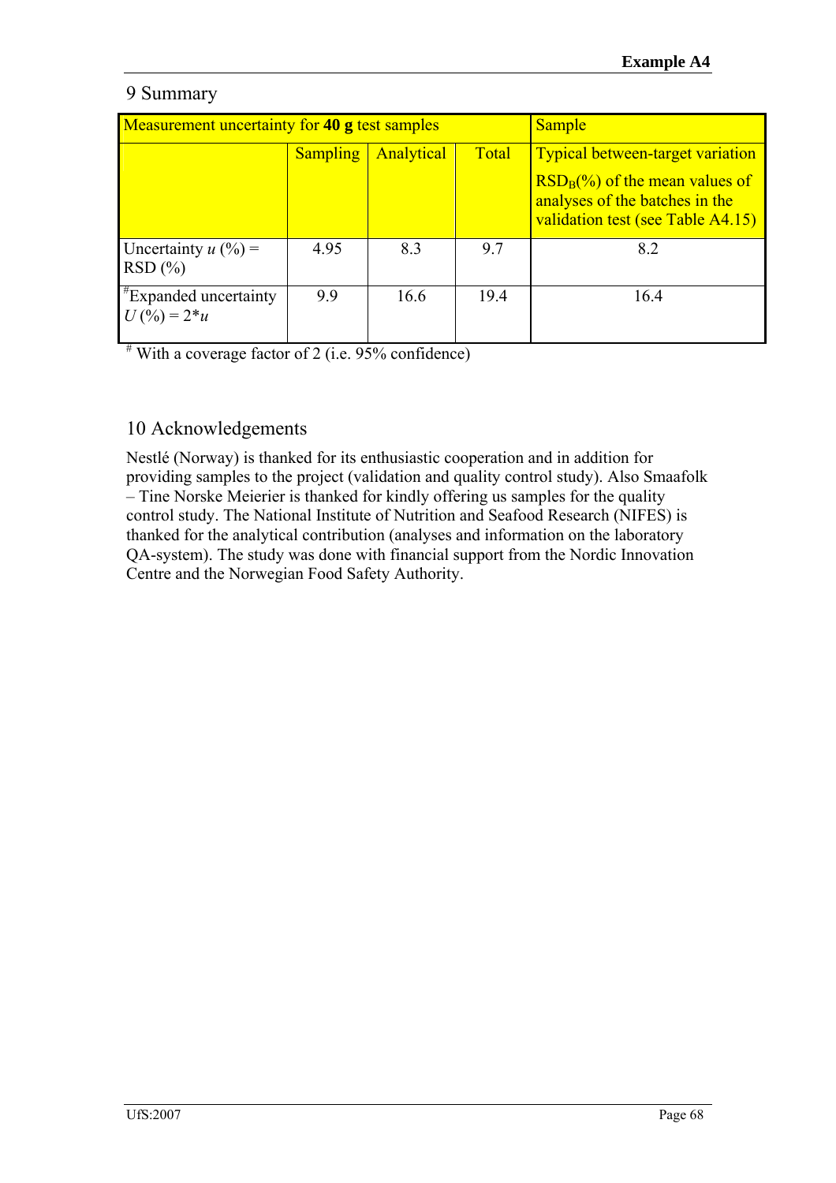## 9 Summary

| Measurement uncertainty for **40 g** test samples | | | | Sample |
|---|---|---|---|---|
| | Sampling | Analytical | Total | Typical between-target variation $RSD_B$(%) of the mean values of analyses of the batches in the validation test (see Table A4.15) |
| Uncertainty *u* (%) = RSD (%) | 4.95 | 8.3 | 9.7 | 8.2 |
| #Expanded uncertainty *U* (%) = 2\**u* | 9.9 | 16.6 | 19.4 | 16.4 |

# With a coverage factor of 2 (i.e. 95% confidence)

## 10 Acknowledgements

Nestlé (Norway) is thanked for its enthusiastic cooperation and in addition for providing samples to the project (validation and quality control study). Also Smaafolk – Tine Norske Meierier is thanked for kindly offering us samples for the quality control study. The National Institute of Nutrition and Seafood Research (NIFES) is thanked for the analytical contribution (analyses and information on the laboratory QA-system). The study was done with financial support from the Nordic Innovation Centre and the Norwegian Food Safety Authority.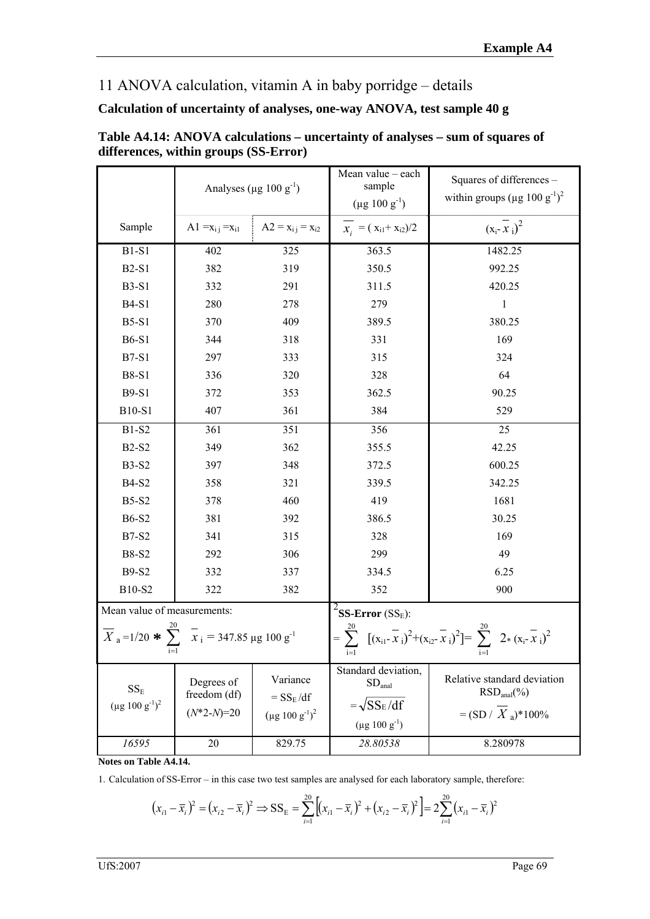# 11 ANOVA calculation, vitamin A in baby porridge – details

**Calculation of uncertainty of analyses, one-way ANOVA, test sample 40 g**

**Table A4.14: ANOVA calculations – uncertainty of analyses – sum of squares of differences, within groups (SS-Error)**

| | Analyses (μg 100 g$^{-1}$) | | Mean value – each sample (μg 100 g$^{-1}$) | Squares of differences – within groups (μg 100 g$^{-1}$)$^2$ |
|---|---|---|---|---|
| Sample | A1 $= x_{ij} = x_{i1}$ | A2 $= x_{ij} = x_{i2}$ | $\overline{x_i} = (x_{i1} + x_{i2})/2$ | $(x_i - \overline{x}_i)^2$ |
| B1-S1 | 402 | 325 | 363.5 | 1482.25 |
| B2-S1 | 382 | 319 | 350.5 | 992.25 |
| B3-S1 | 332 | 291 | 311.5 | 420.25 |
| B4-S1 | 280 | 278 | 279 | 1 |
| B5-S1 | 370 | 409 | 389.5 | 380.25 |
| B6-S1 | 344 | 318 | 331 | 169 |
| B7-S1 | 297 | 333 | 315 | 324 |
| B8-S1 | 336 | 320 | 328 | 64 |
| B9-S1 | 372 | 353 | 362.5 | 90.25 |
| B10-S1 | 407 | 361 | 384 | 529 |
| B1-S2 | 361 | 351 | 356 | 25 |
| B2-S2 | 349 | 362 | 355.5 | 42.25 |
| B3-S2 | 397 | 348 | 372.5 | 600.25 |
| B4-S2 | 358 | 321 | 339.5 | 342.25 |
| B5-S2 | 378 | 460 | 419 | 1681 |
| B6-S2 | 381 | 392 | 386.5 | 30.25 |
| B7-S2 | 341 | 315 | 328 | 169 |
| B8-S2 | 292 | 306 | 299 | 49 |
| B9-S2 | 332 | 337 | 334.5 | 6.25 |
| B10-S2 | 322 | 382 | 352 | 900 |
| Mean value of measurements: $\overline{X}_a = 1/20 * \sum_{i=1}^{20} \overline{x}_i = 347.85$ μg 100 g$^{-1}$ | | | [2]**SS-Error** ($SS_E$): $= \sum_{i=1}^{20} [(x_{i1} - \overline{x}_i)^2 + (x_{i2} - \overline{x}_i)^2] = \sum_{i=1}^{20} 2 * (x_i - \overline{x}_i)^2$ | |
| $SS_E$ (μg 100 g$^{-1}$)$^2$ | Degrees of freedom (df) ($N$*2-$N$)=20 | Variance $= SS_E/df$ (μg 100 g$^{-1}$)$^2$ | Standard deviation, $SD_{anal}$ $= \sqrt{SS_E/df}$ (μg 100 g$^{-1}$) | Relative standard deviation $RSD_{anal}(\%)$ $= (SD / \overline{X}_a)*100\%$ |
| *16595* | 20 | 829.75 | *28.80538* | 8.280978 |

**Notes on Table A4.14.**

1. Calculation of SS-Error – in this case two test samples are analysed for each laboratory sample, therefore:

$$(x_{i1} - \overline{x}_i)^2 = (x_{i2} - \overline{x}_i)^2 \Rightarrow SS_E = \sum_{i=1}^{20}\left[(x_{i1} - \overline{x}_i)^2 + (x_{i2} - \overline{x}_i)^2\right] = 2\sum_{i=1}^{20}(x_{i1} - \overline{x}_i)^2$$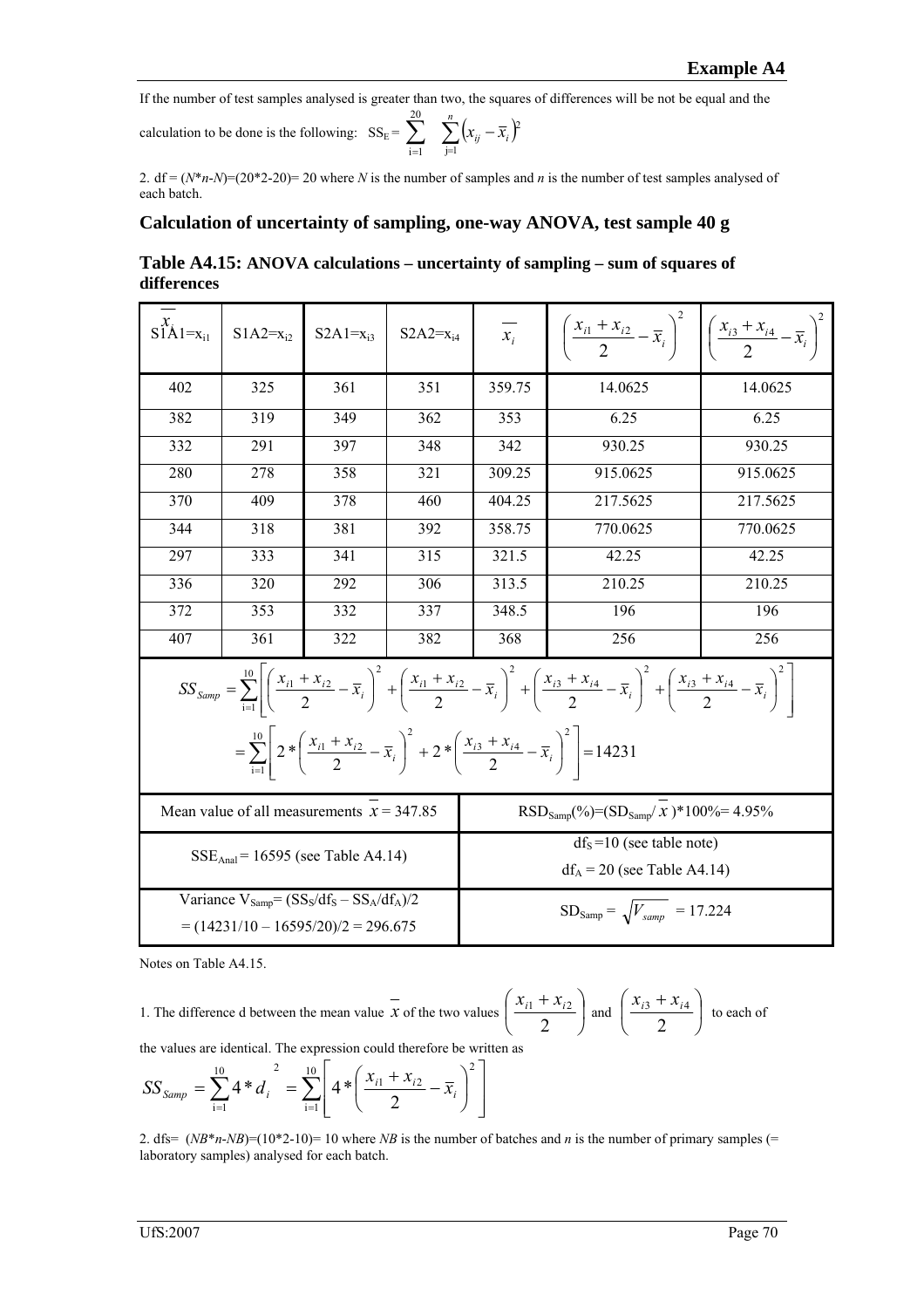If the number of test samples analysed is greater than two, the squares of differences will be not be equal and the calculation to be done is the following: $SS_E = \sum_{i=1}^{20} \sum_{j=1}^{n} \left(x_{ij} - \overline{x}_i\right)^2$

2. df = ($N$*$n$-$N$)=(20*2-20)= 20 where $N$ is the number of samples and $n$ is the number of test samples analysed of each batch.

## Calculation of uncertainty of sampling, one-way ANOVA, test sample 40 g

**Table A4.15: ANOVA calculations – uncertainty of sampling – sum of squares of differences**

| S1A1=$x_{i1}$ | S1A2=$x_{i2}$ | S2A1=$x_{i3}$ | S2A2=$x_{i4}$ | $\overline{x}_i$ | $\left(\frac{x_{i1}+x_{i2}}{2} - \overline{x}_i\right)^2$ | $\left(\frac{x_{i3}+x_{i4}}{2} - \overline{x}_i\right)^2$ |
|---|---|---|---|---|---|---|
| 402 | 325 | 361 | 351 | 359.75 | 14.0625 | 14.0625 |
| 382 | 319 | 349 | 362 | 353 | 6.25 | 6.25 |
| 332 | 291 | 397 | 348 | 342 | 930.25 | 930.25 |
| 280 | 278 | 358 | 321 | 309.25 | 915.0625 | 915.0625 |
| 370 | 409 | 378 | 460 | 404.25 | 217.5625 | 217.5625 |
| 344 | 318 | 381 | 392 | 358.75 | 770.0625 | 770.0625 |
| 297 | 333 | 341 | 315 | 321.5 | 42.25 | 42.25 |
| 336 | 320 | 292 | 306 | 313.5 | 210.25 | 210.25 |
| 372 | 353 | 332 | 337 | 348.5 | 196 | 196 |
| 407 | 361 | 322 | 382 | 368 | 256 | 256 |

$$SS_{Samp} = \sum_{i=1}^{10}\left[\left(\frac{x_{i1}+x_{i2}}{2} - \overline{x}_i\right)^2 + \left(\frac{x_{i1}+x_{i2}}{2} - \overline{x}_i\right)^2 + \left(\frac{x_{i3}+x_{i4}}{2} - \overline{x}_i\right)^2 + \left(\frac{x_{i3}+x_{i4}}{2} - \overline{x}_i\right)^2\right]$$

$$= \sum_{i=1}^{10}\left[2*\left(\frac{x_{i1}+x_{i2}}{2} - \overline{x}_i\right)^2 + 2*\left(\frac{x_{i3}+x_{i4}}{2} - \overline{x}_i\right)^2\right] = 14231$$

| | |
|---|---|
| Mean value of all measurements $\overline{x}$ = 347.85 | $RSD_{Samp}(\%) = (SD_{Samp}/\overline{x})*100\%$= 4.95% |
| $SSE_{Anal}$ = 16595 (see Table A4.14) | $df_S$ =10 (see table note)<br>$df_A$ = 20 (see Table A4.14) |
| Variance $V_{Samp} = (SS_S/df_S - SS_A/df_A)/2$<br>= (14231/10 – 16595/20)/2 = 296.675 | $SD_{Samp} = \sqrt{V_{samp}}$ = 17.224 |

Notes on Table A4.15.

1. The difference d between the mean value $\overline{x}$ of the two values $\left(\frac{x_{i1}+x_{i2}}{2}\right)$ and $\left(\frac{x_{i3}+x_{i4}}{2}\right)$ to each of the values are identical. The expression could therefore be written as

$$SS_{Samp} = \sum_{i=1}^{10} 4*d_i^{\;2} = \sum_{i=1}^{10}\left[4*\left(\frac{x_{i1}+x_{i2}}{2} - \overline{x}_i\right)^2\right]$$

2. dfs= ($NB$*$n$-$NB$)=(10*2-10)= 10 where $NB$ is the number of batches and $n$ is the number of primary samples (= laboratory samples) analysed for each batch.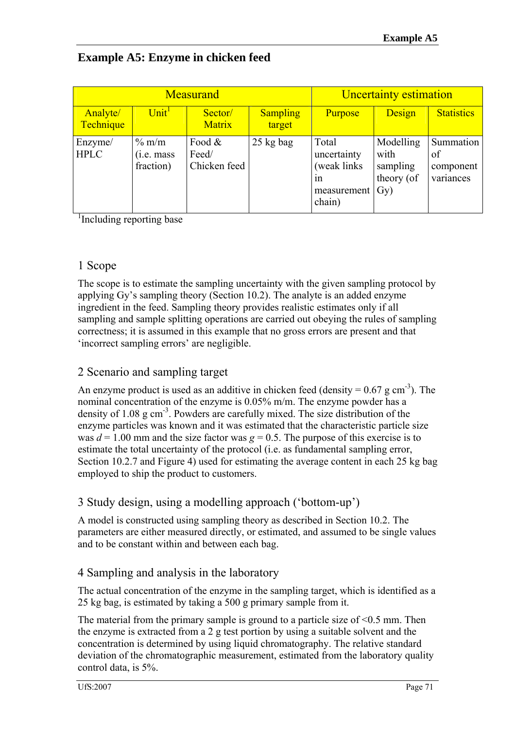# Example A5: Enzyme in chicken feed

| Measurand | | | | Uncertainty estimation | | |
|---|---|---|---|---|---|---|
| Analyte/ Technique | Unit[1] | Sector/ Matrix | Sampling target | Purpose | Design | Statistics |
| Enzyme/ HPLC | % m/m (i.e. mass fraction) | Food & Feed/ Chicken feed | 25 kg bag | Total uncertainty (weak links in measurement chain) | Modelling with sampling theory (of Gy) | Summation of component variances |

[1]Including reporting base

## 1 Scope

The scope is to estimate the sampling uncertainty with the given sampling protocol by applying Gy's sampling theory (Section 10.2). The analyte is an added enzyme ingredient in the feed. Sampling theory provides realistic estimates only if all sampling and sample splitting operations are carried out obeying the rules of sampling correctness; it is assumed in this example that no gross errors are present and that 'incorrect sampling errors' are negligible.

## 2 Scenario and sampling target

An enzyme product is used as an additive in chicken feed (density = 0.67 g $cm^{-3}$). The nominal concentration of the enzyme is 0.05% m/m. The enzyme powder has a density of 1.08 g $cm^{-3}$. Powders are carefully mixed. The size distribution of the enzyme particles was known and it was estimated that the characteristic particle size was $d$ = 1.00 mm and the size factor was $g$ = 0.5. The purpose of this exercise is to estimate the total uncertainty of the protocol (i.e. as fundamental sampling error, Section 10.2.7 and Figure 4) used for estimating the average content in each 25 kg bag employed to ship the product to customers.

## 3 Study design, using a modelling approach ('bottom-up')

A model is constructed using sampling theory as described in Section 10.2. The parameters are either measured directly, or estimated, and assumed to be single values and to be constant within and between each bag.

## 4 Sampling and analysis in the laboratory

The actual concentration of the enzyme in the sampling target, which is identified as a 25 kg bag, is estimated by taking a 500 g primary sample from it.

The material from the primary sample is ground to a particle size of <0.5 mm. Then the enzyme is extracted from a 2 g test portion by using a suitable solvent and the concentration is determined by using liquid chromatography. The relative standard deviation of the chromatographic measurement, estimated from the laboratory quality control data, is 5%.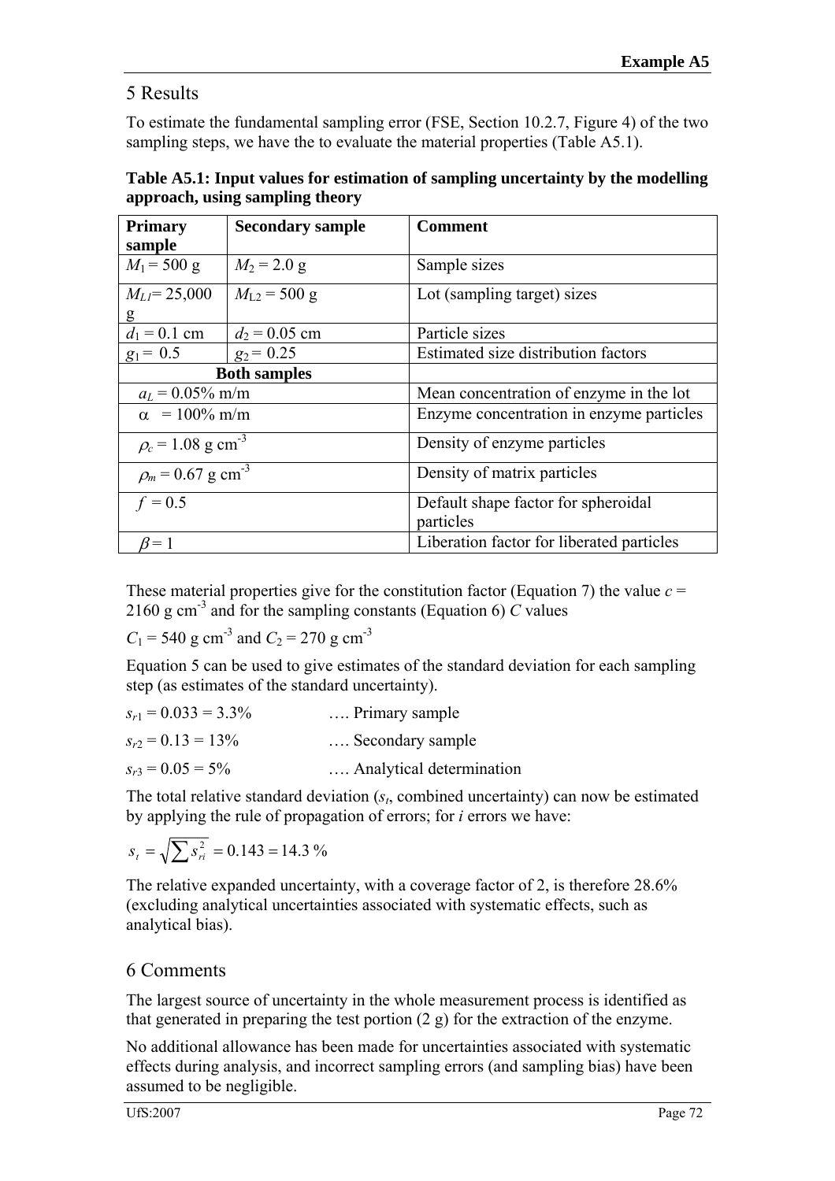## 5 Results

To estimate the fundamental sampling error (FSE, Section 10.2.7, Figure 4) of the two sampling steps, we have the to evaluate the material properties (Table A5.1).

**Table A5.1: Input values for estimation of sampling uncertainty by the modelling approach, using sampling theory**

| Primary sample | Secondary sample | Comment |
|---|---|---|
| $M_1 = 500$ g | $M_2 = 2.0$ g | Sample sizes |
| $M_{L1} = 25{,}000$ g | $M_{L2} = 500$ g | Lot (sampling target) sizes |
| $d_1 = 0.1$ cm | $d_2 = 0.05$ cm | Particle sizes |
| $g_1 = 0.5$ | $g_2 = 0.25$ | Estimated size distribution factors |
| **Both samples** | | |
| $a_L = 0.05\%$ m/m | | Mean concentration of enzyme in the lot |
| $\alpha = 100\%$ m/m | | Enzyme concentration in enzyme particles |
| $\rho_c = 1.08$ g cm$^{-3}$ | | Density of enzyme particles |
| $\rho_m = 0.67$ g cm$^{-3}$ | | Density of matrix particles |
| $f = 0.5$ | | Default shape factor for spheroidal particles |
| $\beta = 1$ | | Liberation factor for liberated particles |

These material properties give for the constitution factor (Equation 7) the value $c = 2160$ g cm$^{-3}$ and for the sampling constants (Equation 6) $C$ values

$C_1 = 540$ g cm$^{-3}$ and $C_2 = 270$ g cm$^{-3}$

Equation 5 can be used to give estimates of the standard deviation for each sampling step (as estimates of the standard uncertainty).

$s_{r1} = 0.033 = 3.3\%$ …. Primary sample

$s_{r2} = 0.13 = 13\%$ …. Secondary sample

$s_{r3} = 0.05 = 5\%$ …. Analytical determination

The total relative standard deviation ($s_t$, combined uncertainty) can now be estimated by applying the rule of propagation of errors; for $i$ errors we have:

$$s_t = \sqrt{\sum s_{ri}^2} = 0.143 = 14.3\ \%$$

The relative expanded uncertainty, with a coverage factor of 2, is therefore 28.6% (excluding analytical uncertainties associated with systematic effects, such as analytical bias).

## 6 Comments

The largest source of uncertainty in the whole measurement process is identified as that generated in preparing the test portion (2 g) for the extraction of the enzyme.

No additional allowance has been made for uncertainties associated with systematic effects during analysis, and incorrect sampling errors (and sampling bias) have been assumed to be negligible.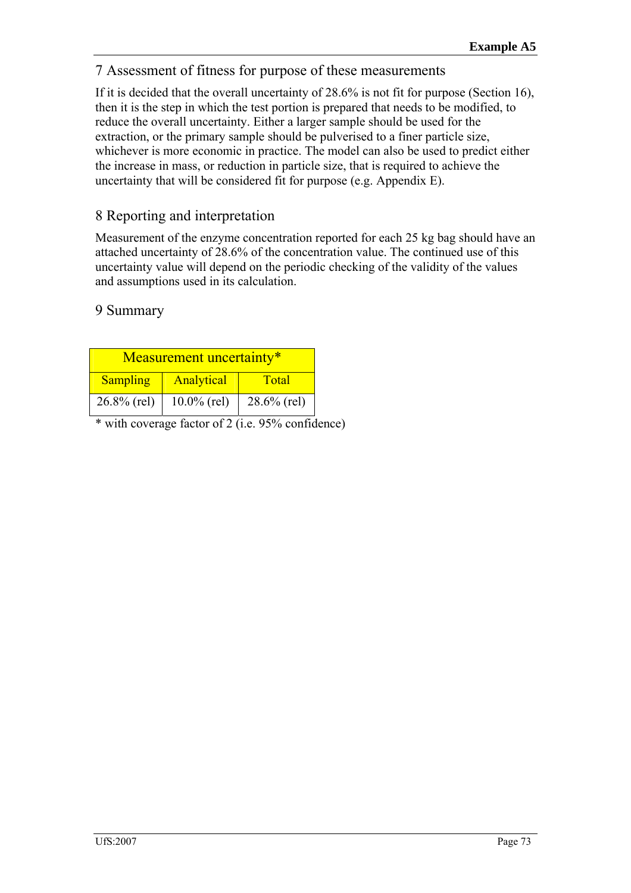## 7 Assessment of fitness for purpose of these measurements

If it is decided that the overall uncertainty of 28.6% is not fit for purpose (Section 16), then it is the step in which the test portion is prepared that needs to be modified, to reduce the overall uncertainty. Either a larger sample should be used for the extraction, or the primary sample should be pulverised to a finer particle size, whichever is more economic in practice. The model can also be used to predict either the increase in mass, or reduction in particle size, that is required to achieve the uncertainty that will be considered fit for purpose (e.g. Appendix E).

## 8 Reporting and interpretation

Measurement of the enzyme concentration reported for each 25 kg bag should have an attached uncertainty of 28.6% of the concentration value. The continued use of this uncertainty value will depend on the periodic checking of the validity of the values and assumptions used in its calculation.

## 9 Summary

| Measurement uncertainty* | | |
|---|---|---|
| Sampling | Analytical | Total |
| 26.8% (rel) | 10.0% (rel) | 28.6% (rel) |

* with coverage factor of 2 (i.e. 95% confidence)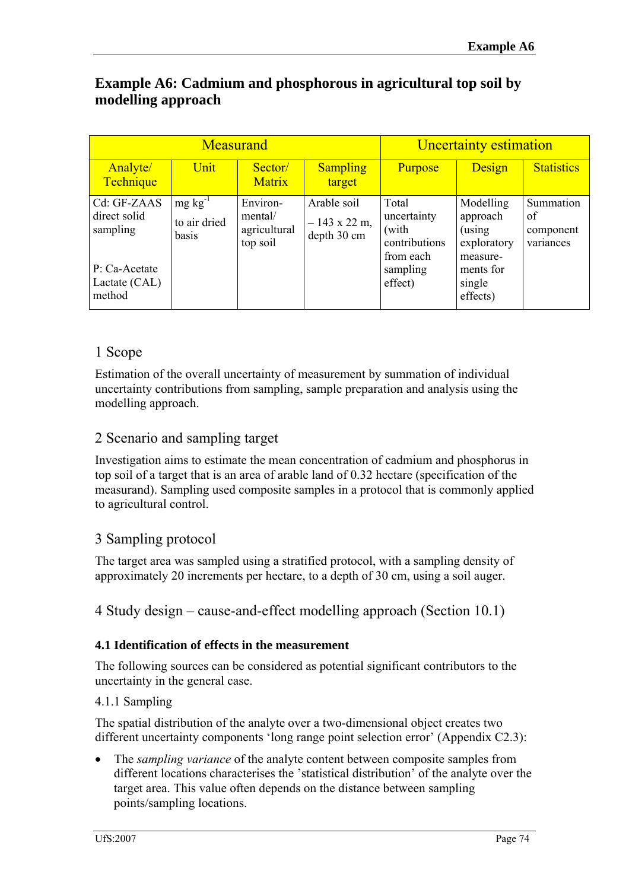# Example A6: Cadmium and phosphorous in agricultural top soil by modelling approach

| Measurand | | | | Uncertainty estimation | | |
|---|---|---|---|---|---|---|
| Analyte/ Technique | Unit | Sector/ Matrix | Sampling target | Purpose | Design | Statistics |
| Cd: GF-ZAAS direct solid sampling<br><br>P: Ca-Acetate Lactate (CAL) method | mg kg$^{-1}$<br>to air dried basis | Environ-mental/ agricultural top soil | Arable soil – 143 x 22 m, depth 30 cm | Total uncertainty (with contributions from each sampling effect) | Modelling approach (using exploratory measure-ments for single effects) | Summation of component variances |

## 1 Scope

Estimation of the overall uncertainty of measurement by summation of individual uncertainty contributions from sampling, sample preparation and analysis using the modelling approach.

## 2 Scenario and sampling target

Investigation aims to estimate the mean concentration of cadmium and phosphorus in top soil of a target that is an area of arable land of 0.32 hectare (specification of the measurand). Sampling used composite samples in a protocol that is commonly applied to agricultural control.

## 3 Sampling protocol

The target area was sampled using a stratified protocol, with a sampling density of approximately 20 increments per hectare, to a depth of 30 cm, using a soil auger.

## 4 Study design – cause-and-effect modelling approach (Section 10.1)

### 4.1 Identification of effects in the measurement

The following sources can be considered as potential significant contributors to the uncertainty in the general case.

4.1.1 Sampling

The spatial distribution of the analyte over a two-dimensional object creates two different uncertainty components 'long range point selection error' (Appendix C2.3):

- The *sampling variance* of the analyte content between composite samples from different locations characterises the 'statistical distribution' of the analyte over the target area. This value often depends on the distance between sampling points/sampling locations.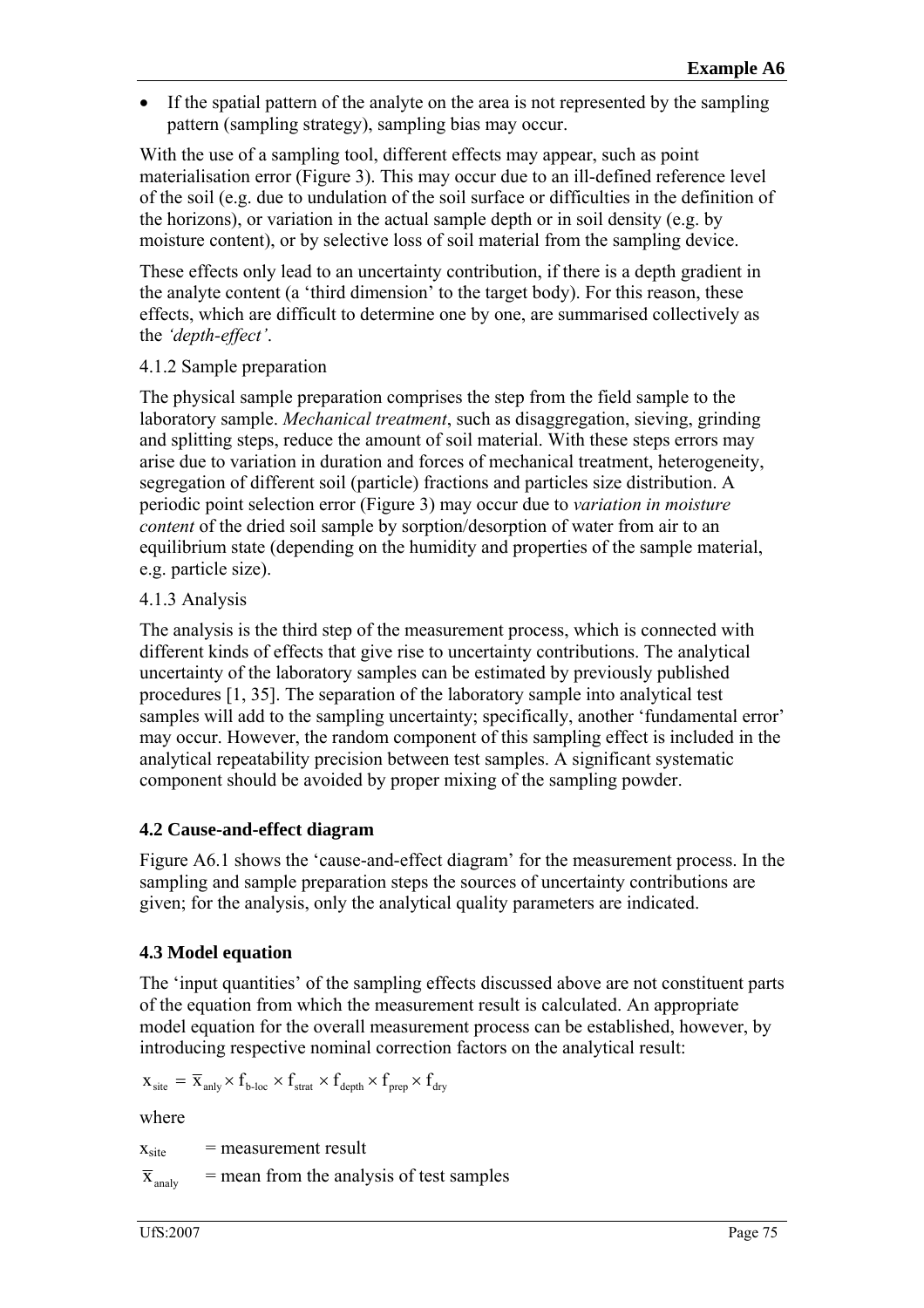- If the spatial pattern of the analyte on the area is not represented by the sampling pattern (sampling strategy), sampling bias may occur.

With the use of a sampling tool, different effects may appear, such as point materialisation error (Figure 3). This may occur due to an ill-defined reference level of the soil (e.g. due to undulation of the soil surface or difficulties in the definition of the horizons), or variation in the actual sample depth or in soil density (e.g. by moisture content), or by selective loss of soil material from the sampling device.

These effects only lead to an uncertainty contribution, if there is a depth gradient in the analyte content (a 'third dimension' to the target body). For this reason, these effects, which are difficult to determine one by one, are summarised collectively as the *'depth-effect'*.

4.1.2 Sample preparation

The physical sample preparation comprises the step from the field sample to the laboratory sample. *Mechanical treatment*, such as disaggregation, sieving, grinding and splitting steps, reduce the amount of soil material. With these steps errors may arise due to variation in duration and forces of mechanical treatment, heterogeneity, segregation of different soil (particle) fractions and particles size distribution. A periodic point selection error (Figure 3) may occur due to *variation in moisture content* of the dried soil sample by sorption/desorption of water from air to an equilibrium state (depending on the humidity and properties of the sample material, e.g. particle size).

4.1.3 Analysis

The analysis is the third step of the measurement process, which is connected with different kinds of effects that give rise to uncertainty contributions. The analytical uncertainty of the laboratory samples can be estimated by previously published procedures [1, 35]. The separation of the laboratory sample into analytical test samples will add to the sampling uncertainty; specifically, another 'fundamental error' may occur. However, the random component of this sampling effect is included in the analytical repeatability precision between test samples. A significant systematic component should be avoided by proper mixing of the sampling powder.

### 4.2 Cause-and-effect diagram

Figure A6.1 shows the 'cause-and-effect diagram' for the measurement process. In the sampling and sample preparation steps the sources of uncertainty contributions are given; for the analysis, only the analytical quality parameters are indicated.

### 4.3 Model equation

The 'input quantities' of the sampling effects discussed above are not constituent parts of the equation from which the measurement result is calculated. An appropriate model equation for the overall measurement process can be established, however, by introducing respective nominal correction factors on the analytical result:

$$x_{site} = \overline{x}_{anly} \times f_{b\text{-}loc} \times f_{strat} \times f_{depth} \times f_{prep} \times f_{dry}$$

where

$x_{site}$ = measurement result

$\overline{x}_{analy}$ = mean from the analysis of test samples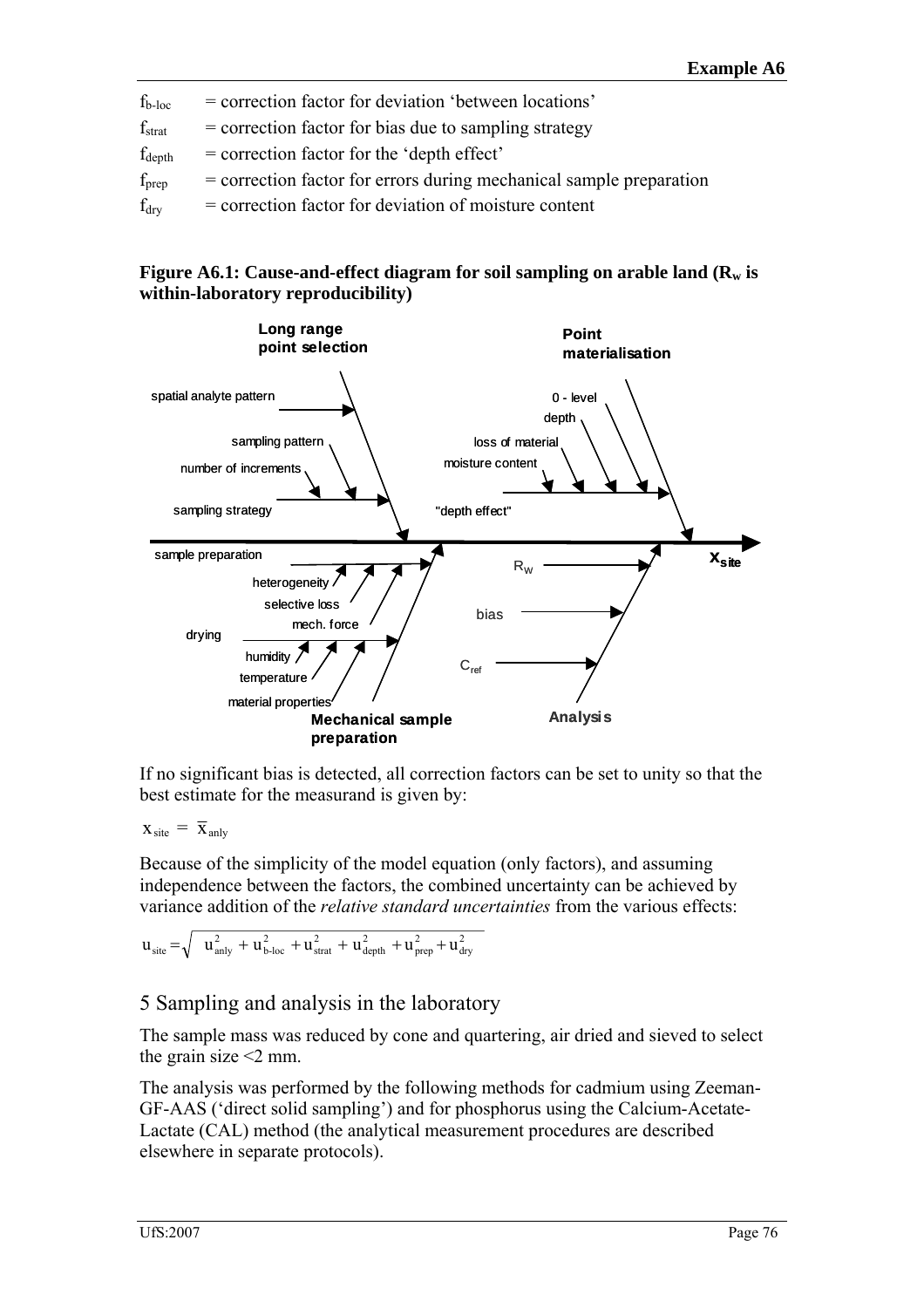$f_{b\text{-}loc}$ = correction factor for deviation 'between locations'

$f_{strat}$ = correction factor for bias due to sampling strategy

$f_{depth}$ = correction factor for the 'depth effect'

$f_{prep}$ = correction factor for errors during mechanical sample preparation

$f_{dry}$ = correction factor for deviation of moisture content

**Figure A6.1: Cause-and-effect diagram for soil sampling on arable land ($R_w$ is within-laboratory reproducibility)**

If no significant bias is detected, all correction factors can be set to unity so that the best estimate for the measurand is given by:

$$x_{site} = \bar{x}_{anly}$$

Because of the simplicity of the model equation (only factors), and assuming independence between the factors, the combined uncertainty can be achieved by variance addition of the *relative standard uncertainties* from the various effects:

$$u_{site} = \sqrt{u_{anly}^2 + u_{b\text{-}loc}^2 + u_{strat}^2 + u_{depth}^2 + u_{prep}^2 + u_{dry}^2}$$

## 5 Sampling and analysis in the laboratory

The sample mass was reduced by cone and quartering, air dried and sieved to select the grain size <2 mm.

The analysis was performed by the following methods for cadmium using Zeeman-GF-AAS ('direct solid sampling') and for phosphorus using the Calcium-Acetate-Lactate (CAL) method (the analytical measurement procedures are described elsewhere in separate protocols).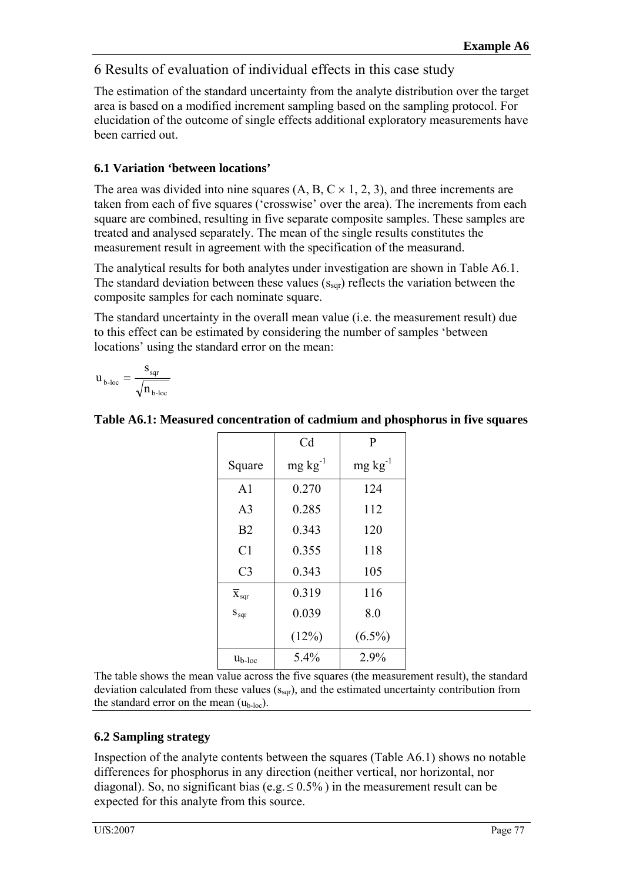# 6 Results of evaluation of individual effects in this case study

The estimation of the standard uncertainty from the analyte distribution over the target area is based on a modified increment sampling based on the sampling protocol. For elucidation of the outcome of single effects additional exploratory measurements have been carried out.

### 6.1 Variation 'between locations'

The area was divided into nine squares (A, B, C × 1, 2, 3), and three increments are taken from each of five squares ('crosswise' over the area). The increments from each square are combined, resulting in five separate composite samples. These samples are treated and analysed separately. The mean of the single results constitutes the measurement result in agreement with the specification of the measurand.

The analytical results for both analytes under investigation are shown in Table A6.1. The standard deviation between these values ($s_{sqr}$) reflects the variation between the composite samples for each nominate square.

The standard uncertainty in the overall mean value (i.e. the measurement result) due to this effect can be estimated by considering the number of samples 'between locations' using the standard error on the mean:

$$u_{b\text{-}loc} = \frac{s_{sqr}}{\sqrt{n_{b\text{-}loc}}}$$

**Table A6.1: Measured concentration of cadmium and phosphorus in five squares**

| Square | Cd mg kg$^{-1}$ | P mg kg$^{-1}$ |
|---|---|---|
| A1 | 0.270 | 124 |
| A3 | 0.285 | 112 |
| B2 | 0.343 | 120 |
| C1 | 0.355 | 118 |
| C3 | 0.343 | 105 |
| $\overline{x}_{sqr}$ | 0.319 | 116 |
| $s_{sqr}$ | 0.039 | 8.0 |
| | (12%) | (6.5%) |
| $u_{b\text{-}loc}$ | 5.4% | 2.9% |

The table shows the mean value across the five squares (the measurement result), the standard deviation calculated from these values ($s_{sqr}$), and the estimated uncertainty contribution from the standard error on the mean ($u_{b\text{-}loc}$).

### 6.2 Sampling strategy

Inspection of the analyte contents between the squares (Table A6.1) shows no notable differences for phosphorus in any direction (neither vertical, nor horizontal, nor diagonal). So, no significant bias (e.g. $\leq 0.5\%$) in the measurement result can be expected for this analyte from this source.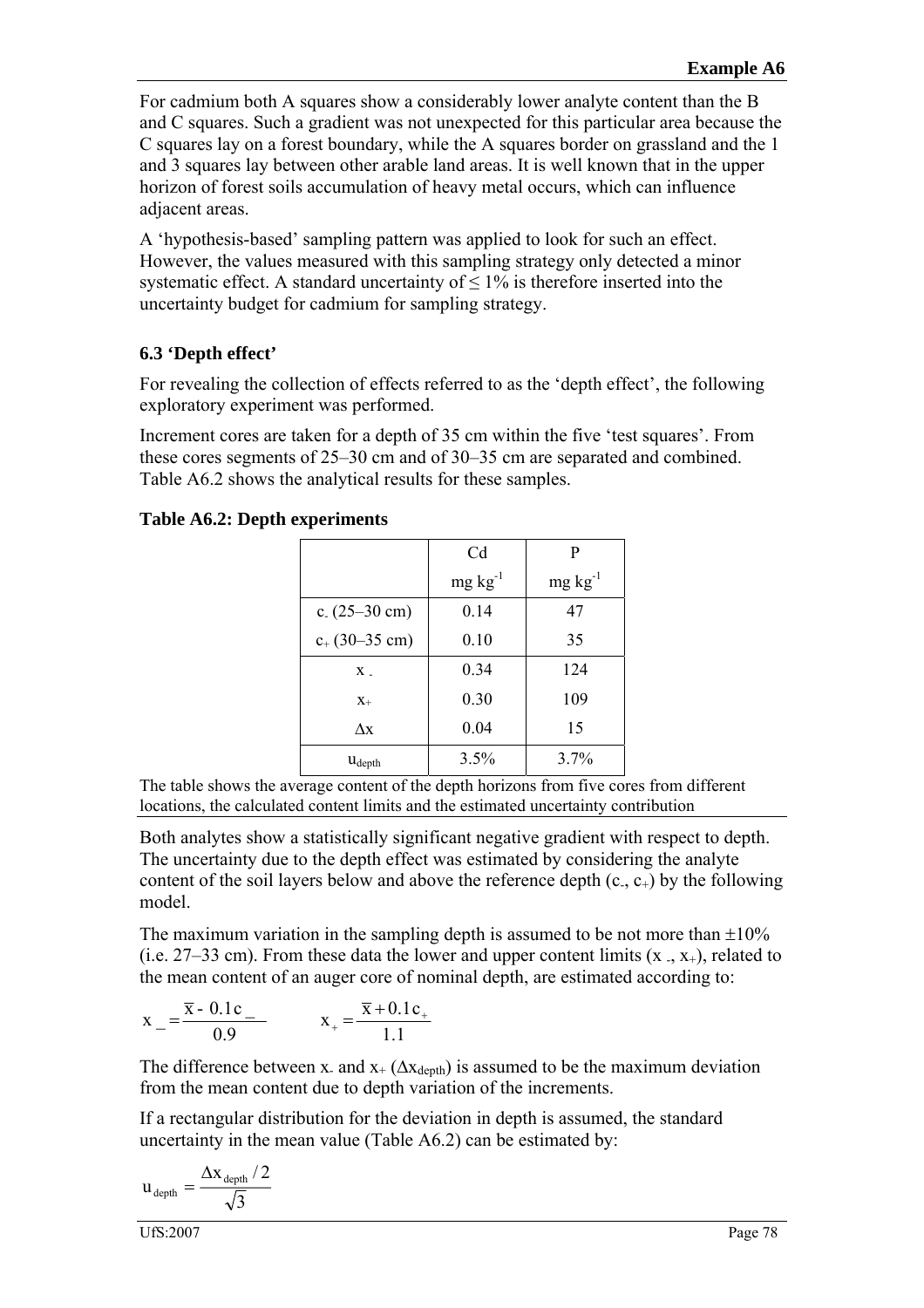For cadmium both A squares show a considerably lower analyte content than the B and C squares. Such a gradient was not unexpected for this particular area because the C squares lay on a forest boundary, while the A squares border on grassland and the 1 and 3 squares lay between other arable land areas. It is well known that in the upper horizon of forest soils accumulation of heavy metal occurs, which can influence adjacent areas.

A 'hypothesis-based' sampling pattern was applied to look for such an effect. However, the values measured with this sampling strategy only detected a minor systematic effect. A standard uncertainty of ≤ 1% is therefore inserted into the uncertainty budget for cadmium for sampling strategy.

### 6.3 'Depth effect'

For revealing the collection of effects referred to as the 'depth effect', the following exploratory experiment was performed.

Increment cores are taken for a depth of 35 cm within the five 'test squares'. From these cores segments of 25–30 cm and of 30–35 cm are separated and combined. Table A6.2 shows the analytical results for these samples.

**Table A6.2: Depth experiments**

| | Cd<br>mg kg$^{-1}$ | P<br>mg kg$^{-1}$ |
|---|---|---|
| $c_-$ (25–30 cm) | 0.14 | 47 |
| $c_+$ (30–35 cm) | 0.10 | 35 |
| $x_-$ | 0.34 | 124 |
| $x_+$ | 0.30 | 109 |
| $\Delta x$ | 0.04 | 15 |
| $u_{depth}$ | 3.5% | 3.7% |

The table shows the average content of the depth horizons from five cores from different locations, the calculated content limits and the estimated uncertainty contribution

Both analytes show a statistically significant negative gradient with respect to depth. The uncertainty due to the depth effect was estimated by considering the analyte content of the soil layers below and above the reference depth ($c_-$, $c_+$) by the following model.

The maximum variation in the sampling depth is assumed to be not more than ±10% (i.e. 27–33 cm). From these data the lower and upper content limits ($x_-$, $x_+$), related to the mean content of an auger core of nominal depth, are estimated according to:

$$x_- = \frac{\bar{x} - 0.1c_-}{0.9} \qquad x_+ = \frac{\bar{x} + 0.1c_+}{1.1}$$

The difference between $x_-$ and $x_+$ ($\Delta x_{depth}$) is assumed to be the maximum deviation from the mean content due to depth variation of the increments.

If a rectangular distribution for the deviation in depth is assumed, the standard uncertainty in the mean value (Table A6.2) can be estimated by:

$$u_{depth} = \frac{\Delta x_{depth} / 2}{\sqrt{3}}$$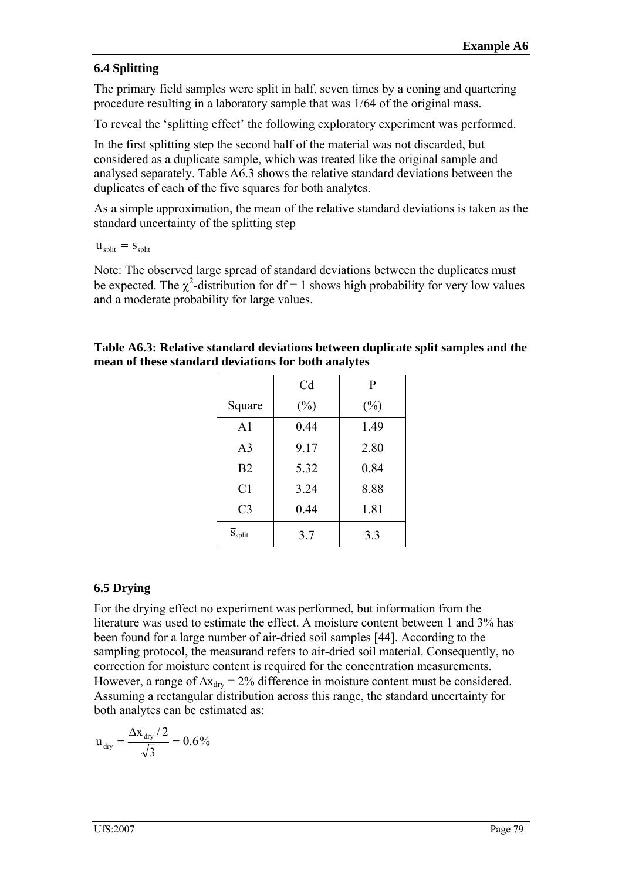### 6.4 Splitting

The primary field samples were split in half, seven times by a coning and quartering procedure resulting in a laboratory sample that was 1/64 of the original mass.

To reveal the 'splitting effect' the following exploratory experiment was performed.

In the first splitting step the second half of the material was not discarded, but considered as a duplicate sample, which was treated like the original sample and analysed separately. Table A6.3 shows the relative standard deviations between the duplicates of each of the five squares for both analytes.

As a simple approximation, the mean of the relative standard deviations is taken as the standard uncertainty of the splitting step

$$u_{split} = \bar{s}_{split}$$

Note: The observed large spread of standard deviations between the duplicates must be expected. The $\chi^2$-distribution for df = 1 shows high probability for very low values and a moderate probability for large values.

**Table A6.3: Relative standard deviations between duplicate split samples and the mean of these standard deviations for both analytes**

| Square | Cd (%) | P (%) |
|---|---|---|
| A1 | 0.44 | 1.49 |
| A3 | 9.17 | 2.80 |
| B2 | 5.32 | 0.84 |
| C1 | 3.24 | 8.88 |
| C3 | 0.44 | 1.81 |
| $\bar{s}_{split}$ | 3.7 | 3.3 |

### 6.5 Drying

For the drying effect no experiment was performed, but information from the literature was used to estimate the effect. A moisture content between 1 and 3% has been found for a large number of air-dried soil samples [44]. According to the sampling protocol, the measurand refers to air-dried soil material. Consequently, no correction for moisture content is required for the concentration measurements. However, a range of $\Delta x_{dry} = 2\%$ difference in moisture content must be considered. Assuming a rectangular distribution across this range, the standard uncertainty for both analytes can be estimated as:

$$u_{dry} = \frac{\Delta x_{dry} / 2}{\sqrt{3}} = 0.6\%$$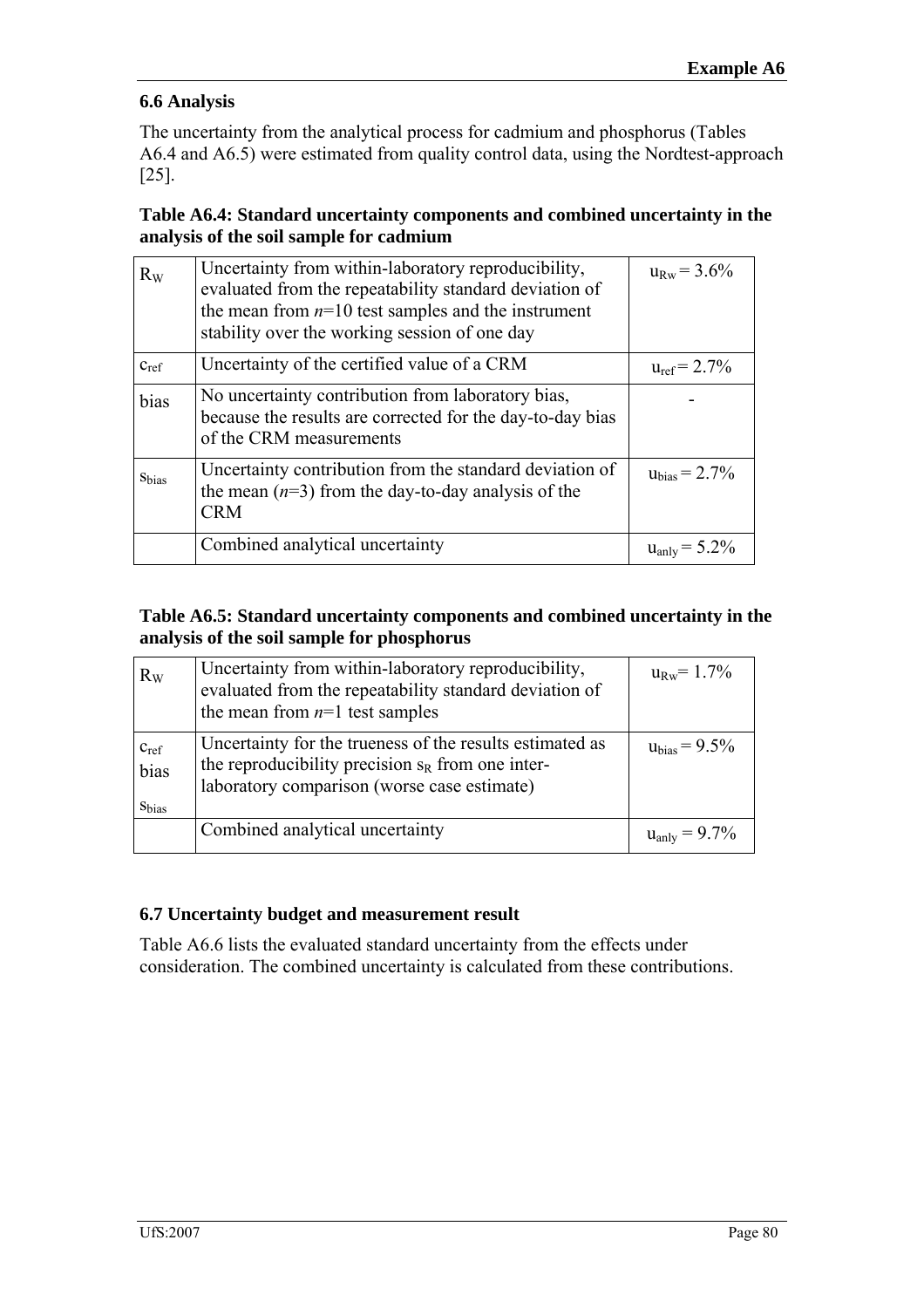## 6.6 Analysis

The uncertainty from the analytical process for cadmium and phosphorus (Tables A6.4 and A6.5) were estimated from quality control data, using the Nordtest-approach [25].

**Table A6.4: Standard uncertainty components and combined uncertainty in the analysis of the soil sample for cadmium**

| | | |
|---|---|---|
| $R_W$ | Uncertainty from within-laboratory reproducibility, evaluated from the repeatability standard deviation of the mean from *n*=10 test samples and the instrument stability over the working session of one day | $u_{Rw} = 3.6\%$ |
| $c_{ref}$ | Uncertainty of the certified value of a CRM | $u_{ref} = 2.7\%$ |
| bias | No uncertainty contribution from laboratory bias, because the results are corrected for the day-to-day bias of the CRM measurements | - |
| $s_{bias}$ | Uncertainty contribution from the standard deviation of the mean (*n*=3) from the day-to-day analysis of the CRM | $u_{bias} = 2.7\%$ |
| | Combined analytical uncertainty | $u_{anly} = 5.2\%$ |

**Table A6.5: Standard uncertainty components and combined uncertainty in the analysis of the soil sample for phosphorus**

| | | |
|---|---|---|
| $R_W$ | Uncertainty from within-laboratory reproducibility, evaluated from the repeatability standard deviation of the mean from *n*=1 test samples | $u_{Rw} = 1.7\%$ |
| $c_{ref}$ <br> bias <br> $s_{bias}$ | Uncertainty for the trueness of the results estimated as the reproducibility precision $s_R$ from one inter-laboratory comparison (worse case estimate) | $u_{bias} = 9.5\%$ |
| | Combined analytical uncertainty | $u_{anly} = 9.7\%$ |

## 6.7 Uncertainty budget and measurement result

Table A6.6 lists the evaluated standard uncertainty from the effects under consideration. The combined uncertainty is calculated from these contributions.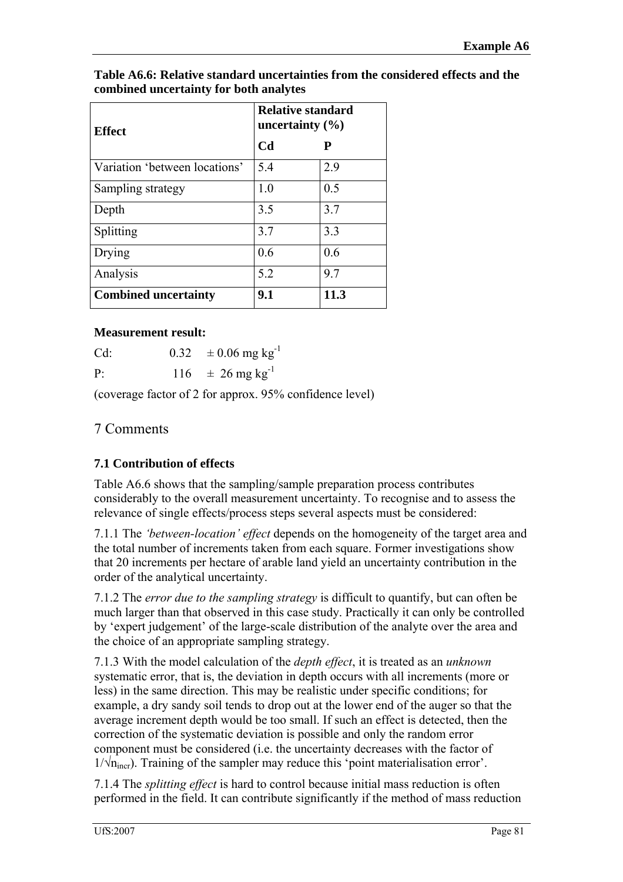**Table A6.6: Relative standard uncertainties from the considered effects and the combined uncertainty for both analytes**

| Effect | Relative standard uncertainty (%) | |
|---|---|---|
| | **Cd** | **P** |
| Variation 'between locations' | 5.4 | 2.9 |
| Sampling strategy | 1.0 | 0.5 |
| Depth | 3.5 | 3.7 |
| Splitting | 3.7 | 3.3 |
| Drying | 0.6 | 0.6 |
| Analysis | 5.2 | 9.7 |
| **Combined uncertainty** | **9.1** | **11.3** |

**Measurement result:**

Cd: 0.32 ± 0.06 mg $kg^{-1}$

P: 116 ± 26 mg $kg^{-1}$

(coverage factor of 2 for approx. 95% confidence level)

## 7 Comments

### 7.1 Contribution of effects

Table A6.6 shows that the sampling/sample preparation process contributes considerably to the overall measurement uncertainty. To recognise and to assess the relevance of single effects/process steps several aspects must be considered:

7.1.1 The *'between-location' effect* depends on the homogeneity of the target area and the total number of increments taken from each square. Former investigations show that 20 increments per hectare of arable land yield an uncertainty contribution in the order of the analytical uncertainty.

7.1.2 The *error due to the sampling strategy* is difficult to quantify, but can often be much larger than that observed in this case study. Practically it can only be controlled by 'expert judgement' of the large-scale distribution of the analyte over the area and the choice of an appropriate sampling strategy.

7.1.3 With the model calculation of the *depth effect*, it is treated as an *unknown* systematic error, that is, the deviation in depth occurs with all increments (more or less) in the same direction. This may be realistic under specific conditions; for example, a dry sandy soil tends to drop out at the lower end of the auger so that the average increment depth would be too small. If such an effect is detected, then the correction of the systematic deviation is possible and only the random error component must be considered (i.e. the uncertainty decreases with the factor of $1/\sqrt{n_{incr}}$). Training of the sampler may reduce this 'point materialisation error'.

7.1.4 The *splitting effect* is hard to control because initial mass reduction is often performed in the field. It can contribute significantly if the method of mass reduction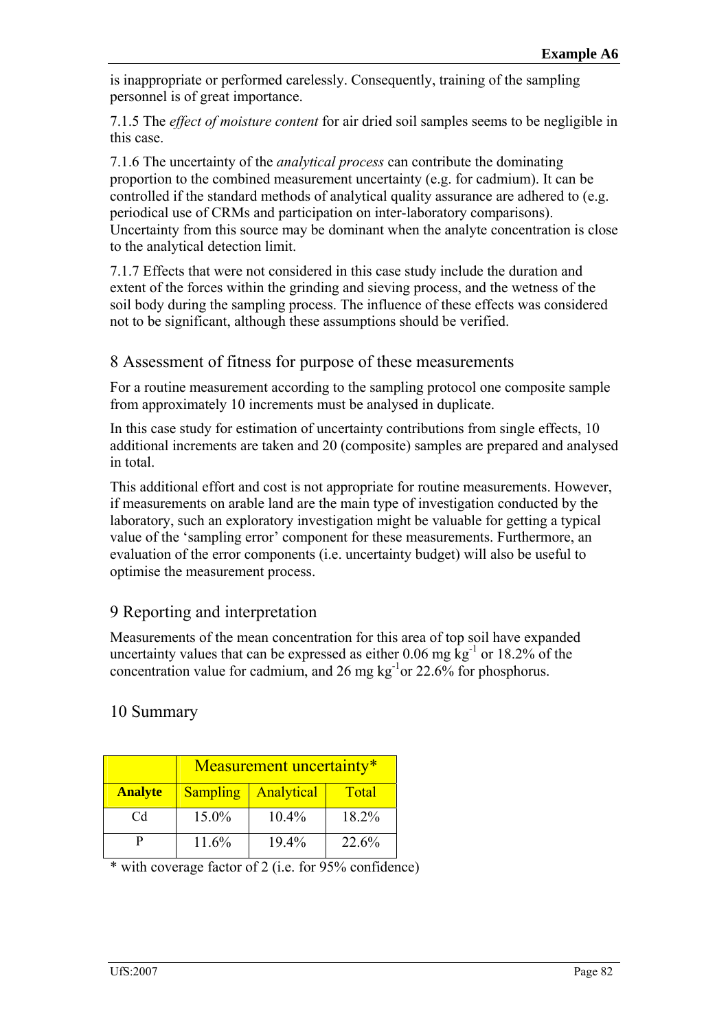is inappropriate or performed carelessly. Consequently, training of the sampling personnel is of great importance.

7.1.5 The *effect of moisture content* for air dried soil samples seems to be negligible in this case.

7.1.6 The uncertainty of the *analytical process* can contribute the dominating proportion to the combined measurement uncertainty (e.g. for cadmium). It can be controlled if the standard methods of analytical quality assurance are adhered to (e.g. periodical use of CRMs and participation on inter-laboratory comparisons). Uncertainty from this source may be dominant when the analyte concentration is close to the analytical detection limit.

7.1.7 Effects that were not considered in this case study include the duration and extent of the forces within the grinding and sieving process, and the wetness of the soil body during the sampling process. The influence of these effects was considered not to be significant, although these assumptions should be verified.

## 8 Assessment of fitness for purpose of these measurements

For a routine measurement according to the sampling protocol one composite sample from approximately 10 increments must be analysed in duplicate.

In this case study for estimation of uncertainty contributions from single effects, 10 additional increments are taken and 20 (composite) samples are prepared and analysed in total.

This additional effort and cost is not appropriate for routine measurements. However, if measurements on arable land are the main type of investigation conducted by the laboratory, such an exploratory investigation might be valuable for getting a typical value of the 'sampling error' component for these measurements. Furthermore, an evaluation of the error components (i.e. uncertainty budget) will also be useful to optimise the measurement process.

## 9 Reporting and interpretation

Measurements of the mean concentration for this area of top soil have expanded uncertainty values that can be expressed as either 0.06 mg $kg^{-1}$ or 18.2% of the concentration value for cadmium, and 26 mg $kg^{-1}$ or 22.6% for phosphorus.

## 10 Summary

| | Measurement uncertainty* | | |
|---|---|---|---|
| **Analyte** | Sampling | Analytical | Total |
| Cd | 15.0% | 10.4% | 18.2% |
| P | 11.6% | 19.4% | 22.6% |

\* with coverage factor of 2 (i.e. for 95% confidence)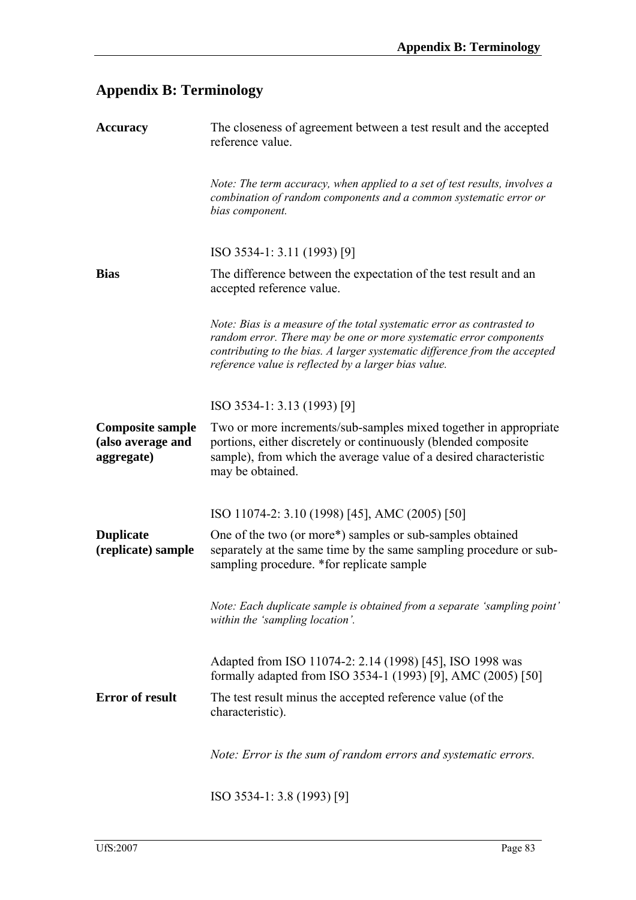# Appendix B: Terminology

**Accuracy**

The closeness of agreement between a test result and the accepted reference value.

*Note: The term accuracy, when applied to a set of test results, involves a combination of random components and a common systematic error or bias component.*

ISO 3534-1: 3.11 (1993) [9]

**Bias**

The difference between the expectation of the test result and an accepted reference value.

*Note: Bias is a measure of the total systematic error as contrasted to random error. There may be one or more systematic error components contributing to the bias. A larger systematic difference from the accepted reference value is reflected by a larger bias value.*

ISO 3534-1: 3.13 (1993) [9]

**Composite sample (also average and aggregate)**

Two or more increments/sub-samples mixed together in appropriate portions, either discretely or continuously (blended composite sample), from which the average value of a desired characteristic may be obtained.

ISO 11074-2: 3.10 (1998) [45], AMC (2005) [50]

**Duplicate (replicate) sample**

One of the two (or more*) samples or sub-samples obtained separately at the same time by the same sampling procedure or sub-sampling procedure. *for replicate sample

*Note: Each duplicate sample is obtained from a separate 'sampling point' within the 'sampling location'.*

Adapted from ISO 11074-2: 2.14 (1998) [45], ISO 1998 was formally adapted from ISO 3534-1 (1993) [9], AMC (2005) [50]

**Error of result**

The test result minus the accepted reference value (of the characteristic).

*Note: Error is the sum of random errors and systematic errors.*

ISO 3534-1: 3.8 (1993) [9]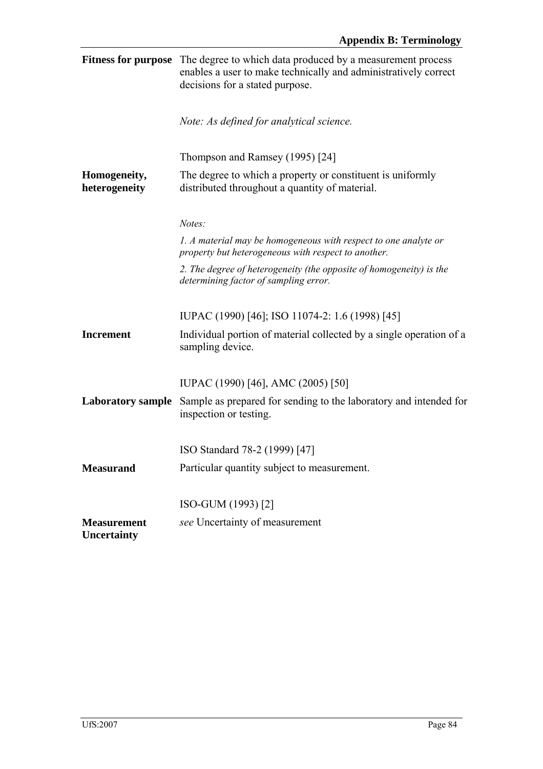**Fitness for purpose** The degree to which data produced by a measurement process enables a user to make technically and administratively correct decisions for a stated purpose.

*Note: As defined for analytical science.*

Thompson and Ramsey (1995) [24]

**Homogeneity, heterogeneity** The degree to which a property or constituent is uniformly distributed throughout a quantity of material.

*Notes:*

*1. A material may be homogeneous with respect to one analyte or property but heterogeneous with respect to another.*

*2. The degree of heterogeneity (the opposite of homogeneity) is the determining factor of sampling error.*

IUPAC (1990) [46]; ISO 11074-2: 1.6 (1998) [45]

**Increment** Individual portion of material collected by a single operation of a sampling device.

IUPAC (1990) [46], AMC (2005) [50]

**Laboratory sample** Sample as prepared for sending to the laboratory and intended for inspection or testing.

ISO Standard 78-2 (1999) [47]

**Measurand** Particular quantity subject to measurement.

ISO-GUM (1993) [2]

**Measurement Uncertainty** *see* Uncertainty of measurement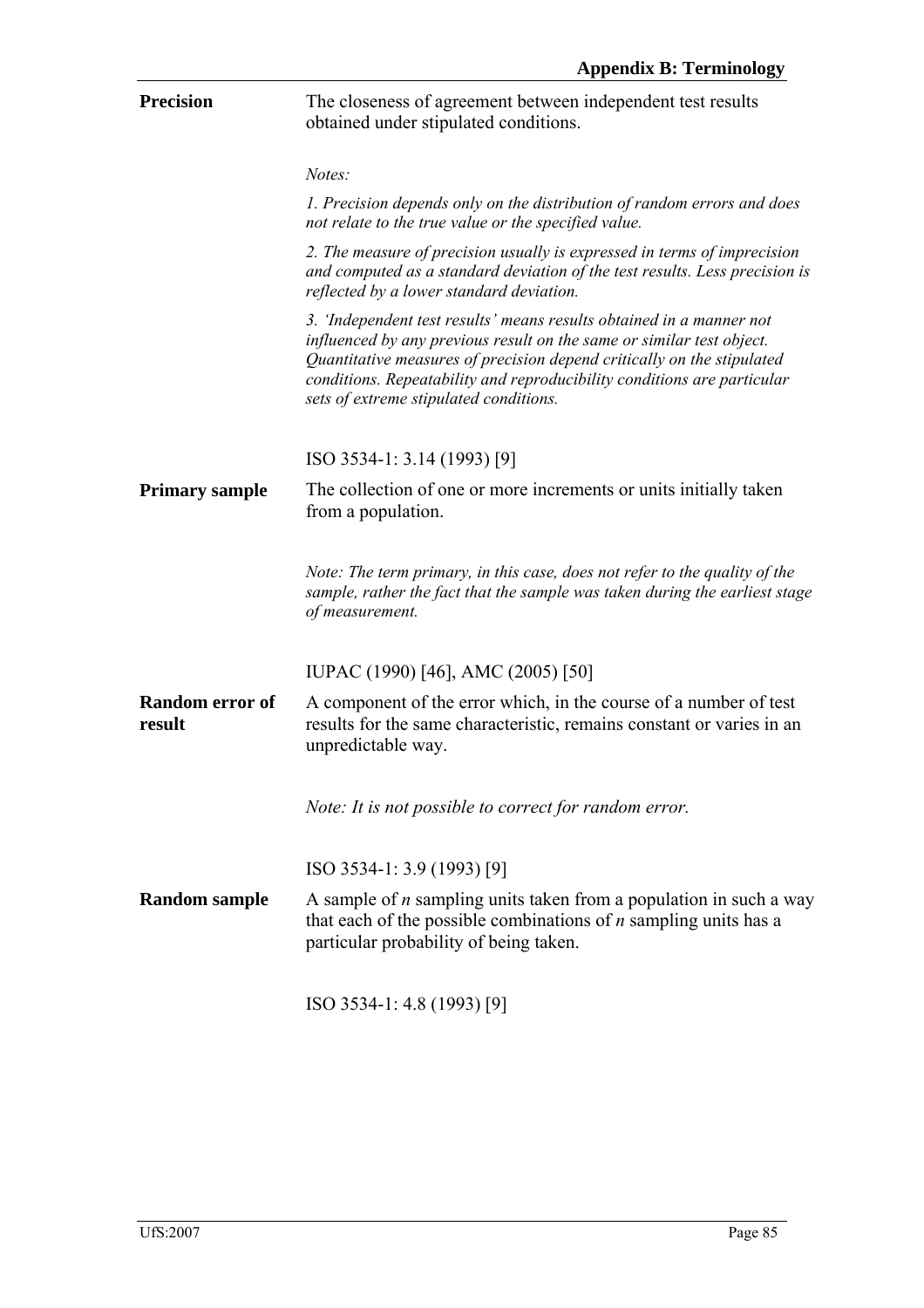**Precision**

The closeness of agreement between independent test results obtained under stipulated conditions.

*Notes:*

*1. Precision depends only on the distribution of random errors and does not relate to the true value or the specified value.*

*2. The measure of precision usually is expressed in terms of imprecision and computed as a standard deviation of the test results. Less precision is reflected by a lower standard deviation.*

*3. 'Independent test results' means results obtained in a manner not influenced by any previous result on the same or similar test object. Quantitative measures of precision depend critically on the stipulated conditions. Repeatability and reproducibility conditions are particular sets of extreme stipulated conditions.*

ISO 3534-1: 3.14 (1993) [9]

**Primary sample**

The collection of one or more increments or units initially taken from a population.

*Note: The term primary, in this case, does not refer to the quality of the sample, rather the fact that the sample was taken during the earliest stage of measurement.*

IUPAC (1990) [46], AMC (2005) [50]

**Random error of result**

A component of the error which, in the course of a number of test results for the same characteristic, remains constant or varies in an unpredictable way.

*Note: It is not possible to correct for random error.*

ISO 3534-1: 3.9 (1993) [9]

**Random sample**

A sample of $n$ sampling units taken from a population in such a way that each of the possible combinations of $n$ sampling units has a particular probability of being taken.

ISO 3534-1: 4.8 (1993) [9]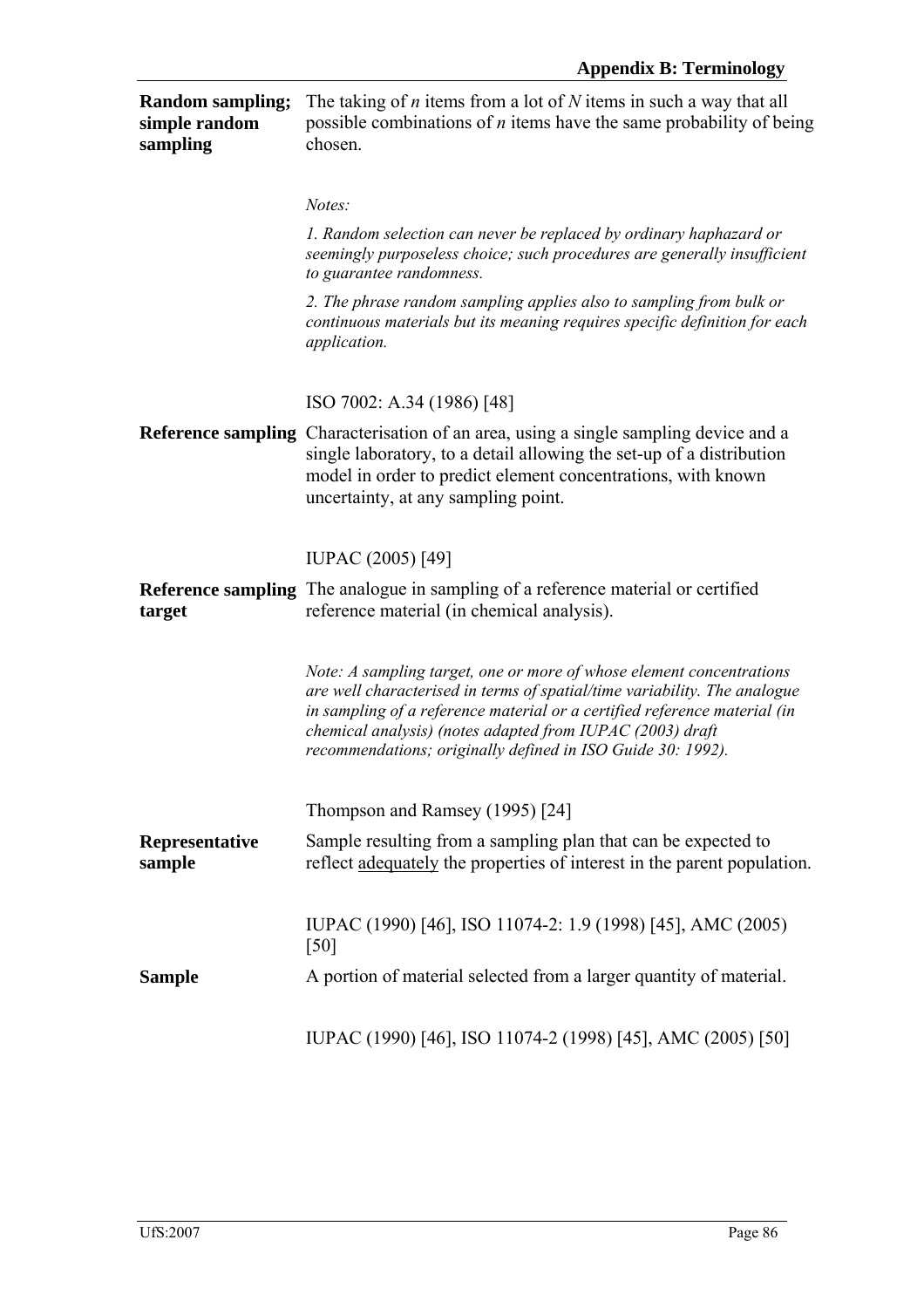**Random sampling; simple random sampling**

The taking of $n$ items from a lot of $N$ items in such a way that all possible combinations of $n$ items have the same probability of being chosen.

*Notes:*

*1. Random selection can never be replaced by ordinary haphazard or seemingly purposeless choice; such procedures are generally insufficient to guarantee randomness.*

*2. The phrase random sampling applies also to sampling from bulk or continuous materials but its meaning requires specific definition for each application.*

ISO 7002: A.34 (1986) [48]

**Reference sampling**

Characterisation of an area, using a single sampling device and a single laboratory, to a detail allowing the set-up of a distribution model in order to predict element concentrations, with known uncertainty, at any sampling point.

IUPAC (2005) [49]

**Reference sampling target**

The analogue in sampling of a reference material or certified reference material (in chemical analysis).

*Note: A sampling target, one or more of whose element concentrations are well characterised in terms of spatial/time variability. The analogue in sampling of a reference material or a certified reference material (in chemical analysis) (notes adapted from IUPAC (2003) draft recommendations; originally defined in ISO Guide 30: 1992).*

Thompson and Ramsey (1995) [24]

**Representative sample**

Sample resulting from a sampling plan that can be expected to reflect adequately the properties of interest in the parent population.

IUPAC (1990) [46], ISO 11074-2: 1.9 (1998) [45], AMC (2005) [50]

**Sample**

A portion of material selected from a larger quantity of material.

IUPAC (1990) [46], ISO 11074-2 (1998) [45], AMC (2005) [50]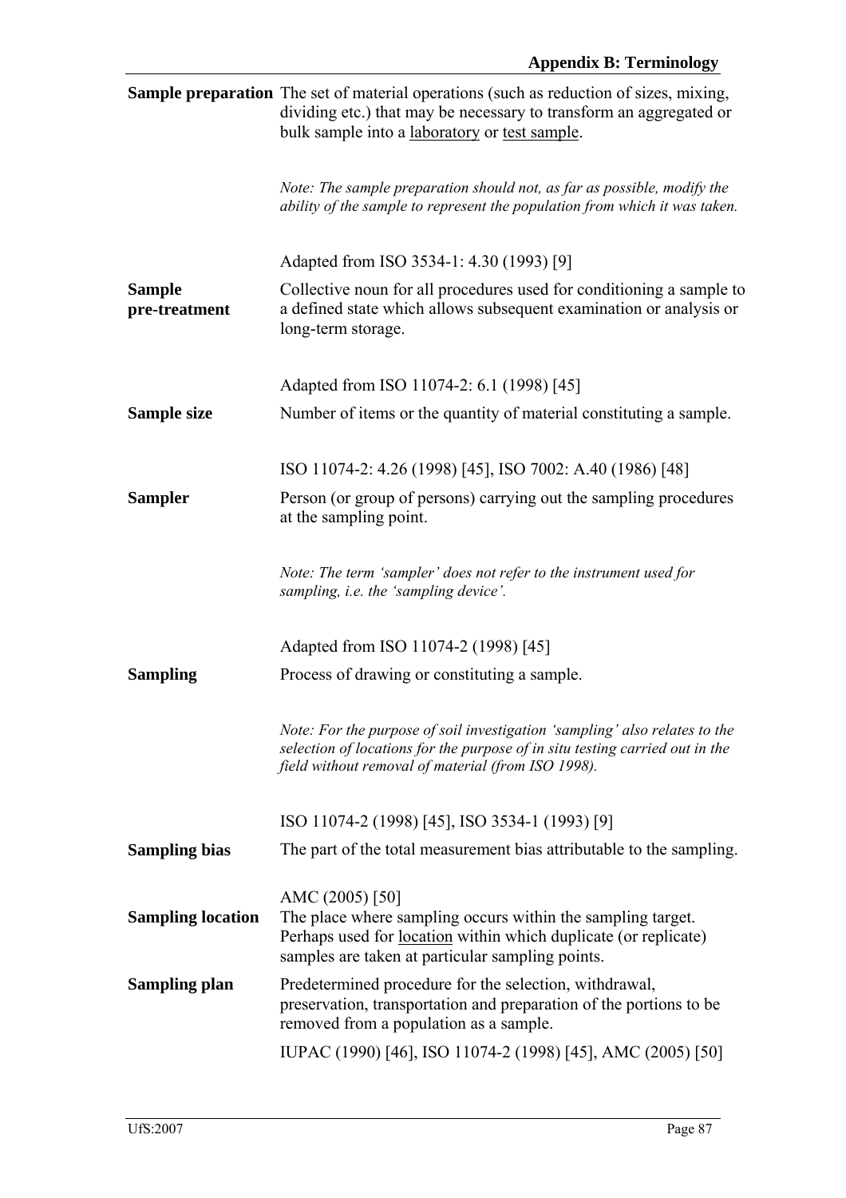**Sample preparation** The set of material operations (such as reduction of sizes, mixing, dividing etc.) that may be necessary to transform an aggregated or bulk sample into a laboratory or test sample.

*Note: The sample preparation should not, as far as possible, modify the ability of the sample to represent the population from which it was taken.*

Adapted from ISO 3534-1: 4.30 (1993) [9]

**Sample pre-treatment** Collective noun for all procedures used for conditioning a sample to a defined state which allows subsequent examination or analysis or long-term storage.

Adapted from ISO 11074-2: 6.1 (1998) [45]

**Sample size** Number of items or the quantity of material constituting a sample.

ISO 11074-2: 4.26 (1998) [45], ISO 7002: A.40 (1986) [48]

**Sampler** Person (or group of persons) carrying out the sampling procedures at the sampling point.

*Note: The term 'sampler' does not refer to the instrument used for sampling, i.e. the 'sampling device'.*

Adapted from ISO 11074-2 (1998) [45]

**Sampling** Process of drawing or constituting a sample.

*Note: For the purpose of soil investigation 'sampling' also relates to the selection of locations for the purpose of in situ testing carried out in the field without removal of material (from ISO 1998).*

ISO 11074-2 (1998) [45], ISO 3534-1 (1993) [9]

**Sampling bias** The part of the total measurement bias attributable to the sampling.

AMC (2005) [50]

**Sampling location** The place where sampling occurs within the sampling target. Perhaps used for location within which duplicate (or replicate) samples are taken at particular sampling points.

**Sampling plan** Predetermined procedure for the selection, withdrawal, preservation, transportation and preparation of the portions to be removed from a population as a sample.

IUPAC (1990) [46], ISO 11074-2 (1998) [45], AMC (2005) [50]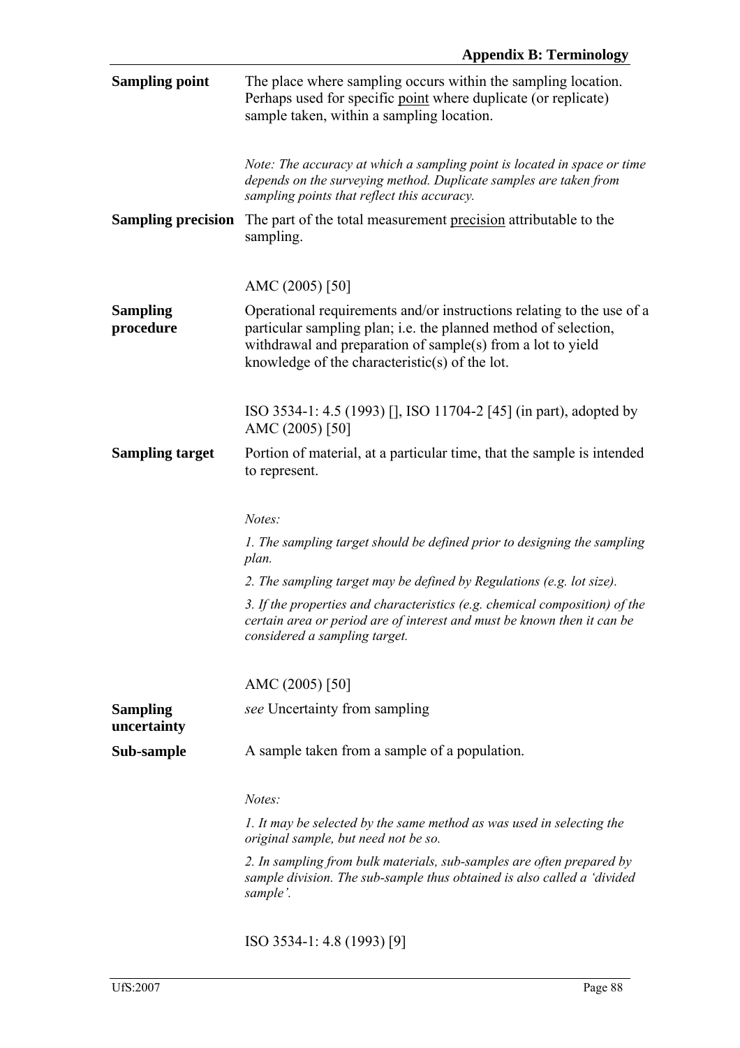**Sampling point** The place where sampling occurs within the sampling location. Perhaps used for specific point where duplicate (or replicate) sample taken, within a sampling location.

*Note: The accuracy at which a sampling point is located in space or time depends on the surveying method. Duplicate samples are taken from sampling points that reflect this accuracy.*

**Sampling precision** The part of the total measurement precision attributable to the sampling.

AMC (2005) [50]

**Sampling procedure** Operational requirements and/or instructions relating to the use of a particular sampling plan; i.e. the planned method of selection, withdrawal and preparation of sample(s) from a lot to yield knowledge of the characteristic(s) of the lot.

ISO 3534-1: 4.5 (1993) [], ISO 11704-2 [45] (in part), adopted by AMC (2005) [50]

**Sampling target** Portion of material, at a particular time, that the sample is intended to represent.

*Notes:*

*1. The sampling target should be defined prior to designing the sampling plan.*

*2. The sampling target may be defined by Regulations (e.g. lot size).*

*3. If the properties and characteristics (e.g. chemical composition) of the certain area or period are of interest and must be known then it can be considered a sampling target.*

AMC (2005) [50]

**Sampling uncertainty** *see* Uncertainty from sampling

**Sub-sample** A sample taken from a sample of a population.

*Notes:*

*1. It may be selected by the same method as was used in selecting the original sample, but need not be so.*

*2. In sampling from bulk materials, sub-samples are often prepared by sample division. The sub-sample thus obtained is also called a 'divided sample'.*

ISO 3534-1: 4.8 (1993) [9]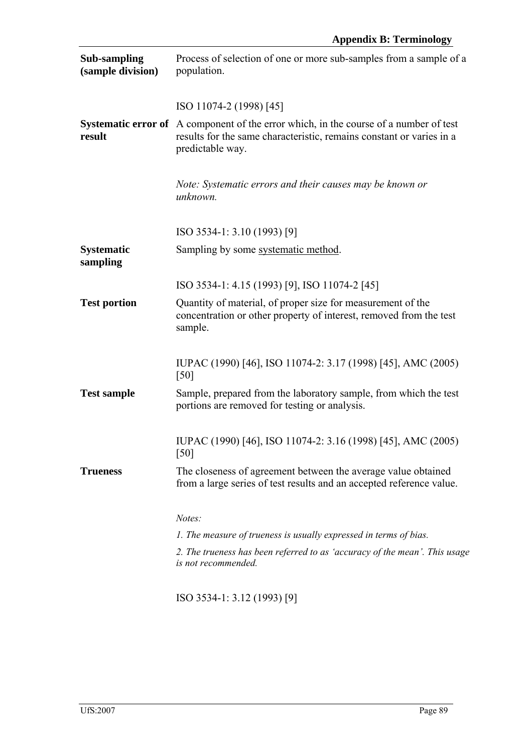**Sub-sampling (sample division)**

Process of selection of one or more sub-samples from a sample of a population.

ISO 11074-2 (1998) [45]

**Systematic error of result**

A component of the error which, in the course of a number of test results for the same characteristic, remains constant or varies in a predictable way.

*Note: Systematic errors and their causes may be known or unknown.*

ISO 3534-1: 3.10 (1993) [9]

**Systematic sampling**

Sampling by some systematic method.

ISO 3534-1: 4.15 (1993) [9], ISO 11074-2 [45]

**Test portion**

Quantity of material, of proper size for measurement of the concentration or other property of interest, removed from the test sample.

IUPAC (1990) [46], ISO 11074-2: 3.17 (1998) [45], AMC (2005) [50]

**Test sample**

Sample, prepared from the laboratory sample, from which the test portions are removed for testing or analysis.

IUPAC (1990) [46], ISO 11074-2: 3.16 (1998) [45], AMC (2005) [50]

**Trueness**

The closeness of agreement between the average value obtained from a large series of test results and an accepted reference value.

*Notes:*

*1. The measure of trueness is usually expressed in terms of bias.*

*2. The trueness has been referred to as 'accuracy of the mean'. This usage is not recommended.*

ISO 3534-1: 3.12 (1993) [9]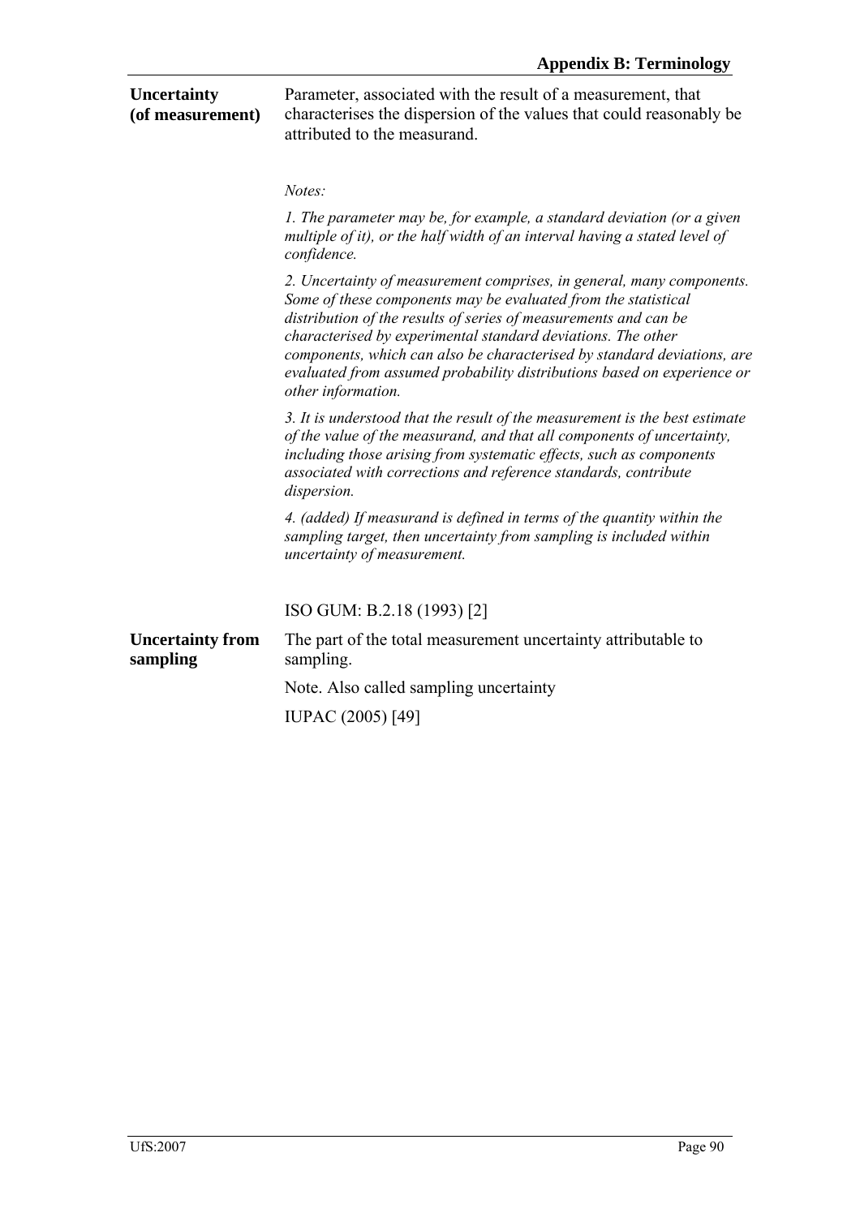**Uncertainty (of measurement)**

Parameter, associated with the result of a measurement, that characterises the dispersion of the values that could reasonably be attributed to the measurand.

*Notes:*

*1. The parameter may be, for example, a standard deviation (or a given multiple of it), or the half width of an interval having a stated level of confidence.*

*2. Uncertainty of measurement comprises, in general, many components. Some of these components may be evaluated from the statistical distribution of the results of series of measurements and can be characterised by experimental standard deviations. The other components, which can also be characterised by standard deviations, are evaluated from assumed probability distributions based on experience or other information.*

*3. It is understood that the result of the measurement is the best estimate of the value of the measurand, and that all components of uncertainty, including those arising from systematic effects, such as components associated with corrections and reference standards, contribute dispersion.*

*4. (added) If measurand is defined in terms of the quantity within the sampling target, then uncertainty from sampling is included within uncertainty of measurement.*

ISO GUM: B.2.18 (1993) [2]

**Uncertainty from sampling**

The part of the total measurement uncertainty attributable to sampling.

Note. Also called sampling uncertainty

IUPAC (2005) [49]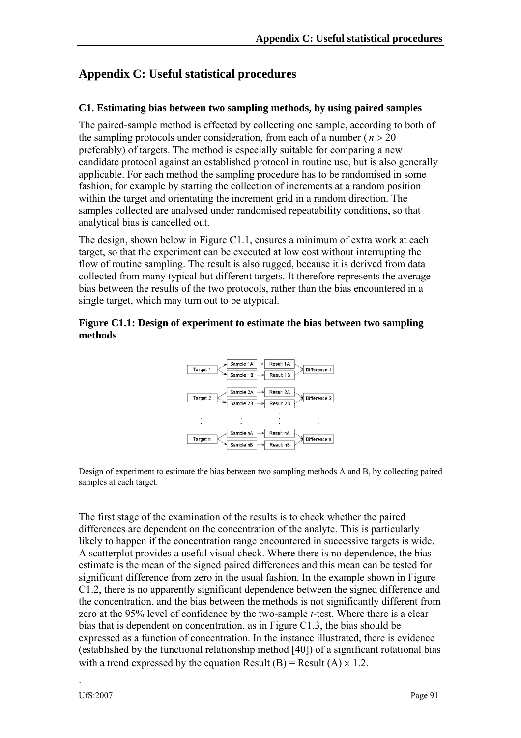# Appendix C: Useful statistical procedures

### C1. Estimating bias between two sampling methods, by using paired samples

The paired-sample method is effected by collecting one sample, according to both of the sampling protocols under consideration, from each of a number ( $n > 20$ preferably) of targets. The method is especially suitable for comparing a new candidate protocol against an established protocol in routine use, but is also generally applicable. For each method the sampling procedure has to be randomised in some fashion, for example by starting the collection of increments at a random position within the target and orientating the increment grid in a random direction. The samples collected are analysed under randomised repeatability conditions, so that analytical bias is cancelled out.

The design, shown below in Figure C1.1, ensures a minimum of extra work at each target, so that the experiment can be executed at low cost without interrupting the flow of routine sampling. The result is also rugged, because it is derived from data collected from many typical but different targets. It therefore represents the average bias between the results of the two protocols, rather than the bias encountered in a single target, which may turn out to be atypical.

**Figure C1.1: Design of experiment to estimate the bias between two sampling methods**

Design of experiment to estimate the bias between two sampling methods A and B, by collecting paired samples at each target.

The first stage of the examination of the results is to check whether the paired differences are dependent on the concentration of the analyte. This is particularly likely to happen if the concentration range encountered in successive targets is wide. A scatterplot provides a useful visual check. Where there is no dependence, the bias estimate is the mean of the signed paired differences and this mean can be tested for significant difference from zero in the usual fashion. In the example shown in Figure C1.2, there is no apparently significant dependence between the signed difference and the concentration, and the bias between the methods is not significantly different from zero at the 95% level of confidence by the two-sample *t*-test. Where there is a clear bias that is dependent on concentration, as in Figure C1.3, the bias should be expressed as a function of concentration. In the instance illustrated, there is evidence (established by the functional relationship method [40]) of a significant rotational bias with a trend expressed by the equation Result (B) = Result (A) $\times$ 1.2.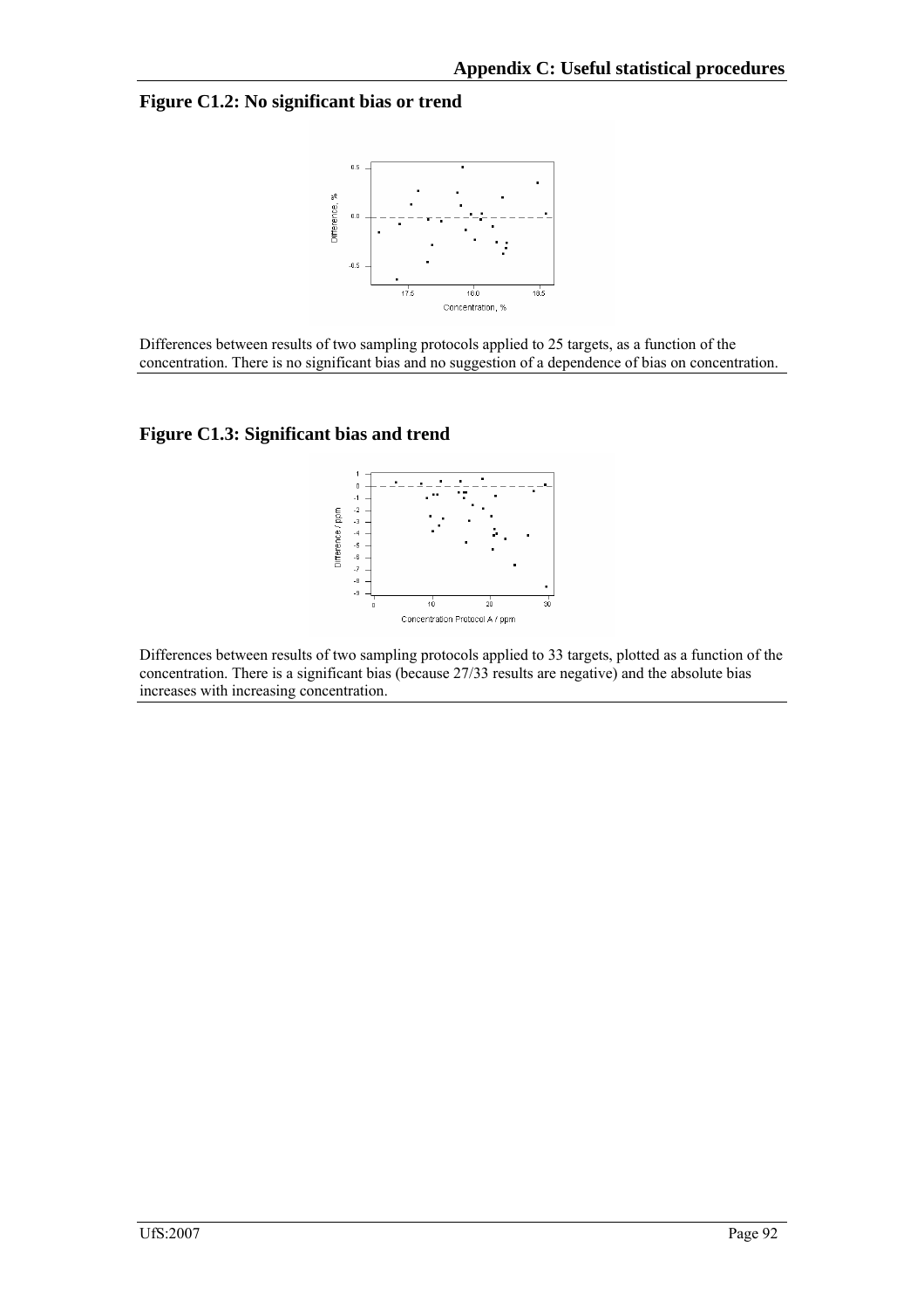**Figure C1.2: No significant bias or trend**

Differences between results of two sampling protocols applied to 25 targets, as a function of the concentration. There is no significant bias and no suggestion of a dependence of bias on concentration.

**Figure C1.3: Significant bias and trend**

Differences between results of two sampling protocols applied to 33 targets, plotted as a function of the concentration. There is a significant bias (because 27/33 results are negative) and the absolute bias increases with increasing concentration.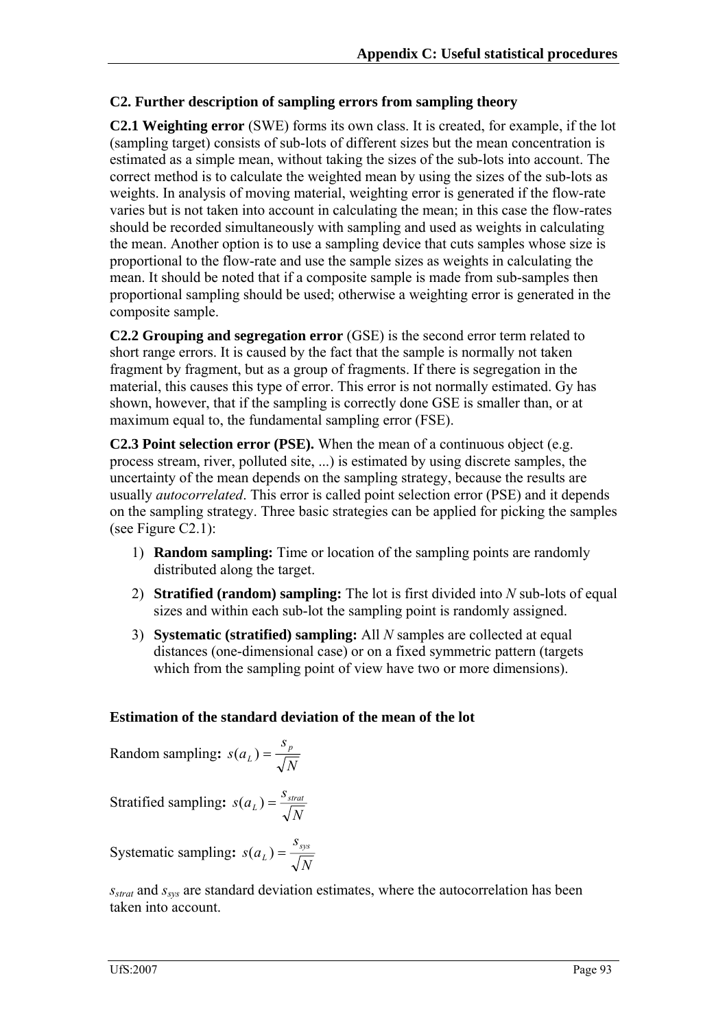## C2. Further description of sampling errors from sampling theory

**C2.1 Weighting error** (SWE) forms its own class. It is created, for example, if the lot (sampling target) consists of sub-lots of different sizes but the mean concentration is estimated as a simple mean, without taking the sizes of the sub-lots into account. The correct method is to calculate the weighted mean by using the sizes of the sub-lots as weights. In analysis of moving material, weighting error is generated if the flow-rate varies but is not taken into account in calculating the mean; in this case the flow-rates should be recorded simultaneously with sampling and used as weights in calculating the mean. Another option is to use a sampling device that cuts samples whose size is proportional to the flow-rate and use the sample sizes as weights in calculating the mean. It should be noted that if a composite sample is made from sub-samples then proportional sampling should be used; otherwise a weighting error is generated in the composite sample.

**C2.2 Grouping and segregation error** (GSE) is the second error term related to short range errors. It is caused by the fact that the sample is normally not taken fragment by fragment, but as a group of fragments. If there is segregation in the material, this causes this type of error. This error is not normally estimated. Gy has shown, however, that if the sampling is correctly done GSE is smaller than, or at maximum equal to, the fundamental sampling error (FSE).

**C2.3 Point selection error (PSE).** When the mean of a continuous object (e.g. process stream, river, polluted site, ...) is estimated by using discrete samples, the uncertainty of the mean depends on the sampling strategy, because the results are usually *autocorrelated*. This error is called point selection error (PSE) and it depends on the sampling strategy. Three basic strategies can be applied for picking the samples (see Figure C2.1):

1) **Random sampling:** Time or location of the sampling points are randomly distributed along the target.
2) **Stratified (random) sampling:** The lot is first divided into $N$ sub-lots of equal sizes and within each sub-lot the sampling point is randomly assigned.
3) **Systematic (stratified) sampling:** All $N$ samples are collected at equal distances (one-dimensional case) or on a fixed symmetric pattern (targets which from the sampling point of view have two or more dimensions).

### Estimation of the standard deviation of the mean of the lot

Random sampling**:** $s(a_L) = \dfrac{s_p}{\sqrt{N}}$

Stratified sampling**:** $s(a_L) = \dfrac{s_{strat}}{\sqrt{N}}$

Systematic sampling**:** $s(a_L) = \dfrac{s_{sys}}{\sqrt{N}}$

$s_{strat}$ and $s_{sys}$ are standard deviation estimates, where the autocorrelation has been taken into account.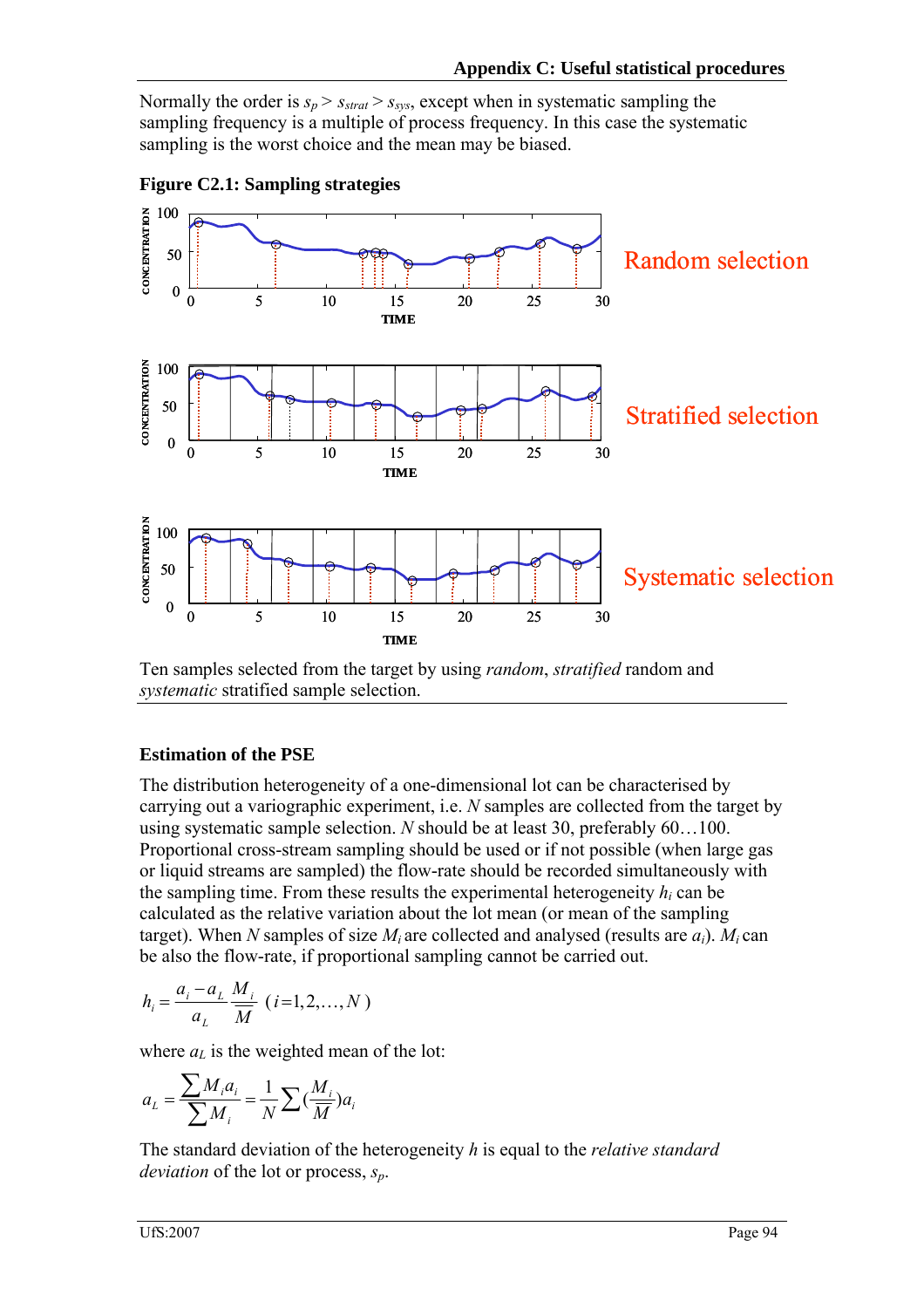Normally the order is $s_p > s_{strat} > s_{sys}$, except when in systematic sampling the sampling frequency is a multiple of process frequency. In this case the systematic sampling is the worst choice and the mean may be biased.

**Figure C2.1: Sampling strategies**

Ten samples selected from the target by using *random*, *stratified* random and *systematic* stratified sample selection.

### Estimation of the PSE

The distribution heterogeneity of a one-dimensional lot can be characterised by carrying out a variographic experiment, i.e. $N$ samples are collected from the target by using systematic sample selection. $N$ should be at least 30, preferably 60…100. Proportional cross-stream sampling should be used or if not possible (when large gas or liquid streams are sampled) the flow-rate should be recorded simultaneously with the sampling time. From these results the experimental heterogeneity $h_i$ can be calculated as the relative variation about the lot mean (or mean of the sampling target). When $N$ samples of size $M_i$ are collected and analysed (results are $a_i$). $M_i$ can be also the flow-rate, if proportional sampling cannot be carried out.

$$h_i = \frac{a_i - a_L}{a_L} \frac{M_i}{\overline{M}} \quad (i = 1, 2, \ldots, N)$$

where $a_L$ is the weighted mean of the lot:

$$a_L = \frac{\sum M_i a_i}{\sum M_i} = \frac{1}{N} \sum \left( \frac{M_i}{\overline{M}} \right) a_i$$

The standard deviation of the heterogeneity $h$ is equal to the *relative standard deviation* of the lot or process, $s_p$.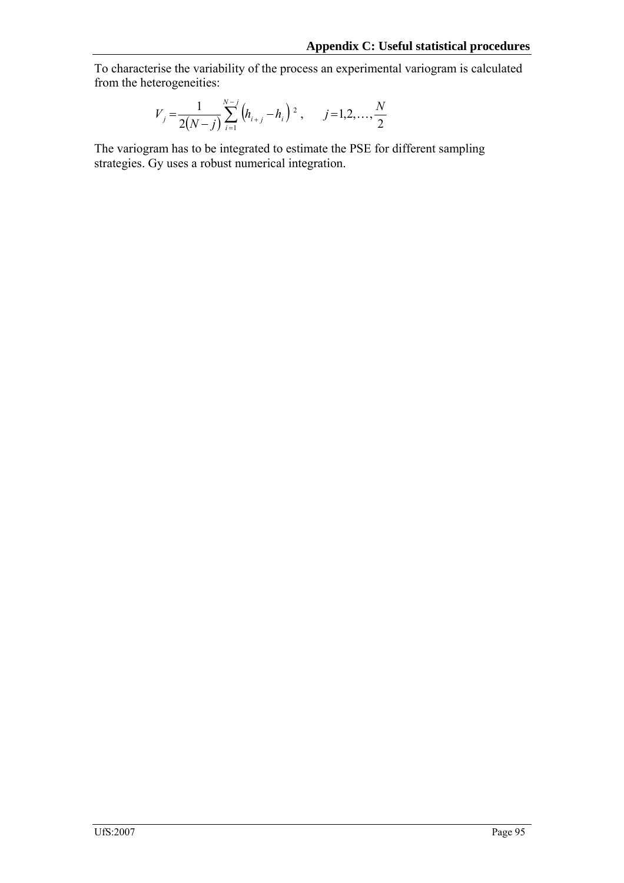To characterise the variability of the process an experimental variogram is calculated from the heterogeneities:

$$V_j = \frac{1}{2(N-j)} \sum_{i=1}^{N-j} \left(h_{i+j} - h_i\right)^2, \qquad j = 1, 2, \ldots, \frac{N}{2}$$

The variogram has to be integrated to estimate the PSE for different sampling strategies. Gy uses a robust numerical integration.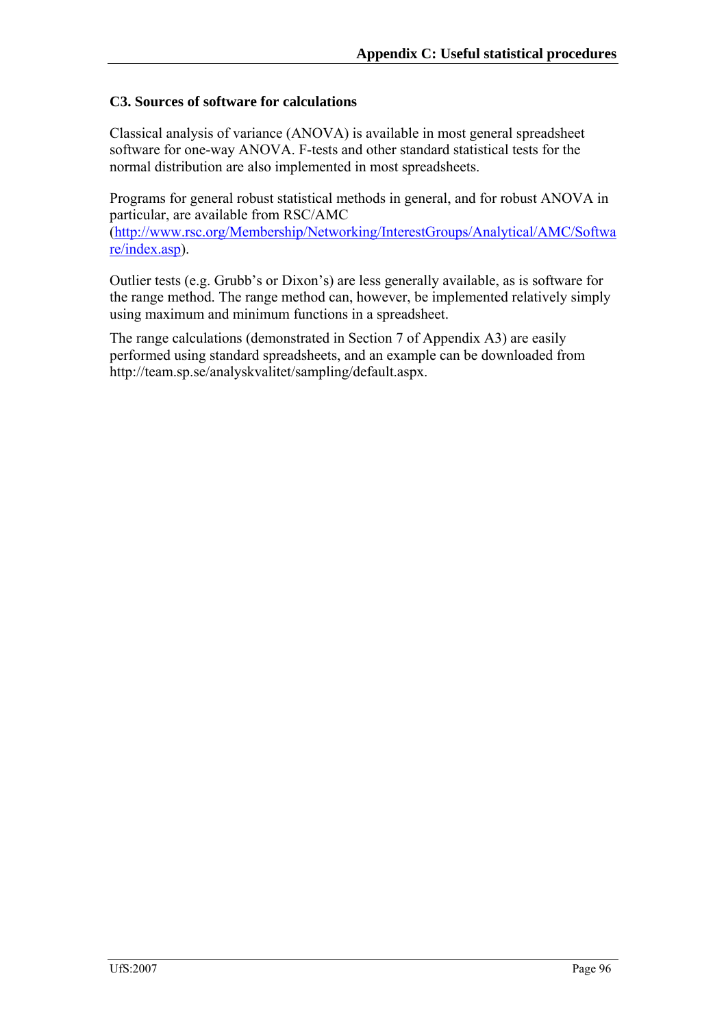### C3. Sources of software for calculations

Classical analysis of variance (ANOVA) is available in most general spreadsheet software for one-way ANOVA. F-tests and other standard statistical tests for the normal distribution are also implemented in most spreadsheets.

Programs for general robust statistical methods in general, and for robust ANOVA in particular, are available from RSC/AMC (http://www.rsc.org/Membership/Networking/InterestGroups/Analytical/AMC/Software/index.asp).

Outlier tests (e.g. Grubb's or Dixon's) are less generally available, as is software for the range method. The range method can, however, be implemented relatively simply using maximum and minimum functions in a spreadsheet.

The range calculations (demonstrated in Section 7 of Appendix A3) are easily performed using standard spreadsheets, and an example can be downloaded from http://team.sp.se/analyskvalitet/sampling/default.aspx.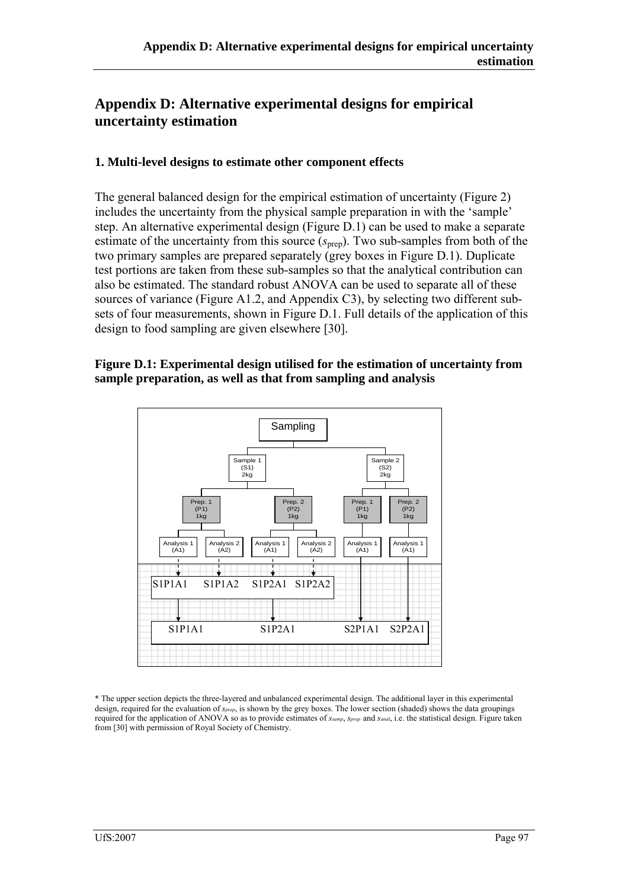# Appendix D: Alternative experimental designs for empirical uncertainty estimation

## 1. Multi-level designs to estimate other component effects

The general balanced design for the empirical estimation of uncertainty (Figure 2) includes the uncertainty from the physical sample preparation in with the 'sample' step. An alternative experimental design (Figure D.1) can be used to make a separate estimate of the uncertainty from this source ($s_{\text{prep}}$). Two sub-samples from both of the two primary samples are prepared separately (grey boxes in Figure D.1). Duplicate test portions are taken from these sub-samples so that the analytical contribution can also be estimated. The standard robust ANOVA can be used to separate all of these sources of variance (Figure A1.2, and Appendix C3), by selecting two different sub-sets of four measurements, shown in Figure D.1. Full details of the application of this design to food sampling are given elsewhere [30].

**Figure D.1: Experimental design utilised for the estimation of uncertainty from sample preparation, as well as that from sampling and analysis**

Sampling

Sample 1 (S1) 2kg | Sample 2 (S2) 2kg

Prep. 1 (P1) 1kg | Prep. 2 (P2) 1kg | Prep. 1 (P1) 1kg | Prep. 2 (P2) 1kg

Analysis 1 (A1) | Analysis 2 (A2) | Analysis 1 (A1) | Analysis 2 (A2) | Analysis 1 (A1) | Analysis 1 (A1)

S1P1A1 S1P1A2 S1P2A1 S1P2A2

S1P1A1 S1P2A1 S2P1A1 S2P2A1

\* The upper section depicts the three-layered and unbalanced experimental design. The additional layer in this experimental design, required for the evaluation of $s_{prep}$, is shown by the grey boxes. The lower section (shaded) shows the data groupings required for the application of ANOVA so as to provide estimates of $s_{samp}$, $s_{prep}$ and $s_{anal}$, i.e. the statistical design. Figure taken from [30] with permission of Royal Society of Chemistry.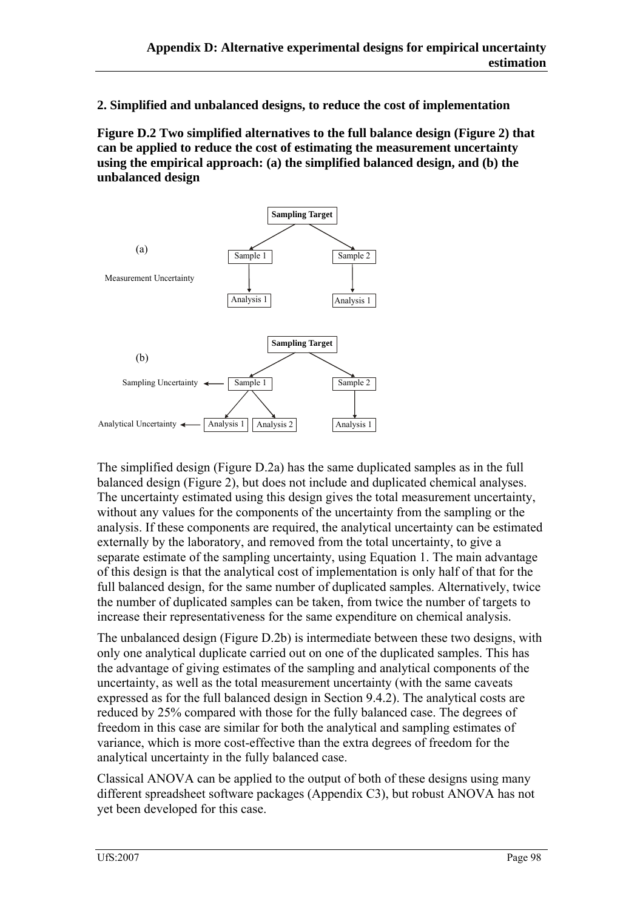## 2. Simplified and unbalanced designs, to reduce the cost of implementation

**Figure D.2 Two simplified alternatives to the full balance design (Figure 2) that can be applied to reduce the cost of estimating the measurement uncertainty using the empirical approach: (a) the simplified balanced design, and (b) the unbalanced design**

(a)

Measurement Uncertainty

Sampling Target → Sample 1 → Analysis 1; Sampling Target → Sample 2 → Analysis 1

(b)

Sampling Target → Sample 1 → Analysis 1, Analysis 2; Sampling Target → Sample 2 → Analysis 1

Sampling Uncertainty ← Sample 1

Analytical Uncertainty ← Analysis 1

The simplified design (Figure D.2a) has the same duplicated samples as in the full balanced design (Figure 2), but does not include and duplicated chemical analyses. The uncertainty estimated using this design gives the total measurement uncertainty, without any values for the components of the uncertainty from the sampling or the analysis. If these components are required, the analytical uncertainty can be estimated externally by the laboratory, and removed from the total uncertainty, to give a separate estimate of the sampling uncertainty, using Equation 1. The main advantage of this design is that the analytical cost of implementation is only half of that for the full balanced design, for the same number of duplicated samples. Alternatively, twice the number of duplicated samples can be taken, from twice the number of targets to increase their representativeness for the same expenditure on chemical analysis.

The unbalanced design (Figure D.2b) is intermediate between these two designs, with only one analytical duplicate carried out on one of the duplicated samples. This has the advantage of giving estimates of the sampling and analytical components of the uncertainty, as well as the total measurement uncertainty (with the same caveats expressed as for the full balanced design in Section 9.4.2). The analytical costs are reduced by 25% compared with those for the fully balanced case. The degrees of freedom in this case are similar for both the analytical and sampling estimates of variance, which is more cost-effective than the extra degrees of freedom for the analytical uncertainty in the fully balanced case.

Classical ANOVA can be applied to the output of both of these designs using many different spreadsheet software packages (Appendix C3), but robust ANOVA has not yet been developed for this case.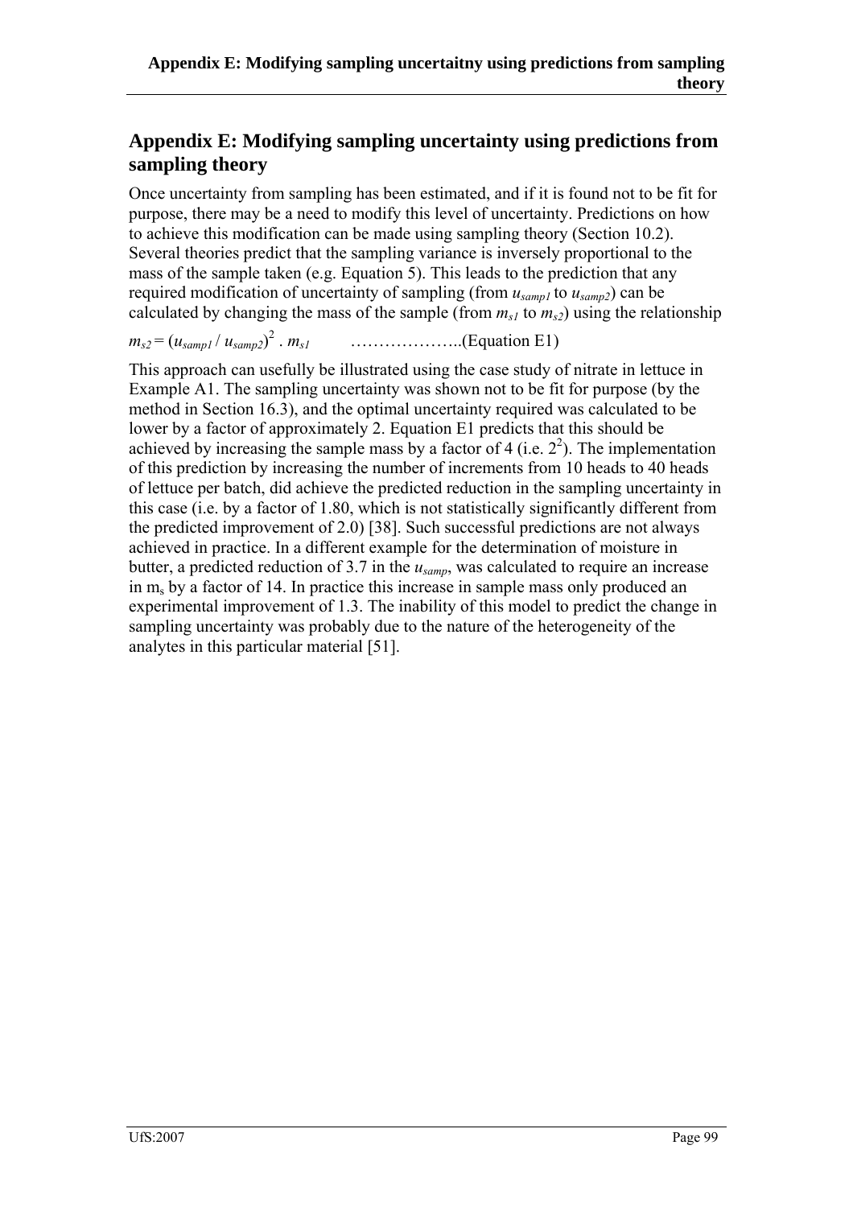# Appendix E: Modifying sampling uncertainty using predictions from sampling theory

Once uncertainty from sampling has been estimated, and if it is found not to be fit for purpose, there may be a need to modify this level of uncertainty. Predictions on how to achieve this modification can be made using sampling theory (Section 10.2). Several theories predict that the sampling variance is inversely proportional to the mass of the sample taken (e.g. Equation 5). This leads to the prediction that any required modification of uncertainty of sampling (from $u_{samp1}$ to $u_{samp2}$) can be calculated by changing the mass of the sample (from $m_{s1}$ to $m_{s2}$) using the relationship

$$m_{s2} = (u_{samp1} / u_{samp2})^2 \cdot m_{s1} \qquad \text{………………..(Equation E1)}$$

This approach can usefully be illustrated using the case study of nitrate in lettuce in Example A1. The sampling uncertainty was shown not to be fit for purpose (by the method in Section 16.3), and the optimal uncertainty required was calculated to be lower by a factor of approximately 2. Equation E1 predicts that this should be achieved by increasing the sample mass by a factor of 4 (i.e. $2^2$). The implementation of this prediction by increasing the number of increments from 10 heads to 40 heads of lettuce per batch, did achieve the predicted reduction in the sampling uncertainty in this case (i.e. by a factor of 1.80, which is not statistically significantly different from the predicted improvement of 2.0) [38]. Such successful predictions are not always achieved in practice. In a different example for the determination of moisture in butter, a predicted reduction of 3.7 in the $u_{samp}$, was calculated to require an increase in $m_s$ by a factor of 14. In practice this increase in sample mass only produced an experimental improvement of 1.3. The inability of this model to predict the change in sampling uncertainty was probably due to the nature of the heterogeneity of the analytes in this particular material [51].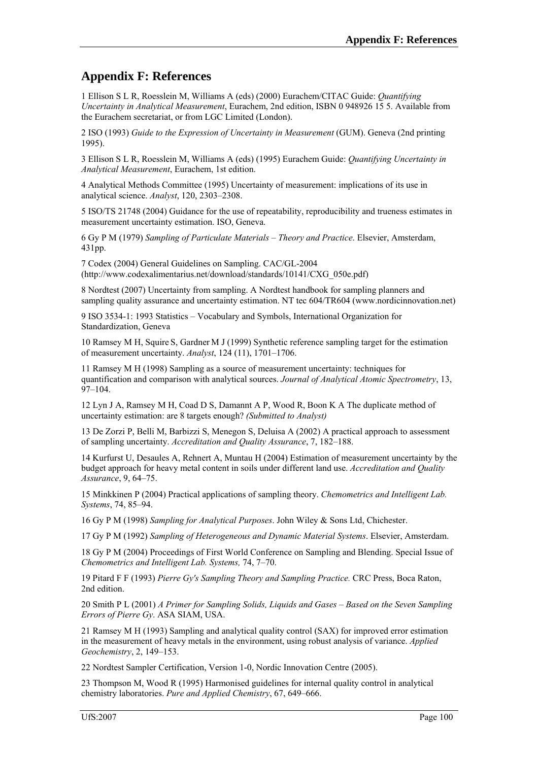# Appendix F: References

1 Ellison S L R, Roesslein M, Williams A (eds) (2000) Eurachem/CITAC Guide: *Quantifying Uncertainty in Analytical Measurement*, Eurachem, 2nd edition, ISBN 0 948926 15 5. Available from the Eurachem secretariat, or from LGC Limited (London).

2 ISO (1993) *Guide to the Expression of Uncertainty in Measurement* (GUM). Geneva (2nd printing 1995).

3 Ellison S L R, Roesslein M, Williams A (eds) (1995) Eurachem Guide: *Quantifying Uncertainty in Analytical Measurement*, Eurachem, 1st edition.

4 Analytical Methods Committee (1995) Uncertainty of measurement: implications of its use in analytical science. *Analyst*, 120, 2303–2308.

5 ISO/TS 21748 (2004) Guidance for the use of repeatability, reproducibility and trueness estimates in measurement uncertainty estimation. ISO, Geneva.

6 Gy P M (1979) *Sampling of Particulate Materials – Theory and Practice*. Elsevier, Amsterdam, 431pp.

7 Codex (2004) General Guidelines on Sampling. CAC/GL-2004 (http://www.codexalimentarius.net/download/standards/10141/CXG_050e.pdf)

8 Nordtest (2007) Uncertainty from sampling. A Nordtest handbook for sampling planners and sampling quality assurance and uncertainty estimation. NT tec 604/TR604 (www.nordicinnovation.net)

9 ISO 3534-1: 1993 Statistics – Vocabulary and Symbols, International Organization for Standardization, Geneva

10 Ramsey M H, Squire S, Gardner M J (1999) Synthetic reference sampling target for the estimation of measurement uncertainty. *Analyst*, 124 (11), 1701–1706.

11 Ramsey M H (1998) Sampling as a source of measurement uncertainty: techniques for quantification and comparison with analytical sources. *Journal of Analytical Atomic Spectrometry*, 13, 97–104.

12 Lyn J A, Ramsey M H, Coad D S, Damannt A P, Wood R, Boon K A The duplicate method of uncertainty estimation: are 8 targets enough? *(Submitted to Analyst)*

13 De Zorzi P, Belli M, Barbizzi S, Menegon S, Deluisa A (2002) A practical approach to assessment of sampling uncertainty. *Accreditation and Quality Assurance*, 7, 182–188.

14 Kurfurst U, Desaules A, Rehnert A, Muntau H (2004) Estimation of measurement uncertainty by the budget approach for heavy metal content in soils under different land use. *Accreditation and Quality Assurance*, 9, 64–75.

15 Minkkinen P (2004) Practical applications of sampling theory. *Chemometrics and Intelligent Lab. Systems*, 74, 85–94.

16 Gy P M (1998) *Sampling for Analytical Purposes*. John Wiley & Sons Ltd, Chichester.

17 Gy P M (1992) *Sampling of Heterogeneous and Dynamic Material Systems*. Elsevier, Amsterdam.

18 Gy P M (2004) Proceedings of First World Conference on Sampling and Blending. Special Issue of *Chemometrics and Intelligent Lab. Systems,* 74, 7–70.

19 Pitard F F (1993) *Pierre Gy's Sampling Theory and Sampling Practice.* CRC Press, Boca Raton, 2nd edition.

20 Smith P L (2001) *A Primer for Sampling Solids, Liquids and Gases – Based on the Seven Sampling Errors of Pierre Gy*. ASA SIAM, USA.

21 Ramsey M H (1993) Sampling and analytical quality control (SAX) for improved error estimation in the measurement of heavy metals in the environment, using robust analysis of variance. *Applied Geochemistry*, 2, 149–153.

22 Nordtest Sampler Certification, Version 1-0, Nordic Innovation Centre (2005).

23 Thompson M, Wood R (1995) Harmonised guidelines for internal quality control in analytical chemistry laboratories. *Pure and Applied Chemistry*, 67, 649–666.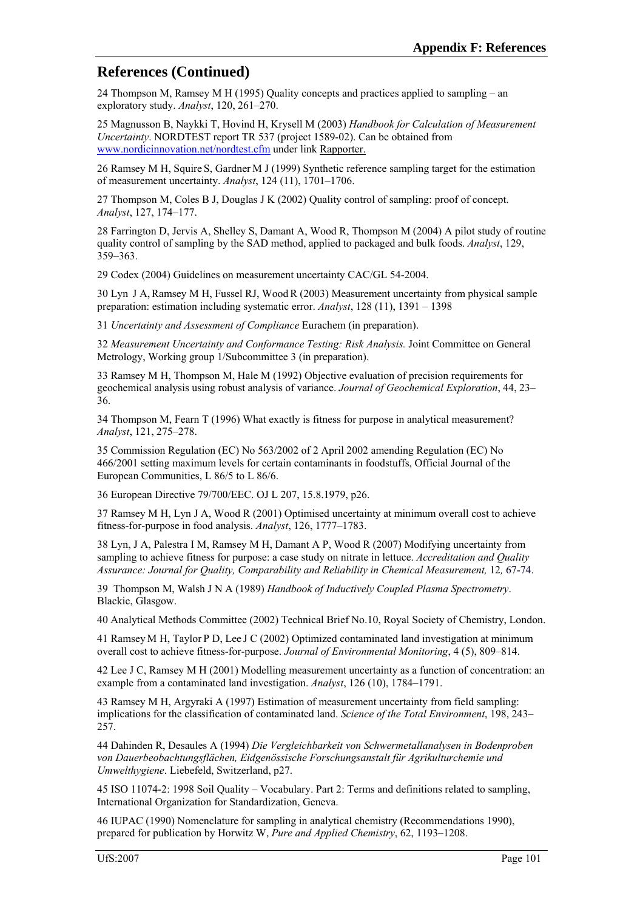## References (Continued)

24 Thompson M, Ramsey M H (1995) Quality concepts and practices applied to sampling – an exploratory study. *Analyst*, 120, 261–270.

25 Magnusson B, Naykki T, Hovind H, Krysell M (2003) *Handbook for Calculation of Measurement Uncertainty*. NORDTEST report TR 537 (project 1589-02). Can be obtained from www.nordicinnovation.net/nordtest.cfm under link Rapporter.

26 Ramsey M H, Squire S, Gardner M J (1999) Synthetic reference sampling target for the estimation of measurement uncertainty. *Analyst*, 124 (11), 1701–1706.

27 Thompson M, Coles B J, Douglas J K (2002) Quality control of sampling: proof of concept. *Analyst*, 127, 174–177.

28 Farrington D, Jervis A, Shelley S, Damant A, Wood R, Thompson M (2004) A pilot study of routine quality control of sampling by the SAD method, applied to packaged and bulk foods. *Analyst*, 129, 359–363.

29 Codex (2004) Guidelines on measurement uncertainty CAC/GL 54-2004.

30 Lyn J A, Ramsey M H, Fussel RJ, Wood R (2003) Measurement uncertainty from physical sample preparation: estimation including systematic error. *Analyst*, 128 (11), 1391 – 1398

31 *Uncertainty and Assessment of Compliance* Eurachem (in preparation).

32 *Measurement Uncertainty and Conformance Testing: Risk Analysis.* Joint Committee on General Metrology, Working group 1/Subcommittee 3 (in preparation).

33 Ramsey M H, Thompson M, Hale M (1992) Objective evaluation of precision requirements for geochemical analysis using robust analysis of variance. *Journal of Geochemical Exploration*, 44, 23–36.

34 Thompson M, Fearn T (1996) What exactly is fitness for purpose in analytical measurement? *Analyst*, 121, 275–278.

35 Commission Regulation (EC) No 563/2002 of 2 April 2002 amending Regulation (EC) No 466/2001 setting maximum levels for certain contaminants in foodstuffs, Official Journal of the European Communities, L 86/5 to L 86/6.

36 European Directive 79/700/EEC. OJ L 207, 15.8.1979, p26.

37 Ramsey M H, Lyn J A, Wood R (2001) Optimised uncertainty at minimum overall cost to achieve fitness-for-purpose in food analysis. *Analyst*, 126, 1777–1783.

38 Lyn, J A, Palestra I M, Ramsey M H, Damant A P, Wood R (2007) Modifying uncertainty from sampling to achieve fitness for purpose: a case study on nitrate in lettuce. *Accreditation and Quality Assurance: Journal for Quality, Comparability and Reliability in Chemical Measurement,* 12*,* 67-74.

39 Thompson M, Walsh J N A (1989) *Handbook of Inductively Coupled Plasma Spectrometry*. Blackie, Glasgow.

40 Analytical Methods Committee (2002) Technical Brief No.10, Royal Society of Chemistry, London.

41 Ramsey M H, Taylor P D, Lee J C (2002) Optimized contaminated land investigation at minimum overall cost to achieve fitness-for-purpose. *Journal of Environmental Monitoring*, 4 (5), 809–814.

42 Lee J C, Ramsey M H (2001) Modelling measurement uncertainty as a function of concentration: an example from a contaminated land investigation. *Analyst*, 126 (10), 1784–1791.

43 Ramsey M H, Argyraki A (1997) Estimation of measurement uncertainty from field sampling: implications for the classification of contaminated land. *Science of the Total Environment*, 198, 243–257.

44 Dahinden R, Desaules A (1994) *Die Vergleichbarkeit von Schwermetallanalysen in Bodenproben von Dauerbeobachtungsflächen, Eidgenössische Forschungsanstalt für Agrikulturchemie und Umwelthygiene*. Liebefeld, Switzerland, p27.

45 ISO 11074-2: 1998 Soil Quality – Vocabulary. Part 2: Terms and definitions related to sampling, International Organization for Standardization, Geneva.

46 IUPAC (1990) Nomenclature for sampling in analytical chemistry (Recommendations 1990), prepared for publication by Horwitz W, *Pure and Applied Chemistry*, 62, 1193–1208.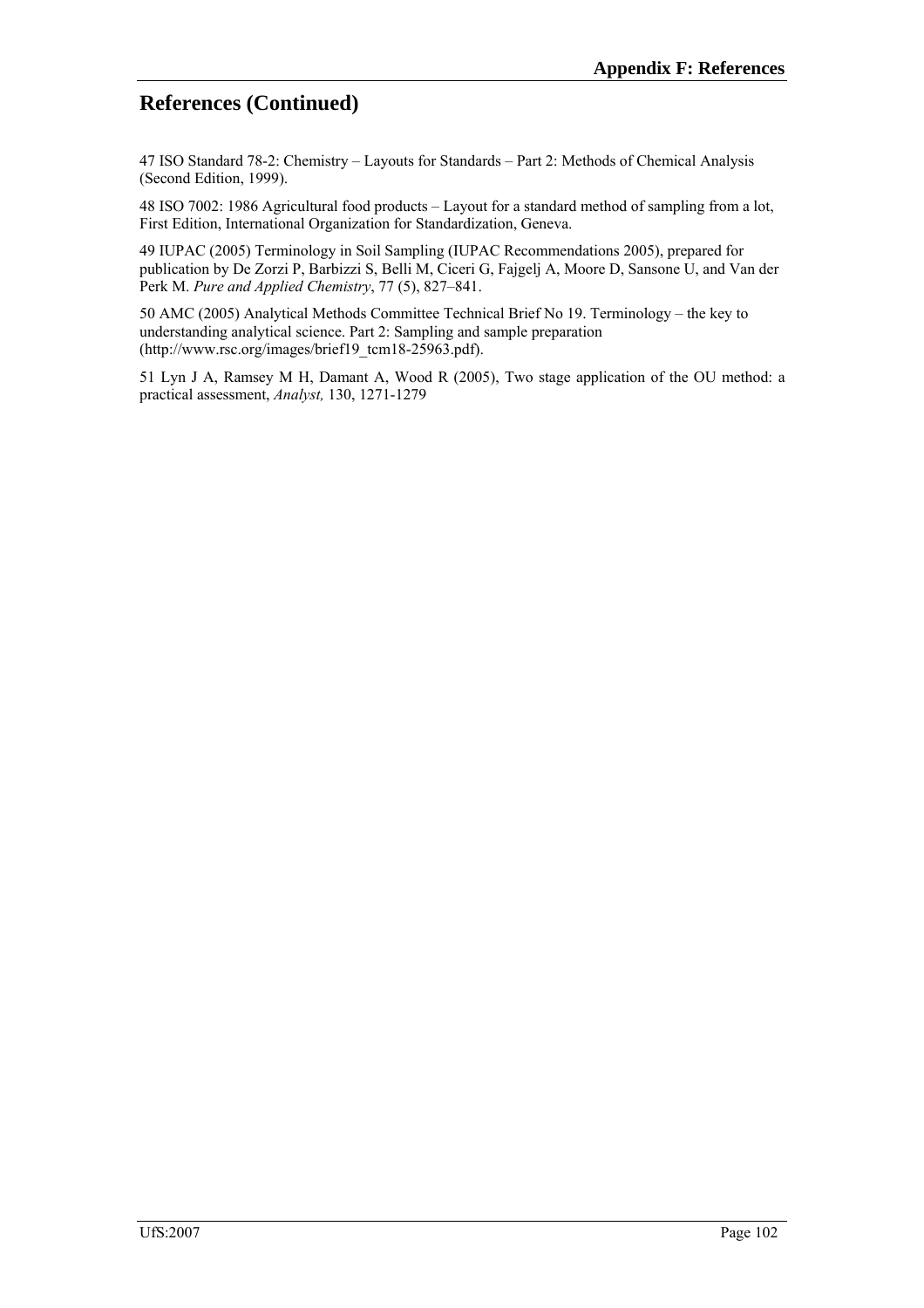## References (Continued)

47 ISO Standard 78-2: Chemistry – Layouts for Standards – Part 2: Methods of Chemical Analysis (Second Edition, 1999).

48 ISO 7002: 1986 Agricultural food products – Layout for a standard method of sampling from a lot, First Edition, International Organization for Standardization, Geneva.

49 IUPAC (2005) Terminology in Soil Sampling (IUPAC Recommendations 2005), prepared for publication by De Zorzi P, Barbizzi S, Belli M, Ciceri G, Fajgelj A, Moore D, Sansone U, and Van der Perk M. *Pure and Applied Chemistry*, 77 (5), 827–841.

50 AMC (2005) Analytical Methods Committee Technical Brief No 19. Terminology – the key to understanding analytical science. Part 2: Sampling and sample preparation (http://www.rsc.org/images/brief19_tcm18-25963.pdf).

51 Lyn J A, Ramsey M H, Damant A, Wood R (2005), Two stage application of the OU method: a practical assessment, *Analyst,* 130, 1271-1279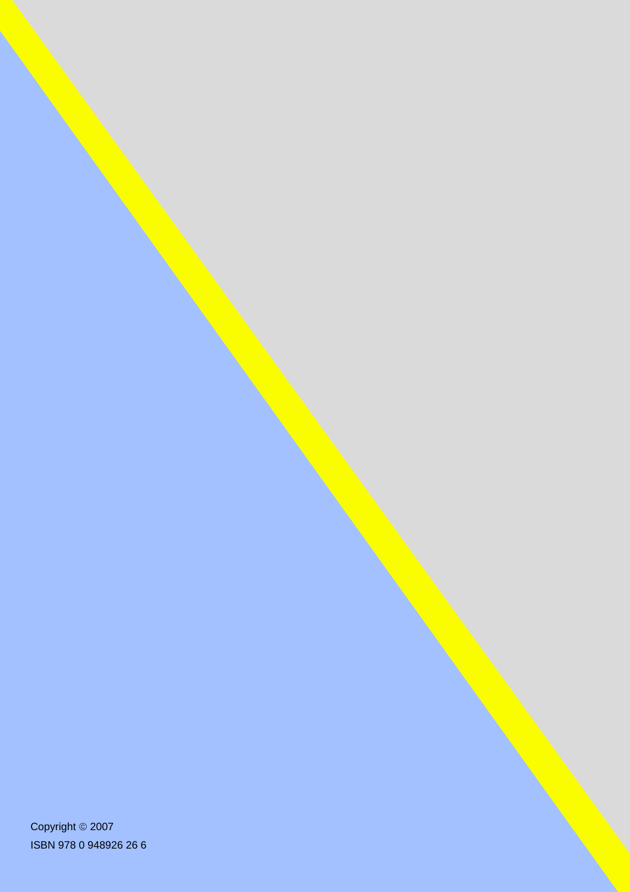Copyright © 2007

ISBN 978 0 948926 26 6